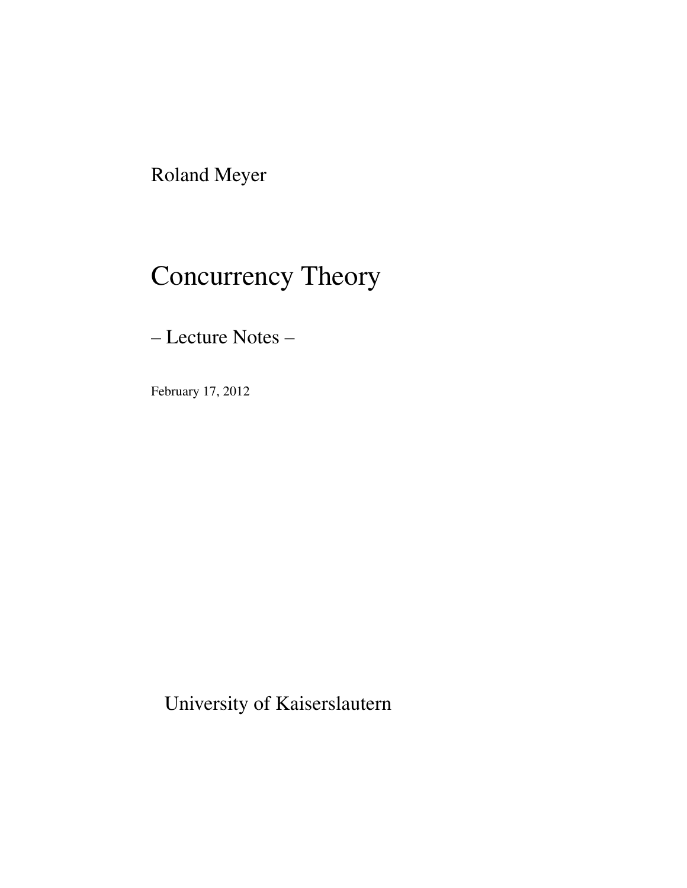Roland Meyer

# Concurrency Theory

– Lecture Notes –

February 17, 2012

University of Kaiserslautern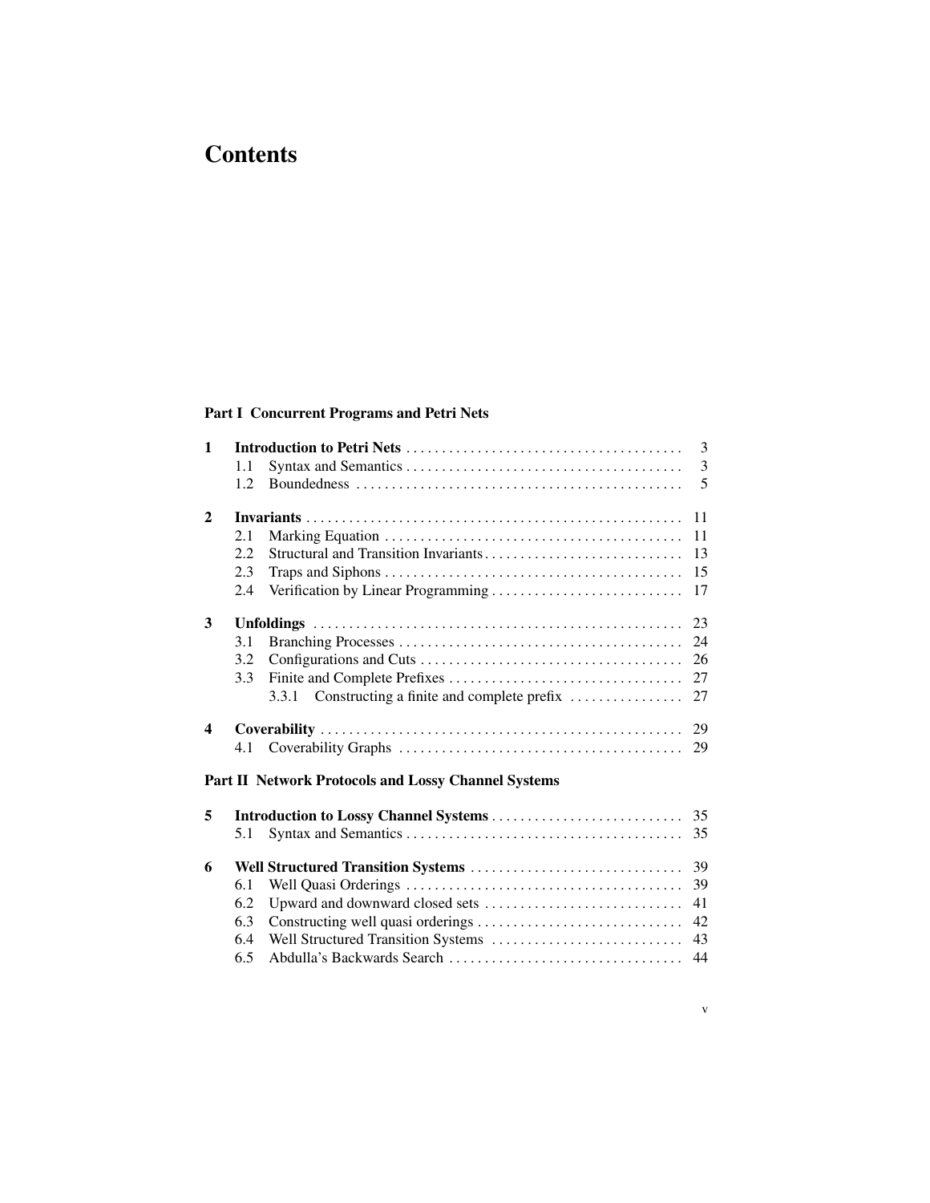# Contents

## Part I Concurrent Programs and Petri Nets

**1 Introduction to Petri Nets** ... 3
- 1.1 Syntax and Semantics ... 3
- 1.2 Boundedness ... 5

**2 Invariants** ... 11
- 2.1 Marking Equation ... 11
- 2.2 Structural and Transition Invariants ... 13
- 2.3 Traps and Siphons ... 15
- 2.4 Verification by Linear Programming ... 17

**3 Unfoldings** ... 23
- 3.1 Branching Processes ... 24
- 3.2 Configurations and Cuts ... 26
- 3.3 Finite and Complete Prefixes ... 27
  - 3.3.1 Constructing a finite and complete prefix ... 27

**4 Coverability** ... 29
- 4.1 Coverability Graphs ... 29

## Part II Network Protocols and Lossy Channel Systems

**5 Introduction to Lossy Channel Systems** ... 35
- 5.1 Syntax and Semantics ... 35

**6 Well Structured Transition Systems** ... 39
- 6.1 Well Quasi Orderings ... 39
- 6.2 Upward and downward closed sets ... 41
- 6.3 Constructing well quasi orderings ... 42
- 6.4 Well Structured Transition Systems ... 43
- 6.5 Abdulla's Backwards Search ... 44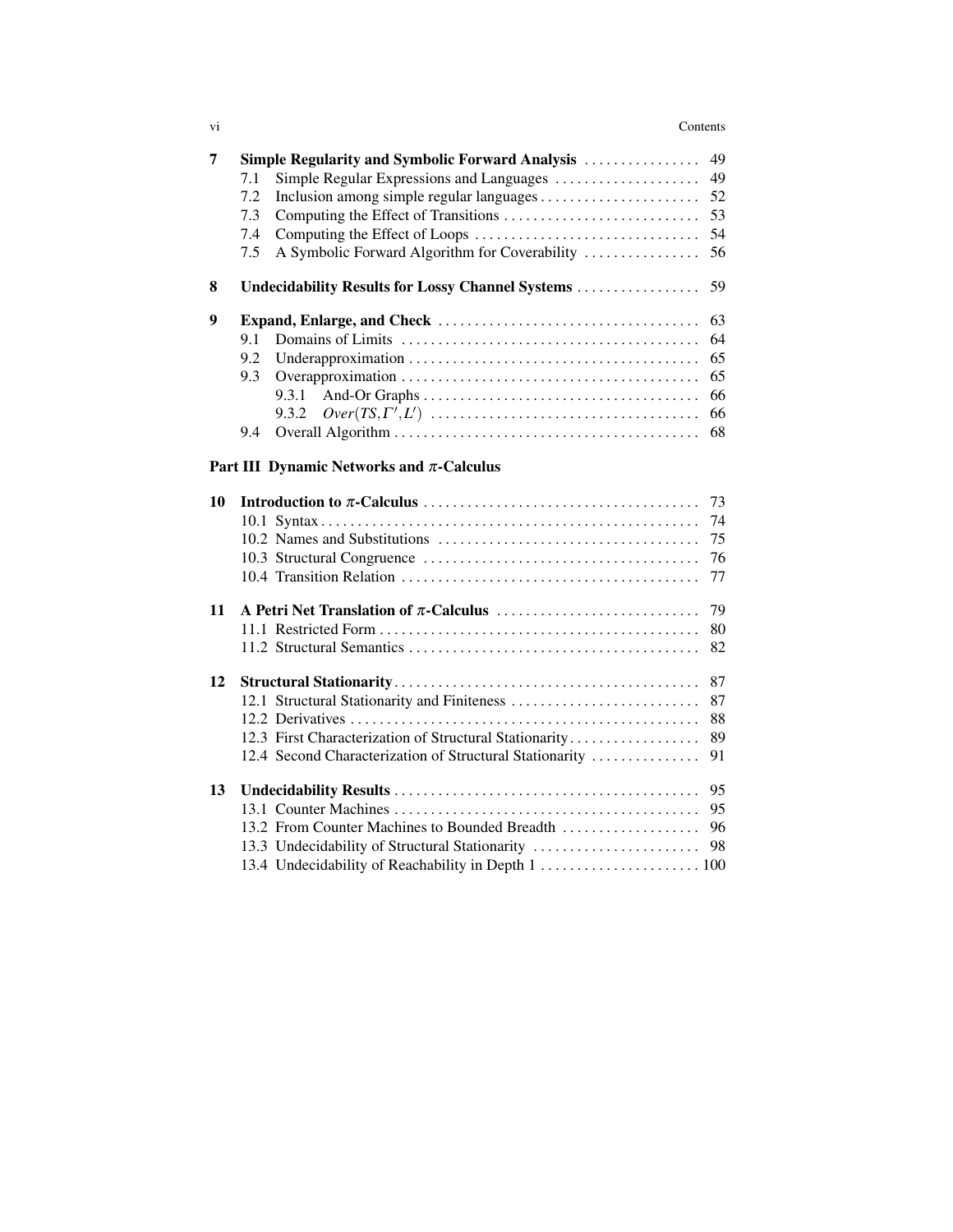**7 Simple Regularity and Symbolic Forward Analysis** ... 49

- 7.1 Simple Regular Expressions and Languages ... 49
- 7.2 Inclusion among simple regular languages ... 52
- 7.3 Computing the Effect of Transitions ... 53
- 7.4 Computing the Effect of Loops ... 54
- 7.5 A Symbolic Forward Algorithm for Coverability ... 56

**8 Undecidability Results for Lossy Channel Systems** ... 59

**9 Expand, Enlarge, and Check** ... 63

- 9.1 Domains of Limits ... 64
- 9.2 Underapproximation ... 65
- 9.3 Overapproximation ... 65
  - 9.3.1 And-Or Graphs ... 66
  - 9.3.2 $Over(TS, \Gamma', L')$ ... 66
- 9.4 Overall Algorithm ... 68

## Part III Dynamic Networks and $\pi$-Calculus

**10 Introduction to $\pi$-Calculus** ... 73

- 10.1 Syntax ... 74
- 10.2 Names and Substitutions ... 75
- 10.3 Structural Congruence ... 76
- 10.4 Transition Relation ... 77

**11 A Petri Net Translation of $\pi$-Calculus** ... 79

- 11.1 Restricted Form ... 80
- 11.2 Structural Semantics ... 82

**12 Structural Stationarity** ... 87

- 12.1 Structural Stationarity and Finiteness ... 87
- 12.2 Derivatives ... 88
- 12.3 First Characterization of Structural Stationarity ... 89
- 12.4 Second Characterization of Structural Stationarity ... 91

**13 Undecidability Results** ... 95

- 13.1 Counter Machines ... 95
- 13.2 From Counter Machines to Bounded Breadth ... 96
- 13.3 Undecidability of Structural Stationarity ... 98
- 13.4 Undecidability of Reachability in Depth 1 ... 100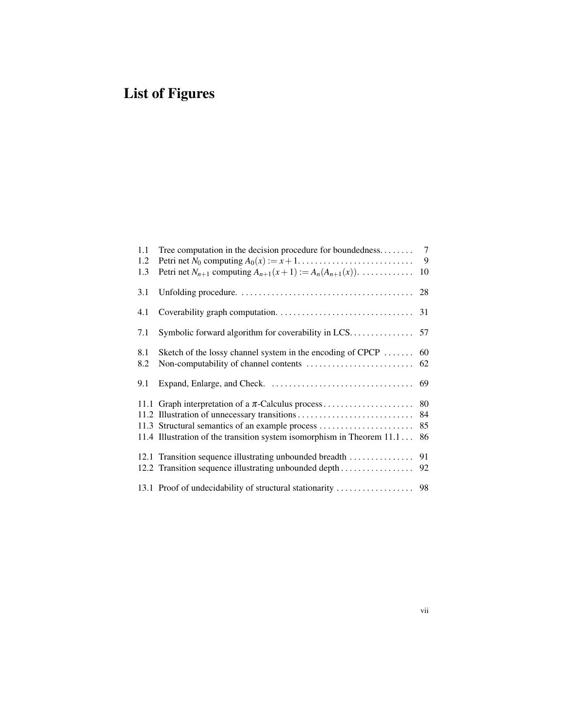# List of Figures

1.1 Tree computation in the decision procedure for boundedness. . . . . . . . 7
1.2 Petri net $N_0$ computing $A_0(x) := x+1$. . . . . . . . . . . . . . . . . . . . . . . . . . . 9
1.3 Petri net $N_{n+1}$ computing $A_{n+1}(x+1) := A_n(A_{n+1}(x))$. . . . . . . . . . . . . 10

3.1 Unfolding procedure. . . . . . . . . . . . . . . . . . . . . . . . . . . . . . . . . . . . . . . . . 28

4.1 Coverability graph computation. . . . . . . . . . . . . . . . . . . . . . . . . . . . . . . . 31

7.1 Symbolic forward algorithm for coverability in LCS. . . . . . . . . . . . . . . 57

8.1 Sketch of the lossy channel system in the encoding of CPCP . . . . . . . 60
8.2 Non-computability of channel contents . . . . . . . . . . . . . . . . . . . . . . . . . 62

9.1 Expand, Enlarge, and Check. . . . . . . . . . . . . . . . . . . . . . . . . . . . . . . . . 69

11.1 Graph interpretation of a $\pi$-Calculus process . . . . . . . . . . . . . . . . . . . . . 80
11.2 Illustration of unnecessary transitions . . . . . . . . . . . . . . . . . . . . . . . . . . . 84
11.3 Structural semantics of an example process . . . . . . . . . . . . . . . . . . . . . . 85
11.4 Illustration of the transition system isomorphism in Theorem 11.1 . . . 86

12.1 Transition sequence illustrating unbounded breadth . . . . . . . . . . . . . . . 91
12.2 Transition sequence illustrating unbounded depth . . . . . . . . . . . . . . . . . 92

13.1 Proof of undecidability of structural stationarity . . . . . . . . . . . . . . . . . . 98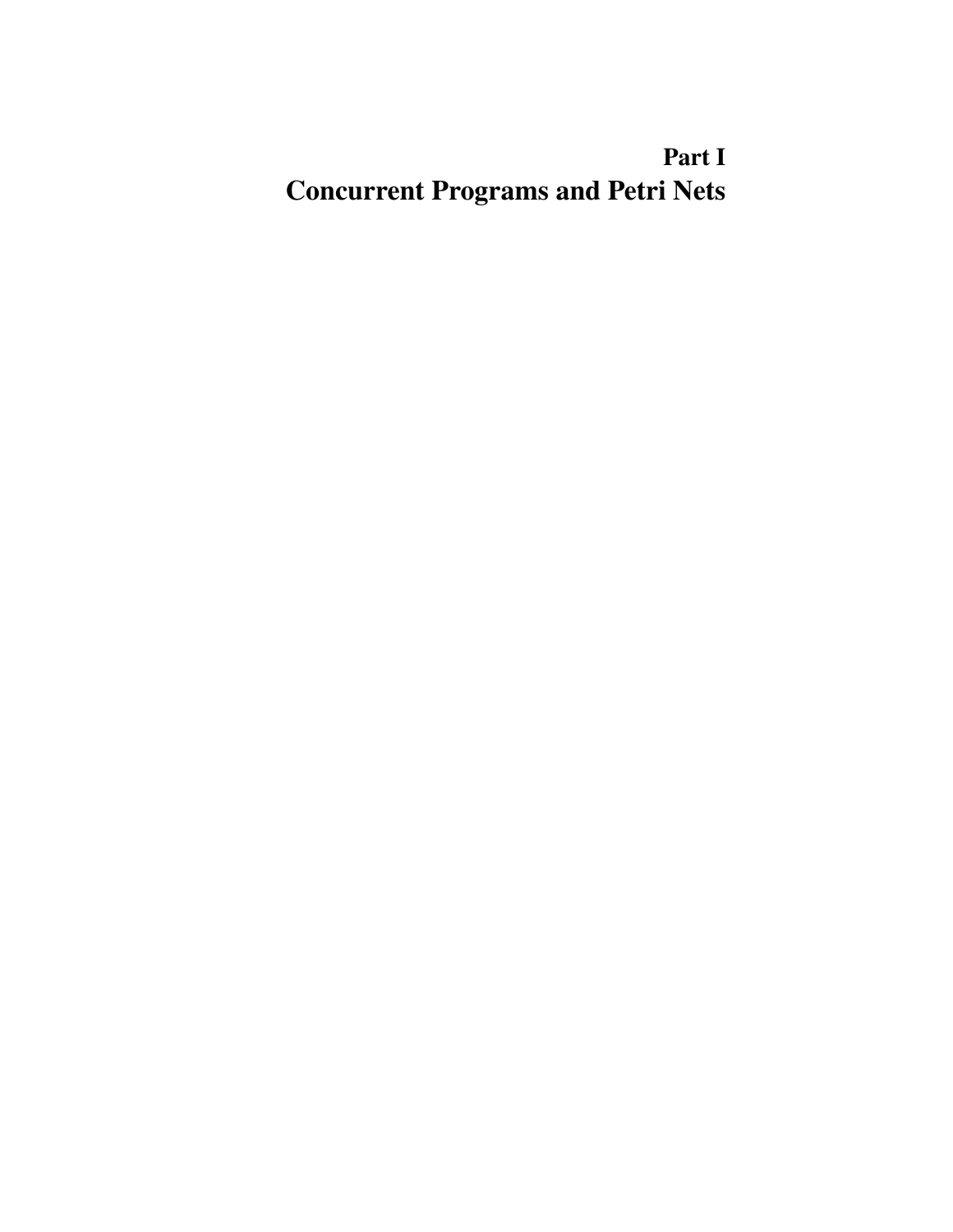# Part I
# Concurrent Programs and Petri Nets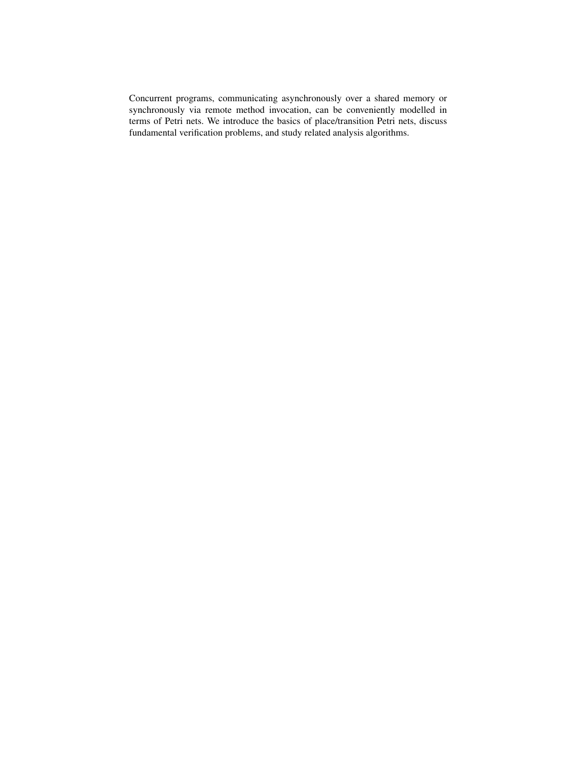Concurrent programs, communicating asynchronously over a shared memory or synchronously via remote method invocation, can be conveniently modelled in terms of Petri nets. We introduce the basics of place/transition Petri nets, discuss fundamental verification problems, and study related analysis algorithms.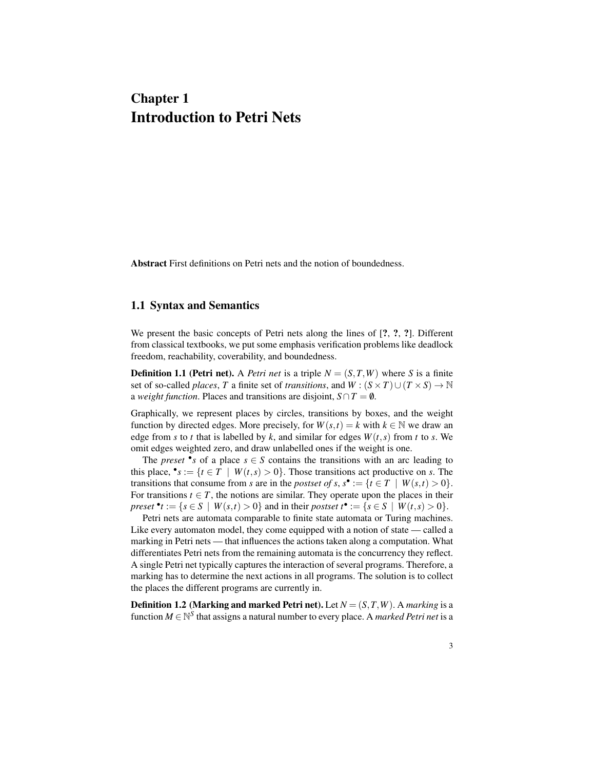# Chapter 1
# Introduction to Petri Nets

**Abstract** First definitions on Petri nets and the notion of boundedness.

## 1.1 Syntax and Semantics

We present the basic concepts of Petri nets along the lines of [**?**, **?**, **?**]. Different from classical textbooks, we put some emphasis verification problems like deadlock freedom, reachability, coverability, and boundedness.

**Definition 1.1 (Petri net).** A *Petri net* is a triple $N = (S,T,W)$ where $S$ is a finite set of so-called *places*, $T$ a finite set of *transitions*, and $W : (S \times T) \cup (T \times S) \to \mathbb{N}$ a *weight function*. Places and transitions are disjoint, $S \cap T = \emptyset$.

Graphically, we represent places by circles, transitions by boxes, and the weight function by directed edges. More precisely, for $W(s,t) = k$ with $k \in \mathbb{N}$ we draw an edge from $s$ to $t$ that is labelled by $k$, and similar for edges $W(t,s)$ from $t$ to $s$. We omit edges weighted zero, and draw unlabelled ones if the weight is one.

The *preset* ${}^\bullet s$ of a place $s \in S$ contains the transitions with an arc leading to this place, ${}^\bullet s := \{t \in T \mid W(t,s) > 0\}$. Those transitions act productive on $s$. The transitions that consume from $s$ are in the *postset of s*, $s^\bullet := \{t \in T \mid W(s,t) > 0\}$. For transitions $t \in T$, the notions are similar. They operate upon the places in their *preset* ${}^\bullet t := \{s \in S \mid W(s,t) > 0\}$ and in their *postset* $t^\bullet := \{s \in S \mid W(t,s) > 0\}$.

Petri nets are automata comparable to finite state automata or Turing machines. Like every automaton model, they come equipped with a notion of state — called a marking in Petri nets — that influences the actions taken along a computation. What differentiates Petri nets from the remaining automata is the concurrency they reflect. A single Petri net typically captures the interaction of several programs. Therefore, a marking has to determine the next actions in all programs. The solution is to collect the places the different programs are currently in.

**Definition 1.2 (Marking and marked Petri net).** Let $N = (S,T,W)$. A *marking* is a function $M \in \mathbb{N}^S$ that assigns a natural number to every place. A *marked Petri net* is a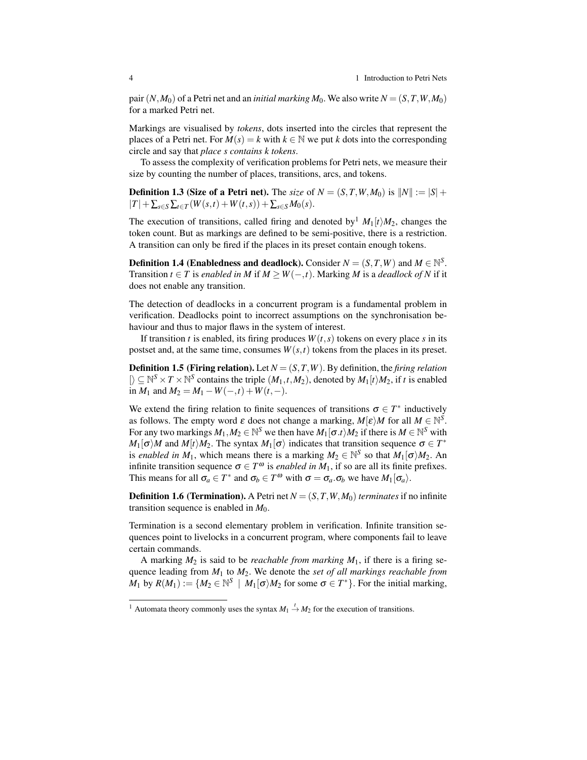pair $(N, M_0)$ of a Petri net and an *initial marking* $M_0$. We also write $N = (S, T, W, M_0)$ for a marked Petri net.

Markings are visualised by *tokens*, dots inserted into the circles that represent the places of a Petri net. For $M(s) = k$ with $k \in \mathbb{N}$ we put $k$ dots into the corresponding circle and say that *place s contains k tokens*.

To assess the complexity of verification problems for Petri nets, we measure their size by counting the number of places, transitions, arcs, and tokens.

**Definition 1.3 (Size of a Petri net).** The *size* of $N = (S, T, W, M_0)$ is $\|N\| := |S| + |T| + \sum_{s \in S} \sum_{t \in T} (W(s,t) + W(t,s)) + \sum_{s \in S} M_0(s)$.

The execution of transitions, called firing and denoted by[1] $M_1[t\rangle M_2$, changes the token count. But as markings are defined to be semi-positive, there is a restriction. A transition can only be fired if the places in its preset contain enough tokens.

**Definition 1.4 (Enabledness and deadlock).** Consider $N = (S, T, W)$ and $M \in \mathbb{N}^S$. Transition $t \in T$ is *enabled in M* if $M \geq W(-,t)$. Marking $M$ is a *deadlock of N* if it does not enable any transition.

The detection of deadlocks in a concurrent program is a fundamental problem in verification. Deadlocks point to incorrect assumptions on the synchronisation behaviour and thus to major flaws in the system of interest.

If transition $t$ is enabled, its firing produces $W(t,s)$ tokens on every place $s$ in its postset and, at the same time, consumes $W(s,t)$ tokens from the places in its preset.

**Definition 1.5 (Firing relation).** Let $N = (S, T, W)$. By definition, the *firing relation* $[\rangle \subseteq \mathbb{N}^S \times T \times \mathbb{N}^S$ contains the triple $(M_1, t, M_2)$, denoted by $M_1[t\rangle M_2$, if $t$ is enabled in $M_1$ and $M_2 = M_1 - W(-,t) + W(t,-)$.

We extend the firing relation to finite sequences of transitions $\sigma \in T^*$ inductively as follows. The empty word $\varepsilon$ does not change a marking, $M[\varepsilon\rangle M$ for all $M \in \mathbb{N}^S$. For any two markings $M_1, M_2 \in \mathbb{N}^S$ we then have $M_1[\sigma.t\rangle M_2$ if there is $M \in \mathbb{N}^S$ with $M_1[\sigma\rangle M$ and $M[t\rangle M_2$. The syntax $M_1[\sigma\rangle$ indicates that transition sequence $\sigma \in T^*$ is *enabled in* $M_1$, which means there is a marking $M_2 \in \mathbb{N}^S$ so that $M_1[\sigma\rangle M_2$. An infinite transition sequence $\sigma \in T^\omega$ is *enabled in* $M_1$, if so are all its finite prefixes. This means for all $\sigma_a \in T^*$ and $\sigma_b \in T^\omega$ with $\sigma = \sigma_a.\sigma_b$ we have $M_1[\sigma_a\rangle$.

**Definition 1.6 (Termination).** A Petri net $N = (S, T, W, M_0)$ *terminates* if no infinite transition sequence is enabled in $M_0$.

Termination is a second elementary problem in verification. Infinite transition sequences point to livelocks in a concurrent program, where components fail to leave certain commands.

A marking $M_2$ is said to be *reachable from marking* $M_1$, if there is a firing sequence leading from $M_1$ to $M_2$. We denote the *set of all markings reachable from* $M_1$ by $R(M_1) := \{M_2 \in \mathbb{N}^S \mid M_1[\sigma\rangle M_2 \text{ for some } \sigma \in T^*\}$. For the initial marking,

[1] Automata theory commonly uses the syntax $M_1 \xrightarrow{t} M_2$ for the execution of transitions.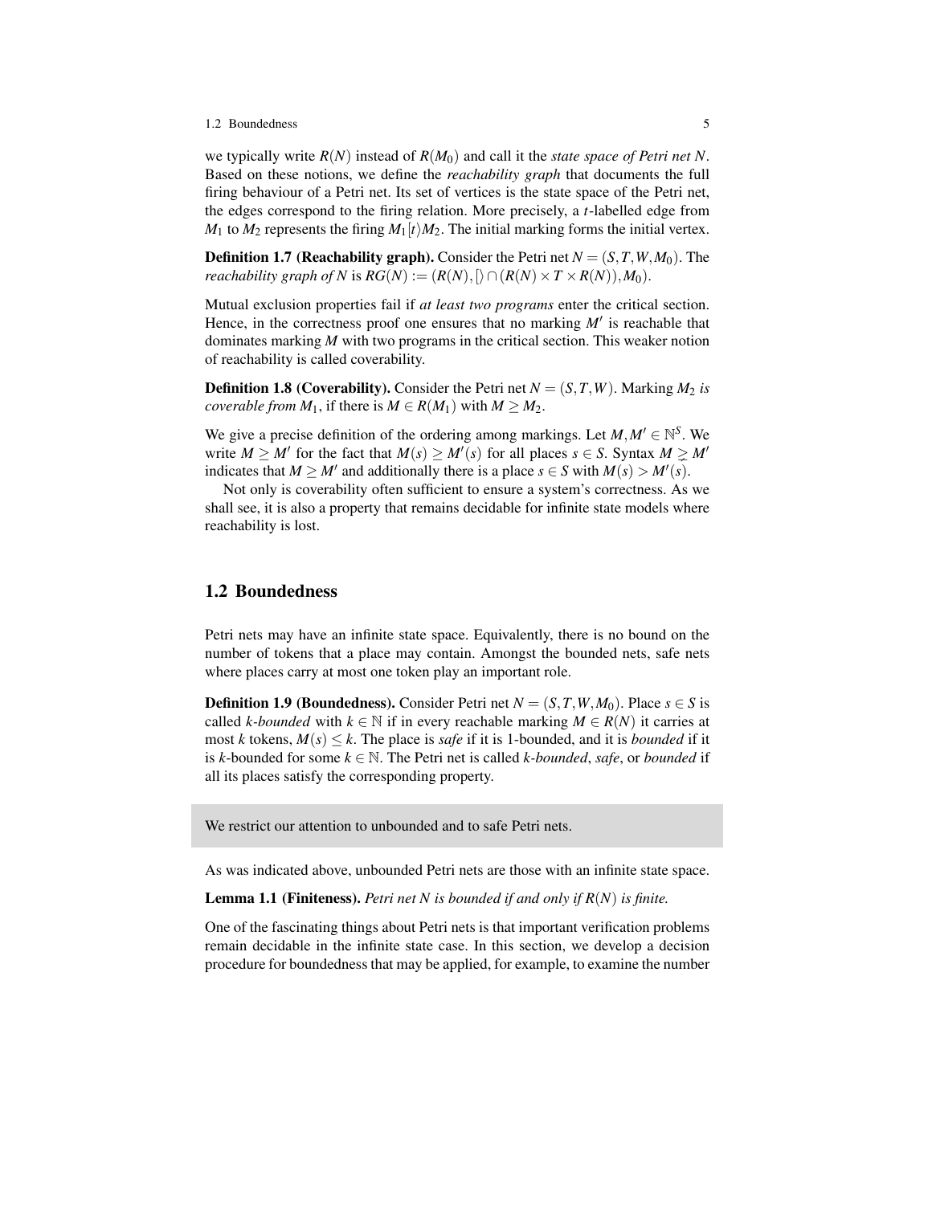we typically write $R(N)$ instead of $R(M_0)$ and call it the *state space of Petri net $N$*. Based on these notions, we define the *reachability graph* that documents the full firing behaviour of a Petri net. Its set of vertices is the state space of the Petri net, the edges correspond to the firing relation. More precisely, a $t$-labelled edge from $M_1$ to $M_2$ represents the firing $M_1[t\rangle M_2$. The initial marking forms the initial vertex.

**Definition 1.7 (Reachability graph).** Consider the Petri net $N = (S, T, W, M_0)$. The *reachability graph of $N$* is $RG(N) := (R(N), [\rangle \cap (R(N) \times T \times R(N)), M_0)$.

Mutual exclusion properties fail if *at least two programs* enter the critical section. Hence, in the correctness proof one ensures that no marking $M'$ is reachable that dominates marking $M$ with two programs in the critical section. This weaker notion of reachability is called coverability.

**Definition 1.8 (Coverability).** Consider the Petri net $N = (S, T, W)$. Marking $M_2$ *is coverable from $M_1$*, if there is $M \in R(M_1)$ with $M \geq M_2$.

We give a precise definition of the ordering among markings. Let $M, M' \in \mathbb{N}^S$. We write $M \geq M'$ for the fact that $M(s) \geq M'(s)$ for all places $s \in S$. Syntax $M \gneq M'$ indicates that $M \geq M'$ and additionally there is a place $s \in S$ with $M(s) > M'(s)$.

Not only is coverability often sufficient to ensure a system's correctness. As we shall see, it is also a property that remains decidable for infinite state models where reachability is lost.

## 1.2 Boundedness

Petri nets may have an infinite state space. Equivalently, there is no bound on the number of tokens that a place may contain. Amongst the bounded nets, safe nets where places carry at most one token play an important role.

**Definition 1.9 (Boundedness).** Consider Petri net $N = (S, T, W, M_0)$. Place $s \in S$ is called *$k$-bounded* with $k \in \mathbb{N}$ if in every reachable marking $M \in R(N)$ it carries at most $k$ tokens, $M(s) \leq k$. The place is *safe* if it is 1-bounded, and it is *bounded* if it is $k$-bounded for some $k \in \mathbb{N}$. The Petri net is called *$k$-bounded*, *safe*, or *bounded* if all its places satisfy the corresponding property.

We restrict our attention to unbounded and to safe Petri nets.

As was indicated above, unbounded Petri nets are those with an infinite state space.

**Lemma 1.1 (Finiteness).** *Petri net $N$ is bounded if and only if $R(N)$ is finite.*

One of the fascinating things about Petri nets is that important verification problems remain decidable in the infinite state case. In this section, we develop a decision procedure for boundedness that may be applied, for example, to examine the number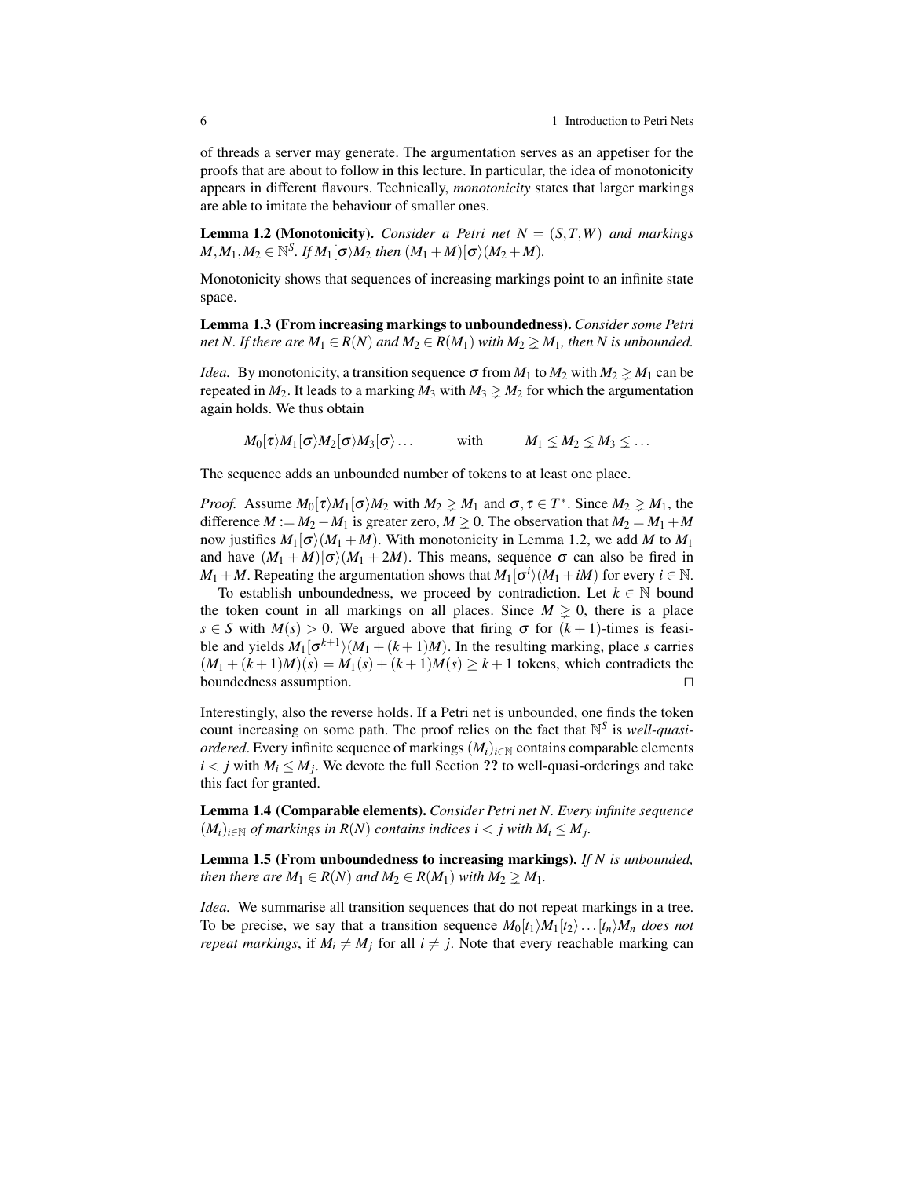of threads a server may generate. The argumentation serves as an appetiser for the proofs that are about to follow in this lecture. In particular, the idea of monotonicity appears in different flavours. Technically, *monotonicity* states that larger markings are able to imitate the behaviour of smaller ones.

**Lemma 1.2 (Monotonicity).** *Consider a Petri net $N = (S,T,W)$ and markings $M, M_1, M_2 \in \mathbb{N}^S$. If $M_1[\sigma\rangle M_2$ then $(M_1 + M)[\sigma\rangle(M_2 + M)$.*

Monotonicity shows that sequences of increasing markings point to an infinite state space.

**Lemma 1.3 (From increasing markings to unboundedness).** *Consider some Petri net $N$. If there are $M_1 \in R(N)$ and $M_2 \in R(M_1)$ with $M_2 \gneq M_1$, then $N$ is unbounded.*

*Idea.* By monotonicity, a transition sequence $\sigma$ from $M_1$ to $M_2$ with $M_2 \gneq M_1$ can be repeated in $M_2$. It leads to a marking $M_3$ with $M_3 \gneq M_2$ for which the argumentation again holds. We thus obtain

$$M_0[\tau\rangle M_1[\sigma\rangle M_2[\sigma\rangle M_3[\sigma\rangle \ldots \qquad \text{with} \qquad M_1 \lneq M_2 \lneq M_3 \lneq \ldots$$

The sequence adds an unbounded number of tokens to at least one place.

*Proof.* Assume $M_0[\tau\rangle M_1[\sigma\rangle M_2$ with $M_2 \gneq M_1$ and $\sigma, \tau \in T^*$. Since $M_2 \gneq M_1$, the difference $M := M_2 - M_1$ is greater zero, $M \gneq 0$. The observation that $M_2 = M_1 + M$ now justifies $M_1[\sigma\rangle(M_1 + M)$. With monotonicity in Lemma 1.2, we add $M$ to $M_1$ and have $(M_1 + M)[\sigma\rangle(M_1 + 2M)$. This means, sequence $\sigma$ can also be fired in $M_1 + M$. Repeating the argumentation shows that $M_1[\sigma^i\rangle(M_1 + iM)$ for every $i \in \mathbb{N}$.

To establish unboundedness, we proceed by contradiction. Let $k \in \mathbb{N}$ bound the token count in all markings on all places. Since $M \gneq 0$, there is a place $s \in S$ with $M(s) > 0$. We argued above that firing $\sigma$ for $(k+1)$-times is feasible and yields $M_1[\sigma^{k+1}\rangle(M_1 + (k+1)M)$. In the resulting marking, place $s$ carries $(M_1 + (k+1)M)(s) = M_1(s) + (k+1)M(s) \geq k+1$ tokens, which contradicts the boundedness assumption. $\square$

Interestingly, also the reverse holds. If a Petri net is unbounded, one finds the token count increasing on some path. The proof relies on the fact that $\mathbb{N}^S$ is *well-quasi-ordered*. Every infinite sequence of markings $(M_i)_{i \in \mathbb{N}}$ contains comparable elements $i < j$ with $M_i \leq M_j$. We devote the full Section **??** to well-quasi-orderings and take this fact for granted.

**Lemma 1.4 (Comparable elements).** *Consider Petri net $N$. Every infinite sequence $(M_i)_{i \in \mathbb{N}}$ of markings in $R(N)$ contains indices $i < j$ with $M_i \leq M_j$.*

**Lemma 1.5 (From unboundedness to increasing markings).** *If $N$ is unbounded, then there are $M_1 \in R(N)$ and $M_2 \in R(M_1)$ with $M_2 \gneq M_1$.*

*Idea.* We summarise all transition sequences that do not repeat markings in a tree. To be precise, we say that a transition sequence $M_0[t_1\rangle M_1[t_2\rangle \ldots [t_n\rangle M_n$ *does not repeat markings*, if $M_i \neq M_j$ for all $i \neq j$. Note that every reachable marking can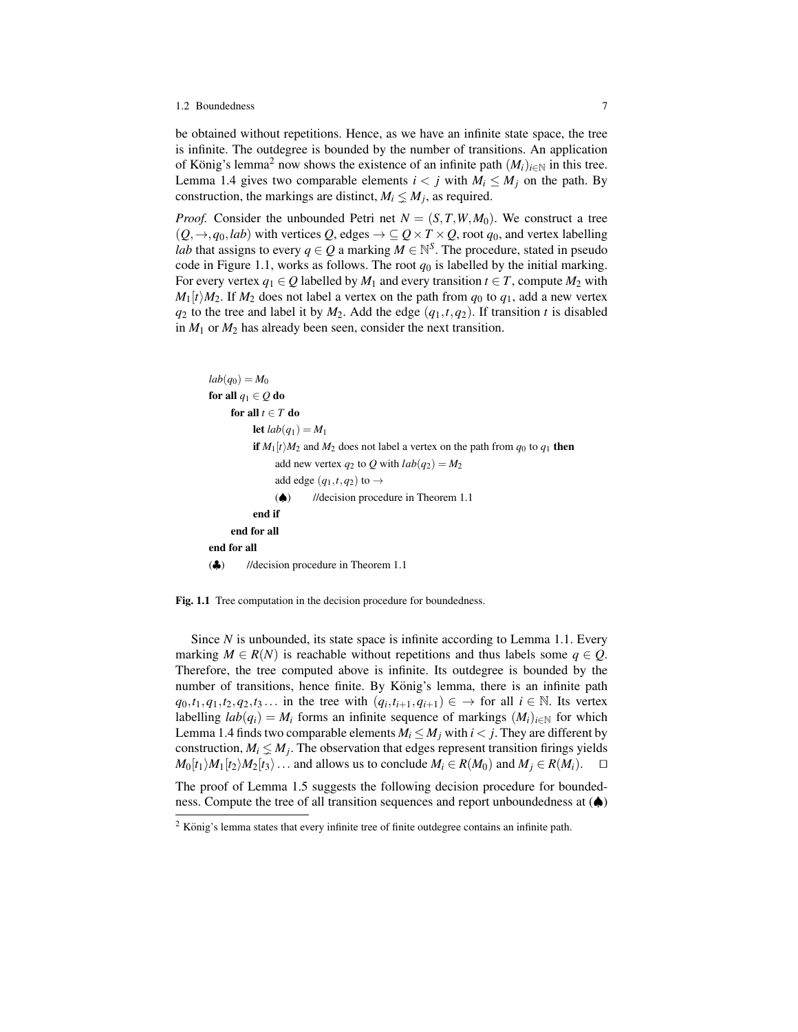be obtained without repetitions. Hence, as we have an infinite state space, the tree is infinite. The outdegree is bounded by the number of transitions. An application of König's lemma[2] now shows the existence of an infinite path $(M_i)_{i\in\mathbb{N}}$ in this tree. Lemma 1.4 gives two comparable elements $i < j$ with $M_i \leq M_j$ on the path. By construction, the markings are distinct, $M_i \lneq M_j$, as required.

*Proof.* Consider the unbounded Petri net $N = (S, T, W, M_0)$. We construct a tree $(Q, \rightarrow, q_0, lab)$ with vertices $Q$, edges $\rightarrow \subseteq Q \times T \times Q$, root $q_0$, and vertex labelling $lab$ that assigns to every $q \in Q$ a marking $M \in \mathbb{N}^S$. The procedure, stated in pseudo code in Figure 1.1, works as follows. The root $q_0$ is labelled by the initial marking. For every vertex $q_1 \in Q$ labelled by $M_1$ and every transition $t \in T$, compute $M_2$ with $M_1[t\rangle M_2$. If $M_2$ does not label a vertex on the path from $q_0$ to $q_1$, add a new vertex $q_2$ to the tree and label it by $M_2$. Add the edge $(q_1, t, q_2)$. If transition $t$ is disabled in $M_1$ or $M_2$ has already been seen, consider the next transition.

```
lab(q0) = M0
for all q1 ∈ Q do
    for all t ∈ T do
        let lab(q1) = M1
        if M1[t⟩M2 and M2 does not label a vertex on the path from q0 to q1 then
            add new vertex q2 to Q with lab(q2) = M2
            add edge (q1, t, q2) to →
            (♠)     //decision procedure in Theorem 1.1
        end if
    end for all
end for all
(♣)     //decision procedure in Theorem 1.1
```

**Fig. 1.1** Tree computation in the decision procedure for boundedness.

Since $N$ is unbounded, its state space is infinite according to Lemma 1.1. Every marking $M \in R(N)$ is reachable without repetitions and thus labels some $q \in Q$. Therefore, the tree computed above is infinite. Its outdegree is bounded by the number of transitions, hence finite. By König's lemma, there is an infinite path $q_0, t_1, q_1, t_2, q_2, t_3 \ldots$ in the tree with $(q_i, t_{i+1}, q_{i+1}) \in \rightarrow$ for all $i \in \mathbb{N}$. Its vertex labelling $lab(q_i) = M_i$ forms an infinite sequence of markings $(M_i)_{i\in\mathbb{N}}$ for which Lemma 1.4 finds two comparable elements $M_i \leq M_j$ with $i < j$. They are different by construction, $M_i \lneq M_j$. The observation that edges represent transition firings yields $M_0[t_1\rangle M_1[t_2\rangle M_2[t_3\rangle \ldots$ and allows us to conclude $M_i \in R(M_0)$ and $M_j \in R(M_i)$. $\square$

The proof of Lemma 1.5 suggests the following decision procedure for boundedness. Compute the tree of all transition sequences and report unboundedness at (♠)

[2] König's lemma states that every infinite tree of finite outdegree contains an infinite path.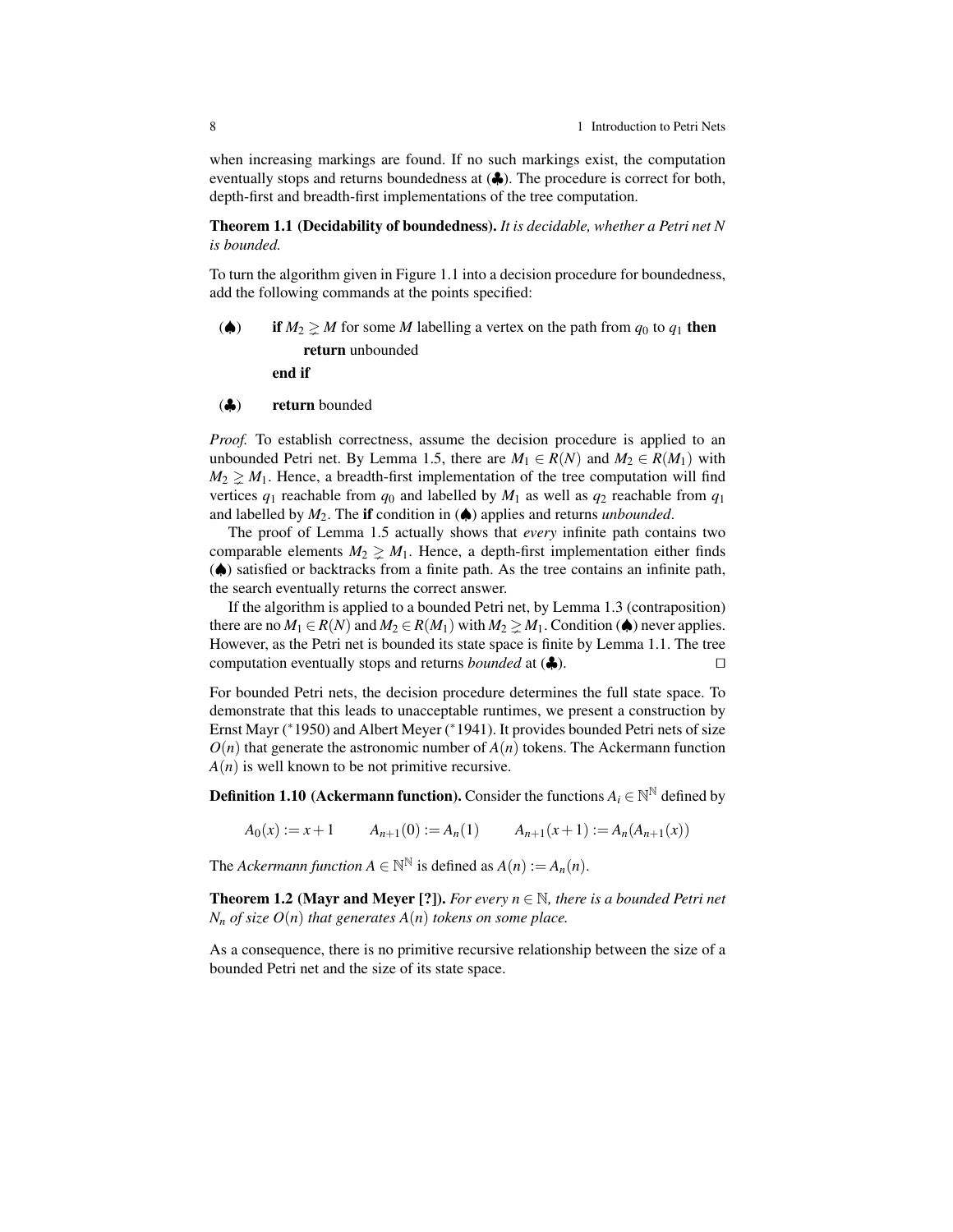when increasing markings are found. If no such markings exist, the computation eventually stops and returns boundedness at (♣). The procedure is correct for both, depth-first and breadth-first implementations of the tree computation.

**Theorem 1.1 (Decidability of boundedness).** *It is decidable, whether a Petri net $N$ is bounded.*

To turn the algorithm given in Figure 1.1 into a decision procedure for boundedness, add the following commands at the points specified:

(♠) **if** $M_2 \gneq M$ for some $M$ labelling a vertex on the path from $q_0$ to $q_1$ **then**
  **return** unbounded
 **end if**

(♣) **return** bounded

*Proof.* To establish correctness, assume the decision procedure is applied to an unbounded Petri net. By Lemma 1.5, there are $M_1 \in R(N)$ and $M_2 \in R(M_1)$ with $M_2 \gneq M_1$. Hence, a breadth-first implementation of the tree computation will find vertices $q_1$ reachable from $q_0$ and labelled by $M_1$ as well as $q_2$ reachable from $q_1$ and labelled by $M_2$. The **if** condition in (♠) applies and returns *unbounded*.

The proof of Lemma 1.5 actually shows that *every* infinite path contains two comparable elements $M_2 \gneq M_1$. Hence, a depth-first implementation either finds (♠) satisfied or backtracks from a finite path. As the tree contains an infinite path, the search eventually returns the correct answer.

If the algorithm is applied to a bounded Petri net, by Lemma 1.3 (contraposition) there are no $M_1 \in R(N)$ and $M_2 \in R(M_1)$ with $M_2 \gneq M_1$. Condition (♠) never applies. However, as the Petri net is bounded its state space is finite by Lemma 1.1. The tree computation eventually stops and returns *bounded* at (♣). □

For bounded Petri nets, the decision procedure determines the full state space. To demonstrate that this leads to unacceptable runtimes, we present a construction by Ernst Mayr (*1950) and Albert Meyer (*1941). It provides bounded Petri nets of size $O(n)$ that generate the astronomic number of $A(n)$ tokens. The Ackermann function $A(n)$ is well known to be not primitive recursive.

**Definition 1.10 (Ackermann function).** Consider the functions $A_i \in \mathbb{N}^{\mathbb{N}}$ defined by

$$A_0(x) := x+1 \qquad A_{n+1}(0) := A_n(1) \qquad A_{n+1}(x+1) := A_n(A_{n+1}(x))$$

The *Ackermann function* $A \in \mathbb{N}^{\mathbb{N}}$ is defined as $A(n) := A_n(n)$.

**Theorem 1.2 (Mayr and Meyer [?]).** *For every $n \in \mathbb{N}$, there is a bounded Petri net $N_n$ of size $O(n)$ that generates $A(n)$ tokens on some place.*

As a consequence, there is no primitive recursive relationship between the size of a bounded Petri net and the size of its state space.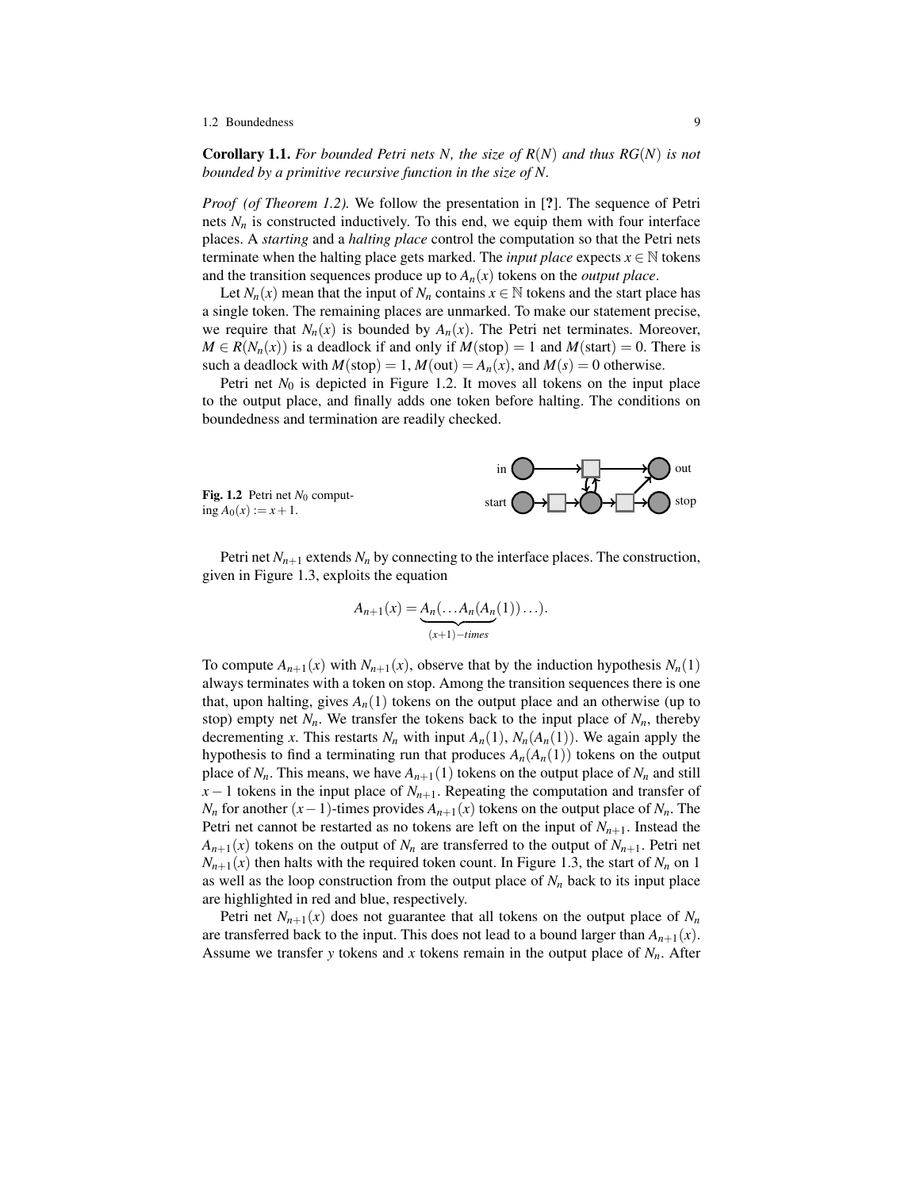**Corollary 1.1.** *For bounded Petri nets $N$, the size of $R(N)$ and thus $RG(N)$ is not bounded by a primitive recursive function in the size of $N$.*

*Proof (of Theorem 1.2).* We follow the presentation in [**?**]. The sequence of Petri nets $N_n$ is constructed inductively. To this end, we equip them with four interface places. A *starting* and a *halting place* control the computation so that the Petri nets terminate when the halting place gets marked. The *input place* expects $x \in \mathbb{N}$ tokens and the transition sequences produce up to $A_n(x)$ tokens on the *output place*.

Let $N_n(x)$ mean that the input of $N_n$ contains $x \in \mathbb{N}$ tokens and the start place has a single token. The remaining places are unmarked. To make our statement precise, we require that $N_n(x)$ is bounded by $A_n(x)$. The Petri net terminates. Moreover, $M \in R(N_n(x))$ is a deadlock if and only if $M(\text{stop}) = 1$ and $M(\text{start}) = 0$. There is such a deadlock with $M(\text{stop}) = 1$, $M(\text{out}) = A_n(x)$, and $M(s) = 0$ otherwise.

Petri net $N_0$ is depicted in Figure 1.2. It moves all tokens on the input place to the output place, and finally adds one token before halting. The conditions on boundedness and termination are readily checked.

**Fig. 1.2** Petri net $N_0$ computing $A_0(x) := x+1$.

Petri net $N_{n+1}$ extends $N_n$ by connecting to the interface places. The construction, given in Figure 1.3, exploits the equation

$$A_{n+1}(x) = \underbrace{A_n(\ldots A_n(A_n}_{(x+1)-times}(1))\ldots).$$

To compute $A_{n+1}(x)$ with $N_{n+1}(x)$, observe that by the induction hypothesis $N_n(1)$ always terminates with a token on stop. Among the transition sequences there is one that, upon halting, gives $A_n(1)$ tokens on the output place and an otherwise (up to stop) empty net $N_n$. We transfer the tokens back to the input place of $N_n$, thereby decrementing $x$. This restarts $N_n$ with input $A_n(1)$, $N_n(A_n(1))$. We again apply the hypothesis to find a terminating run that produces $A_n(A_n(1))$ tokens on the output place of $N_n$. This means, we have $A_{n+1}(1)$ tokens on the output place of $N_n$ and still $x-1$ tokens in the input place of $N_{n+1}$. Repeating the computation and transfer of $N_n$ for another $(x-1)$-times provides $A_{n+1}(x)$ tokens on the output place of $N_n$. The Petri net cannot be restarted as no tokens are left on the input of $N_{n+1}$. Instead the $A_{n+1}(x)$ tokens on the output of $N_n$ are transferred to the output of $N_{n+1}$. Petri net $N_{n+1}(x)$ then halts with the required token count. In Figure 1.3, the start of $N_n$ on 1 as well as the loop construction from the output place of $N_n$ back to its input place are highlighted in red and blue, respectively.

Petri net $N_{n+1}(x)$ does not guarantee that all tokens on the output place of $N_n$ are transferred back to the input. This does not lead to a bound larger than $A_{n+1}(x)$. Assume we transfer $y$ tokens and $x$ tokens remain in the output place of $N_n$. After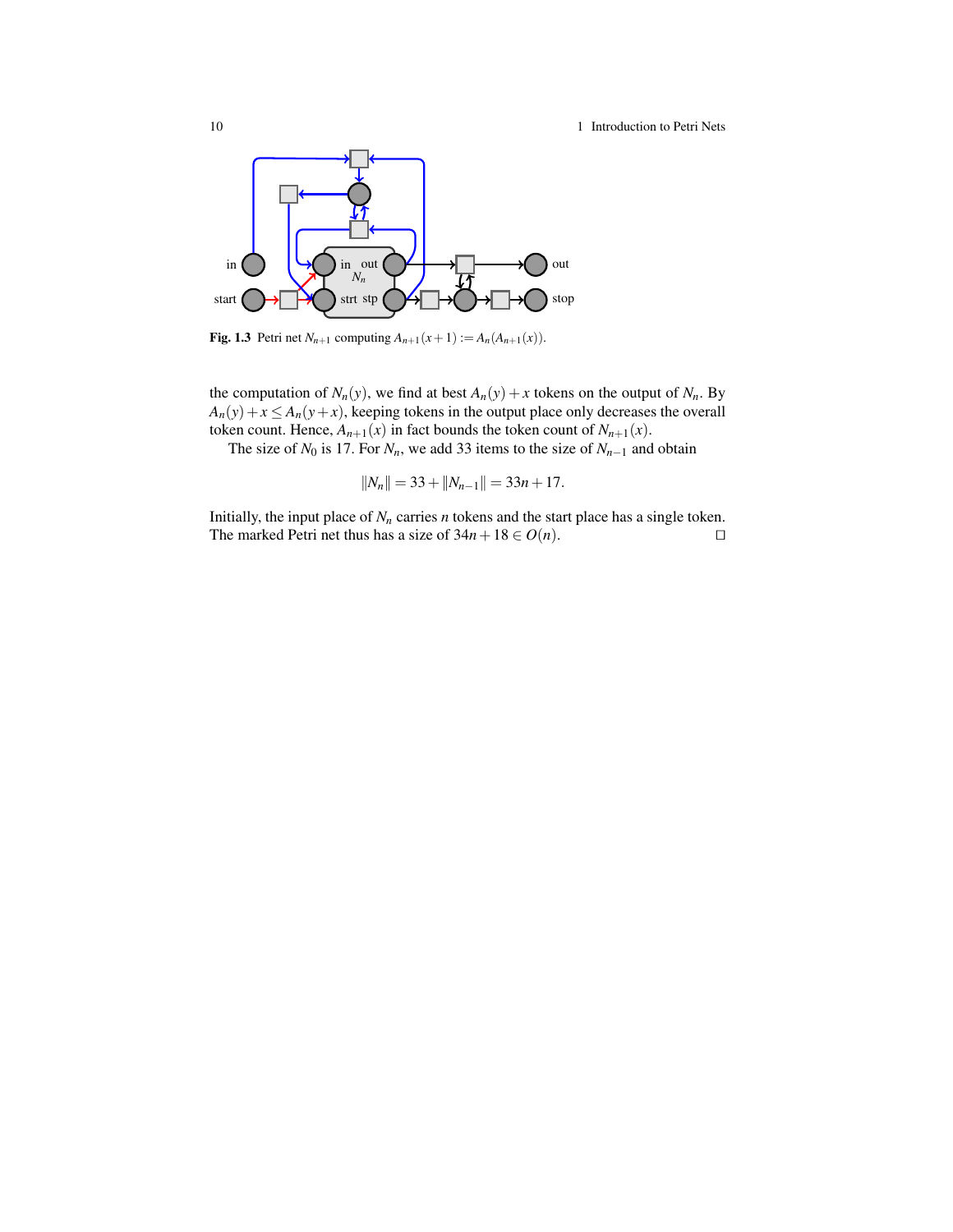Fig. 1.3 Petri net $N_{n+1}$ computing $A_{n+1}(x+1) := A_n(A_{n+1}(x))$.

the computation of $N_n(y)$, we find at best $A_n(y)+x$ tokens on the output of $N_n$. By $A_n(y)+x \leq A_n(y+x)$, keeping tokens in the output place only decreases the overall token count. Hence, $A_{n+1}(x)$ in fact bounds the token count of $N_{n+1}(x)$.

The size of $N_0$ is 17. For $N_n$, we add 33 items to the size of $N_{n-1}$ and obtain

$$\|N_n\| = 33 + \|N_{n-1}\| = 33n + 17.$$

Initially, the input place of $N_n$ carries $n$ tokens and the start place has a single token. The marked Petri net thus has a size of $34n + 18 \in O(n)$. □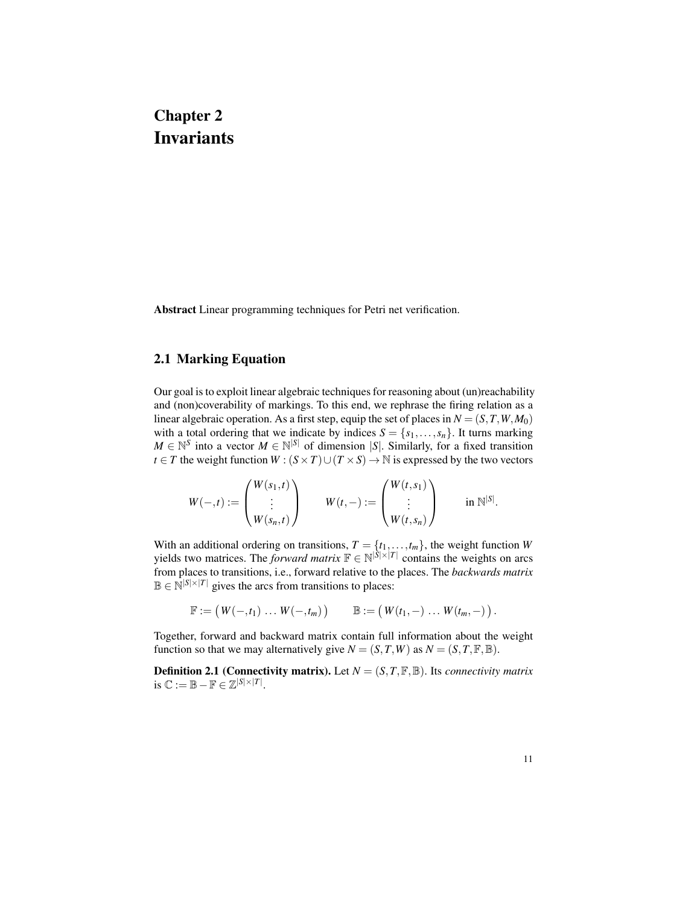# Chapter 2
# Invariants

**Abstract** Linear programming techniques for Petri net verification.

## 2.1 Marking Equation

Our goal is to exploit linear algebraic techniques for reasoning about (un)reachability and (non)coverability of markings. To this end, we rephrase the firing relation as a linear algebraic operation. As a first step, equip the set of places in $N = (S, T, W, M_0)$ with a total ordering that we indicate by indices $S = \{s_1, \ldots, s_n\}$. It turns marking $M \in \mathbb{N}^S$ into a vector $M \in \mathbb{N}^{|S|}$ of dimension $|S|$. Similarly, for a fixed transition $t \in T$ the weight function $W : (S \times T) \cup (T \times S) \to \mathbb{N}$ is expressed by the two vectors

$$W(-,t) := \begin{pmatrix} W(s_1,t) \\ \vdots \\ W(s_n,t) \end{pmatrix} \qquad W(t,-) := \begin{pmatrix} W(t,s_1) \\ \vdots \\ W(t,s_n) \end{pmatrix} \qquad \text{in } \mathbb{N}^{|S|}.$$

With an additional ordering on transitions, $T = \{t_1, \ldots, t_m\}$, the weight function $W$ yields two matrices. The *forward matrix* $\mathbb{F} \in \mathbb{N}^{|S| \times |T|}$ contains the weights on arcs from places to transitions, i.e., forward relative to the places. The *backwards matrix* $\mathbb{B} \in \mathbb{N}^{|S| \times |T|}$ gives the arcs from transitions to places:

$$\mathbb{F} := \begin{pmatrix} W(-,t_1) \ldots W(-,t_m) \end{pmatrix} \qquad \mathbb{B} := \begin{pmatrix} W(t_1,-) \ldots W(t_m,-) \end{pmatrix}.$$

Together, forward and backward matrix contain full information about the weight function so that we may alternatively give $N = (S, T, W)$ as $N = (S, T, \mathbb{F}, \mathbb{B})$.

**Definition 2.1 (Connectivity matrix).** Let $N = (S, T, \mathbb{F}, \mathbb{B})$. Its *connectivity matrix* is $\mathbb{C} := \mathbb{B} - \mathbb{F} \in \mathbb{Z}^{|S| \times |T|}$.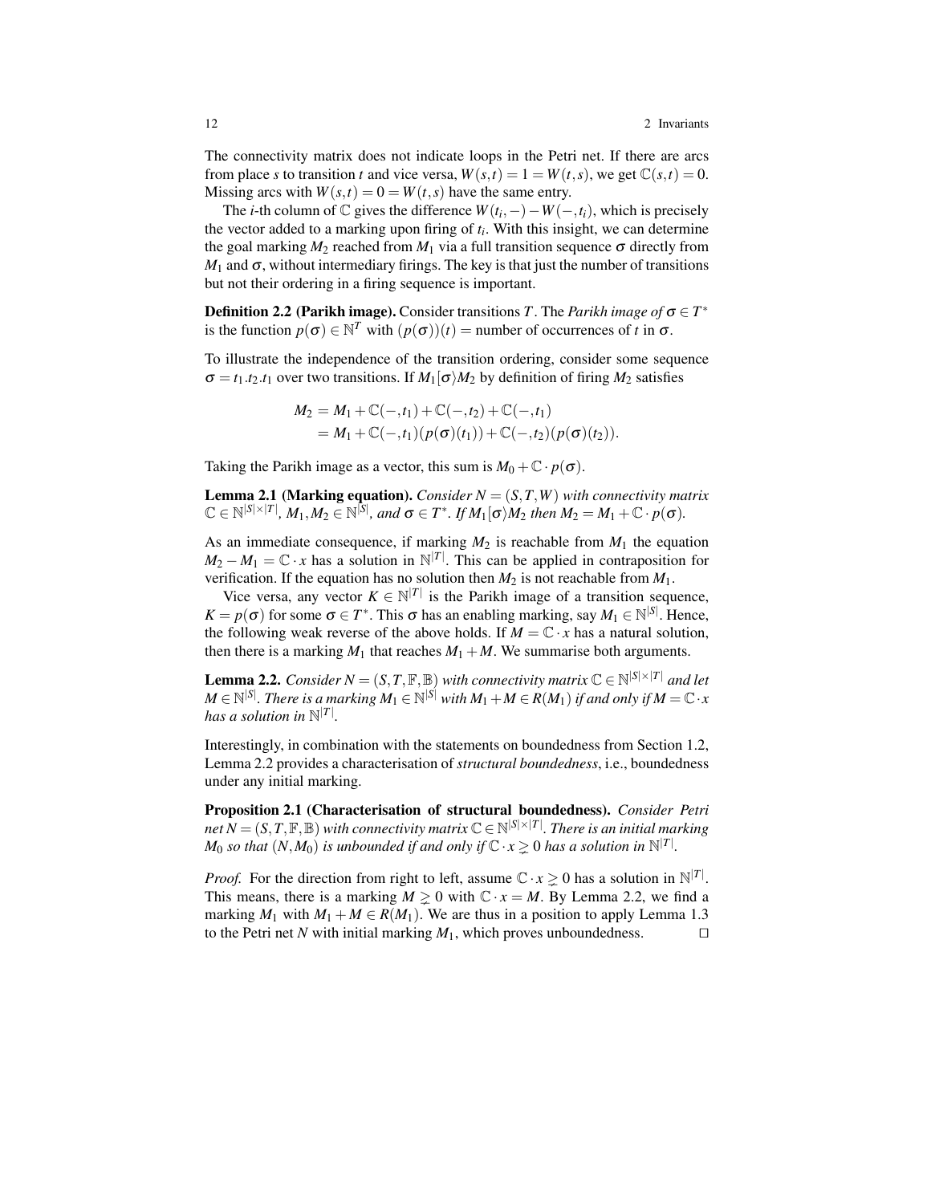The connectivity matrix does not indicate loops in the Petri net. If there are arcs from place $s$ to transition $t$ and vice versa, $W(s,t) = 1 = W(t,s)$, we get $\mathbb{C}(s,t) = 0$. Missing arcs with $W(s,t) = 0 = W(t,s)$ have the same entry.

The $i$-th column of $\mathbb{C}$ gives the difference $W(t_i,-) - W(-,t_i)$, which is precisely the vector added to a marking upon firing of $t_i$. With this insight, we can determine the goal marking $M_2$ reached from $M_1$ via a full transition sequence $\sigma$ directly from $M_1$ and $\sigma$, without intermediary firings. The key is that just the number of transitions but not their ordering in a firing sequence is important.

**Definition 2.2 (Parikh image).** Consider transitions $T$. The *Parikh image of* $\sigma \in T^*$ is the function $p(\sigma) \in \mathbb{N}^T$ with $(p(\sigma))(t) =$ number of occurrences of $t$ in $\sigma$.

To illustrate the independence of the transition ordering, consider some sequence $\sigma = t_1.t_2.t_1$ over two transitions. If $M_1[\sigma\rangle M_2$ by definition of firing $M_2$ satisfies

$$
\begin{aligned}
M_2 &= M_1 + \mathbb{C}(-,t_1) + \mathbb{C}(-,t_2) + \mathbb{C}(-,t_1) \\
&= M_1 + \mathbb{C}(-,t_1)(p(\sigma)(t_1)) + \mathbb{C}(-,t_2)(p(\sigma)(t_2)).
\end{aligned}
$$

Taking the Parikh image as a vector, this sum is $M_0 + \mathbb{C} \cdot p(\sigma)$.

**Lemma 2.1 (Marking equation).** *Consider $N = (S,T,W)$ with connectivity matrix $\mathbb{C} \in \mathbb{N}^{|S|\times|T|}$, $M_1, M_2 \in \mathbb{N}^{|S|}$, and $\sigma \in T^*$. If $M_1[\sigma\rangle M_2$ then $M_2 = M_1 + \mathbb{C} \cdot p(\sigma)$.*

As an immediate consequence, if marking $M_2$ is reachable from $M_1$ the equation $M_2 - M_1 = \mathbb{C} \cdot x$ has a solution in $\mathbb{N}^{|T|}$. This can be applied in contraposition for verification. If the equation has no solution then $M_2$ is not reachable from $M_1$.

Vice versa, any vector $K \in \mathbb{N}^{|T|}$ is the Parikh image of a transition sequence, $K = p(\sigma)$ for some $\sigma \in T^*$. This $\sigma$ has an enabling marking, say $M_1 \in \mathbb{N}^{|S|}$. Hence, the following weak reverse of the above holds. If $M = \mathbb{C} \cdot x$ has a natural solution, then there is a marking $M_1$ that reaches $M_1 + M$. We summarise both arguments.

**Lemma 2.2.** *Consider $N = (S,T,\mathbb{F},\mathbb{B})$ with connectivity matrix $\mathbb{C} \in \mathbb{N}^{|S|\times|T|}$ and let $M \in \mathbb{N}^{|S|}$. There is a marking $M_1 \in \mathbb{N}^{|S|}$ with $M_1 + M \in R(M_1)$ if and only if $M = \mathbb{C} \cdot x$ has a solution in $\mathbb{N}^{|T|}$.*

Interestingly, in combination with the statements on boundedness from Section 1.2, Lemma 2.2 provides a characterisation of *structural boundedness*, i.e., boundedness under any initial marking.

**Proposition 2.1 (Characterisation of structural boundedness).** *Consider Petri net $N = (S,T,\mathbb{F},\mathbb{B})$ with connectivity matrix $\mathbb{C} \in \mathbb{N}^{|S|\times|T|}$. There is an initial marking $M_0$ so that $(N,M_0)$ is unbounded if and only if $\mathbb{C} \cdot x \gneq 0$ has a solution in $\mathbb{N}^{|T|}$.*

*Proof.* For the direction from right to left, assume $\mathbb{C} \cdot x \gneq 0$ has a solution in $\mathbb{N}^{|T|}$. This means, there is a marking $M \gneq 0$ with $\mathbb{C} \cdot x = M$. By Lemma 2.2, we find a marking $M_1$ with $M_1 + M \in R(M_1)$. We are thus in a position to apply Lemma 1.3 to the Petri net $N$ with initial marking $M_1$, which proves unboundedness. $\square$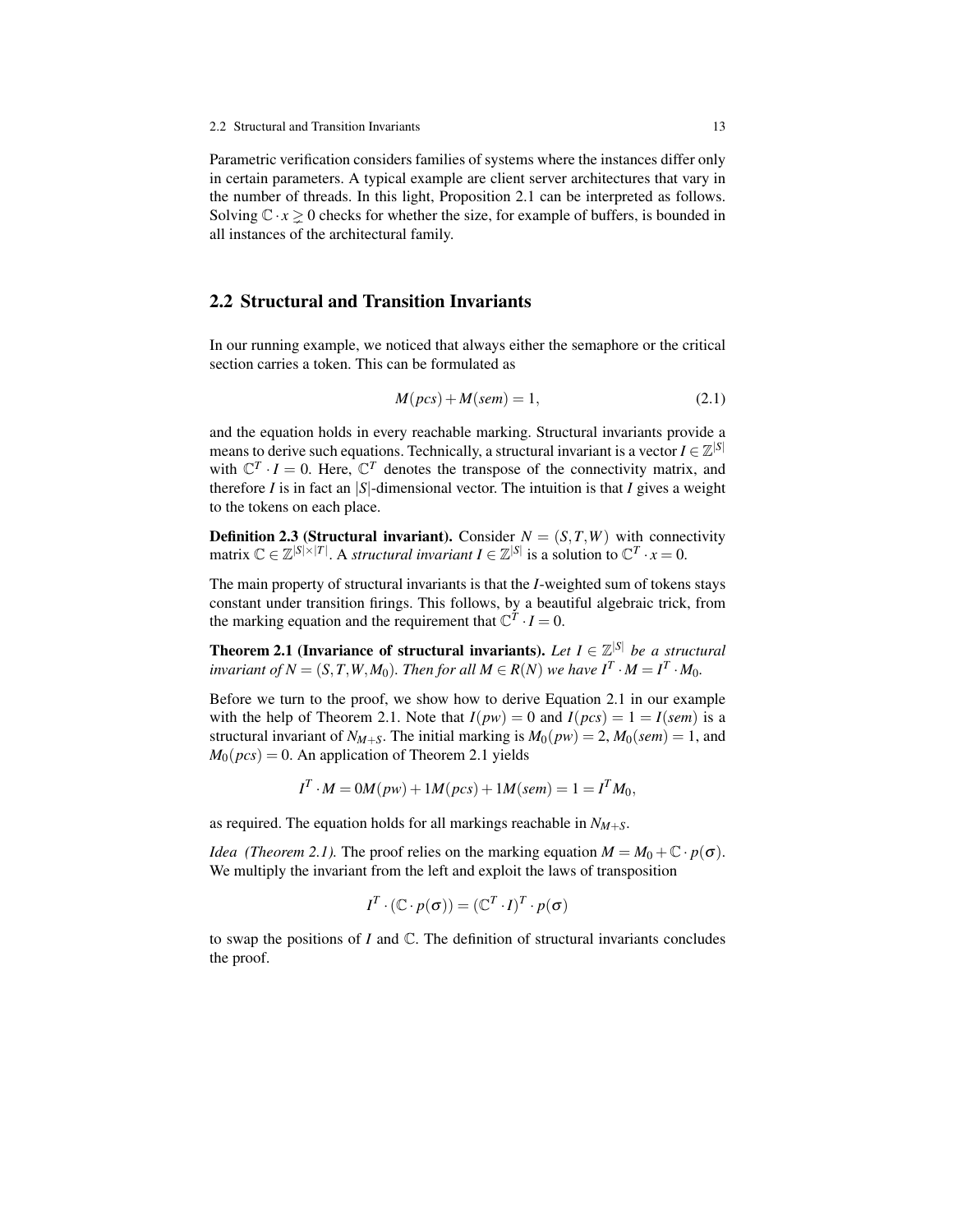Parametric verification considers families of systems where the instances differ only in certain parameters. A typical example are client server architectures that vary in the number of threads. In this light, Proposition 2.1 can be interpreted as follows. Solving $\mathbb{C} \cdot x \gneq 0$ checks for whether the size, for example of buffers, is bounded in all instances of the architectural family.

## 2.2 Structural and Transition Invariants

In our running example, we noticed that always either the semaphore or the critical section carries a token. This can be formulated as

$$M(pcs) + M(sem) = 1, \tag{2.1}$$

and the equation holds in every reachable marking. Structural invariants provide a means to derive such equations. Technically, a structural invariant is a vector $I \in \mathbb{Z}^{|S|}$ with $\mathbb{C}^T \cdot I = 0$. Here, $\mathbb{C}^T$ denotes the transpose of the connectivity matrix, and therefore $I$ is in fact an $|S|$-dimensional vector. The intuition is that $I$ gives a weight to the tokens on each place.

**Definition 2.3 (Structural invariant).** Consider $N = (S, T, W)$ with connectivity matrix $\mathbb{C} \in \mathbb{Z}^{|S| \times |T|}$. A *structural invariant* $I \in \mathbb{Z}^{|S|}$ is a solution to $\mathbb{C}^T \cdot x = 0$.

The main property of structural invariants is that the $I$-weighted sum of tokens stays constant under transition firings. This follows, by a beautiful algebraic trick, from the marking equation and the requirement that $\mathbb{C}^T \cdot I = 0$.

**Theorem 2.1 (Invariance of structural invariants).** *Let $I \in \mathbb{Z}^{|S|}$ be a structural invariant of $N = (S, T, W, M_0)$. Then for all $M \in R(N)$ we have $I^T \cdot M = I^T \cdot M_0$.*

Before we turn to the proof, we show how to derive Equation 2.1 in our example with the help of Theorem 2.1. Note that $I(pw) = 0$ and $I(pcs) = 1 = I(sem)$ is a structural invariant of $N_{M+S}$. The initial marking is $M_0(pw) = 2$, $M_0(sem) = 1$, and $M_0(pcs) = 0$. An application of Theorem 2.1 yields

$$I^T \cdot M = 0M(pw) + 1M(pcs) + 1M(sem) = 1 = I^T M_0,$$

as required. The equation holds for all markings reachable in $N_{M+S}$.

*Idea (Theorem 2.1).* The proof relies on the marking equation $M = M_0 + \mathbb{C} \cdot p(\sigma)$. We multiply the invariant from the left and exploit the laws of transposition

$$I^T \cdot (\mathbb{C} \cdot p(\sigma)) = (\mathbb{C}^T \cdot I)^T \cdot p(\sigma)$$

to swap the positions of $I$ and $\mathbb{C}$. The definition of structural invariants concludes the proof.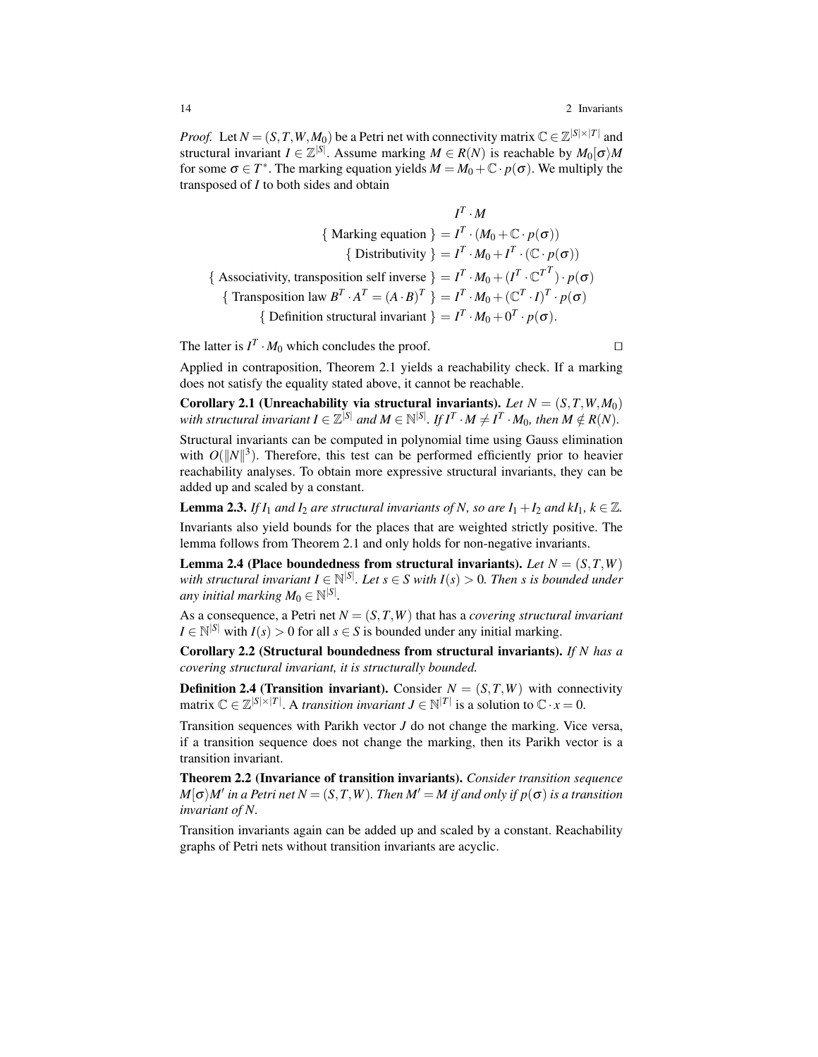*Proof.* Let $N = (S,T,W,M_0)$ be a Petri net with connectivity matrix $\mathbb{C} \in \mathbb{Z}^{|S|\times|T|}$ and structural invariant $I \in \mathbb{Z}^{|S|}$. Assume marking $M \in R(N)$ is reachable by $M_0[\sigma\rangle M$ for some $\sigma \in T^*$. The marking equation yields $M = M_0 + \mathbb{C} \cdot p(\sigma)$. We multiply the transposed of $I$ to both sides and obtain

$$
\begin{aligned}
& I^T \cdot M \\
\{\text{ Marking equation }\} &= I^T \cdot (M_0 + \mathbb{C} \cdot p(\sigma)) \\
\{\text{ Distributivity }\} &= I^T \cdot M_0 + I^T \cdot (\mathbb{C} \cdot p(\sigma)) \\
\{\text{ Associativity, transposition self inverse }\} &= I^T \cdot M_0 + (I^T \cdot \mathbb{C}^{T^T}) \cdot p(\sigma) \\
\{\text{ Transposition law } B^T \cdot A^T = (A \cdot B)^T \} &= I^T \cdot M_0 + (\mathbb{C}^T \cdot I)^T \cdot p(\sigma) \\
\{\text{ Definition structural invariant }\} &= I^T \cdot M_0 + 0^T \cdot p(\sigma).
\end{aligned}
$$

The latter is $I^T \cdot M_0$ which concludes the proof. □

Applied in contraposition, Theorem 2.1 yields a reachability check. If a marking does not satisfy the equality stated above, it cannot be reachable.

**Corollary 2.1 (Unreachability via structural invariants).** *Let $N = (S,T,W,M_0)$ with structural invariant $I \in \mathbb{Z}^{|S|}$ and $M \in \mathbb{N}^{|S|}$. If $I^T \cdot M \neq I^T \cdot M_0$, then $M \notin R(N)$.*

Structural invariants can be computed in polynomial time using Gauss elimination with $O(\|N\|^3)$. Therefore, this test can be performed efficiently prior to heavier reachability analyses. To obtain more expressive structural invariants, they can be added up and scaled by a constant.

**Lemma 2.3.** *If $I_1$ and $I_2$ are structural invariants of $N$, so are $I_1 + I_2$ and $kI_1$, $k \in \mathbb{Z}$.*

Invariants also yield bounds for the places that are weighted strictly positive. The lemma follows from Theorem 2.1 and only holds for non-negative invariants.

**Lemma 2.4 (Place boundedness from structural invariants).** *Let $N = (S,T,W)$ with structural invariant $I \in \mathbb{N}^{|S|}$. Let $s \in S$ with $I(s) > 0$. Then $s$ is bounded under any initial marking $M_0 \in \mathbb{N}^{|S|}$.*

As a consequence, a Petri net $N = (S,T,W)$ that has a *covering structural invariant* $I \in \mathbb{N}^{|S|}$ with $I(s) > 0$ for all $s \in S$ is bounded under any initial marking.

**Corollary 2.2 (Structural boundedness from structural invariants).** *If $N$ has a covering structural invariant, it is structurally bounded.*

**Definition 2.4 (Transition invariant).** Consider $N = (S,T,W)$ with connectivity matrix $\mathbb{C} \in \mathbb{Z}^{|S|\times|T|}$. A *transition invariant* $J \in \mathbb{N}^{|T|}$ is a solution to $\mathbb{C} \cdot x = 0$.

Transition sequences with Parikh vector $J$ do not change the marking. Vice versa, if a transition sequence does not change the marking, then its Parikh vector is a transition invariant.

**Theorem 2.2 (Invariance of transition invariants).** *Consider transition sequence $M[\sigma\rangle M'$ in a Petri net $N = (S,T,W)$. Then $M' = M$ if and only if $p(\sigma)$ is a transition invariant of $N$.*

Transition invariants again can be added up and scaled by a constant. Reachability graphs of Petri nets without transition invariants are acyclic.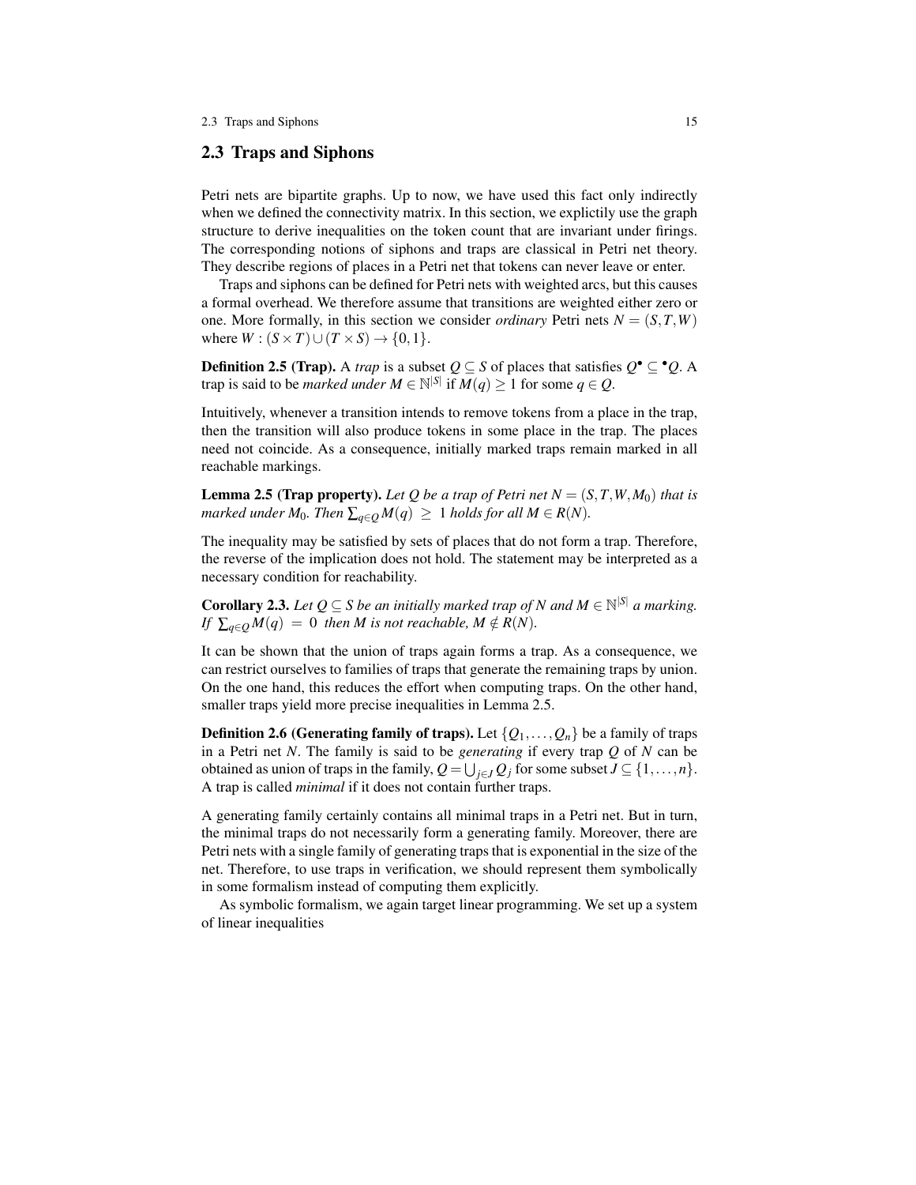## 2.3 Traps and Siphons

Petri nets are bipartite graphs. Up to now, we have used this fact only indirectly when we defined the connectivity matrix. In this section, we explictly use the graph structure to derive inequalities on the token count that are invariant under firings. The corresponding notions of siphons and traps are classical in Petri net theory. They describe regions of places in a Petri net that tokens can never leave or enter.

Traps and siphons can be defined for Petri nets with weighted arcs, but this causes a formal overhead. We therefore assume that transitions are weighted either zero or one. More formally, in this section we consider *ordinary* Petri nets $N = (S, T, W)$ where $W : (S \times T) \cup (T \times S) \rightarrow \{0, 1\}$.

**Definition 2.5 (Trap).** A *trap* is a subset $Q \subseteq S$ of places that satisfies $Q^\bullet \subseteq {}^\bullet Q$. A trap is said to be *marked under* $M \in \mathbb{N}^{|S|}$ if $M(q) \geq 1$ for some $q \in Q$.

Intuitively, whenever a transition intends to remove tokens from a place in the trap, then the transition will also produce tokens in some place in the trap. The places need not coincide. As a consequence, initially marked traps remain marked in all reachable markings.

**Lemma 2.5 (Trap property).** *Let $Q$ be a trap of Petri net $N = (S, T, W, M_0)$ that is marked under $M_0$. Then $\sum_{q \in Q} M(q) \geq 1$ holds for all $M \in R(N)$.*

The inequality may be satisfied by sets of places that do not form a trap. Therefore, the reverse of the implication does not hold. The statement may be interpreted as a necessary condition for reachability.

**Corollary 2.3.** *Let $Q \subseteq S$ be an initially marked trap of $N$ and $M \in \mathbb{N}^{|S|}$ a marking. If $\sum_{q \in Q} M(q) = 0$ then $M$ is not reachable, $M \notin R(N)$.*

It can be shown that the union of traps again forms a trap. As a consequence, we can restrict ourselves to families of traps that generate the remaining traps by union. On the one hand, this reduces the effort when computing traps. On the other hand, smaller traps yield more precise inequalities in Lemma 2.5.

**Definition 2.6 (Generating family of traps).** Let $\{Q_1, \ldots, Q_n\}$ be a family of traps in a Petri net $N$. The family is said to be *generating* if every trap $Q$ of $N$ can be obtained as union of traps in the family, $Q = \bigcup_{j \in J} Q_j$ for some subset $J \subseteq \{1, \ldots, n\}$. A trap is called *minimal* if it does not contain further traps.

A generating family certainly contains all minimal traps in a Petri net. But in turn, the minimal traps do not necessarily form a generating family. Moreover, there are Petri nets with a single family of generating traps that is exponential in the size of the net. Therefore, to use traps in verification, we should represent them symbolically in some formalism instead of computing them explicitly.

As symbolic formalism, we again target linear programming. We set up a system of linear inequalities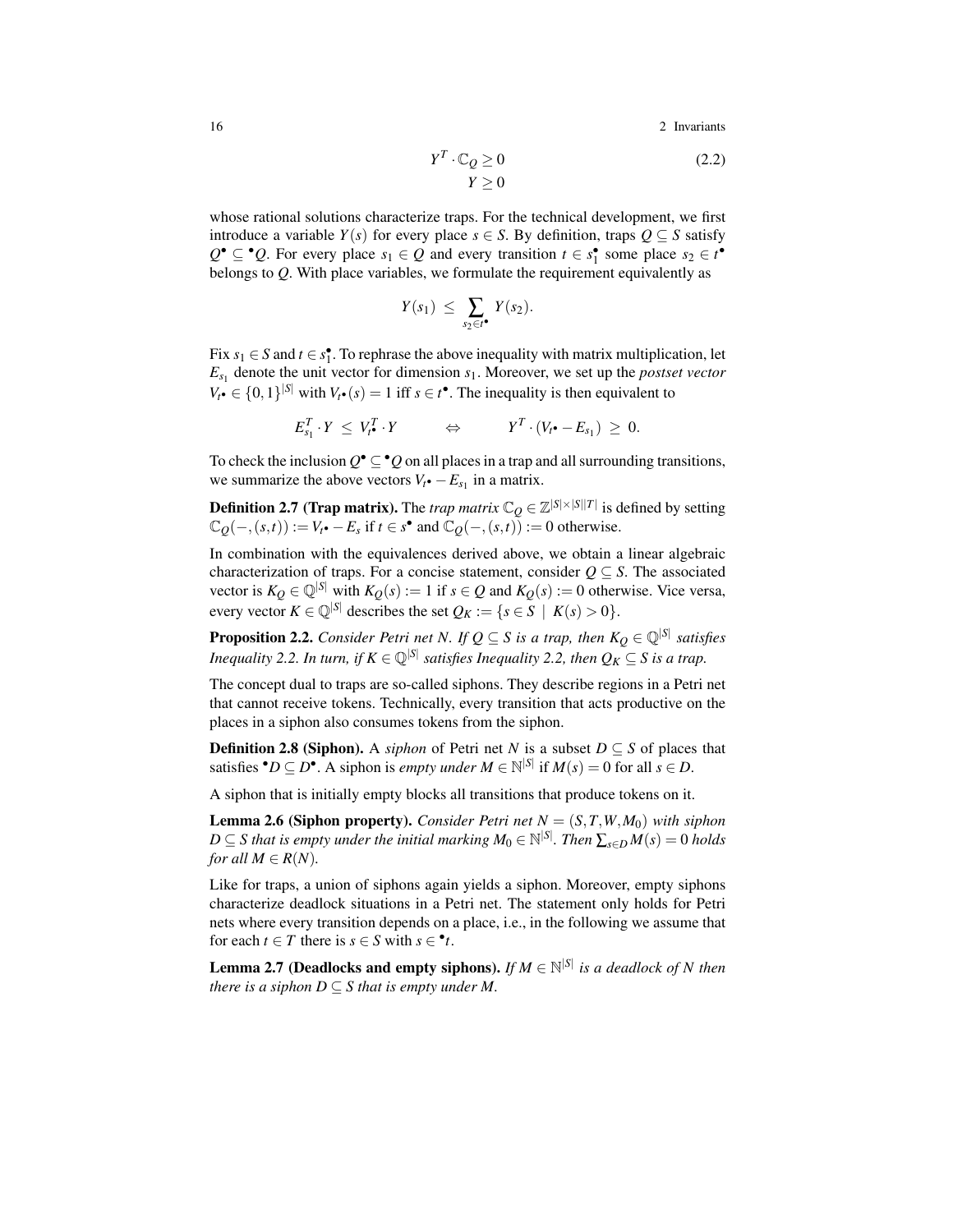$$
\begin{aligned}
Y^T \cdot \mathbb{C}_Q &\geq 0 \\
Y &\geq 0
\end{aligned} \tag{2.2}
$$

whose rational solutions characterize traps. For the technical development, we first introduce a variable $Y(s)$ for every place $s \in S$. By definition, traps $Q \subseteq S$ satisfy $Q^\bullet \subseteq {}^\bullet Q$. For every place $s_1 \in Q$ and every transition $t \in s_1^\bullet$ some place $s_2 \in t^\bullet$ belongs to $Q$. With place variables, we formulate the requirement equivalently as

$$
Y(s_1) \;\leq\; \sum_{s_2 \in t^\bullet} Y(s_2).
$$

Fix $s_1 \in S$ and $t \in s_1^\bullet$. To rephrase the above inequality with matrix multiplication, let $E_{s_1}$ denote the unit vector for dimension $s_1$. Moreover, we set up the *postset vector* $V_{t^\bullet} \in \{0,1\}^{|S|}$ with $V_{t^\bullet}(s) = 1$ iff $s \in t^\bullet$. The inequality is then equivalent to

$$
E_{s_1}^T \cdot Y \;\leq\; V_{t^\bullet}^T \cdot Y \qquad\quad \Leftrightarrow \qquad\quad Y^T \cdot (V_{t^\bullet} - E_{s_1}) \;\geq\; 0.
$$

To check the inclusion $Q^\bullet \subseteq {}^\bullet Q$ on all places in a trap and all surrounding transitions, we summarize the above vectors $V_{t^\bullet} - E_{s_1}$ in a matrix.

**Definition 2.7 (Trap matrix).** The *trap matrix* $\mathbb{C}_Q \in \mathbb{Z}^{|S| \times |S||T|}$ is defined by setting $\mathbb{C}_Q(-,(s,t)) := V_{t^\bullet} - E_s$ if $t \in s^\bullet$ and $\mathbb{C}_Q(-,(s,t)) := 0$ otherwise.

In combination with the equivalences derived above, we obtain a linear algebraic characterization of traps. For a concise statement, consider $Q \subseteq S$. The associated vector is $K_Q \in \mathbb{Q}^{|S|}$ with $K_Q(s) := 1$ if $s \in Q$ and $K_Q(s) := 0$ otherwise. Vice versa, every vector $K \in \mathbb{Q}^{|S|}$ describes the set $Q_K := \{s \in S \mid K(s) > 0\}$.

**Proposition 2.2.** *Consider Petri net $N$. If $Q \subseteq S$ is a trap, then $K_Q \in \mathbb{Q}^{|S|}$ satisfies Inequality 2.2. In turn, if $K \in \mathbb{Q}^{|S|}$ satisfies Inequality 2.2, then $Q_K \subseteq S$ is a trap.*

The concept dual to traps are so-called siphons. They describe regions in a Petri net that cannot receive tokens. Technically, every transition that acts productive on the places in a siphon also consumes tokens from the siphon.

**Definition 2.8 (Siphon).** A *siphon* of Petri net $N$ is a subset $D \subseteq S$ of places that satisfies ${}^\bullet D \subseteq D^\bullet$. A siphon is *empty under $M \in \mathbb{N}^{|S|}$* if $M(s) = 0$ for all $s \in D$.

A siphon that is initially empty blocks all transitions that produce tokens on it.

**Lemma 2.6 (Siphon property).** *Consider Petri net $N = (S,T,W,M_0)$ with siphon $D \subseteq S$ that is empty under the initial marking $M_0 \in \mathbb{N}^{|S|}$. Then $\sum_{s \in D} M(s) = 0$ holds for all $M \in R(N)$.*

Like for traps, a union of siphons again yields a siphon. Moreover, empty siphons characterize deadlock situations in a Petri net. The statement only holds for Petri nets where every transition depends on a place, i.e., in the following we assume that for each $t \in T$ there is $s \in S$ with $s \in {}^\bullet t$.

**Lemma 2.7 (Deadlocks and empty siphons).** *If $M \in \mathbb{N}^{|S|}$ is a deadlock of $N$ then there is a siphon $D \subseteq S$ that is empty under $M$.*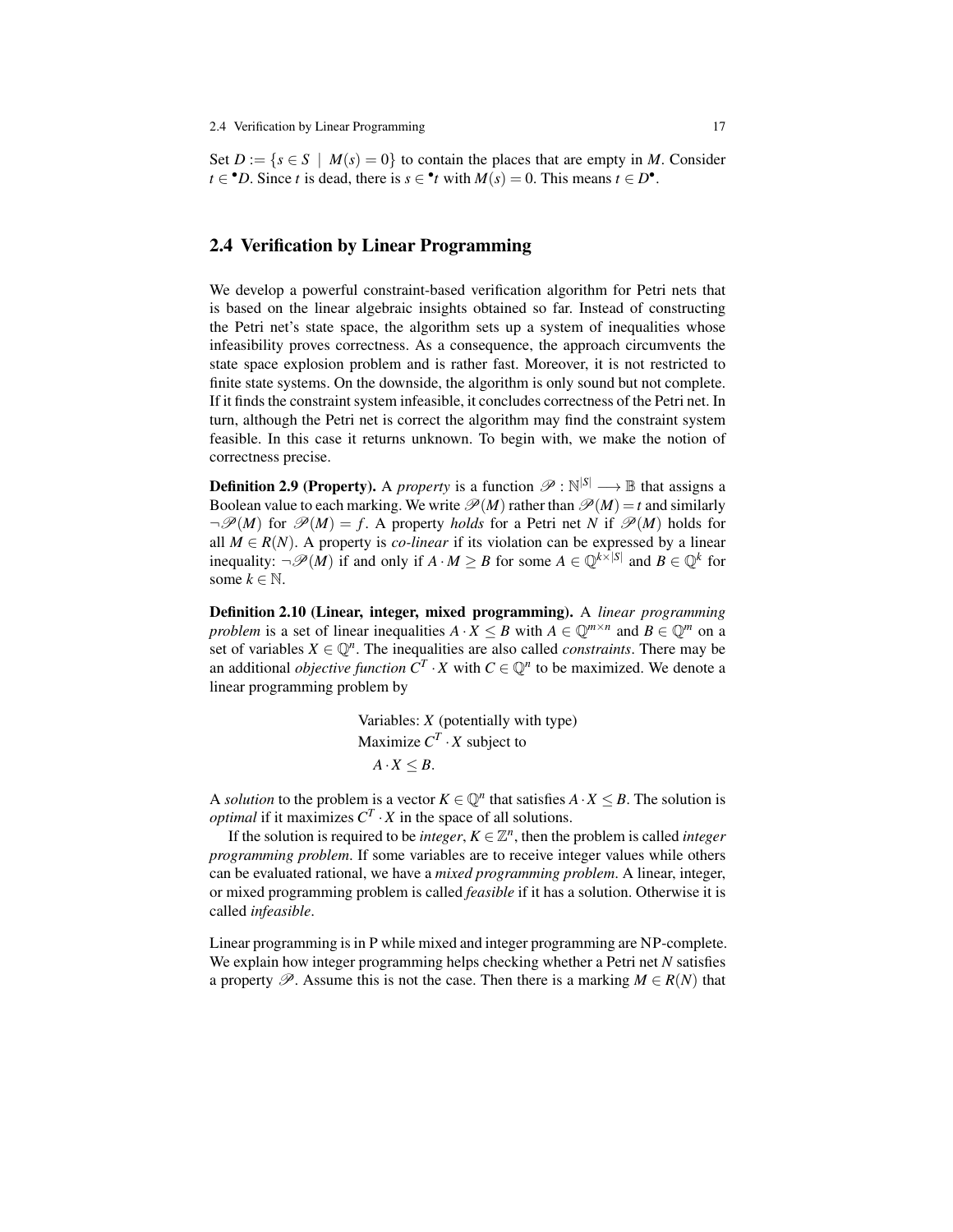Set $D := \{s \in S \mid M(s) = 0\}$ to contain the places that are empty in $M$. Consider $t \in {}^\bullet D$. Since $t$ is dead, there is $s \in {}^\bullet t$ with $M(s) = 0$. This means $t \in D^\bullet$.

## 2.4 Verification by Linear Programming

We develop a powerful constraint-based verification algorithm for Petri nets that is based on the linear algebraic insights obtained so far. Instead of constructing the Petri net's state space, the algorithm sets up a system of inequalities whose infeasibility proves correctness. As a consequence, the approach circumvents the state space explosion problem and is rather fast. Moreover, it is not restricted to finite state systems. On the downside, the algorithm is only sound but not complete. If it finds the constraint system infeasible, it concludes correctness of the Petri net. In turn, although the Petri net is correct the algorithm may find the constraint system feasible. In this case it returns unknown. To begin with, we make the notion of correctness precise.

**Definition 2.9 (Property).** A *property* is a function $\mathscr{P} : \mathbb{N}^{|S|} \longrightarrow \mathbb{B}$ that assigns a Boolean value to each marking. We write $\mathscr{P}(M)$ rather than $\mathscr{P}(M) = t$ and similarly $\neg\mathscr{P}(M)$ for $\mathscr{P}(M) = f$. A property *holds* for a Petri net $N$ if $\mathscr{P}(M)$ holds for all $M \in R(N)$. A property is *co-linear* if its violation can be expressed by a linear inequality: $\neg\mathscr{P}(M)$ if and only if $A \cdot M \geq B$ for some $A \in \mathbb{Q}^{k \times |S|}$ and $B \in \mathbb{Q}^k$ for some $k \in \mathbb{N}$.

**Definition 2.10 (Linear, integer, mixed programming).** A *linear programming problem* is a set of linear inequalities $A \cdot X \leq B$ with $A \in \mathbb{Q}^{m \times n}$ and $B \in \mathbb{Q}^m$ on a set of variables $X \in \mathbb{Q}^n$. The inequalities are also called *constraints*. There may be an additional *objective function* $C^T \cdot X$ with $C \in \mathbb{Q}^n$ to be maximized. We denote a linear programming problem by

Variables: $X$ (potentially with type)
Maximize $C^T \cdot X$ subject to
$A \cdot X \leq B$.

A *solution* to the problem is a vector $K \in \mathbb{Q}^n$ that satisfies $A \cdot X \leq B$. The solution is *optimal* if it maximizes $C^T \cdot X$ in the space of all solutions.

If the solution is required to be *integer*, $K \in \mathbb{Z}^n$, then the problem is called *integer programming problem*. If some variables are to receive integer values while others can be evaluated rational, we have a *mixed programming problem*. A linear, integer, or mixed programming problem is called *feasible* if it has a solution. Otherwise it is called *infeasible*.

Linear programming is in P while mixed and integer programming are NP-complete. We explain how integer programming helps checking whether a Petri net $N$ satisfies a property $\mathscr{P}$. Assume this is not the case. Then there is a marking $M \in R(N)$ that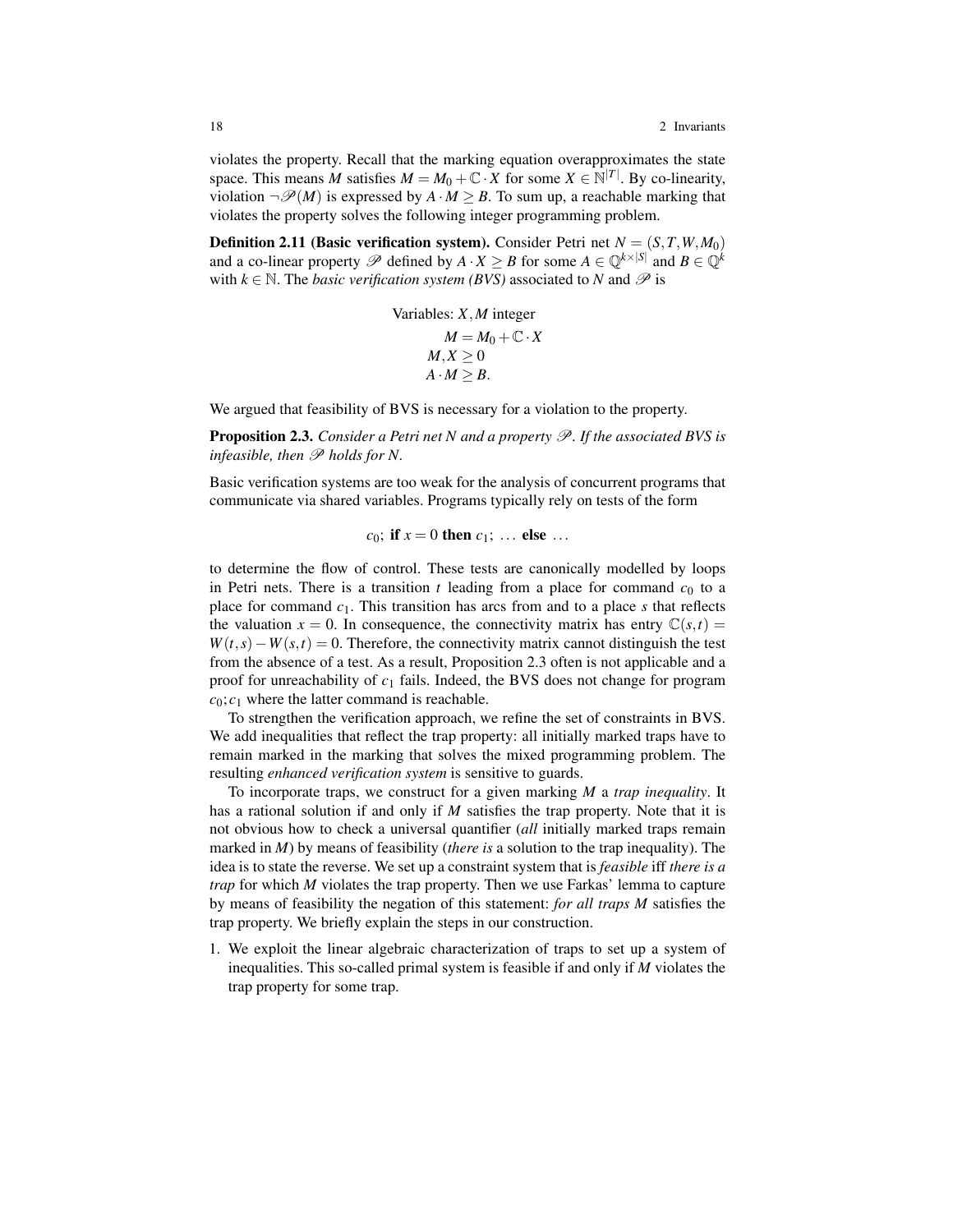violates the property. Recall that the marking equation overapproximates the state space. This means $M$ satisfies $M = M_0 + \mathbb{C} \cdot X$ for some $X \in \mathbb{N}^{|T|}$. By co-linearity, violation $\neg\mathscr{P}(M)$ is expressed by $A \cdot M \geq B$. To sum up, a reachable marking that violates the property solves the following integer programming problem.

**Definition 2.11 (Basic verification system).** Consider Petri net $N = (S, T, W, M_0)$ and a co-linear property $\mathscr{P}$ defined by $A \cdot X \geq B$ for some $A \in \mathbb{Q}^{k \times |S|}$ and $B \in \mathbb{Q}^k$ with $k \in \mathbb{N}$. The *basic verification system (BVS)* associated to $N$ and $\mathscr{P}$ is

$$
\begin{aligned}
&\text{Variables: } X, M \text{ integer} \\
&\qquad M = M_0 + \mathbb{C} \cdot X \\
&\quad M, X \geq 0 \\
&\quad A \cdot M \geq B.
\end{aligned}
$$

We argued that feasibility of BVS is necessary for a violation to the property.

**Proposition 2.3.** *Consider a Petri net $N$ and a property $\mathscr{P}$. If the associated BVS is infeasible, then $\mathscr{P}$ holds for $N$.*

Basic verification systems are too weak for the analysis of concurrent programs that communicate via shared variables. Programs typically rely on tests of the form

$$c_0; \textbf{ if } x = 0 \textbf{ then } c_1; \ \ldots \ \textbf{else} \ \ldots$$

to determine the flow of control. These tests are canonically modelled by loops in Petri nets. There is a transition $t$ leading from a place for command $c_0$ to a place for command $c_1$. This transition has arcs from and to a place $s$ that reflects the valuation $x = 0$. In consequence, the connectivity matrix has entry $\mathbb{C}(s,t) = W(t,s) - W(s,t) = 0$. Therefore, the connectivity matrix cannot distinguish the test from the absence of a test. As a result, Proposition 2.3 often is not applicable and a proof for unreachability of $c_1$ fails. Indeed, the BVS does not change for program $c_0; c_1$ where the latter command is reachable.

To strengthen the verification approach, we refine the set of constraints in BVS. We add inequalities that reflect the trap property: all initially marked traps have to remain marked in the marking that solves the mixed programming problem. The resulting *enhanced verification system* is sensitive to guards.

To incorporate traps, we construct for a given marking $M$ a *trap inequality*. It has a rational solution if and only if $M$ satisfies the trap property. Note that it is not obvious how to check a universal quantifier (*all* initially marked traps remain marked in $M$) by means of feasibility (*there is* a solution to the trap inequality). The idea is to state the reverse. We set up a constraint system that is *feasible* iff *there is a trap* for which $M$ violates the trap property. Then we use Farkas' lemma to capture by means of feasibility the negation of this statement: *for all traps $M$ satisfies the trap property*. We briefly explain the steps in our construction.

1. We exploit the linear algebraic characterization of traps to set up a system of inequalities. This so-called primal system is feasible if and only if $M$ violates the trap property for some trap.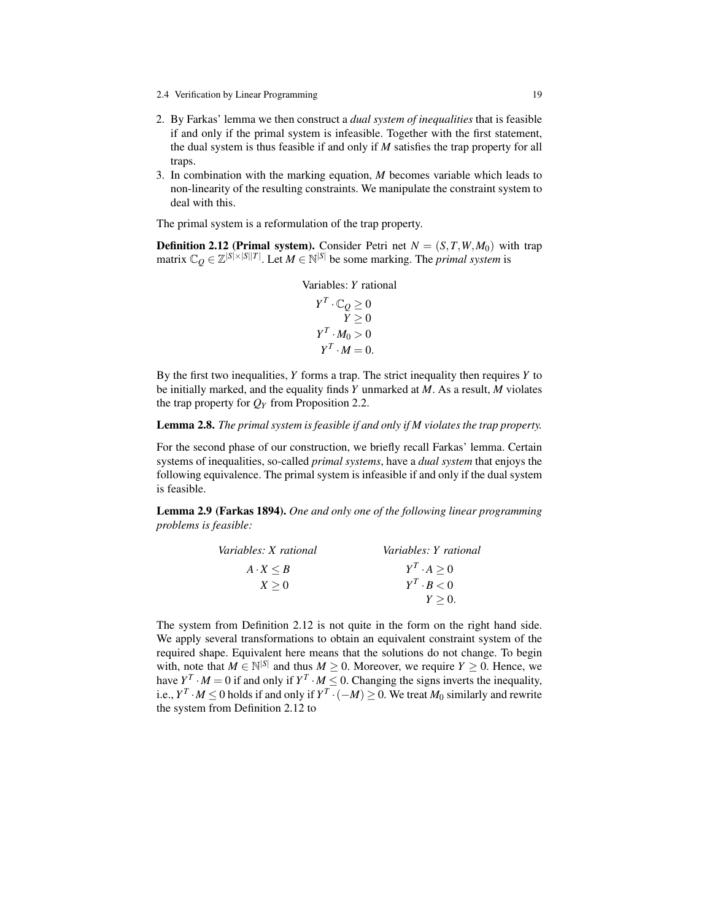2. By Farkas' lemma we then construct a *dual system of inequalities* that is feasible if and only if the primal system is infeasible. Together with the first statement, the dual system is thus feasible if and only if $M$ satisfies the trap property for all traps.
3. In combination with the marking equation, $M$ becomes variable which leads to non-linearity of the resulting constraints. We manipulate the constraint system to deal with this.

The primal system is a reformulation of the trap property.

**Definition 2.12 (Primal system).** Consider Petri net $N = (S,T,W,M_0)$ with trap matrix $\mathbb{C}_Q \in \mathbb{Z}^{|S|\times|S||T|}$. Let $M \in \mathbb{N}^{|S|}$ be some marking. The *primal system* is

$$
\begin{aligned}
&\text{Variables: } Y \text{ rational}\\
Y^T \cdot \mathbb{C}_Q &\geq 0\\
Y &\geq 0\\
Y^T \cdot M_0 &> 0\\
Y^T \cdot M &= 0.
\end{aligned}
$$

By the first two inequalities, $Y$ forms a trap. The strict inequality then requires $Y$ to be initially marked, and the equality finds $Y$ unmarked at $M$. As a result, $M$ violates the trap property for $Q_Y$ from Proposition 2.2.

**Lemma 2.8.** *The primal system is feasible if and only if M violates the trap property.*

For the second phase of our construction, we briefly recall Farkas' lemma. Certain systems of inequalities, so-called *primal systems*, have a *dual system* that enjoys the following equivalence. The primal system is infeasible if and only if the dual system is feasible.

**Lemma 2.9 (Farkas 1894).** *One and only one of the following linear programming problems is feasible:*

$$
\begin{aligned}
&\textit{Variables: X rational} \qquad &&\textit{Variables: Y rational}\\
&A \cdot X \leq B &&Y^T \cdot A \geq 0\\
&X \geq 0 &&Y^T \cdot B < 0\\
& &&Y \geq 0.
\end{aligned}
$$

The system from Definition 2.12 is not quite in the form on the right hand side. We apply several transformations to obtain an equivalent constraint system of the required shape. Equivalent here means that the solutions do not change. To begin with, note that $M \in \mathbb{N}^{|S|}$ and thus $M \geq 0$. Moreover, we require $Y \geq 0$. Hence, we have $Y^T \cdot M = 0$ if and only if $Y^T \cdot M \leq 0$. Changing the signs inverts the inequality, i.e., $Y^T \cdot M \leq 0$ holds if and only if $Y^T \cdot (-M) \geq 0$. We treat $M_0$ similarly and rewrite the system from Definition 2.12 to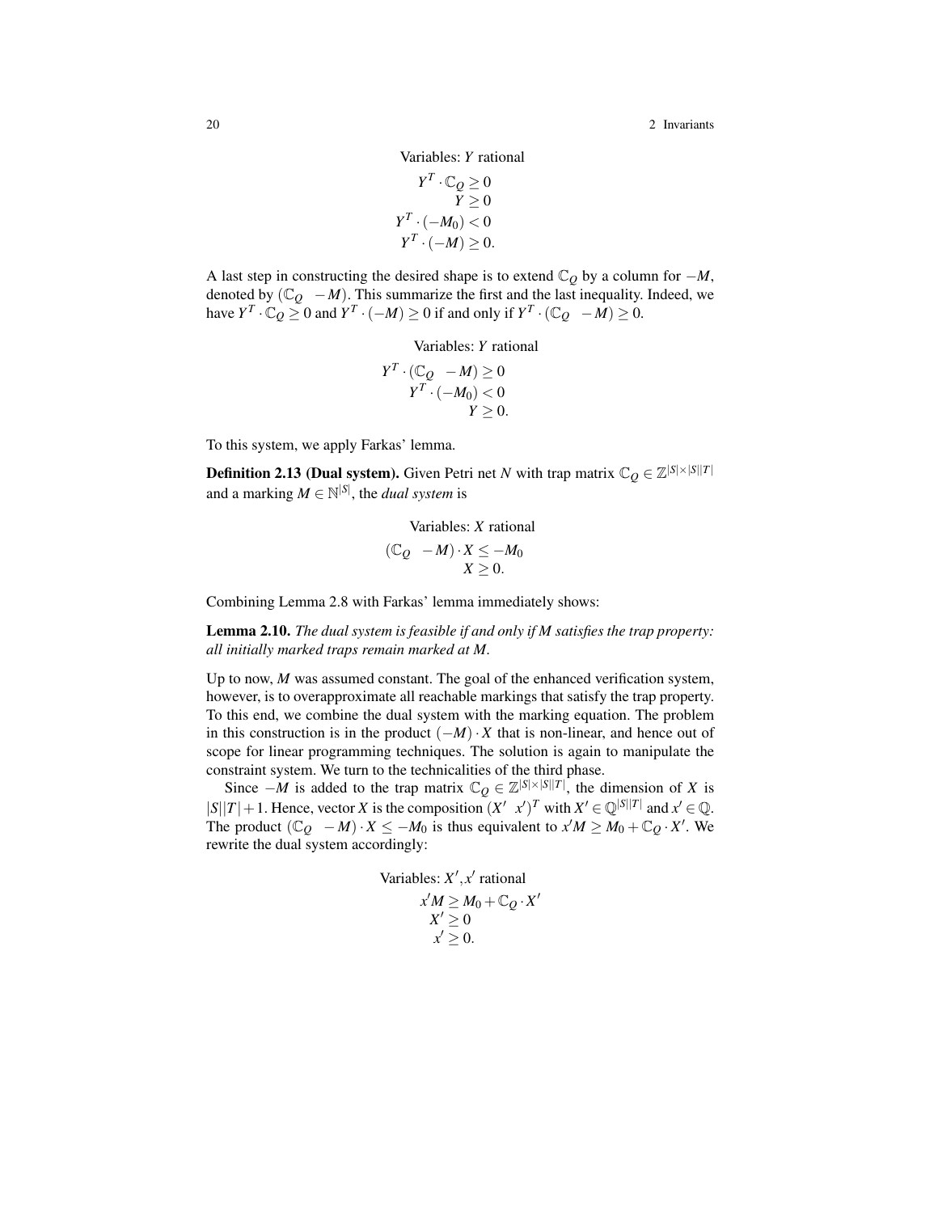$$
\begin{aligned}
&\text{Variables: } Y \text{ rational}\\
&Y^T \cdot \mathbb{C}_Q \geq 0\\
&Y \geq 0\\
&Y^T \cdot (-M_0) < 0\\
&Y^T \cdot (-M) \geq 0.
\end{aligned}
$$

A last step in constructing the desired shape is to extend $\mathbb{C}_Q$ by a column for $-M$, denoted by $(\mathbb{C}_Q \;\; -M)$. This summarize the first and the last inequality. Indeed, we have $Y^T \cdot \mathbb{C}_Q \geq 0$ and $Y^T \cdot (-M) \geq 0$ if and only if $Y^T \cdot (\mathbb{C}_Q \;\; -M) \geq 0$.

$$
\begin{aligned}
&\text{Variables: } Y \text{ rational}\\
&Y^T \cdot (\mathbb{C}_Q \;\; -M) \geq 0\\
&Y^T \cdot (-M_0) < 0\\
&Y \geq 0.
\end{aligned}
$$

To this system, we apply Farkas' lemma.

**Definition 2.13 (Dual system).** Given Petri net $N$ with trap matrix $\mathbb{C}_Q \in \mathbb{Z}^{|S| \times |S||T|}$ and a marking $M \in \mathbb{N}^{|S|}$, the *dual system* is

$$
\begin{aligned}
&\text{Variables: } X \text{ rational}\\
&(\mathbb{C}_Q \;\; -M) \cdot X \leq -M_0\\
&X \geq 0.
\end{aligned}
$$

Combining Lemma 2.8 with Farkas' lemma immediately shows:

**Lemma 2.10.** *The dual system is feasible if and only if $M$ satisfies the trap property: all initially marked traps remain marked at $M$.*

Up to now, $M$ was assumed constant. The goal of the enhanced verification system, however, is to overapproximate all reachable markings that satisfy the trap property. To this end, we combine the dual system with the marking equation. The problem in this construction is in the product $(-M) \cdot X$ that is non-linear, and hence out of scope for linear programming techniques. The solution is again to manipulate the constraint system. We turn to the technicalities of the third phase.

Since $-M$ is added to the trap matrix $\mathbb{C}_Q \in \mathbb{Z}^{|S| \times |S||T|}$, the dimension of $X$ is $|S||T| + 1$. Hence, vector $X$ is the composition $(X' \;\; x')^T$ with $X' \in \mathbb{Q}^{|S||T|}$ and $x' \in \mathbb{Q}$. The product $(\mathbb{C}_Q \;\; -M) \cdot X \leq -M_0$ is thus equivalent to $x'M \geq M_0 + \mathbb{C}_Q \cdot X'$. We rewrite the dual system accordingly:

$$
\begin{aligned}
&\text{Variables: } X', x' \text{ rational}\\
&x'M \geq M_0 + \mathbb{C}_Q \cdot X'\\
&X' \geq 0\\
&x' \geq 0.
\end{aligned}
$$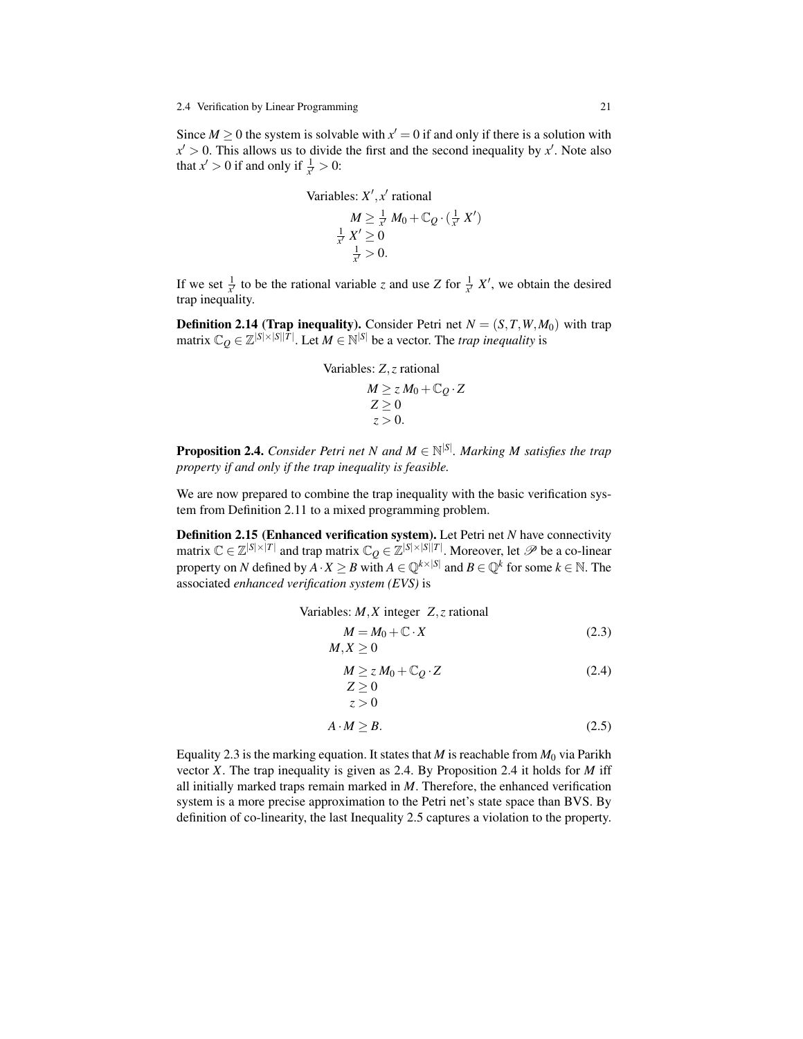Since $M \geq 0$ the system is solvable with $x' = 0$ if and only if there is a solution with $x' > 0$. This allows us to divide the first and the second inequality by $x'$. Note also that $x' > 0$ if and only if $\frac{1}{x'} > 0$:

$$
\begin{aligned}
&\text{Variables: } X', x' \text{ rational} \\
&\quad M \geq \tfrac{1}{x'}\, M_0 + \mathbb{C}_Q \cdot (\tfrac{1}{x'}\, X') \\
&\quad \tfrac{1}{x'}\, X' \geq 0 \\
&\quad \tfrac{1}{x'} > 0.
\end{aligned}
$$

If we set $\frac{1}{x'}$ to be the rational variable $z$ and use $Z$ for $\frac{1}{x'}\, X'$, we obtain the desired trap inequality.

**Definition 2.14 (Trap inequality).** Consider Petri net $N = (S, T, W, M_0)$ with trap matrix $\mathbb{C}_Q \in \mathbb{Z}^{|S| \times |S||T|}$. Let $M \in \mathbb{N}^{|S|}$ be a vector. The *trap inequality* is

$$
\begin{aligned}
&\text{Variables: } Z, z \text{ rational} \\
&\quad M \geq z\, M_0 + \mathbb{C}_Q \cdot Z \\
&\quad Z \geq 0 \\
&\quad z > 0.
\end{aligned}
$$

**Proposition 2.4.** *Consider Petri net $N$ and $M \in \mathbb{N}^{|S|}$. Marking $M$ satisfies the trap property if and only if the trap inequality is feasible.*

We are now prepared to combine the trap inequality with the basic verification system from Definition 2.11 to a mixed programming problem.

**Definition 2.15 (Enhanced verification system).** Let Petri net $N$ have connectivity matrix $\mathbb{C} \in \mathbb{Z}^{|S| \times |T|}$ and trap matrix $\mathbb{C}_Q \in \mathbb{Z}^{|S| \times |S||T|}$. Moreover, let $\mathscr{P}$ be a co-linear property on $N$ defined by $A \cdot X \geq B$ with $A \in \mathbb{Q}^{k \times |S|}$ and $B \in \mathbb{Q}^k$ for some $k \in \mathbb{N}$. The associated *enhanced verification system (EVS)* is

$$
\begin{aligned}
&\text{Variables: } M, X \text{ integer} \quad Z, z \text{ rational} \\
&\quad M = M_0 + \mathbb{C} \cdot X && (2.3) \\
&\quad M, X \geq 0 \\
&\quad M \geq z\, M_0 + \mathbb{C}_Q \cdot Z && (2.4) \\
&\quad Z \geq 0 \\
&\quad z > 0 \\
&\quad A \cdot M \geq B. && (2.5)
\end{aligned}
$$

Equality 2.3 is the marking equation. It states that $M$ is reachable from $M_0$ via Parikh vector $X$. The trap inequality is given as 2.4. By Proposition 2.4 it holds for $M$ iff all initially marked traps remain marked in $M$. Therefore, the enhanced verification system is a more precise approximation to the Petri net's state space than BVS. By definition of co-linearity, the last Inequality 2.5 captures a violation to the property.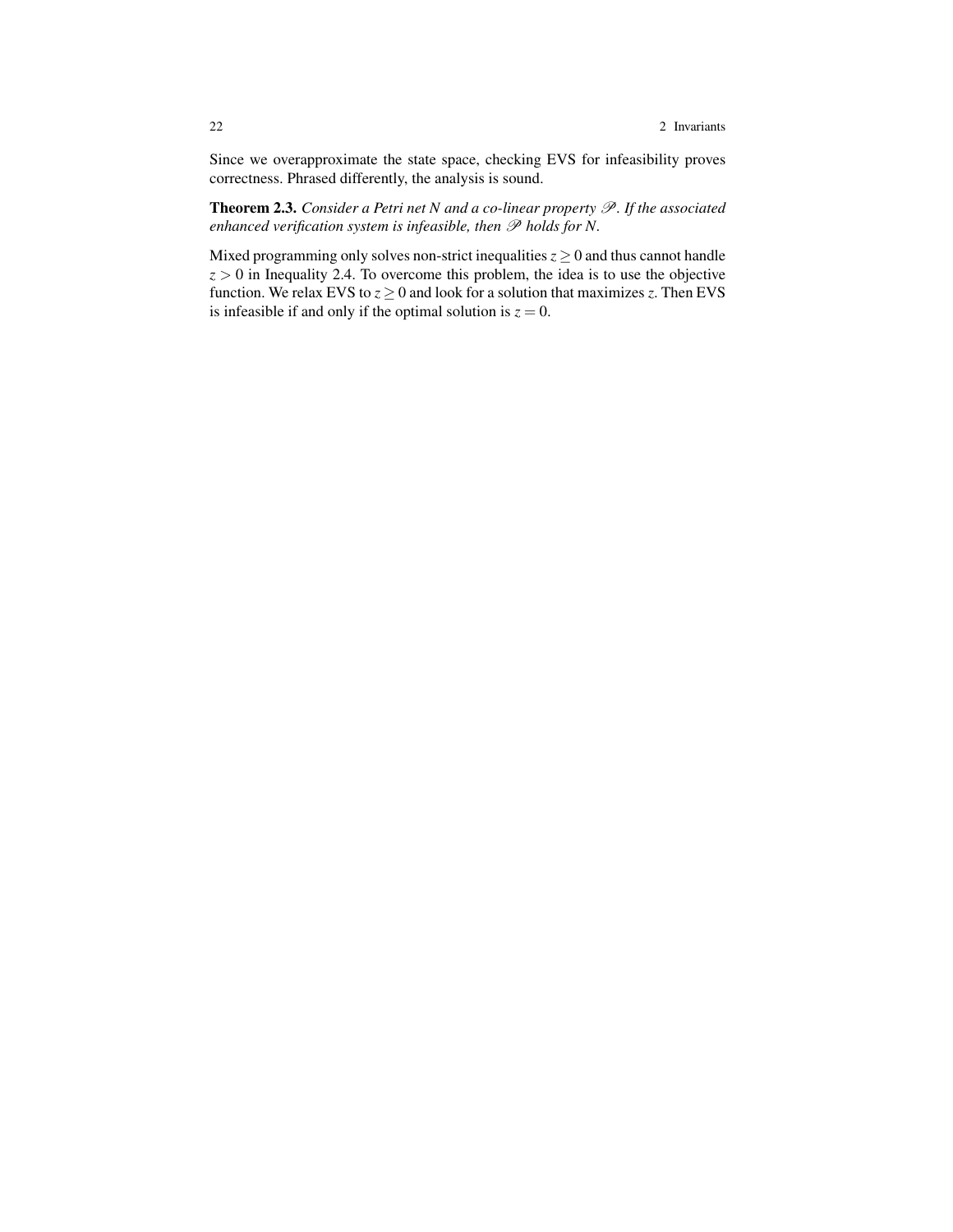Since we overapproximate the state space, checking EVS for infeasibility proves correctness. Phrased differently, the analysis is sound.

**Theorem 2.3.** *Consider a Petri net $N$ and a co-linear property $\mathscr{P}$. If the associated enhanced verification system is infeasible, then $\mathscr{P}$ holds for $N$.*

Mixed programming only solves non-strict inequalities $z \geq 0$ and thus cannot handle $z > 0$ in Inequality 2.4. To overcome this problem, the idea is to use the objective function. We relax EVS to $z \geq 0$ and look for a solution that maximizes $z$. Then EVS is infeasible if and only if the optimal solution is $z = 0$.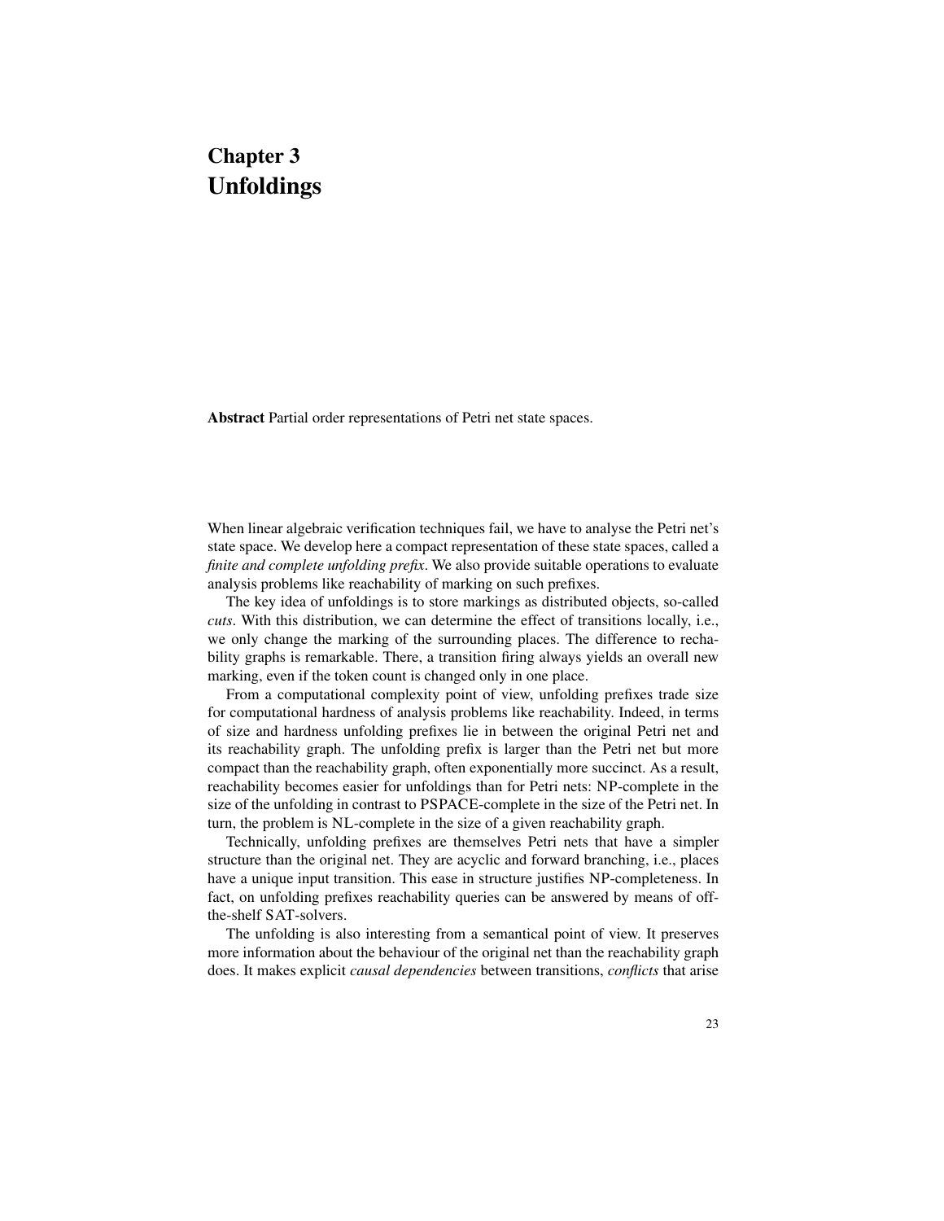# Chapter 3
# Unfoldings

**Abstract** Partial order representations of Petri net state spaces.

When linear algebraic verification techniques fail, we have to analyse the Petri net's state space. We develop here a compact representation of these state spaces, called a *finite and complete unfolding prefix*. We also provide suitable operations to evaluate analysis problems like reachability of marking on such prefixes.

The key idea of unfoldings is to store markings as distributed objects, so-called *cuts*. With this distribution, we can determine the effect of transitions locally, i.e., we only change the marking of the surrounding places. The difference to rechability graphs is remarkable. There, a transition firing always yields an overall new marking, even if the token count is changed only in one place.

From a computational complexity point of view, unfolding prefixes trade size for computational hardness of analysis problems like reachability. Indeed, in terms of size and hardness unfolding prefixes lie in between the original Petri net and its reachability graph. The unfolding prefix is larger than the Petri net but more compact than the reachability graph, often exponentially more succinct. As a result, reachability becomes easier for unfoldings than for Petri nets: NP-complete in the size of the unfolding in contrast to PSPACE-complete in the size of the Petri net. In turn, the problem is NL-complete in the size of a given reachability graph.

Technically, unfolding prefixes are themselves Petri nets that have a simpler structure than the original net. They are acyclic and forward branching, i.e., places have a unique input transition. This ease in structure justifies NP-completeness. In fact, on unfolding prefixes reachability queries can be answered by means of off-the-shelf SAT-solvers.

The unfolding is also interesting from a semantical point of view. It preserves more information about the behaviour of the original net than the reachability graph does. It makes explicit *causal dependencies* between transitions, *conflicts* that arise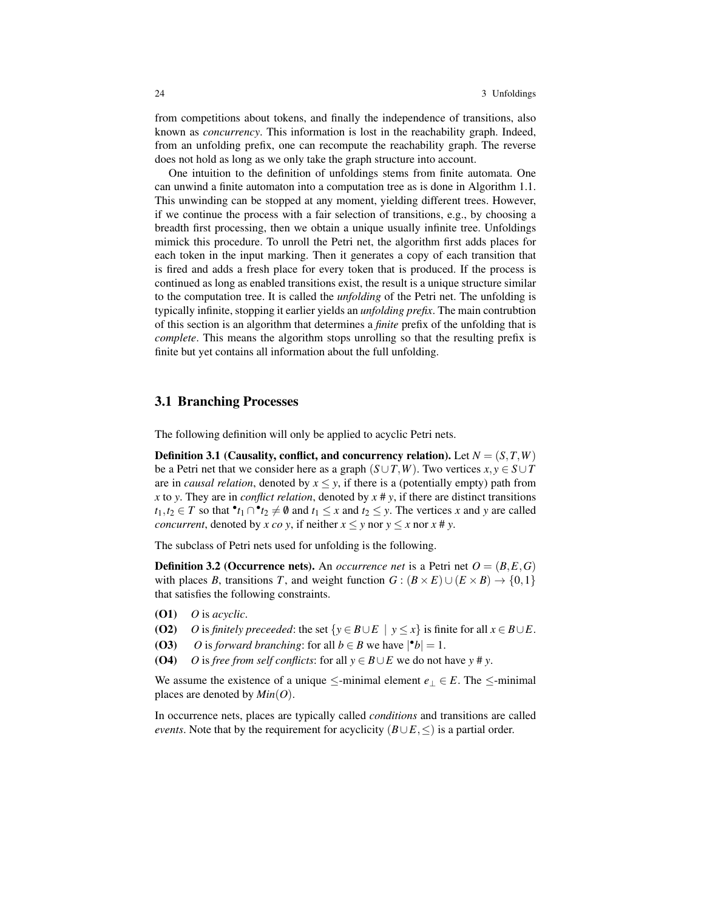from competitions about tokens, and finally the independence of transitions, also known as *concurrency*. This information is lost in the reachability graph. Indeed, from an unfolding prefix, one can recompute the reachability graph. The reverse does not hold as long as we only take the graph structure into account.

One intuition to the definition of unfoldings stems from finite automata. One can unwind a finite automaton into a computation tree as is done in Algorithm 1.1. This unwinding can be stopped at any moment, yielding different trees. However, if we continue the process with a fair selection of transitions, e.g., by choosing a breadth first processing, then we obtain a unique usually infinite tree. Unfoldings mimick this procedure. To unroll the Petri net, the algorithm first adds places for each token in the input marking. Then it generates a copy of each transition that is fired and adds a fresh place for every token that is produced. If the process is continued as long as enabled transitions exist, the result is a unique structure similar to the computation tree. It is called the *unfolding* of the Petri net. The unfolding is typically infinite, stopping it earlier yields an *unfolding prefix*. The main contrubtion of this section is an algorithm that determines a *finite* prefix of the unfolding that is *complete*. This means the algorithm stops unrolling so that the resulting prefix is finite but yet contains all information about the full unfolding.

## 3.1 Branching Processes

The following definition will only be applied to acyclic Petri nets.

**Definition 3.1 (Causality, conflict, and concurrency relation).** Let $N = (S, T, W)$ be a Petri net that we consider here as a graph $(S \cup T, W)$. Two vertices $x, y \in S \cup T$ are in *causal relation*, denoted by $x \leq y$, if there is a (potentially empty) path from $x$ to $y$. They are in *conflict relation*, denoted by $x \# y$, if there are distinct transitions $t_1, t_2 \in T$ so that ${}^\bullet t_1 \cap {}^\bullet t_2 \neq \emptyset$ and $t_1 \leq x$ and $t_2 \leq y$. The vertices $x$ and $y$ are called *concurrent*, denoted by $x \; co \; y$, if neither $x \leq y$ nor $y \leq x$ nor $x \# y$.

The subclass of Petri nets used for unfolding is the following.

**Definition 3.2 (Occurrence nets).** An *occurrence net* is a Petri net $O = (B, E, G)$ with places $B$, transitions $T$, and weight function $G : (B \times E) \cup (E \times B) \to \{0, 1\}$ that satisfies the following constraints.

- **(O1)** $O$ is *acyclic*.
- **(O2)** $O$ is *finitely preceeded*: the set $\{y \in B \cup E \mid y \leq x\}$ is finite for all $x \in B \cup E$.
- **(O3)** $O$ is *forward branching*: for all $b \in B$ we have $|{}^\bullet b| = 1$.
- **(O4)** $O$ is *free from self conflicts*: for all $y \in B \cup E$ we do not have $y \# y$.

We assume the existence of a unique $\leq$-minimal element $e_\perp \in E$. The $\leq$-minimal places are denoted by $Min(O)$.

In occurrence nets, places are typically called *conditions* and transitions are called *events*. Note that by the requirement for acyclicity $(B \cup E, \leq)$ is a partial order.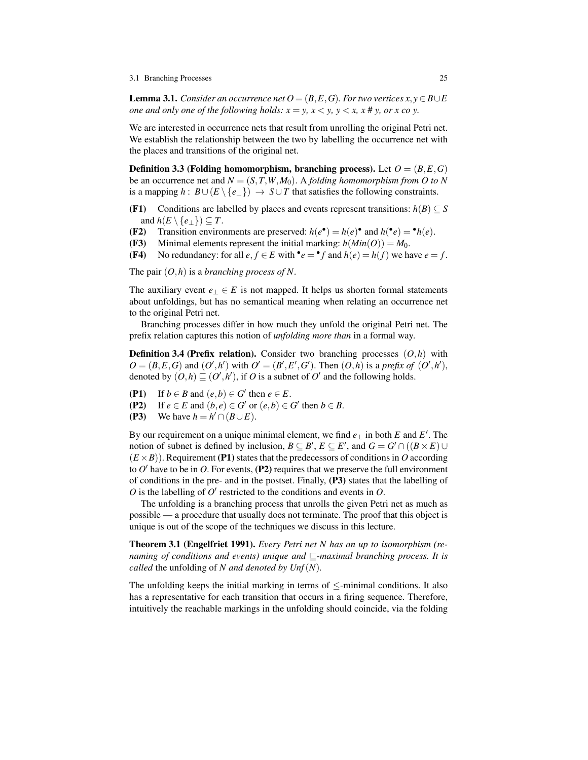**Lemma 3.1.** *Consider an occurrence net $O = (B, E, G)$. For two vertices $x, y \in B \cup E$ one and only one of the following holds: $x = y$, $x < y$, $y < x$, $x \,\#\, y$, or $x \text{ co } y$.*

We are interested in occurrence nets that result from unrolling the original Petri net. We establish the relationship between the two by labelling the occurrence net with the places and transitions of the original net.

**Definition 3.3 (Folding homomorphism, branching process).** Let $O = (B, E, G)$ be an occurrence net and $N = (S, T, W, M_0)$. A *folding homomorphism from $O$ to $N$* is a mapping $h : B \cup (E \setminus \{e_\perp\}) \rightarrow S \cup T$ that satisfies the following constraints.

- **(F1)** Conditions are labelled by places and events represent transitions: $h(B) \subseteq S$ and $h(E \setminus \{e_\perp\}) \subseteq T$.
- **(F2)** Transition environments are preserved: $h(e^\bullet) = h(e)^\bullet$ and $h(^\bullet e) = {}^\bullet h(e)$.
- **(F3)** Minimal elements represent the initial marking: $h(Min(O)) = M_0$.
- **(F4)** No redundancy: for all $e, f \in E$ with $^\bullet e = {}^\bullet f$ and $h(e) = h(f)$ we have $e = f$.

The pair $(O, h)$ is a *branching process of $N$*.

The auxiliary event $e_\perp \in E$ is not mapped. It helps us shorten formal statements about unfoldings, but has no semantical meaning when relating an occurrence net to the original Petri net.

Branching processes differ in how much they unfold the original Petri net. The prefix relation captures this notion of *unfolding more than* in a formal way.

**Definition 3.4 (Prefix relation).** Consider two branching processes $(O, h)$ with $O = (B, E, G)$ and $(O', h')$ with $O' = (B', E', G')$. Then $(O, h)$ is a *prefix of* $(O', h')$, denoted by $(O, h) \sqsubseteq (O', h')$, if $O$ is a subnet of $O'$ and the following holds.

- **(P1)** If $b \in B$ and $(e, b) \in G'$ then $e \in E$.
- **(P2)** If $e \in E$ and $(b, e) \in G'$ or $(e, b) \in G'$ then $b \in B$.
- **(P3)** We have $h = h' \cap (B \cup E)$.

By our requirement on a unique minimal element, we find $e_\perp$ in both $E$ and $E'$. The notion of subnet is defined by inclusion, $B \subseteq B'$, $E \subseteq E'$, and $G = G' \cap ((B \times E) \cup (E \times B))$. Requirement **(P1)** states that the predecessors of conditions in $O$ according to $O'$ have to be in $O$. For events, **(P2)** requires that we preserve the full environment of conditions in the pre- and in the postset. Finally, **(P3)** states that the labelling of $O$ is the labelling of $O'$ restricted to the conditions and events in $O$.

The unfolding is a branching process that unrolls the given Petri net as much as possible — a procedure that usually does not terminate. The proof that this object is unique is out of the scope of the techniques we discuss in this lecture.

**Theorem 3.1 (Engelfriet 1991).** *Every Petri net $N$ has an up to isomorphism (renaming of conditions and events) unique and $\sqsubseteq$-maximal branching process. It is called* the unfolding of *$N$ and denoted by $Unf(N)$.*

The unfolding keeps the initial marking in terms of $\leq$-minimal conditions. It also has a representative for each transition that occurs in a firing sequence. Therefore, intuitively the reachable markings in the unfolding should coincide, via the folding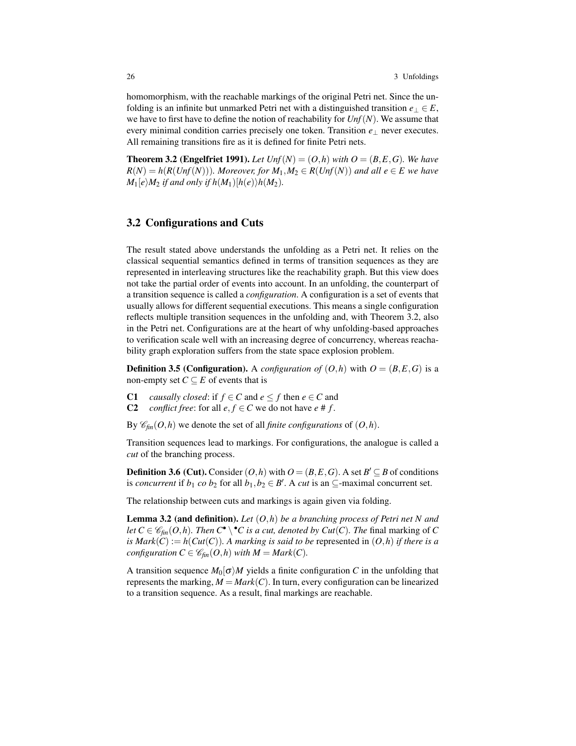homomorphism, with the reachable markings of the original Petri net. Since the unfolding is an infinite but unmarked Petri net with a distinguished transition $e_\perp \in E$, we have to first have to define the notion of reachability for $Unf(N)$. We assume that every minimal condition carries precisely one token. Transition $e_\perp$ never executes. All remaining transitions fire as it is defined for finite Petri nets.

**Theorem 3.2 (Engelfriet 1991).** *Let $Unf(N) = (O,h)$ with $O = (B,E,G)$. We have $R(N) = h(R(Unf(N)))$. Moreover, for $M_1, M_2 \in R(Unf(N))$ and all $e \in E$ we have $M_1[e\rangle M_2$ if and only if $h(M_1)[h(e)\rangle h(M_2)$.*

## 3.2 Configurations and Cuts

The result stated above understands the unfolding as a Petri net. It relies on the classical sequential semantics defined in terms of transition sequences as they are represented in interleaving structures like the reachability graph. But this view does not take the partial order of events into account. In an unfolding, the counterpart of a transition sequence is called a *configuration*. A configuration is a set of events that usually allows for different sequential executions. This means a single configuration reflects multiple transition sequences in the unfolding and, with Theorem 3.2, also in the Petri net. Configurations are at the heart of why unfolding-based approaches to verification scale well with an increasing degree of concurrency, whereas reachability graph exploration suffers from the state space explosion problem.

**Definition 3.5 (Configuration).** A *configuration of* $(O,h)$ with $O = (B,E,G)$ is a non-empty set $C \subseteq E$ of events that is

**C1** *causally closed*: if $f \in C$ and $e \leq f$ then $e \in C$ and
**C2** *conflict free*: for all $e, f \in C$ we do not have $e \# f$.

By $\mathscr{C}_{fin}(O,h)$ we denote the set of all *finite configurations* of $(O,h)$.

Transition sequences lead to markings. For configurations, the analogue is called a *cut* of the branching process.

**Definition 3.6 (Cut).** Consider $(O,h)$ with $O = (B,E,G)$. A set $B' \subseteq B$ of conditions is *concurrent* if $b_1 \; co \; b_2$ for all $b_1, b_2 \in B'$. A *cut* is an $\subseteq$-maximal concurrent set.

The relationship between cuts and markings is again given via folding.

**Lemma 3.2 (and definition).** *Let $(O,h)$ be a branching process of Petri net $N$ and let $C \in \mathscr{C}_{fin}(O,h)$. Then $C^\bullet \setminus {}^\bullet C$ is a cut, denoted by $Cut(C)$. The* final marking of $C$ *is $Mark(C) := h(Cut(C))$. A marking is said to be* represented in $(O,h)$ *if there is a configuration $C \in \mathscr{C}_{fin}(O,h)$ with $M = Mark(C)$.*

A transition sequence $M_0[\sigma\rangle M$ yields a finite configuration $C$ in the unfolding that represents the marking, $M = Mark(C)$. In turn, every configuration can be linearized to a transition sequence. As a result, final markings are reachable.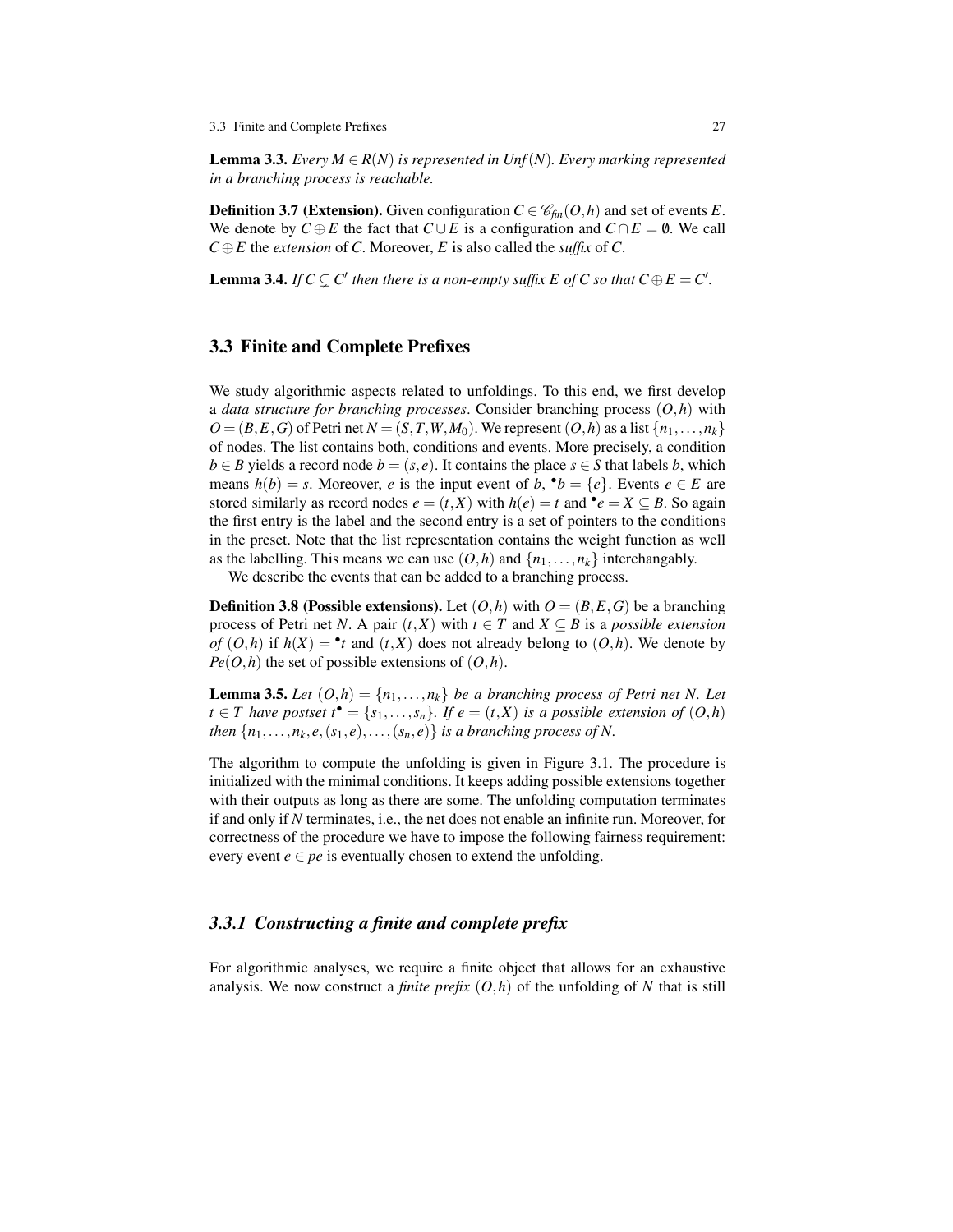**Lemma 3.3.** *Every $M \in R(N)$ is represented in $Unf(N)$. Every marking represented in a branching process is reachable.*

**Definition 3.7 (Extension).** Given configuration $C \in \mathscr{C}_{fin}(O,h)$ and set of events $E$. We denote by $C \oplus E$ the fact that $C \cup E$ is a configuration and $C \cap E = \emptyset$. We call $C \oplus E$ the *extension* of $C$. Moreover, $E$ is also called the *suffix* of $C$.

**Lemma 3.4.** *If $C \subsetneq C'$ then there is a non-empty suffix $E$ of $C$ so that $C \oplus E = C'$.*

## 3.3 Finite and Complete Prefixes

We study algorithmic aspects related to unfoldings. To this end, we first develop a *data structure for branching processes*. Consider branching process $(O,h)$ with $O = (B,E,G)$ of Petri net $N = (S,T,W,M_0)$. We represent $(O,h)$ as a list $\{n_1,\ldots,n_k\}$ of nodes. The list contains both, conditions and events. More precisely, a condition $b \in B$ yields a record node $b = (s,e)$. It contains the place $s \in S$ that labels $b$, which means $h(b) = s$. Moreover, $e$ is the input event of $b$, ${}^\bullet b = \{e\}$. Events $e \in E$ are stored similarly as record nodes $e = (t,X)$ with $h(e) = t$ and ${}^\bullet e = X \subseteq B$. So again the first entry is the label and the second entry is a set of pointers to the conditions in the preset. Note that the list representation contains the weight function as well as the labelling. This means we can use $(O,h)$ and $\{n_1,\ldots,n_k\}$ interchangably.

We describe the events that can be added to a branching process.

**Definition 3.8 (Possible extensions).** Let $(O,h)$ with $O = (B,E,G)$ be a branching process of Petri net $N$. A pair $(t,X)$ with $t \in T$ and $X \subseteq B$ is a *possible extension of* $(O,h)$ if $h(X) = {}^\bullet t$ and $(t,X)$ does not already belong to $(O,h)$. We denote by $Pe(O,h)$ the set of possible extensions of $(O,h)$.

**Lemma 3.5.** *Let $(O,h) = \{n_1,\ldots,n_k\}$ be a branching process of Petri net $N$. Let $t \in T$ have postset $t^\bullet = \{s_1,\ldots,s_n\}$. If $e = (t,X)$ is a possible extension of $(O,h)$ then $\{n_1,\ldots,n_k,e,(s_1,e),\ldots,(s_n,e)\}$ is a branching process of $N$.*

The algorithm to compute the unfolding is given in Figure 3.1. The procedure is initialized with the minimal conditions. It keeps adding possible extensions together with their outputs as long as there are some. The unfolding computation terminates if and only if $N$ terminates, i.e., the net does not enable an infinite run. Moreover, for correctness of the procedure we have to impose the following fairness requirement: every event $e \in pe$ is eventually chosen to extend the unfolding.

### 3.3.1 Constructing a finite and complete prefix

For algorithmic analyses, we require a finite object that allows for an exhaustive analysis. We now construct a *finite prefix* $(O,h)$ of the unfolding of $N$ that is still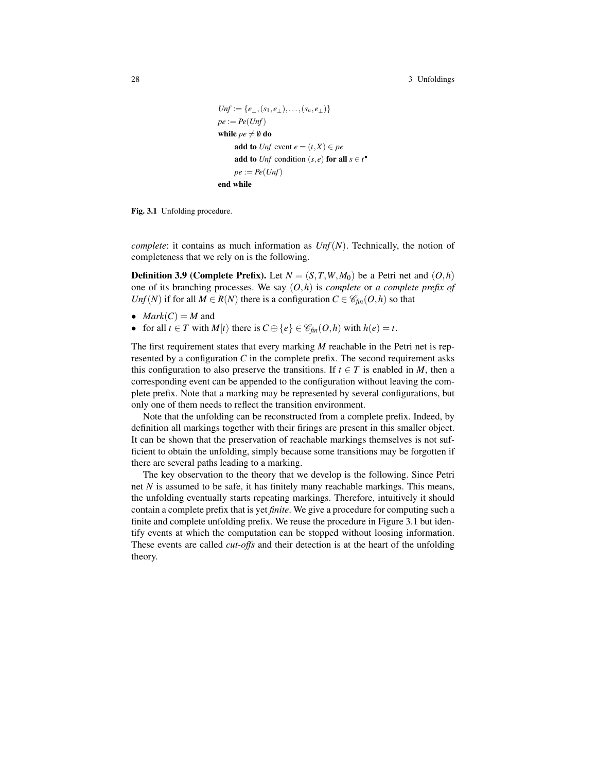```
Unf := {e⊥, (s1, e⊥), ..., (sn, e⊥)}
pe := Pe(Unf)
while pe ≠ ∅ do
      add to Unf event e = (t, X) ∈ pe
      add to Unf condition (s, e) for all s ∈ t•
      pe := Pe(Unf)
end while
```

**Fig. 3.1** Unfolding procedure.

*complete*: it contains as much information as $\mathit{Unf}(N)$. Technically, the notion of completeness that we rely on is the following.

**Definition 3.9 (Complete Prefix).** Let $N = (S, T, W, M_0)$ be a Petri net and $(O, h)$ one of its branching processes. We say $(O, h)$ is *complete* or *a complete prefix of* $\mathit{Unf}(N)$ if for all $M \in R(N)$ there is a configuration $C \in \mathscr{C}_{\mathit{fin}}(O, h)$ so that

- $\mathit{Mark}(C) = M$ and
- for all $t \in T$ with $M[t\rangle$ there is $C \oplus \{e\} \in \mathscr{C}_{\mathit{fin}}(O, h)$ with $h(e) = t$.

The first requirement states that every marking $M$ reachable in the Petri net is represented by a configuration $C$ in the complete prefix. The second requirement asks this configuration to also preserve the transitions. If $t \in T$ is enabled in $M$, then a corresponding event can be appended to the configuration without leaving the complete prefix. Note that a marking may be represented by several configurations, but only one of them needs to reflect the transition environment.

Note that the unfolding can be reconstructed from a complete prefix. Indeed, by definition all markings together with their firings are present in this smaller object. It can be shown that the preservation of reachable markings themselves is not sufficient to obtain the unfolding, simply because some transitions may be forgotten if there are several paths leading to a marking.

The key observation to the theory that we develop is the following. Since Petri net $N$ is assumed to be safe, it has finitely many reachable markings. This means, the unfolding eventually starts repeating markings. Therefore, intuitively it should contain a complete prefix that is yet *finite*. We give a procedure for computing such a finite and complete unfolding prefix. We reuse the procedure in Figure 3.1 but identify events at which the computation can be stopped without loosing information. These events are called *cut-offs* and their detection is at the heart of the unfolding theory.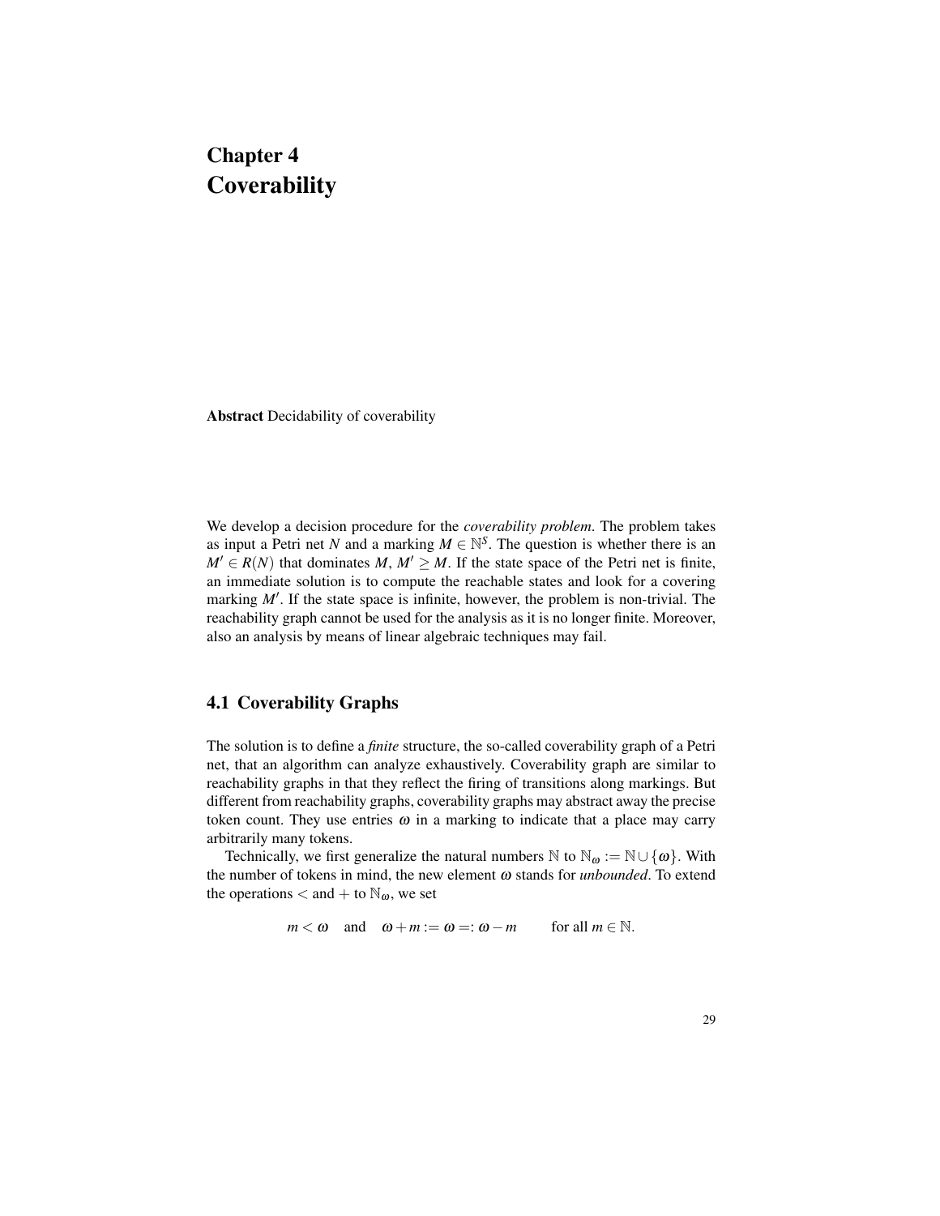# Chapter 4
# Coverability

**Abstract** Decidability of coverability

We develop a decision procedure for the *coverability problem*. The problem takes as input a Petri net $N$ and a marking $M \in \mathbb{N}^S$. The question is whether there is an $M' \in R(N)$ that dominates $M$, $M' \geq M$. If the state space of the Petri net is finite, an immediate solution is to compute the reachable states and look for a covering marking $M'$. If the state space is infinite, however, the problem is non-trivial. The reachability graph cannot be used for the analysis as it is no longer finite. Moreover, also an analysis by means of linear algebraic techniques may fail.

## 4.1 Coverability Graphs

The solution is to define a *finite* structure, the so-called coverability graph of a Petri net, that an algorithm can analyze exhaustively. Coverability graph are similar to reachability graphs in that they reflect the firing of transitions along markings. But different from reachability graphs, coverability graphs may abstract away the precise token count. They use entries $\omega$ in a marking to indicate that a place may carry arbitrarily many tokens.

Technically, we first generalize the natural numbers $\mathbb{N}$ to $\mathbb{N}_\omega := \mathbb{N} \cup \{\omega\}$. With the number of tokens in mind, the new element $\omega$ stands for *unbounded*. To extend the operations $<$ and $+$ to $\mathbb{N}_\omega$, we set

$$m < \omega \quad \text{and} \quad \omega + m := \omega =: \omega - m \qquad \text{for all } m \in \mathbb{N}.$$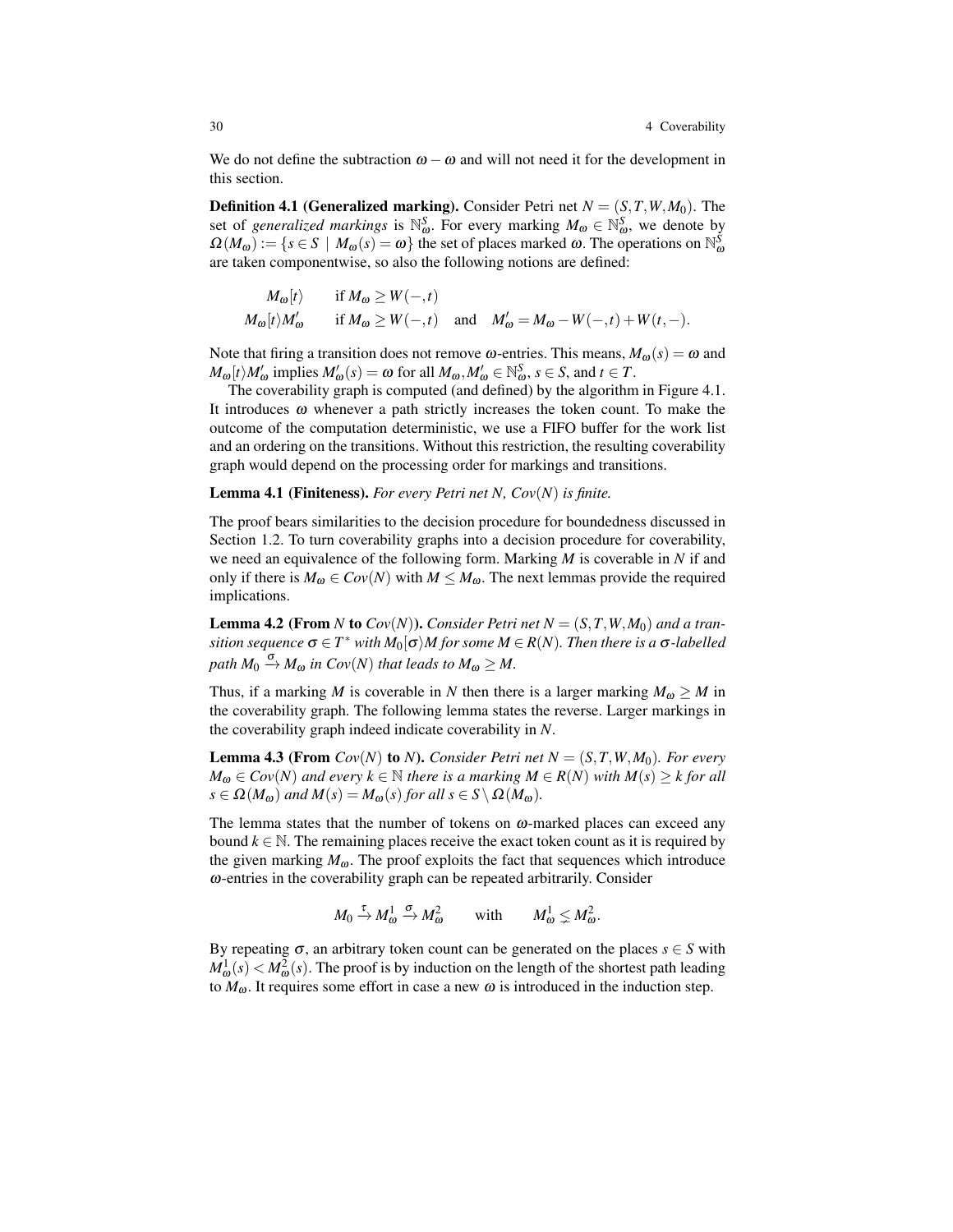We do not define the subtraction $\omega - \omega$ and will not need it for the development in this section.

**Definition 4.1 (Generalized marking).** Consider Petri net $N = (S, T, W, M_0)$. The set of *generalized markings* is $\mathbb{N}_\omega^S$. For every marking $M_\omega \in \mathbb{N}_\omega^S$, we denote by $\Omega(M_\omega) := \{s \in S \mid M_\omega(s) = \omega\}$ the set of places marked $\omega$. The operations on $\mathbb{N}_\omega^S$ are taken componentwise, so also the following notions are defined:

$$M_\omega[t\rangle \qquad \text{if } M_\omega \geq W(-,t)$$
$$M_\omega[t\rangle M'_\omega \qquad \text{if } M_\omega \geq W(-,t) \quad \text{and} \quad M'_\omega = M_\omega - W(-,t) + W(t,-).$$

Note that firing a transition does not remove $\omega$-entries. This means, $M_\omega(s) = \omega$ and $M_\omega[t\rangle M'_\omega$ implies $M'_\omega(s) = \omega$ for all $M_\omega, M'_\omega \in \mathbb{N}_\omega^S$, $s \in S$, and $t \in T$.

The coverability graph is computed (and defined) by the algorithm in Figure 4.1. It introduces $\omega$ whenever a path strictly increases the token count. To make the outcome of the computation deterministic, we use a FIFO buffer for the work list and an ordering on the transitions. Without this restriction, the resulting coverability graph would depend on the processing order for markings and transitions.

**Lemma 4.1 (Finiteness).** *For every Petri net $N$, $Cov(N)$ is finite.*

The proof bears similarities to the decision procedure for boundedness discussed in Section 1.2. To turn coverability graphs into a decision procedure for coverability, we need an equivalence of the following form. Marking $M$ is coverable in $N$ if and only if there is $M_\omega \in Cov(N)$ with $M \leq M_\omega$. The next lemmas provide the required implications.

**Lemma 4.2 (From $N$ to $Cov(N)$).** *Consider Petri net $N = (S, T, W, M_0)$ and a transition sequence $\sigma \in T^*$ with $M_0[\sigma\rangle M$ for some $M \in R(N)$. Then there is a $\sigma$-labelled path $M_0 \xrightarrow{\sigma} M_\omega$ in $Cov(N)$ that leads to $M_\omega \geq M$.*

Thus, if a marking $M$ is coverable in $N$ then there is a larger marking $M_\omega \geq M$ in the coverability graph. The following lemma states the reverse. Larger markings in the coverability graph indeed indicate coverability in $N$.

**Lemma 4.3 (From $Cov(N)$ to $N$).** *Consider Petri net $N = (S, T, W, M_0)$. For every $M_\omega \in Cov(N)$ and every $k \in \mathbb{N}$ there is a marking $M \in R(N)$ with $M(s) \geq k$ for all $s \in \Omega(M_\omega)$ and $M(s) = M_\omega(s)$ for all $s \in S \setminus \Omega(M_\omega)$.*

The lemma states that the number of tokens on $\omega$-marked places can exceed any bound $k \in \mathbb{N}$. The remaining places receive the exact token count as it is required by the given marking $M_\omega$. The proof exploits the fact that sequences which introduce $\omega$-entries in the coverability graph can be repeated arbitrarily. Consider

$$M_0 \xrightarrow{\tau} M_\omega^1 \xrightarrow{\sigma} M_\omega^2 \qquad \text{with} \qquad M_\omega^1 \lneq M_\omega^2.$$

By repeating $\sigma$, an arbitrary token count can be generated on the places $s \in S$ with $M_\omega^1(s) < M_\omega^2(s)$. The proof is by induction on the length of the shortest path leading to $M_\omega$. It requires some effort in case a new $\omega$ is introduced in the induction step.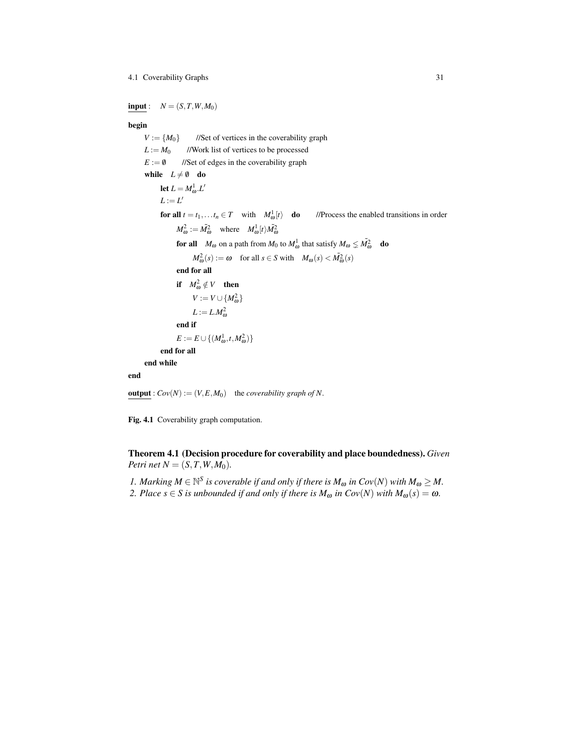**input** : $N = (S, T, W, M_0)$

```
begin
    V := {M_0}        //Set of vertices in the coverability graph
    L := M_0          //Work list of vertices to be processed
    E := ∅            //Set of edges in the coverability graph
    while  L ≠ ∅  do
        let L = M^1_ω.L'
        L := L'
        for all t = t_1, ... t_n ∈ T  with  M^1_ω[t⟩  do      //Process the enabled transitions in order
            M^2_ω := M̃^2_ω  where  M^1_ω[t⟩M̃^2_ω
            for all  M_ω on a path from M_0 to M^1_ω that satisfy M_ω ≨ M̃^2_ω  do
                M^2_ω(s) := ω  for all s ∈ S with  M_ω(s) < M̃^2_ω(s)
            end for all
            if  M^2_ω ∉ V  then
                V := V ∪ {M^2_ω}
                L := L.M^2_ω
            end if
            E := E ∪ {(M^1_ω, t, M^2_ω)}
        end for all
    end while
end
```

**output** : $Cov(N) := (V, E, M_0)$ the *coverability graph of N*.

**Fig. 4.1** Coverability graph computation.

**Theorem 4.1 (Decision procedure for coverability and place boundedness).** *Given Petri net $N = (S, T, W, M_0)$.*

1. *Marking $M \in \mathbb{N}^S$ is coverable if and only if there is $M_\omega$ in $Cov(N)$ with $M_\omega \geq M$.*
2. *Place $s \in S$ is unbounded if and only if there is $M_\omega$ in $Cov(N)$ with $M_\omega(s) = \omega$.*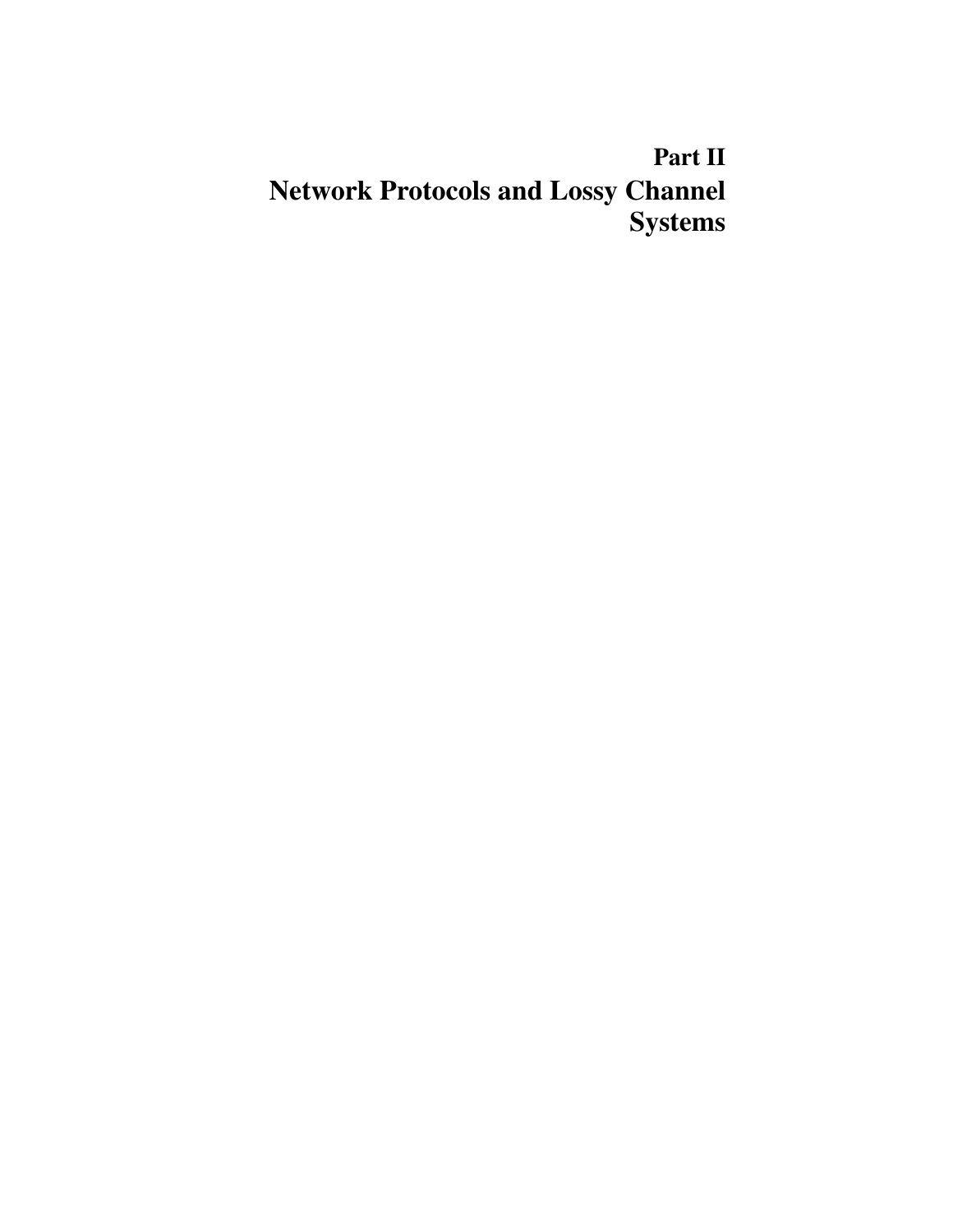# Part II
# Network Protocols and Lossy Channel Systems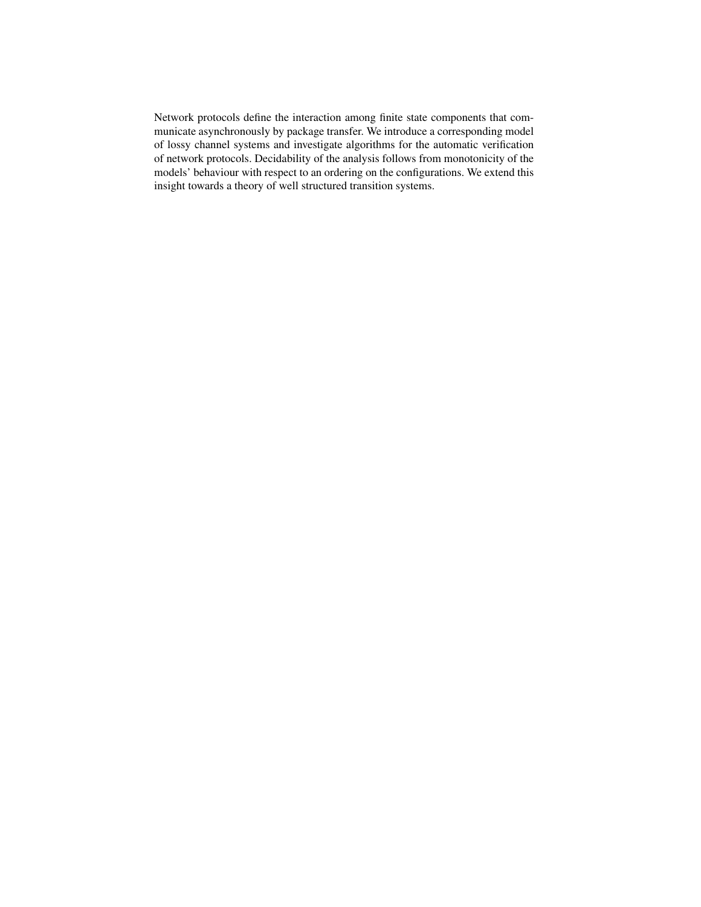Network protocols define the interaction among finite state components that communicate asynchronously by package transfer. We introduce a corresponding model of lossy channel systems and investigate algorithms for the automatic verification of network protocols. Decidability of the analysis follows from monotonicity of the models' behaviour with respect to an ordering on the configurations. We extend this insight towards a theory of well structured transition systems.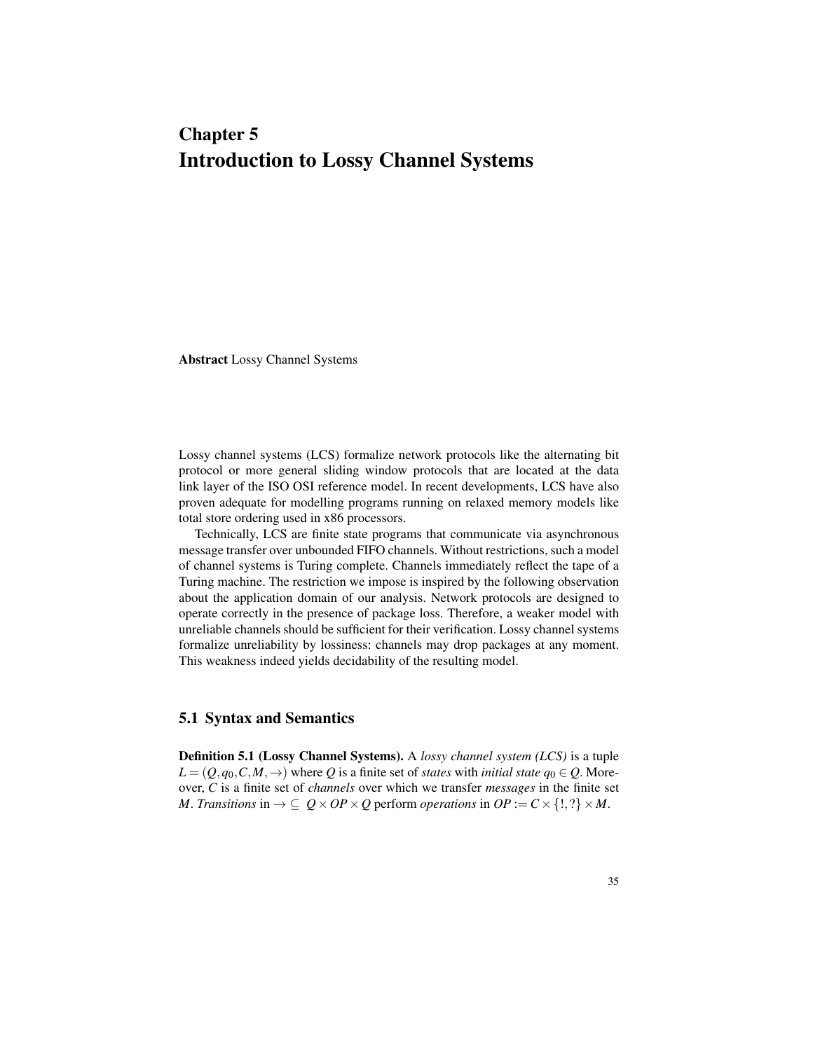# Chapter 5
# Introduction to Lossy Channel Systems

**Abstract** Lossy Channel Systems

Lossy channel systems (LCS) formalize network protocols like the alternating bit protocol or more general sliding window protocols that are located at the data link layer of the ISO OSI reference model. In recent developments, LCS have also proven adequate for modelling programs running on relaxed memory models like total store ordering used in x86 processors.

Technically, LCS are finite state programs that communicate via asynchronous message transfer over unbounded FIFO channels. Without restrictions, such a model of channel systems is Turing complete. Channels immediately reflect the tape of a Turing machine. The restriction we impose is inspired by the following observation about the application domain of our analysis. Network protocols are designed to operate correctly in the presence of package loss. Therefore, a weaker model with unreliable channels should be sufficient for their verification. Lossy channel systems formalize unreliability by lossiness: channels may drop packages at any moment. This weakness indeed yields decidability of the resulting model.

## 5.1 Syntax and Semantics

**Definition 5.1 (Lossy Channel Systems).** A *lossy channel system (LCS)* is a tuple $L = (Q, q_0, C, M, \rightarrow)$ where $Q$ is a finite set of *states* with *initial state* $q_0 \in Q$. Moreover, $C$ is a finite set of *channels* over which we transfer *messages* in the finite set $M$. *Transitions* in $\rightarrow \subseteq Q \times OP \times Q$ perform *operations* in $OP := C \times \{!, ?\} \times M$.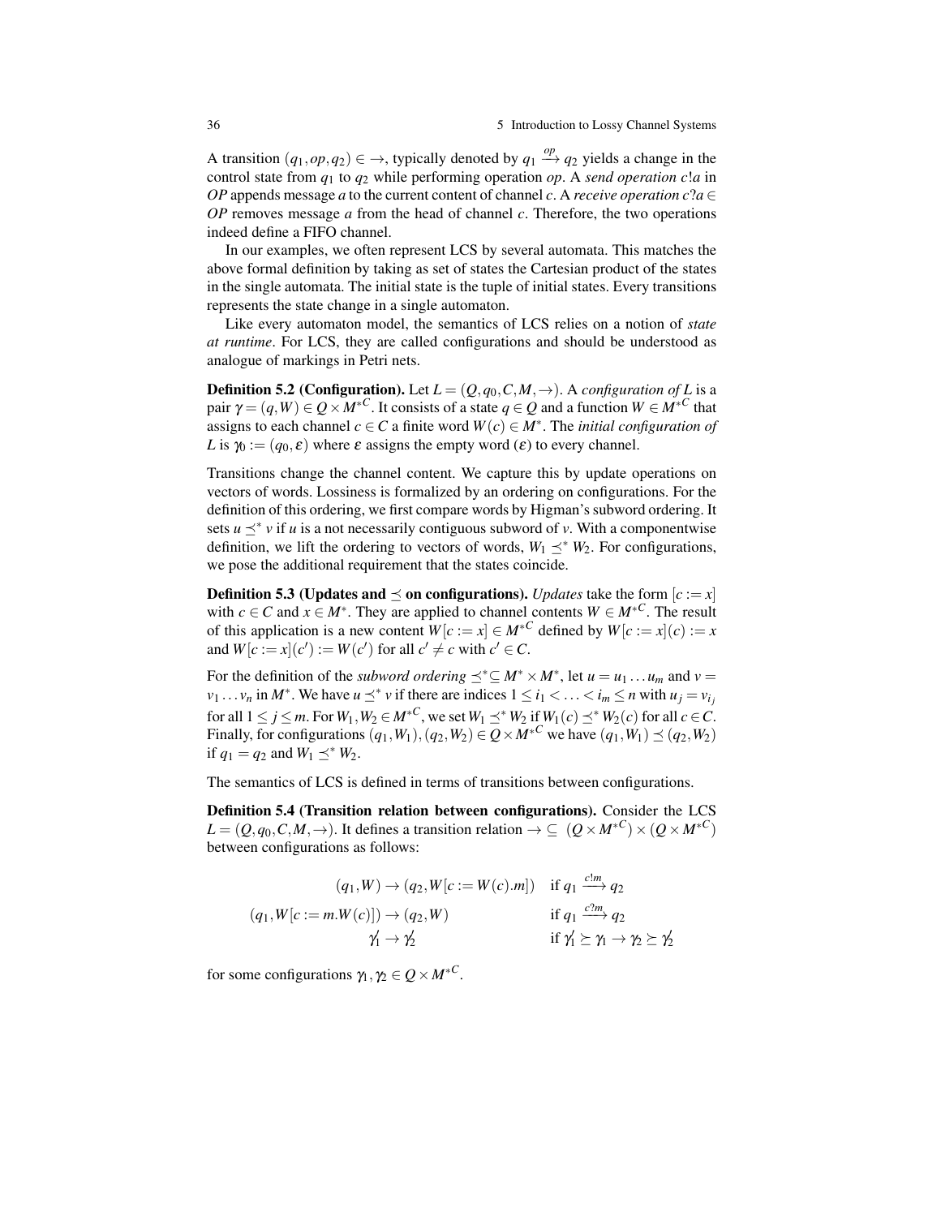A transition $(q_1, op, q_2) \in \rightarrow$, typically denoted by $q_1 \xrightarrow{op} q_2$ yields a change in the control state from $q_1$ to $q_2$ while performing operation $op$. A *send operation* $c!a$ in $OP$ appends message $a$ to the current content of channel $c$. A *receive operation* $c?a \in OP$ removes message $a$ from the head of channel $c$. Therefore, the two operations indeed define a FIFO channel.

In our examples, we often represent LCS by several automata. This matches the above formal definition by taking as set of states the Cartesian product of the states in the single automata. The initial state is the tuple of initial states. Every transitions represents the state change in a single automaton.

Like every automaton model, the semantics of LCS relies on a notion of *state at runtime*. For LCS, they are called configurations and should be understood as analogue of markings in Petri nets.

**Definition 5.2 (Configuration).** Let $L = (Q, q_0, C, M, \rightarrow)$. A *configuration of* $L$ is a pair $\gamma = (q, W) \in Q \times M^{*C}$. It consists of a state $q \in Q$ and a function $W \in M^{*C}$ that assigns to each channel $c \in C$ a finite word $W(c) \in M^*$. The *initial configuration of* $L$ is $\gamma_0 := (q_0, \varepsilon)$ where $\varepsilon$ assigns the empty word ($\varepsilon$) to every channel.

Transitions change the channel content. We capture this by update operations on vectors of words. Lossiness is formalized by an ordering on configurations. For the definition of this ordering, we first compare words by Higman's subword ordering. It sets $u \preceq^* v$ if $u$ is a not necessarily contiguous subword of $v$. With a componentwise definition, we lift the ordering to vectors of words, $W_1 \preceq^* W_2$. For configurations, we pose the additional requirement that the states coincide.

**Definition 5.3 (Updates and $\preceq$ on configurations).** *Updates* take the form $[c := x]$ with $c \in C$ and $x \in M^*$. They are applied to channel contents $W \in M^{*C}$. The result of this application is a new content $W[c := x] \in M^{*C}$ defined by $W[c := x](c) := x$ and $W[c := x](c') := W(c')$ for all $c' \neq c$ with $c' \in C$.

For the definition of the *subword ordering* $\preceq^* \subseteq M^* \times M^*$, let $u = u_1 \dots u_m$ and $v = v_1 \dots v_n$ in $M^*$. We have $u \preceq^* v$ if there are indices $1 \leq i_1 < \dots < i_m \leq n$ with $u_j = v_{i_j}$ for all $1 \leq j \leq m$. For $W_1, W_2 \in M^{*C}$, we set $W_1 \preceq^* W_2$ if $W_1(c) \preceq^* W_2(c)$ for all $c \in C$. Finally, for configurations $(q_1, W_1), (q_2, W_2) \in Q \times M^{*C}$ we have $(q_1, W_1) \preceq (q_2, W_2)$ if $q_1 = q_2$ and $W_1 \preceq^* W_2$.

The semantics of LCS is defined in terms of transitions between configurations.

**Definition 5.4 (Transition relation between configurations).** Consider the LCS $L = (Q, q_0, C, M, \rightarrow)$. It defines a transition relation $\rightarrow \subseteq (Q \times M^{*C}) \times (Q \times M^{*C})$ between configurations as follows:

$$
\begin{aligned}
(q_1, W) &\rightarrow (q_2, W[c := W(c).m]) && \text{if } q_1 \xrightarrow{c!m} q_2 \\
(q_1, W[c := m.W(c)]) &\rightarrow (q_2, W) && \text{if } q_1 \xrightarrow{c?m} q_2 \\
\gamma_1' &\rightarrow \gamma_2' && \text{if } \gamma_1' \succeq \gamma_1 \rightarrow \gamma_2 \succeq \gamma_2'
\end{aligned}
$$

for some configurations $\gamma_1, \gamma_2 \in Q \times M^{*C}$.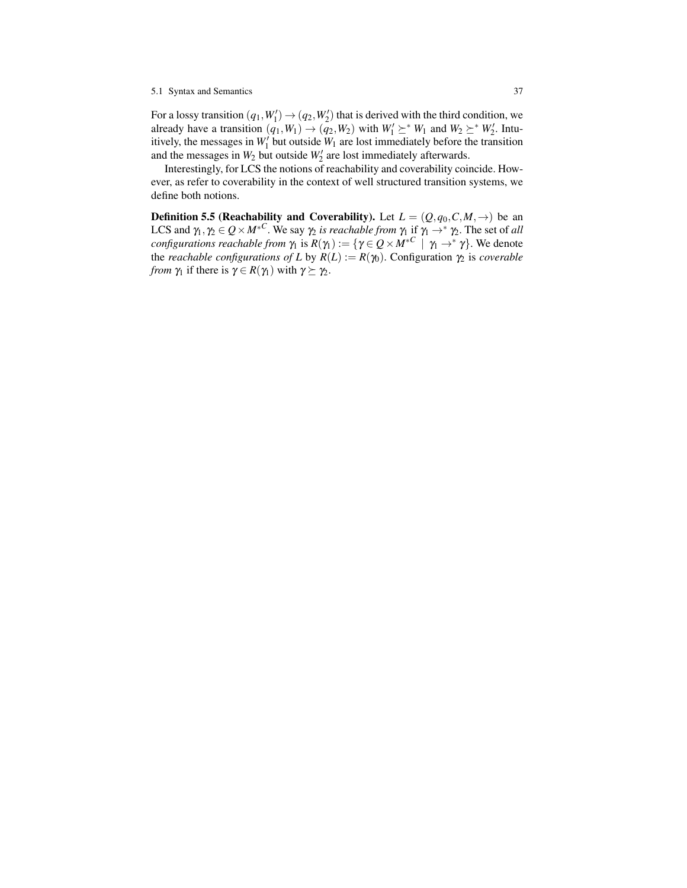For a lossy transition $(q_1, W_1') \rightarrow (q_2, W_2')$ that is derived with the third condition, we already have a transition $(q_1, W_1) \rightarrow (q_2, W_2)$ with $W_1' \succeq^* W_1$ and $W_2 \succeq^* W_2'$. Intuitively, the messages in $W_1'$ but outside $W_1$ are lost immediately before the transition and the messages in $W_2$ but outside $W_2'$ are lost immediately afterwards.

Interestingly, for LCS the notions of reachability and coverability coincide. However, as refer to coverability in the context of well structured transition systems, we define both notions.

**Definition 5.5 (Reachability and Coverability).** Let $L = (Q, q_0, C, M, \rightarrow)$ be an LCS and $\gamma_1, \gamma_2 \in Q \times M^{*C}$. We say $\gamma_2$ *is reachable from* $\gamma_1$ if $\gamma_1 \rightarrow^* \gamma_2$. The set of *all configurations reachable from* $\gamma_1$ is $R(\gamma_1) := \{\gamma \in Q \times M^{*C} \mid \gamma_1 \rightarrow^* \gamma\}$. We denote the *reachable configurations of* $L$ by $R(L) := R(\gamma_0)$. Configuration $\gamma_2$ is *coverable from* $\gamma_1$ if there is $\gamma \in R(\gamma_1)$ with $\gamma \succeq \gamma_2$.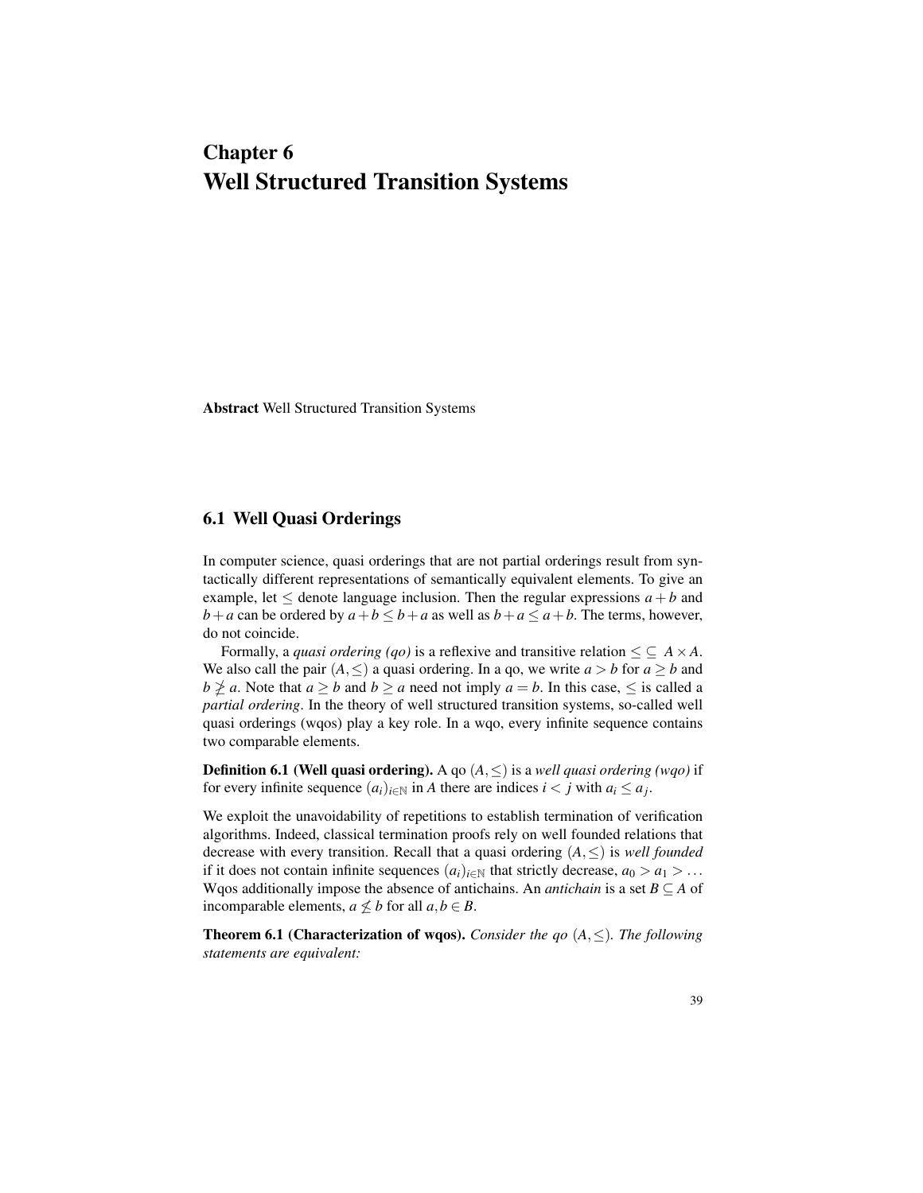# Chapter 6
# Well Structured Transition Systems

**Abstract** Well Structured Transition Systems

## 6.1 Well Quasi Orderings

In computer science, quasi orderings that are not partial orderings result from syntactically different representations of semantically equivalent elements. To give an example, let $\leq$ denote language inclusion. Then the regular expressions $a+b$ and $b+a$ can be ordered by $a+b \leq b+a$ as well as $b+a \leq a+b$. The terms, however, do not coincide.

Formally, a *quasi ordering (qo)* is a reflexive and transitive relation $\leq \subseteq A \times A$. We also call the pair $(A, \leq)$ a quasi ordering. In a qo, we write $a > b$ for $a \geq b$ and $b \ngeq a$. Note that $a \geq b$ and $b \geq a$ need not imply $a = b$. In this case, $\leq$ is called a *partial ordering*. In the theory of well structured transition systems, so-called well quasi orderings (wqos) play a key role. In a wqo, every infinite sequence contains two comparable elements.

**Definition 6.1 (Well quasi ordering).** A qo $(A, \leq)$ is a *well quasi ordering (wqo)* if for every infinite sequence $(a_i)_{i \in \mathbb{N}}$ in $A$ there are indices $i < j$ with $a_i \leq a_j$.

We exploit the unavoidability of repetitions to establish termination of verification algorithms. Indeed, classical termination proofs rely on well founded relations that decrease with every transition. Recall that a quasi ordering $(A, \leq)$ is *well founded* if it does not contain infinite sequences $(a_i)_{i \in \mathbb{N}}$ that strictly decrease, $a_0 > a_1 > \ldots$ Wqos additionally impose the absence of antichains. An *antichain* is a set $B \subseteq A$ of incomparable elements, $a \nleq b$ for all $a, b \in B$.

**Theorem 6.1 (Characterization of wqos).** *Consider the qo $(A, \leq)$. The following statements are equivalent:*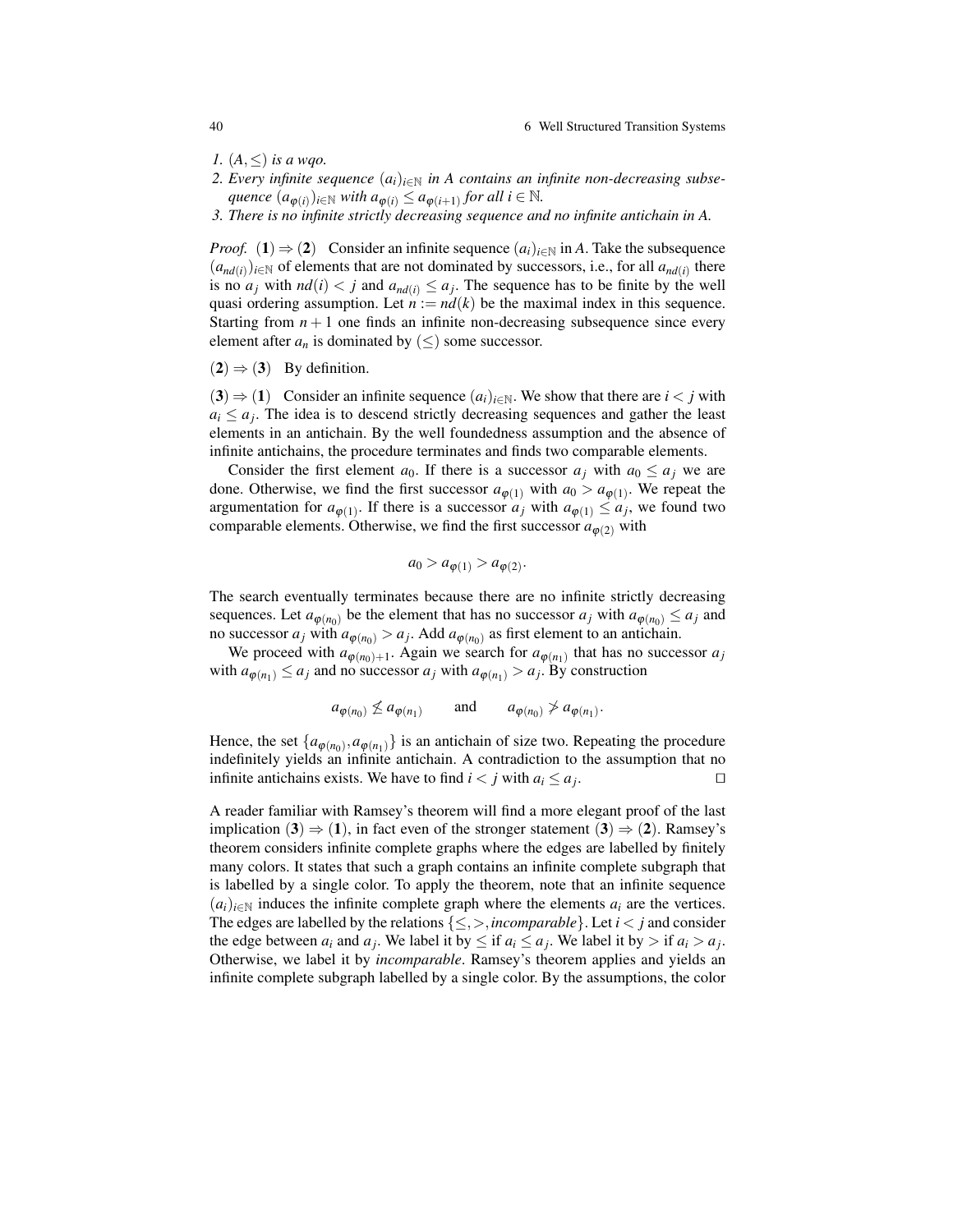*1. $(A, \leq)$ is a wqo.*

*2. Every infinite sequence $(a_i)_{i \in \mathbb{N}}$ in A contains an infinite non-decreasing subsequence $(a_{\varphi(i)})_{i \in \mathbb{N}}$ with $a_{\varphi(i)} \leq a_{\varphi(i+1)}$ for all $i \in \mathbb{N}$.*

*3. There is no infinite strictly decreasing sequence and no infinite antichain in A.*

*Proof.* $(\mathbf{1}) \Rightarrow (\mathbf{2})$ Consider an infinite sequence $(a_i)_{i \in \mathbb{N}}$ in $A$. Take the subsequence $(a_{nd(i)})_{i \in \mathbb{N}}$ of elements that are not dominated by successors, i.e., for all $a_{nd(i)}$ there is no $a_j$ with $nd(i) < j$ and $a_{nd(i)} \leq a_j$. The sequence has to be finite by the well quasi ordering assumption. Let $n := nd(k)$ be the maximal index in this sequence. Starting from $n+1$ one finds an infinite non-decreasing subsequence since every element after $a_n$ is dominated by $(\leq)$ some successor.

$(\mathbf{2}) \Rightarrow (\mathbf{3})$ By definition.

$(\mathbf{3}) \Rightarrow (\mathbf{1})$ Consider an infinite sequence $(a_i)_{i \in \mathbb{N}}$. We show that there are $i < j$ with $a_i \leq a_j$. The idea is to descend strictly decreasing sequences and gather the least elements in an antichain. By the well foundedness assumption and the absence of infinite antichains, the procedure terminates and finds two comparable elements.

Consider the first element $a_0$. If there is a successor $a_j$ with $a_0 \leq a_j$ we are done. Otherwise, we find the first successor $a_{\varphi(1)}$ with $a_0 > a_{\varphi(1)}$. We repeat the argumentation for $a_{\varphi(1)}$. If there is a successor $a_j$ with $a_{\varphi(1)} \leq a_j$, we found two comparable elements. Otherwise, we find the first successor $a_{\varphi(2)}$ with

$$a_0 > a_{\varphi(1)} > a_{\varphi(2)}.$$

The search eventually terminates because there are no infinite strictly decreasing sequences. Let $a_{\varphi(n_0)}$ be the element that has no successor $a_j$ with $a_{\varphi(n_0)} \leq a_j$ and no successor $a_j$ with $a_{\varphi(n_0)} > a_j$. Add $a_{\varphi(n_0)}$ as first element to an antichain.

We proceed with $a_{\varphi(n_0)+1}$. Again we search for $a_{\varphi(n_1)}$ that has no successor $a_j$ with $a_{\varphi(n_1)} \leq a_j$ and no successor $a_j$ with $a_{\varphi(n_1)} > a_j$. By construction

$$a_{\varphi(n_0)} \not\leq a_{\varphi(n_1)} \qquad \text{and} \qquad a_{\varphi(n_0)} \not> a_{\varphi(n_1)}.$$

Hence, the set $\{a_{\varphi(n_0)}, a_{\varphi(n_1)}\}$ is an antichain of size two. Repeating the procedure indefinitely yields an infinite antichain. A contradiction to the assumption that no infinite antichains exists. We have to find $i < j$ with $a_i \leq a_j$. $\square$

A reader familiar with Ramsey's theorem will find a more elegant proof of the last implication $(\mathbf{3}) \Rightarrow (\mathbf{1})$, in fact even of the stronger statement $(\mathbf{3}) \Rightarrow (\mathbf{2})$. Ramsey's theorem considers infinite complete graphs where the edges are labelled by finitely many colors. It states that such a graph contains an infinite complete subgraph that is labelled by a single color. To apply the theorem, note that an infinite sequence $(a_i)_{i \in \mathbb{N}}$ induces the infinite complete graph where the elements $a_i$ are the vertices. The edges are labelled by the relations $\{\leq, >, \textit{incomparable}\}$. Let $i < j$ and consider the edge between $a_i$ and $a_j$. We label it by $\leq$ if $a_i \leq a_j$. We label it by $>$ if $a_i > a_j$. Otherwise, we label it by *incomparable*. Ramsey's theorem applies and yields an infinite complete subgraph labelled by a single color. By the assumptions, the color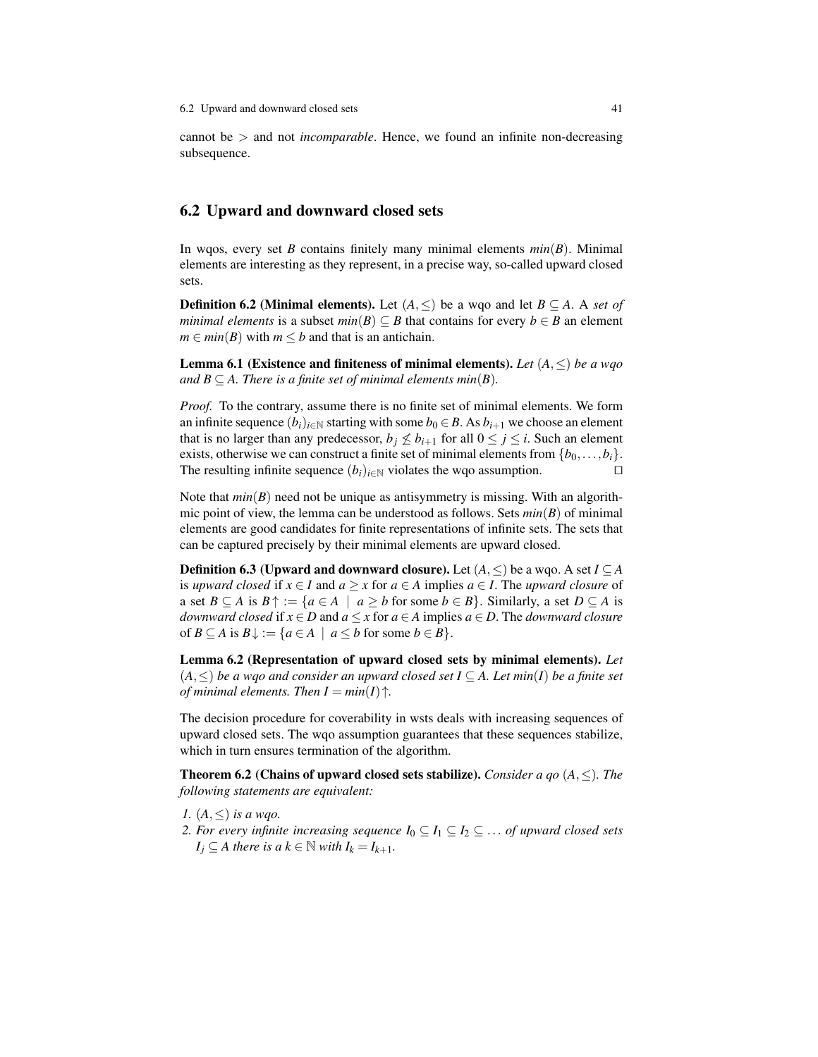cannot be $>$ and not *incomparable*. Hence, we found an infinite non-decreasing subsequence.

## 6.2 Upward and downward closed sets

In wqos, every set $B$ contains finitely many minimal elements $min(B)$. Minimal elements are interesting as they represent, in a precise way, so-called upward closed sets.

**Definition 6.2 (Minimal elements).** Let $(A, \leq)$ be a wqo and let $B \subseteq A$. A *set of minimal elements* is a subset $min(B) \subseteq B$ that contains for every $b \in B$ an element $m \in min(B)$ with $m \leq b$ and that is an antichain.

**Lemma 6.1 (Existence and finiteness of minimal elements).** *Let $(A, \leq)$ be a wqo and $B \subseteq A$. There is a finite set of minimal elements $min(B)$.*

*Proof.* To the contrary, assume there is no finite set of minimal elements. We form an infinite sequence $(b_i)_{i \in \mathbb{N}}$ starting with some $b_0 \in B$. As $b_{i+1}$ we choose an element that is no larger than any predecessor, $b_j \not\leq b_{i+1}$ for all $0 \leq j \leq i$. Such an element exists, otherwise we can construct a finite set of minimal elements from $\{b_0, \ldots, b_i\}$. The resulting infinite sequence $(b_i)_{i \in \mathbb{N}}$ violates the wqo assumption. $\square$

Note that $min(B)$ need not be unique as antisymmetry is missing. With an algorithmic point of view, the lemma can be understood as follows. Sets $min(B)$ of minimal elements are good candidates for finite representations of infinite sets. The sets that can be captured precisely by their minimal elements are upward closed.

**Definition 6.3 (Upward and downward closure).** Let $(A, \leq)$ be a wqo. A set $I \subseteq A$ is *upward closed* if $x \in I$ and $a \geq x$ for $a \in A$ implies $a \in I$. The *upward closure* of a set $B \subseteq A$ is $B\uparrow := \{a \in A \mid a \geq b \text{ for some } b \in B\}$. Similarly, a set $D \subseteq A$ is *downward closed* if $x \in D$ and $a \leq x$ for $a \in A$ implies $a \in D$. The *downward closure* of $B \subseteq A$ is $B\downarrow := \{a \in A \mid a \leq b \text{ for some } b \in B\}$.

**Lemma 6.2 (Representation of upward closed sets by minimal elements).** *Let $(A, \leq)$ be a wqo and consider an upward closed set $I \subseteq A$. Let $min(I)$ be a finite set of minimal elements. Then $I = min(I)\uparrow$.*

The decision procedure for coverability in wsts deals with increasing sequences of upward closed sets. The wqo assumption guarantees that these sequences stabilize, which in turn ensures termination of the algorithm.

**Theorem 6.2 (Chains of upward closed sets stabilize).** *Consider a qo $(A, \leq)$. The following statements are equivalent:*

1. *$(A, \leq)$ is a wqo.*
2. *For every infinite increasing sequence $I_0 \subseteq I_1 \subseteq I_2 \subseteq \ldots$ of upward closed sets $I_j \subseteq A$ there is a $k \in \mathbb{N}$ with $I_k = I_{k+1}$.*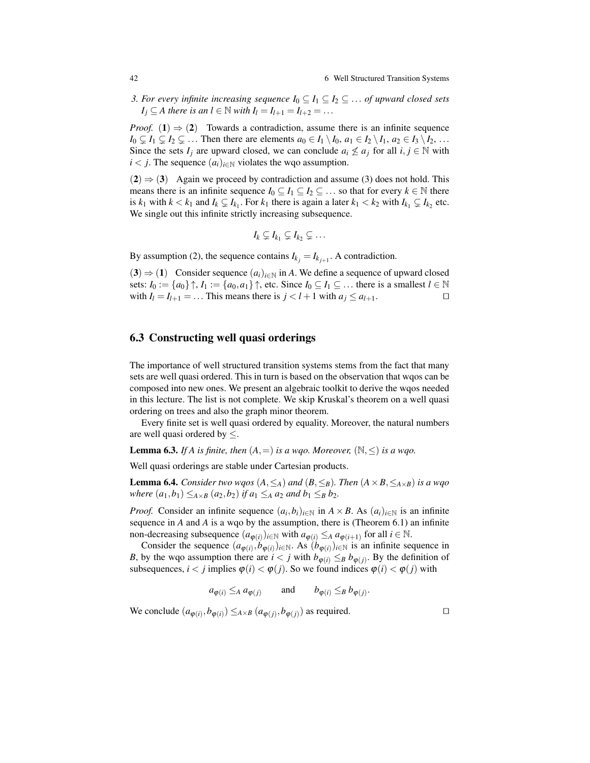*3. For every infinite increasing sequence $I_0 \subseteq I_1 \subseteq I_2 \subseteq \dots$ of upward closed sets $I_j \subseteq A$ there is an $l \in \mathbb{N}$ with $I_l = I_{l+1} = I_{l+2} = \dots$*

*Proof.* **(1)** $\Rightarrow$ **(2)** Towards a contradiction, assume there is an infinite sequence $I_0 \subsetneq I_1 \subsetneq I_2 \subsetneq \dots$ Then there are elements $a_0 \in I_1 \setminus I_0$, $a_1 \in I_2 \setminus I_1$, $a_2 \in I_3 \setminus I_2$, ... Since the sets $I_j$ are upward closed, we can conclude $a_i \not\leq a_j$ for all $i, j \in \mathbb{N}$ with $i < j$. The sequence $(a_i)_{i \in \mathbb{N}}$ violates the wqo assumption.

**(2)** $\Rightarrow$ **(3)** Again we proceed by contradiction and assume (3) does not hold. This means there is an infinite sequence $I_0 \subseteq I_1 \subseteq I_2 \subseteq \dots$ so that for every $k \in \mathbb{N}$ there is $k_1$ with $k < k_1$ and $I_k \subsetneq I_{k_1}$. For $k_1$ there is again a later $k_1 < k_2$ with $I_{k_1} \subsetneq I_{k_2}$ etc. We single out this infinite strictly increasing subsequence.

$$I_k \subsetneq I_{k_1} \subsetneq I_{k_2} \subsetneq \dots$$

By assumption (2), the sequence contains $I_{k_j} = I_{k_{j+1}}$. A contradiction.

**(3)** $\Rightarrow$ **(1)** Consider sequence $(a_i)_{i \in \mathbb{N}}$ in $A$. We define a sequence of upward closed sets: $I_0 := \{a_0\}\uparrow$, $I_1 := \{a_0, a_1\}\uparrow$, etc. Since $I_0 \subseteq I_1 \subseteq \dots$ there is a smallest $l \in \mathbb{N}$ with $I_l = I_{l+1} = \dots$ This means there is $j < l+1$ with $a_j \leq a_{l+1}$. $\square$

## 6.3 Constructing well quasi orderings

The importance of well structured transition systems stems from the fact that many sets are well quasi ordered. This in turn is based on the observation that wqos can be composed into new ones. We present an algebraic toolkit to derive the wqos needed in this lecture. The list is not complete. We skip Kruskal's theorem on a well quasi ordering on trees and also the graph minor theorem.

Every finite set is well quasi ordered by equality. Moreover, the natural numbers are well quasi ordered by $\leq$.

**Lemma 6.3.** *If $A$ is finite, then $(A, =)$ is a wqo. Moreover, $(\mathbb{N}, \leq)$ is a wqo.*

Well quasi orderings are stable under Cartesian products.

**Lemma 6.4.** *Consider two wqos $(A, \leq_A)$ and $(B, \leq_B)$. Then $(A \times B, \leq_{A \times B})$ is a wqo where $(a_1, b_1) \leq_{A \times B} (a_2, b_2)$ if $a_1 \leq_A a_2$ and $b_1 \leq_B b_2$.*

*Proof.* Consider an infinite sequence $(a_i, b_i)_{i \in \mathbb{N}}$ in $A \times B$. As $(a_i)_{i \in \mathbb{N}}$ is an infinite sequence in $A$ and $A$ is a wqo by the assumption, there is (Theorem 6.1) an infinite non-decreasing subsequence $(a_{\varphi(i)})_{i \in \mathbb{N}}$ with $a_{\varphi(i)} \leq_A a_{\varphi(i+1)}$ for all $i \in \mathbb{N}$.

Consider the sequence $(a_{\varphi(i)}, b_{\varphi(i)})_{i \in \mathbb{N}}$. As $(b_{\varphi(i)})_{i \in \mathbb{N}}$ is an infinite sequence in $B$, by the wqo assumption there are $i < j$ with $b_{\varphi(i)} \leq_B b_{\varphi(j)}$. By the definition of subsequences, $i < j$ implies $\varphi(i) < \varphi(j)$. So we found indices $\varphi(i) < \varphi(j)$ with

$$a_{\varphi(i)} \leq_A a_{\varphi(j)} \qquad \text{and} \qquad b_{\varphi(i)} \leq_B b_{\varphi(j)}.$$

We conclude $(a_{\varphi(i)}, b_{\varphi(i)}) \leq_{A \times B} (a_{\varphi(j)}, b_{\varphi(j)})$ as required. $\square$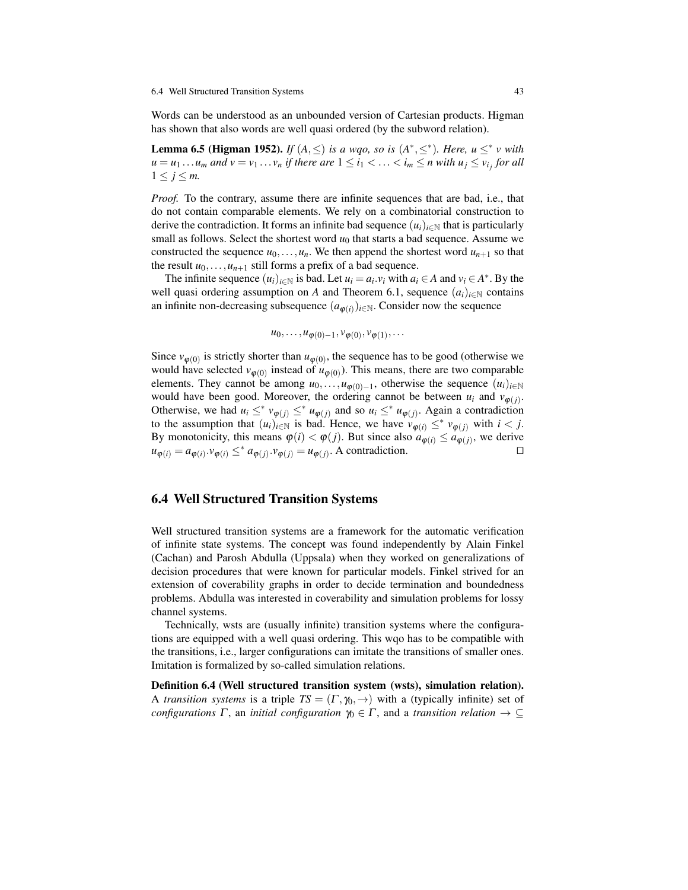Words can be understood as an unbounded version of Cartesian products. Higman has shown that also words are well quasi ordered (by the subword relation).

**Lemma 6.5 (Higman 1952).** *If $(A, \leq)$ is a wqo, so is $(A^*, \leq^*)$. Here, $u \leq^* v$ with $u = u_1 \dots u_m$ and $v = v_1 \dots v_n$ if there are $1 \leq i_1 < \dots < i_m \leq n$ with $u_j \leq v_{i_j}$ for all $1 \leq j \leq m$.*

*Proof.* To the contrary, assume there are infinite sequences that are bad, i.e., that do not contain comparable elements. We rely on a combinatorial construction to derive the contradiction. It forms an infinite bad sequence $(u_i)_{i \in \mathbb{N}}$ that is particularly small as follows. Select the shortest word $u_0$ that starts a bad sequence. Assume we constructed the sequence $u_0, \dots, u_n$. We then append the shortest word $u_{n+1}$ so that the result $u_0, \dots, u_{n+1}$ still forms a prefix of a bad sequence.

The infinite sequence $(u_i)_{i \in \mathbb{N}}$ is bad. Let $u_i = a_i.v_i$ with $a_i \in A$ and $v_i \in A^*$. By the well quasi ordering assumption on $A$ and Theorem 6.1, sequence $(a_i)_{i \in \mathbb{N}}$ contains an infinite non-decreasing subsequence $(a_{\varphi(i)})_{i \in \mathbb{N}}$. Consider now the sequence

$$u_0, \dots, u_{\varphi(0)-1}, v_{\varphi(0)}, v_{\varphi(1)}, \dots$$

Since $v_{\varphi(0)}$ is strictly shorter than $u_{\varphi(0)}$, the sequence has to be good (otherwise we would have selected $v_{\varphi(0)}$ instead of $u_{\varphi(0)}$). This means, there are two comparable elements. They cannot be among $u_0, \dots, u_{\varphi(0)-1}$, otherwise the sequence $(u_i)_{i \in \mathbb{N}}$ would have been good. Moreover, the ordering cannot be between $u_i$ and $v_{\varphi(j)}$. Otherwise, we had $u_i \leq^* v_{\varphi(j)} \leq^* u_{\varphi(j)}$ and so $u_i \leq^* u_{\varphi(j)}$. Again a contradiction to the assumption that $(u_i)_{i \in \mathbb{N}}$ is bad. Hence, we have $v_{\varphi(i)} \leq^* v_{\varphi(j)}$ with $i < j$. By monotonicity, this means $\varphi(i) < \varphi(j)$. But since also $a_{\varphi(i)} \leq a_{\varphi(j)}$, we derive $u_{\varphi(i)} = a_{\varphi(i)}.v_{\varphi(i)} \leq^* a_{\varphi(j)}.v_{\varphi(j)} = u_{\varphi(j)}$. A contradiction. ⊓⊔

## 6.4 Well Structured Transition Systems

Well structured transition systems are a framework for the automatic verification of infinite state systems. The concept was found independently by Alain Finkel (Cachan) and Parosh Abdulla (Uppsala) when they worked on generalizations of decision procedures that were known for particular models. Finkel strived for an extension of coverability graphs in order to decide termination and boundedness problems. Abdulla was interested in coverability and simulation problems for lossy channel systems.

Technically, wsts are (usually infinite) transition systems where the configurations are equipped with a well quasi ordering. This wqo has to be compatible with the transitions, i.e., larger configurations can imitate the transitions of smaller ones. Imitation is formalized by so-called simulation relations.

**Definition 6.4 (Well structured transition system (wsts), simulation relation).** A *transition systems* is a triple $TS = (\Gamma, \gamma_0, \rightarrow)$ with a (typically infinite) set of *configurations* $\Gamma$, an *initial configuration* $\gamma_0 \in \Gamma$, and a *transition relation* $\rightarrow \subseteq$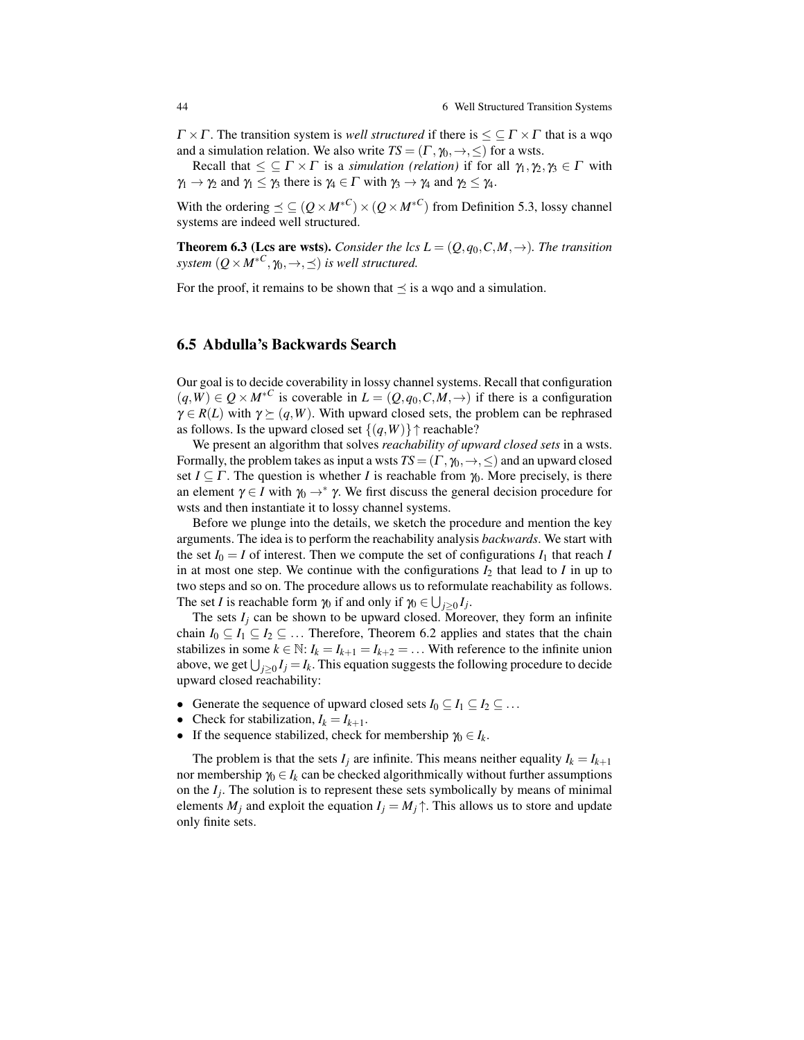$\Gamma \times \Gamma$. The transition system is *well structured* if there is $\leq \subseteq \Gamma \times \Gamma$ that is a wqo and a simulation relation. We also write $TS = (\Gamma, \gamma_0, \to, \leq)$ for a wsts.

Recall that $\leq \subseteq \Gamma \times \Gamma$ is a *simulation (relation)* if for all $\gamma_1, \gamma_2, \gamma_3 \in \Gamma$ with $\gamma_1 \to \gamma_2$ and $\gamma_1 \leq \gamma_3$ there is $\gamma_4 \in \Gamma$ with $\gamma_3 \to \gamma_4$ and $\gamma_2 \leq \gamma_4$.

With the ordering $\preceq \subseteq (Q \times M^{*C}) \times (Q \times M^{*C})$ from Definition 5.3, lossy channel systems are indeed well structured.

**Theorem 6.3 (Lcs are wsts).** *Consider the lcs $L = (Q, q_0, C, M, \to)$. The transition system $(Q \times M^{*C}, \gamma_0, \to, \preceq)$ is well structured.*

For the proof, it remains to be shown that $\preceq$ is a wqo and a simulation.

## 6.5 Abdulla's Backwards Search

Our goal is to decide coverability in lossy channel systems. Recall that configuration $(q, W) \in Q \times M^{*C}$ is coverable in $L = (Q, q_0, C, M, \to)$ if there is a configuration $\gamma \in R(L)$ with $\gamma \succeq (q, W)$. With upward closed sets, the problem can be rephrased as follows. Is the upward closed set $\{(q, W)\}\uparrow$ reachable?

We present an algorithm that solves *reachability of upward closed sets* in a wsts. Formally, the problem takes as input a wsts $TS = (\Gamma, \gamma_0, \to, \leq)$ and an upward closed set $I \subseteq \Gamma$. The question is whether $I$ is reachable from $\gamma_0$. More precisely, is there an element $\gamma \in I$ with $\gamma_0 \to^* \gamma$. We first discuss the general decision procedure for wsts and then instantiate it to lossy channel systems.

Before we plunge into the details, we sketch the procedure and mention the key arguments. The idea is to perform the reachability analysis *backwards*. We start with the set $I_0 = I$ of interest. Then we compute the set of configurations $I_1$ that reach $I$ in at most one step. We continue with the configurations $I_2$ that lead to $I$ in up to two steps and so on. The procedure allows us to reformulate reachability as follows. The set $I$ is reachable form $\gamma_0$ if and only if $\gamma_0 \in \bigcup_{j \geq 0} I_j$.

The sets $I_j$ can be shown to be upward closed. Moreover, they form an infinite chain $I_0 \subseteq I_1 \subseteq I_2 \subseteq \ldots$ Therefore, Theorem 6.2 applies and states that the chain stabilizes in some $k \in \mathbb{N}$: $I_k = I_{k+1} = I_{k+2} = \ldots$ With reference to the infinite union above, we get $\bigcup_{j \geq 0} I_j = I_k$. This equation suggests the following procedure to decide upward closed reachability:

- Generate the sequence of upward closed sets $I_0 \subseteq I_1 \subseteq I_2 \subseteq \ldots$
- Check for stabilization, $I_k = I_{k+1}$.
- If the sequence stabilized, check for membership $\gamma_0 \in I_k$.

The problem is that the sets $I_j$ are infinite. This means neither equality $I_k = I_{k+1}$ nor membership $\gamma_0 \in I_k$ can be checked algorithmically without further assumptions on the $I_j$. The solution is to represent these sets symbolically by means of minimal elements $M_j$ and exploit the equation $I_j = M_j\uparrow$. This allows us to store and update only finite sets.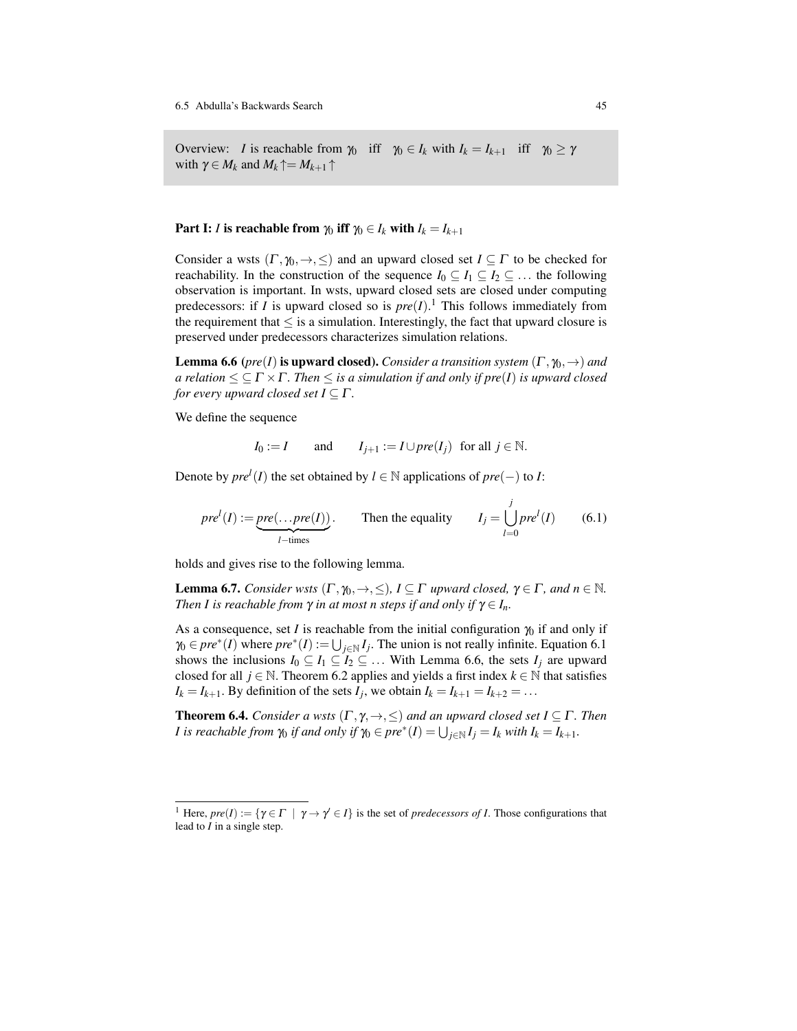Overview: $I$ is reachable from $\gamma_0$ iff $\gamma_0 \in I_k$ with $I_k = I_{k+1}$ iff $\gamma_0 \geq \gamma$ with $\gamma \in M_k$ and $M_k\!\uparrow = M_{k+1}\!\uparrow$

**Part I: $I$ is reachable from $\gamma_0$ iff $\gamma_0 \in I_k$ with $I_k = I_{k+1}$**

Consider a wsts $(\Gamma, \gamma_0, \rightarrow, \leq)$ and an upward closed set $I \subseteq \Gamma$ to be checked for reachability. In the construction of the sequence $I_0 \subseteq I_1 \subseteq I_2 \subseteq \ldots$ the following observation is important. In wsts, upward closed sets are closed under computing predecessors: if $I$ is upward closed so is $pre(I)$.[1] This follows immediately from the requirement that $\leq$ is a simulation. Interestingly, the fact that upward closure is preserved under predecessors characterizes simulation relations.

**Lemma 6.6 ($pre(I)$ is upward closed).** *Consider a transition system $(\Gamma, \gamma_0, \rightarrow)$ and a relation $\leq \subseteq \Gamma \times \Gamma$. Then $\leq$ is a simulation if and only if $pre(I)$ is upward closed for every upward closed set $I \subseteq \Gamma$.*

We define the sequence

$$I_0 := I \qquad \text{and} \qquad I_{j+1} := I \cup pre(I_j) \;\; \text{for all } j \in \mathbb{N}.$$

Denote by $pre^l(I)$ the set obtained by $l \in \mathbb{N}$ applications of $pre(-)$ to $I$:

$$pre^l(I) := \underbrace{pre(\ldots pre(I))}_{l-\text{times}}. \qquad \text{Then the equality} \qquad I_j = \bigcup_{l=0}^{j} pre^l(I) \qquad (6.1)$$

holds and gives rise to the following lemma.

**Lemma 6.7.** *Consider wsts $(\Gamma, \gamma_0, \rightarrow, \leq)$, $I \subseteq \Gamma$ upward closed, $\gamma \in \Gamma$, and $n \in \mathbb{N}$. Then $I$ is reachable from $\gamma$ in at most $n$ steps if and only if $\gamma \in I_n$.*

As a consequence, set $I$ is reachable from the initial configuration $\gamma_0$ if and only if $\gamma_0 \in pre^*(I)$ where $pre^*(I) := \bigcup_{j \in \mathbb{N}} I_j$. The union is not really infinite. Equation 6.1 shows the inclusions $I_0 \subseteq I_1 \subseteq I_2 \subseteq \ldots$ With Lemma 6.6, the sets $I_j$ are upward closed for all $j \in \mathbb{N}$. Theorem 6.2 applies and yields a first index $k \in \mathbb{N}$ that satisfies $I_k = I_{k+1}$. By definition of the sets $I_j$, we obtain $I_k = I_{k+1} = I_{k+2} = \ldots$

**Theorem 6.4.** *Consider a wsts $(\Gamma, \gamma, \rightarrow, \leq)$ and an upward closed set $I \subseteq \Gamma$. Then $I$ is reachable from $\gamma_0$ if and only if $\gamma_0 \in pre^*(I) = \bigcup_{j \in \mathbb{N}} I_j = I_k$ with $I_k = I_{k+1}$.*

---

[1] Here, $pre(I) := \{\gamma \in \Gamma \mid \gamma \rightarrow \gamma' \in I\}$ is the set of *predecessors of I*. Those configurations that lead to $I$ in a single step.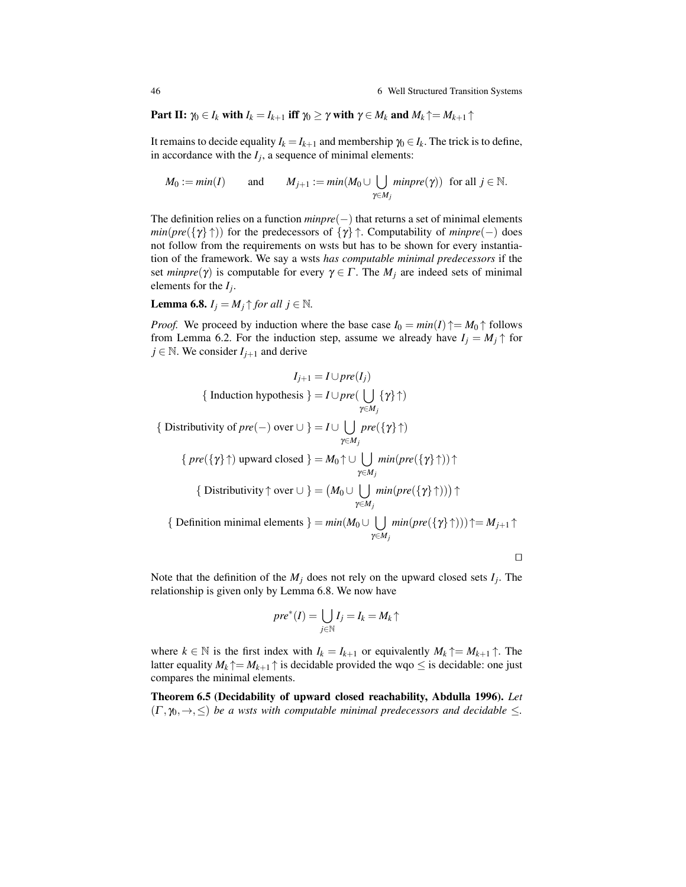**Part II: $\gamma_0 \in I_k$ with $I_k = I_{k+1}$ iff $\gamma_0 \geq \gamma$ with $\gamma \in M_k$ and $M_k\!\uparrow = M_{k+1}\!\uparrow$**

It remains to decide equality $I_k = I_{k+1}$ and membership $\gamma_0 \in I_k$. The trick is to define, in accordance with the $I_j$, a sequence of minimal elements:

$$M_0 := min(I) \qquad \text{and} \qquad M_{j+1} := min(M_0 \cup \bigcup_{\gamma \in M_j} minpre(\gamma)) \;\; \text{for all } j \in \mathbb{N}.$$

The definition relies on a function $minpre(-)$ that returns a set of minimal elements $min(pre(\{\gamma\}\!\uparrow))$ for the predecessors of $\{\gamma\}\!\uparrow$. Computability of $minpre(-)$ does not follow from the requirements on wsts but has to be shown for every instantiation of the framework. We say a wsts *has computable minimal predecessors* if the set $minpre(\gamma)$ is computable for every $\gamma \in \Gamma$. The $M_j$ are indeed sets of minimal elements for the $I_j$.

**Lemma 6.8.** *$I_j = M_j\!\uparrow$ for all $j \in \mathbb{N}$.*

*Proof.* We proceed by induction where the base case $I_0 = min(I)\!\uparrow = M_0\!\uparrow$ follows from Lemma 6.2. For the induction step, assume we already have $I_j = M_j\!\uparrow$ for $j \in \mathbb{N}$. We consider $I_{j+1}$ and derive

$$
\begin{aligned}
I_{j+1} &= I \cup pre(I_j) \\
\{\text{ Induction hypothesis }\} &= I \cup pre(\bigcup_{\gamma \in M_j} \{\gamma\}\!\uparrow) \\
\{\text{ Distributivity of } pre(-) \text{ over } \cup \} &= I \cup \bigcup_{\gamma \in M_j} pre(\{\gamma\}\!\uparrow) \\
\{\; pre(\{\gamma\}\!\uparrow) \text{ upward closed }\} &= M_0\!\uparrow \cup \bigcup_{\gamma \in M_j} min(pre(\{\gamma\}\!\uparrow))\!\uparrow \\
\{\text{ Distributivity}\!\uparrow \text{ over } \cup \} &= \big(M_0 \cup \bigcup_{\gamma \in M_j} min(pre(\{\gamma\}\!\uparrow))\big)\!\uparrow \\
\{\text{ Definition minimal elements }\} &= min(M_0 \cup \bigcup_{\gamma \in M_j} min(pre(\{\gamma\}\!\uparrow)))\!\uparrow = M_{j+1}\!\uparrow
\end{aligned}
$$

$\square$

Note that the definition of the $M_j$ does not rely on the upward closed sets $I_j$. The relationship is given only by Lemma 6.8. We now have

$$pre^*(I) = \bigcup_{j \in \mathbb{N}} I_j = I_k = M_k\!\uparrow$$

where $k \in \mathbb{N}$ is the first index with $I_k = I_{k+1}$ or equivalently $M_k\!\uparrow = M_{k+1}\!\uparrow$. The latter equality $M_k\!\uparrow = M_{k+1}\!\uparrow$ is decidable provided the wqo $\leq$ is decidable: one just compares the minimal elements.

**Theorem 6.5 (Decidability of upward closed reachability, Abdulla 1996).** *Let $(\Gamma, \gamma_0, \rightarrow, \leq)$ be a wsts with computable minimal predecessors and decidable $\leq$.*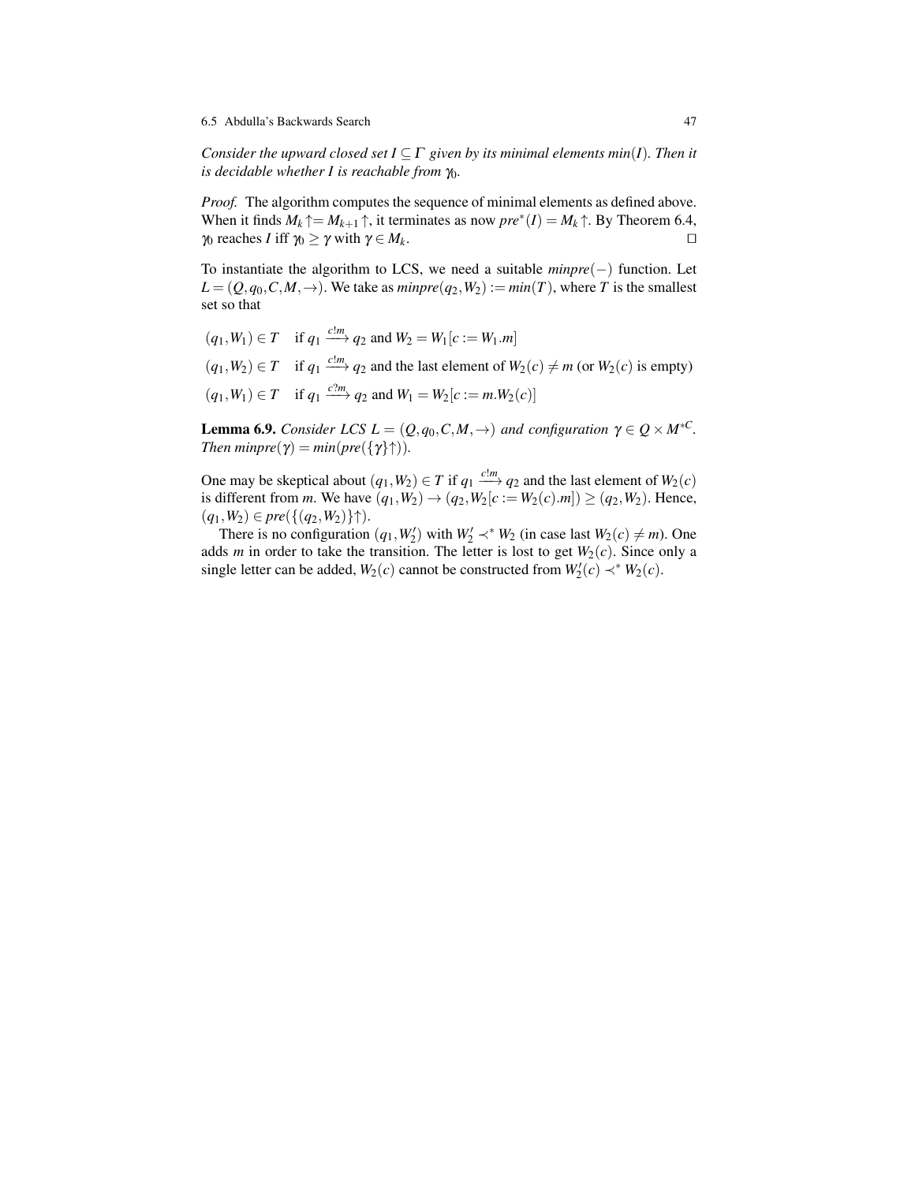*Consider the upward closed set $I \subseteq \Gamma$ given by its minimal elements $min(I)$. Then it is decidable whether $I$ is reachable from $\gamma_0$.*

*Proof.* The algorithm computes the sequence of minimal elements as defined above. When it finds $M_k\uparrow = M_{k+1}\uparrow$, it terminates as now $pre^*(I) = M_k\uparrow$. By Theorem 6.4, $\gamma_0$ reaches $I$ iff $\gamma_0 \geq \gamma$ with $\gamma \in M_k$. □

To instantiate the algorithm to LCS, we need a suitable $minpre(-)$ function. Let $L = (Q, q_0, C, M, \rightarrow)$. We take as $minpre(q_2, W_2) := min(T)$, where $T$ is the smallest set so that

$$(q_1, W_1) \in T \quad \text{if } q_1 \xrightarrow{c!m} q_2 \text{ and } W_2 = W_1[c := W_1.m]$$

$$(q_1, W_2) \in T \quad \text{if } q_1 \xrightarrow{c!m} q_2 \text{ and the last element of } W_2(c) \neq m \text{ (or } W_2(c) \text{ is empty)}$$

$$(q_1, W_1) \in T \quad \text{if } q_1 \xrightarrow{c?m} q_2 \text{ and } W_1 = W_2[c := m.W_2(c)]$$

**Lemma 6.9.** *Consider LCS $L = (Q, q_0, C, M, \rightarrow)$ and configuration $\gamma \in Q \times M^{*C}$. Then $minpre(\gamma) = min(pre(\{\gamma\}\uparrow))$.*

One may be skeptical about $(q_1, W_2) \in T$ if $q_1 \xrightarrow{c!m} q_2$ and the last element of $W_2(c)$ is different from $m$. We have $(q_1, W_2) \rightarrow (q_2, W_2[c := W_2(c).m]) \geq (q_2, W_2)$. Hence, $(q_1, W_2) \in pre(\{(q_2, W_2)\}\uparrow)$.

There is no configuration $(q_1, W_2')$ with $W_2' \prec^* W_2$ (in case last $W_2(c) \neq m$). One adds $m$ in order to take the transition. The letter is lost to get $W_2(c)$. Since only a single letter can be added, $W_2(c)$ cannot be constructed from $W_2'(c) \prec^* W_2(c)$.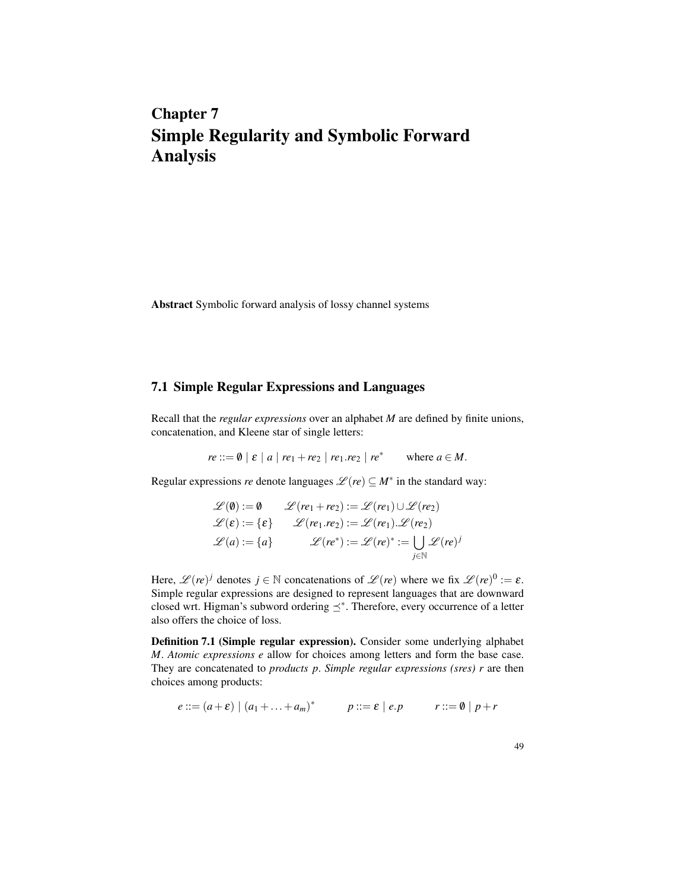# Chapter 7
# Simple Regularity and Symbolic Forward Analysis

**Abstract** Symbolic forward analysis of lossy channel systems

## 7.1 Simple Regular Expressions and Languages

Recall that the *regular expressions* over an alphabet $M$ are defined by finite unions, concatenation, and Kleene star of single letters:

$$re ::= \emptyset \mid \varepsilon \mid a \mid re_1 + re_2 \mid re_1.re_2 \mid re^* \qquad \text{where } a \in M.$$

Regular expressions $re$ denote languages $\mathscr{L}(re) \subseteq M^*$ in the standard way:

$$\begin{aligned}
&\mathscr{L}(\emptyset) := \emptyset \qquad && \mathscr{L}(re_1 + re_2) := \mathscr{L}(re_1) \cup \mathscr{L}(re_2) \\
&\mathscr{L}(\varepsilon) := \{\varepsilon\} \qquad && \mathscr{L}(re_1.re_2) := \mathscr{L}(re_1).\mathscr{L}(re_2) \\
&\mathscr{L}(a) := \{a\} \qquad && \mathscr{L}(re^*) := \mathscr{L}(re)^* := \bigcup_{j \in \mathbb{N}} \mathscr{L}(re)^j
\end{aligned}$$

Here, $\mathscr{L}(re)^j$ denotes $j \in \mathbb{N}$ concatenations of $\mathscr{L}(re)$ where we fix $\mathscr{L}(re)^0 := \varepsilon$. Simple regular expressions are designed to represent languages that are downward closed wrt. Higman's subword ordering $\preceq^*$. Therefore, every occurrence of a letter also offers the choice of loss.

**Definition 7.1 (Simple regular expression).** Consider some underlying alphabet $M$. *Atomic expressions* $e$ allow for choices among letters and form the base case. They are concatenated to *products* $p$. *Simple regular expressions (sres)* $r$ are then choices among products:

$$e ::= (a + \varepsilon) \mid (a_1 + \ldots + a_m)^* \qquad p ::= \varepsilon \mid e.p \qquad r ::= \emptyset \mid p + r$$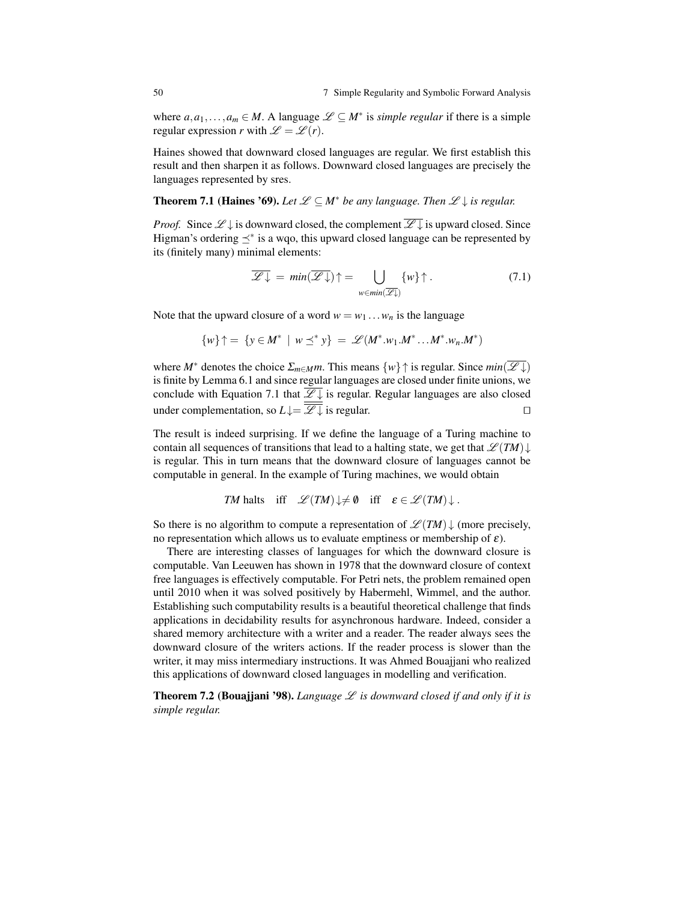where $a, a_1, \ldots, a_m \in M$. A language $\mathscr{L} \subseteq M^*$ is *simple regular* if there is a simple regular expression $r$ with $\mathscr{L} = \mathscr{L}(r)$.

Haines showed that downward closed languages are regular. We first establish this result and then sharpen it as follows. Downward closed languages are precisely the languages represented by sres.

**Theorem 7.1 (Haines '69).** *Let $\mathscr{L} \subseteq M^*$ be any language. Then $\mathscr{L}\downarrow$ is regular.*

*Proof.* Since $\mathscr{L}\downarrow$ is downward closed, the complement $\overline{\mathscr{L}\downarrow}$ is upward closed. Since Higman's ordering $\preceq^*$ is a wqo, this upward closed language can be represented by its (finitely many) minimal elements:

$$\overline{\mathscr{L}\downarrow} \;=\; min(\overline{\mathscr{L}\downarrow})\uparrow = \bigcup_{w \in min(\overline{\mathscr{L}\downarrow})} \{w\}\uparrow . \tag{7.1}$$

Note that the upward closure of a word $w = w_1 \ldots w_n$ is the language

$$\{w\}\uparrow = \{y \in M^* \mid w \preceq^* y\} \;=\; \mathscr{L}(M^*.w_1.M^* \ldots M^*.w_n.M^*)$$

where $M^*$ denotes the choice $\Sigma_{m \in M} m$. This means $\{w\}\uparrow$ is regular. Since $min(\overline{\mathscr{L}\downarrow})$ is finite by Lemma 6.1 and since regular languages are closed under finite unions, we conclude with Equation 7.1 that $\overline{\mathscr{L}\downarrow}$ is regular. Regular languages are also closed under complementation, so $L\downarrow = \overline{\overline{\mathscr{L}\downarrow}}$ is regular. $\square$

The result is indeed surprising. If we define the language of a Turing machine to contain all sequences of transitions that lead to a halting state, we get that $\mathscr{L}(TM)\downarrow$ is regular. This in turn means that the downward closure of languages cannot be computable in general. In the example of Turing machines, we would obtain

$$TM \text{ halts} \quad \text{iff} \quad \mathscr{L}(TM)\downarrow \neq \emptyset \quad \text{iff} \quad \varepsilon \in \mathscr{L}(TM)\downarrow .$$

So there is no algorithm to compute a representation of $\mathscr{L}(TM)\downarrow$ (more precisely, no representation which allows us to evaluate emptiness or membership of $\varepsilon$).

There are interesting classes of languages for which the downward closure is computable. Van Leeuwen has shown in 1978 that the downward closure of context free languages is effectively computable. For Petri nets, the problem remained open until 2010 when it was solved positively by Habermehl, Wimmel, and the author. Establishing such computability results is a beautiful theoretical challenge that finds applications in decidability results for asynchronous hardware. Indeed, consider a shared memory architecture with a writer and a reader. The reader always sees the downward closure of the writers actions. If the reader process is slower than the writer, it may miss intermediary instructions. It was Ahmed Bouajjani who realized this applications of downward closed languages in modelling and verification.

**Theorem 7.2 (Bouajjani '98).** *Language $\mathscr{L}$ is downward closed if and only if it is simple regular.*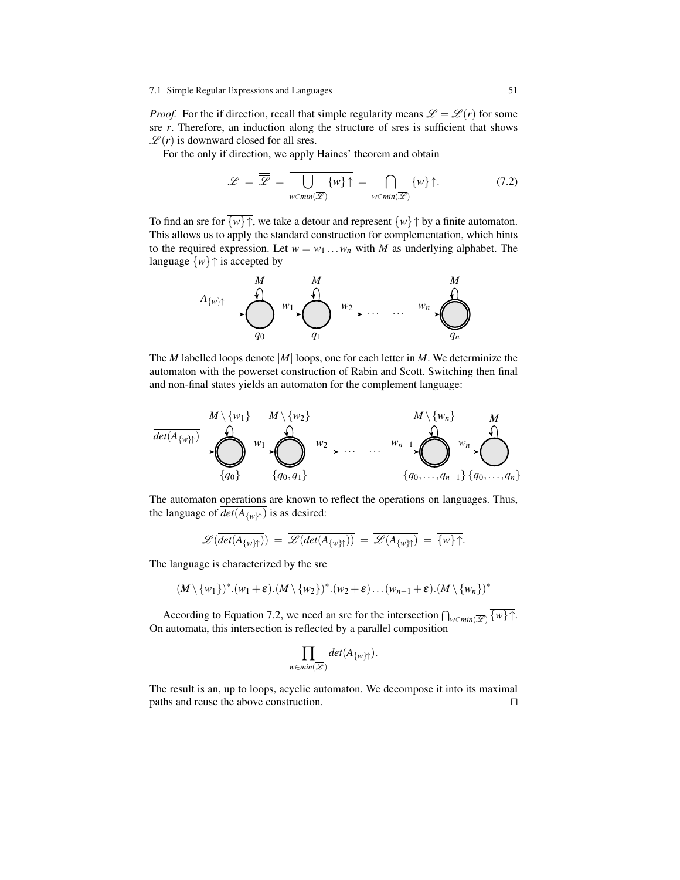*Proof.* For the if direction, recall that simple regularity means $\mathscr{L} = \mathscr{L}(r)$ for some sre $r$. Therefore, an induction along the structure of sres is sufficient that shows $\mathscr{L}(r)$ is downward closed for all sres.

For the only if direction, we apply Haines' theorem and obtain

$$\mathscr{L} = \overline{\overline{\mathscr{L}}} = \overline{\bigcup_{w \in min(\overline{\mathscr{L}})} \{w\}\uparrow} = \bigcap_{w \in min(\overline{\mathscr{L}})} \overline{\{w\}\uparrow}. \tag{7.2}$$

To find an sre for $\overline{\{w\}\uparrow}$, we take a detour and represent $\{w\}\uparrow$ by a finite automaton. This allows us to apply the standard construction for complementation, which hints to the required expression. Let $w = w_1 \dots w_n$ with $M$ as underlying alphabet. The language $\{w\}\uparrow$ is accepted by

The $M$ labelled loops denote $|M|$ loops, one for each letter in $M$. We determinize the automaton with the powerset construction of Rabin and Scott. Switching then final and non-final states yields an automaton for the complement language:

The automaton operations are known to reflect the operations on languages. Thus, the language of $\overline{det(A_{\{w\}\uparrow})}$ is as desired:

$$\mathscr{L}(\overline{det(A_{\{w\}\uparrow})}) = \overline{\mathscr{L}(det(A_{\{w\}\uparrow}))} = \overline{\mathscr{L}(A_{\{w\}\uparrow})} = \overline{\{w\}\uparrow}.$$

The language is characterized by the sre

$$(M \setminus \{w_1\})^*.(w_1 + \varepsilon).(M \setminus \{w_2\})^*.(w_2 + \varepsilon)\dots(w_{n-1} + \varepsilon).(M \setminus \{w_n\})^*$$

According to Equation 7.2, we need an sre for the intersection $\bigcap_{w \in min(\overline{\mathscr{L}})} \overline{\{w\}\uparrow}$. On automata, this intersection is reflected by a parallel composition

$$\prod_{w \in min(\overline{\mathscr{L}})} \overline{det(A_{\{w\}\uparrow})}.$$

The result is an, up to loops, acyclic automaton. We decompose it into its maximal paths and reuse the above construction. $\square$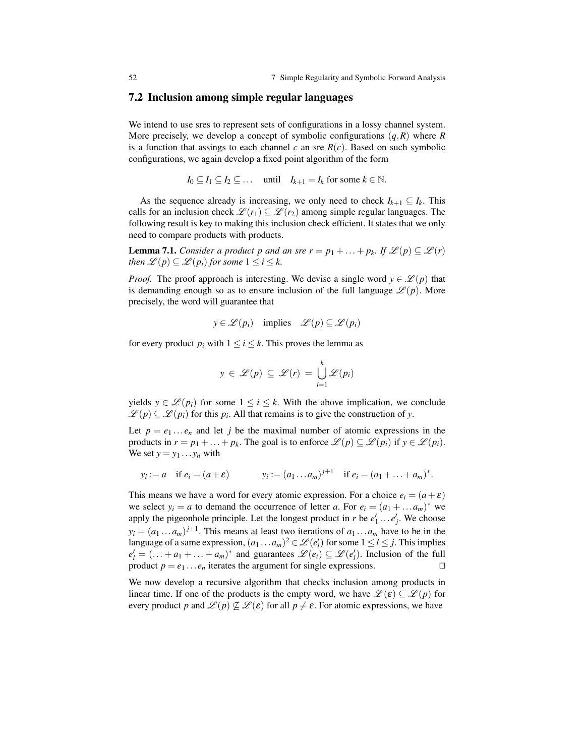## 7.2 Inclusion among simple regular languages

We intend to use sres to represent sets of configurations in a lossy channel system. More precisely, we develop a concept of symbolic configurations $(q,R)$ where $R$ is a function that assings to each channel $c$ an sre $R(c)$. Based on such symbolic configurations, we again develop a fixed point algorithm of the form

$$I_0 \subseteq I_1 \subseteq I_2 \subseteq \ldots \quad \text{until} \quad I_{k+1} = I_k \text{ for some } k \in \mathbb{N}.$$

As the sequence already is increasing, we only need to check $I_{k+1} \subseteq I_k$. This calls for an inclusion check $\mathscr{L}(r_1) \subseteq \mathscr{L}(r_2)$ among simple regular languages. The following result is key to making this inclusion check efficient. It states that we only need to compare products with products.

**Lemma 7.1.** *Consider a product $p$ and an sre $r = p_1 + \ldots + p_k$. If $\mathscr{L}(p) \subseteq \mathscr{L}(r)$ then $\mathscr{L}(p) \subseteq \mathscr{L}(p_i)$ for some $1 \leq i \leq k$.*

*Proof.* The proof approach is interesting. We devise a single word $y \in \mathscr{L}(p)$ that is demanding enough so as to ensure inclusion of the full language $\mathscr{L}(p)$. More precisely, the word will guarantee that

$$y \in \mathscr{L}(p_i) \quad \text{implies} \quad \mathscr{L}(p) \subseteq \mathscr{L}(p_i)$$

for every product $p_i$ with $1 \leq i \leq k$. This proves the lemma as

$$y \in \mathscr{L}(p) \subseteq \mathscr{L}(r) = \bigcup_{i=1}^{k} \mathscr{L}(p_i)$$

yields $y \in \mathscr{L}(p_i)$ for some $1 \leq i \leq k$. With the above implication, we conclude $\mathscr{L}(p) \subseteq \mathscr{L}(p_i)$ for this $p_i$. All that remains is to give the construction of $y$.

Let $p = e_1 \ldots e_n$ and let $j$ be the maximal number of atomic expressions in the products in $r = p_1 + \ldots + p_k$. The goal is to enforce $\mathscr{L}(p) \subseteq \mathscr{L}(p_i)$ if $y \in \mathscr{L}(p_i)$. We set $y = y_1 \ldots y_n$ with

$$y_i := a \quad \text{if } e_i = (a + \varepsilon) \qquad\qquad y_i := (a_1 \ldots a_m)^{j+1} \quad \text{if } e_i = (a_1 + \ldots + a_m)^*.$$

This means we have a word for every atomic expression. For a choice $e_i = (a + \varepsilon)$ we select $y_i = a$ to demand the occurrence of letter $a$. For $e_i = (a_1 + \ldots a_m)^*$ we apply the pigeonhole principle. Let the longest product in $r$ be $e'_1 \ldots e'_j$. We choose $y_i = (a_1 \ldots a_m)^{j+1}$. This means at least two iterations of $a_1 \ldots a_m$ have to be in the language of a same expression, $(a_1 \ldots a_m)^2 \in \mathscr{L}(e'_l)$ for some $1 \leq l \leq j$. This implies $e'_l = (\ldots + a_1 + \ldots + a_m)^*$ and guarantees $\mathscr{L}(e_i) \subseteq \mathscr{L}(e'_l)$. Inclusion of the full product $p = e_1 \ldots e_n$ iterates the argument for single expressions. $\square$

We now develop a recursive algorithm that checks inclusion among products in linear time. If one of the products is the empty word, we have $\mathscr{L}(\varepsilon) \subseteq \mathscr{L}(p)$ for every product $p$ and $\mathscr{L}(p) \not\subseteq \mathscr{L}(\varepsilon)$ for all $p \neq \varepsilon$. For atomic expressions, we have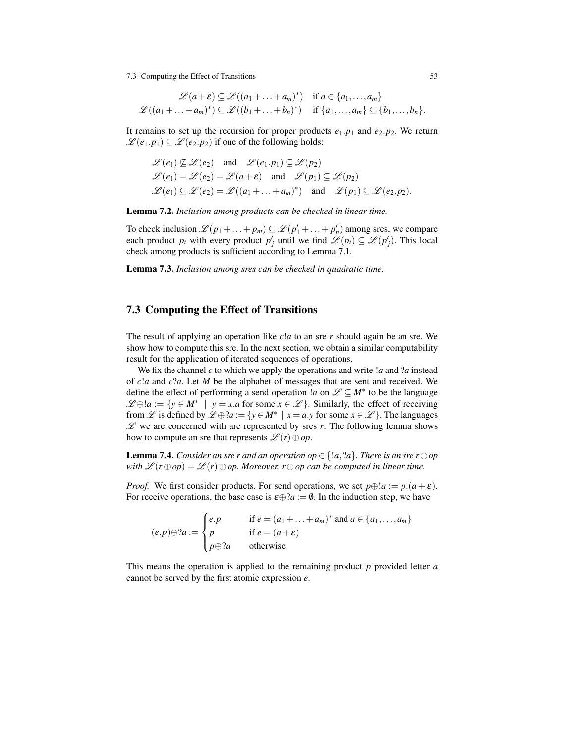$$\mathscr{L}(a+\varepsilon) \subseteq \mathscr{L}((a_1+\ldots+a_m)^*) \quad \text{if } a \in \{a_1,\ldots,a_m\}$$
$$\mathscr{L}((a_1+\ldots+a_m)^*) \subseteq \mathscr{L}((b_1+\ldots+b_n)^*) \quad \text{if } \{a_1,\ldots,a_m\} \subseteq \{b_1,\ldots,b_n\}.$$

It remains to set up the recursion for proper products $e_1.p_1$ and $e_2.p_2$. We return $\mathscr{L}(e_1.p_1) \subseteq \mathscr{L}(e_2.p_2)$ if one of the following holds:

$$\mathscr{L}(e_1) \not\subseteq \mathscr{L}(e_2) \quad \text{and} \quad \mathscr{L}(e_1.p_1) \subseteq \mathscr{L}(p_2)$$
$$\mathscr{L}(e_1) = \mathscr{L}(e_2) = \mathscr{L}(a+\varepsilon) \quad \text{and} \quad \mathscr{L}(p_1) \subseteq \mathscr{L}(p_2)$$
$$\mathscr{L}(e_1) \subseteq \mathscr{L}(e_2) = \mathscr{L}((a_1+\ldots+a_m)^*) \quad \text{and} \quad \mathscr{L}(p_1) \subseteq \mathscr{L}(e_2.p_2).$$

**Lemma 7.2.** *Inclusion among products can be checked in linear time.*

To check inclusion $\mathscr{L}(p_1+\ldots+p_m) \subseteq \mathscr{L}(p'_1+\ldots+p'_n)$ among sres, we compare each product $p_i$ with every product $p'_j$ until we find $\mathscr{L}(p_i) \subseteq \mathscr{L}(p'_j)$. This local check among products is sufficient according to Lemma 7.1.

**Lemma 7.3.** *Inclusion among sres can be checked in quadratic time.*

## 7.3 Computing the Effect of Transitions

The result of applying an operation like $c!a$ to an sre $r$ should again be an sre. We show how to compute this sre. In the next section, we obtain a similar computability result for the application of iterated sequences of operations.

We fix the channel $c$ to which we apply the operations and write $!a$ and $?a$ instead of $c!a$ and $c?a$. Let $M$ be the alphabet of messages that are sent and received. We define the effect of performing a send operation $!a$ on $\mathscr{L} \subseteq M^*$ to be the language $\mathscr{L}\oplus!a := \{y \in M^* \mid y = x.a \text{ for some } x \in \mathscr{L}\}$. Similarly, the effect of receiving from $\mathscr{L}$ is defined by $\mathscr{L}\oplus?a := \{y \in M^* \mid x = a.y \text{ for some } x \in \mathscr{L}\}$. The languages $\mathscr{L}$ we are concerned with are represented by sres $r$. The following lemma shows how to compute an sre that represents $\mathscr{L}(r)\oplus op$.

**Lemma 7.4.** *Consider an sre $r$ and an operation $op \in \{!a, ?a\}$. There is an sre $r\oplus op$ with $\mathscr{L}(r\oplus op) = \mathscr{L}(r)\oplus op$. Moreover, $r\oplus op$ can be computed in linear time.*

*Proof.* We first consider products. For send operations, we set $p\oplus!a := p.(a+\varepsilon)$. For receive operations, the base case is $\varepsilon\oplus?a := \emptyset$. In the induction step, we have

$$(e.p)\oplus?a := \begin{cases} e.p & \text{if } e = (a_1+\ldots+a_m)^* \text{ and } a \in \{a_1,\ldots,a_m\} \\ p & \text{if } e = (a+\varepsilon) \\ p\oplus?a & \text{otherwise.} \end{cases}$$

This means the operation is applied to the remaining product $p$ provided letter $a$ cannot be served by the first atomic expression $e$.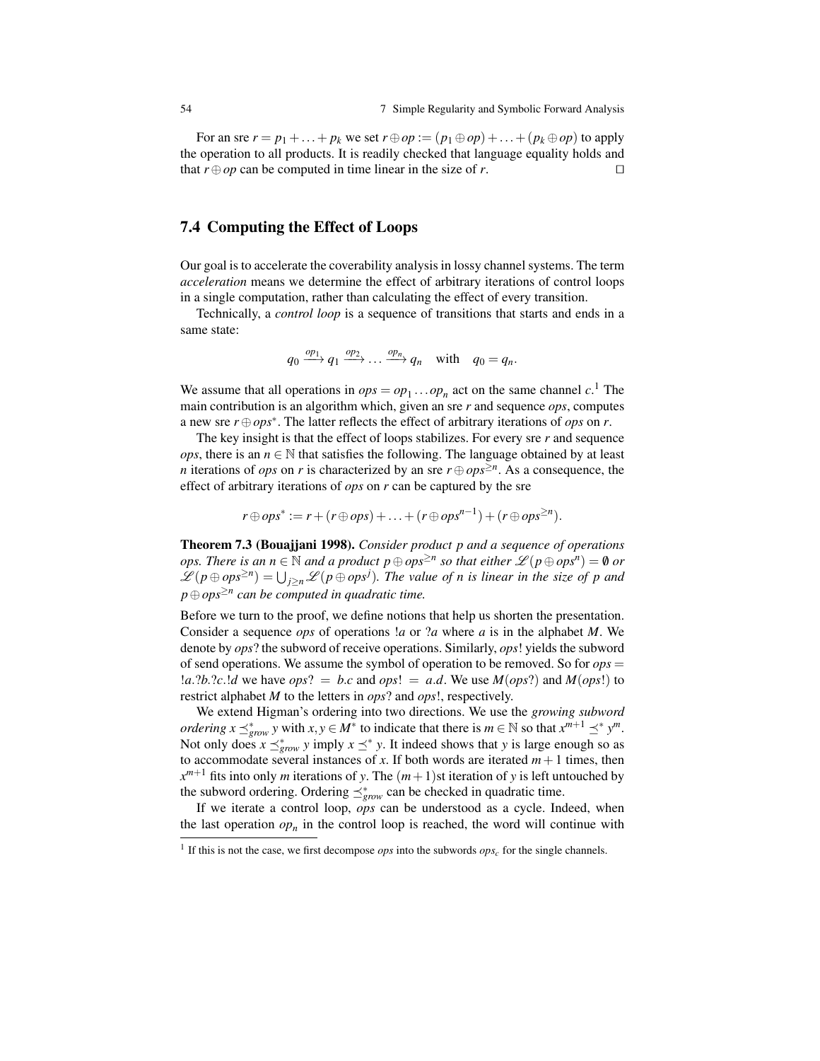For an sre $r = p_1 + \ldots + p_k$ we set $r \oplus op := (p_1 \oplus op) + \ldots + (p_k \oplus op)$ to apply the operation to all products. It is readily checked that language equality holds and that $r \oplus op$ can be computed in time linear in the size of $r$. $\square$

## 7.4 Computing the Effect of Loops

Our goal is to accelerate the coverability analysis in lossy channel systems. The term *acceleration* means we determine the effect of arbitrary iterations of control loops in a single computation, rather than calculating the effect of every transition.

Technically, a *control loop* is a sequence of transitions that starts and ends in a same state:

$$q_0 \xrightarrow{op_1} q_1 \xrightarrow{op_2} \ldots \xrightarrow{op_n} q_n \quad \text{with} \quad q_0 = q_n.$$

We assume that all operations in $ops = op_1 \ldots op_n$ act on the same channel $c$.[1] The main contribution is an algorithm which, given an sre $r$ and sequence $ops$, computes a new sre $r \oplus ops^*$. The latter reflects the effect of arbitrary iterations of $ops$ on $r$.

The key insight is that the effect of loops stabilizes. For every sre $r$ and sequence $ops$, there is an $n \in \mathbb{N}$ that satisfies the following. The language obtained by at least $n$ iterations of $ops$ on $r$ is characterized by an sre $r \oplus ops^{\geq n}$. As a consequence, the effect of arbitrary iterations of $ops$ on $r$ can be captured by the sre

$$r \oplus ops^* := r + (r \oplus ops) + \ldots + (r \oplus ops^{n-1}) + (r \oplus ops^{\geq n}).$$

**Theorem 7.3 (Bouajjani 1998).** *Consider product $p$ and a sequence of operations $ops$. There is an $n \in \mathbb{N}$ and a product $p \oplus ops^{\geq n}$ so that either $\mathcal{L}(p \oplus ops^n) = \emptyset$ or $\mathcal{L}(p \oplus ops^{\geq n}) = \bigcup_{j \geq n} \mathcal{L}(p \oplus ops^j)$. The value of $n$ is linear in the size of $p$ and $p \oplus ops^{\geq n}$ can be computed in quadratic time.*

Before we turn to the proof, we define notions that help us shorten the presentation. Consider a sequence $ops$ of operations $!a$ or $?a$ where $a$ is in the alphabet $M$. We denote by $ops?$ the subword of receive operations. Similarly, $ops!$ yields the subword of send operations. We assume the symbol of operation to be removed. So for $ops = !a.?b.?c.!d$ we have $ops? = b.c$ and $ops! = a.d$. We use $M(ops?)$ and $M(ops!)$ to restrict alphabet $M$ to the letters in $ops?$ and $ops!$, respectively.

We extend Higman's ordering into two directions. We use the *growing subword ordering* $x \preceq^*_{grow} y$ with $x, y \in M^*$ to indicate that there is $m \in \mathbb{N}$ so that $x^{m+1} \preceq^* y^m$. Not only does $x \preceq^*_{grow} y$ imply $x \preceq^* y$. It indeed shows that $y$ is large enough so as to accommodate several instances of $x$. If both words are iterated $m+1$ times, then $x^{m+1}$ fits into only $m$ iterations of $y$. The $(m+1)$st iteration of $y$ is left untouched by the subword ordering. Ordering $\preceq^*_{grow}$ can be checked in quadratic time.

If we iterate a control loop, $ops$ can be understood as a cycle. Indeed, when the last operation $op_n$ in the control loop is reached, the word will continue with

[1] If this is not the case, we first decompose $ops$ into the subwords $ops_c$ for the single channels.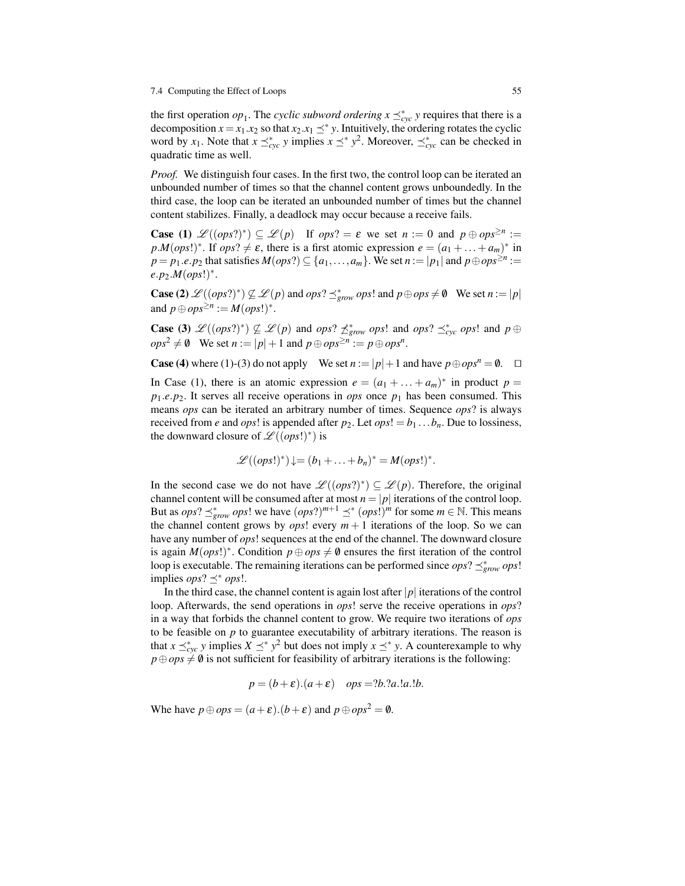the first operation $op_1$. The *cyclic subword ordering* $x \preceq^*_{cyc} y$ requires that there is a decomposition $x = x_1.x_2$ so that $x_2.x_1 \preceq^* y$. Intuitively, the ordering rotates the cyclic word by $x_1$. Note that $x \preceq^*_{cyc} y$ implies $x \preceq^* y^2$. Moreover, $\preceq^*_{cyc}$ can be checked in quadratic time as well.

*Proof.* We distinguish four cases. In the first two, the control loop can be iterated an unbounded number of times so that the channel content grows unboundedly. In the third case, the loop can be iterated an unbounded number of times but the channel content stabilizes. Finally, a deadlock may occur because a receive fails.

**Case (1)** $\mathscr{L}((ops?)^*) \subseteq \mathscr{L}(p)$ If $ops? = \varepsilon$ we set $n := 0$ and $p \oplus ops^{\geq n} := p.M(ops!)^*$. If $ops? \neq \varepsilon$, there is a first atomic expression $e = (a_1 + \ldots + a_m)^*$ in $p = p_1.e.p_2$ that satisfies $M(ops?) \subseteq \{a_1, \ldots, a_m\}$. We set $n := |p_1|$ and $p \oplus ops^{\geq n} := e.p_2.M(ops!)^*$.

**Case (2)** $\mathscr{L}((ops?)^*) \not\subseteq \mathscr{L}(p)$ and $ops? \preceq^*_{grow} ops!$ and $p \oplus ops \neq \emptyset$ We set $n := |p|$ and $p \oplus ops^{\geq n} := M(ops!)^*$.

**Case (3)** $\mathscr{L}((ops?)^*) \not\subseteq \mathscr{L}(p)$ and $ops? \not\preceq^*_{grow} ops!$ and $ops? \preceq^*_{cyc} ops!$ and $p \oplus ops^2 \neq \emptyset$ We set $n := |p| + 1$ and $p \oplus ops^{\geq n} := p \oplus ops^n$.

**Case (4)** where (1)-(3) do not apply We set $n := |p| + 1$ and have $p \oplus ops^n = \emptyset$. □

In Case (1), there is an atomic expression $e = (a_1 + \ldots + a_m)^*$ in product $p = p_1.e.p_2$. It serves all receive operations in *ops* once $p_1$ has been consumed. This means *ops* can be iterated an arbitrary number of times. Sequence *ops*? is always received from $e$ and *ops*! is appended after $p_2$. Let $ops! = b_1 \ldots b_n$. Due to lossiness, the downward closure of $\mathscr{L}((ops!)^*)$ is

$$\mathscr{L}((ops!)^*)\!\downarrow = (b_1 + \ldots + b_n)^* = M(ops!)^*.$$

In the second case we do not have $\mathscr{L}((ops?)^*) \subseteq \mathscr{L}(p)$. Therefore, the original channel content will be consumed after at most $n = |p|$ iterations of the control loop. But as $ops? \preceq^*_{grow} ops!$ we have $(ops?)^{m+1} \preceq^* (ops!)^m$ for some $m \in \mathbb{N}$. This means the channel content grows by *ops*! every $m+1$ iterations of the loop. So we can have any number of *ops*! sequences at the end of the channel. The downward closure is again $M(ops!)^*$. Condition $p \oplus ops \neq \emptyset$ ensures the first iteration of the control loop is executable. The remaining iterations can be performed since $ops? \preceq^*_{grow} ops!$ implies $ops? \preceq^* ops!$.

In the third case, the channel content is again lost after $|p|$ iterations of the control loop. Afterwards, the send operations in *ops*! serve the receive operations in *ops*? in a way that forbids the channel content to grow. We require two iterations of *ops* to be feasible on $p$ to guarantee executability of arbitrary iterations. The reason is that $x \preceq^*_{cyc} y$ implies $X \preceq^* y^2$ but does not imply $x \preceq^* y$. A counterexample to why $p \oplus ops \neq \emptyset$ is not sufficient for feasibility of arbitrary iterations is the following:

$$p = (b + \varepsilon).(a + \varepsilon) \quad ops = ?b.?a.!a.!b.$$

Whe have $p \oplus ops = (a + \varepsilon).(b + \varepsilon)$ and $p \oplus ops^2 = \emptyset$.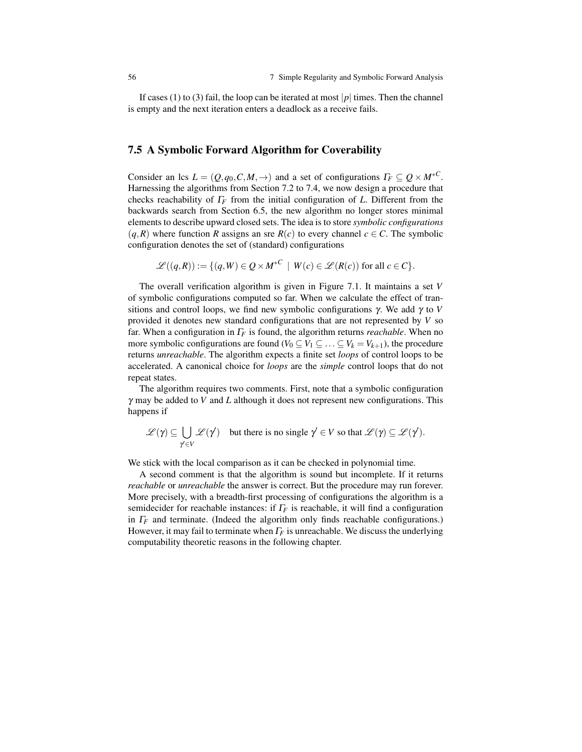If cases (1) to (3) fail, the loop can be iterated at most $|p|$ times. Then the channel is empty and the next iteration enters a deadlock as a receive fails.

## 7.5 A Symbolic Forward Algorithm for Coverability

Consider an lcs $L = (Q, q_0, C, M, \rightarrow)$ and a set of configurations $\Gamma_F \subseteq Q \times M^{*C}$. Harnessing the algorithms from Section 7.2 to 7.4, we now design a procedure that checks reachability of $\Gamma_F$ from the initial configuration of $L$. Different from the backwards search from Section 6.5, the new algorithm no longer stores minimal elements to describe upward closed sets. The idea is to store *symbolic configurations* $(q, R)$ where function $R$ assigns an sre $R(c)$ to every channel $c \in C$. The symbolic configuration denotes the set of (standard) configurations

$$\mathscr{L}((q,R)) := \{(q,W) \in Q \times M^{*C} \mid W(c) \in \mathscr{L}(R(c)) \text{ for all } c \in C\}.$$

The overall verification algorithm is given in Figure 7.1. It maintains a set $V$ of symbolic configurations computed so far. When we calculate the effect of transitions and control loops, we find new symbolic configurations $\gamma$. We add $\gamma$ to $V$ provided it denotes new standard configurations that are not represented by $V$ so far. When a configuration in $\Gamma_F$ is found, the algorithm returns *reachable*. When no more symbolic configurations are found ($V_0 \subseteq V_1 \subseteq \ldots \subseteq V_k = V_{k+1}$), the procedure returns *unreachable*. The algorithm expects a finite set *loops* of control loops to be accelerated. A canonical choice for *loops* are the *simple* control loops that do not repeat states.

The algorithm requires two comments. First, note that a symbolic configuration $\gamma$ may be added to $V$ and $L$ although it does not represent new configurations. This happens if

$$\mathscr{L}(\gamma) \subseteq \bigcup_{\gamma' \in V} \mathscr{L}(\gamma') \quad \text{but there is no single } \gamma' \in V \text{ so that } \mathscr{L}(\gamma) \subseteq \mathscr{L}(\gamma').$$

We stick with the local comparison as it can be checked in polynomial time.

A second comment is that the algorithm is sound but incomplete. If it returns *reachable* or *unreachable* the answer is correct. But the procedure may run forever. More precisely, with a breadth-first processing of configurations the algorithm is a semidecider for reachable instances: if $\Gamma_F$ is reachable, it will find a configuration in $\Gamma_F$ and terminate. (Indeed the algorithm only finds reachable configurations.) However, it may fail to terminate when $\Gamma_F$ is unreachable. We discuss the underlying computability theoretic reasons in the following chapter.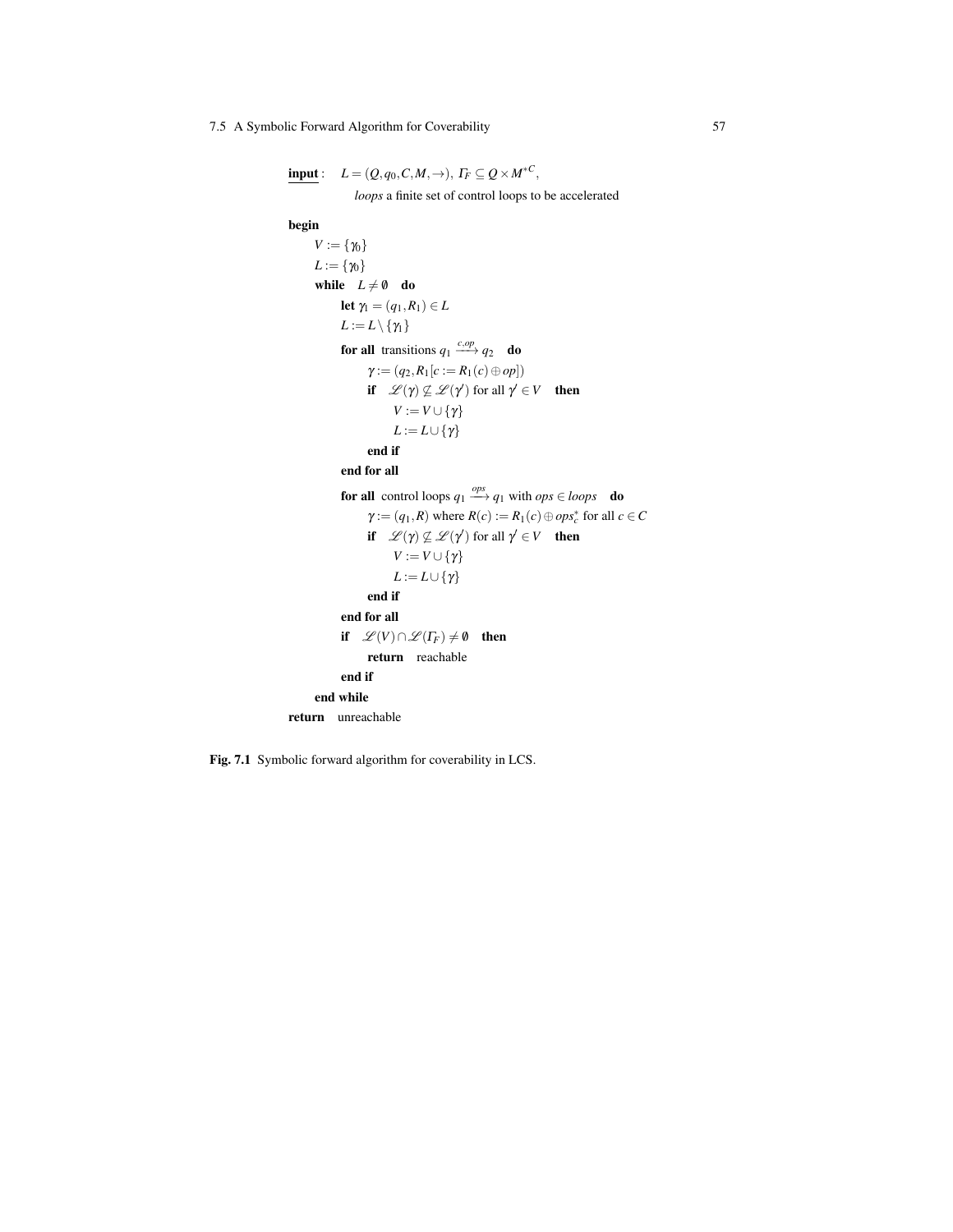**input** : $L = (Q, q_0, C, M, \rightarrow)$, $\Gamma_F \subseteq Q \times M^{*C}$,

*loops* a finite set of control loops to be accelerated

**begin**

$V := \{\gamma_0\}$

$L := \{\gamma_0\}$

**while** $L \neq \emptyset$ **do**

**let** $\gamma_1 = (q_1, R_1) \in L$

$L := L \setminus \{\gamma_1\}$

**for all** transitions $q_1 \xrightarrow{c,op} q_2$ **do**

$\gamma := (q_2, R_1[c := R_1(c) \oplus op])$

**if** $\mathscr{L}(\gamma) \not\subseteq \mathscr{L}(\gamma')$ for all $\gamma' \in V$ **then**

$V := V \cup \{\gamma\}$

$L := L \cup \{\gamma\}$

**end if**

**end for all**

**for all** control loops $q_1 \xrightarrow{ops} q_1$ with $ops \in loops$ **do**

$\gamma := (q_1, R)$ where $R(c) := R_1(c) \oplus ops_c^*$ for all $c \in C$

**if** $\mathscr{L}(\gamma) \not\subseteq \mathscr{L}(\gamma')$ for all $\gamma' \in V$ **then**

$V := V \cup \{\gamma\}$

$L := L \cup \{\gamma\}$

**end if**

**end for all**

**if** $\mathscr{L}(V) \cap \mathscr{L}(\Gamma_F) \neq \emptyset$ **then**

**return** reachable

**end if**

**end while**

**return** unreachable

**Fig. 7.1** Symbolic forward algorithm for coverability in LCS.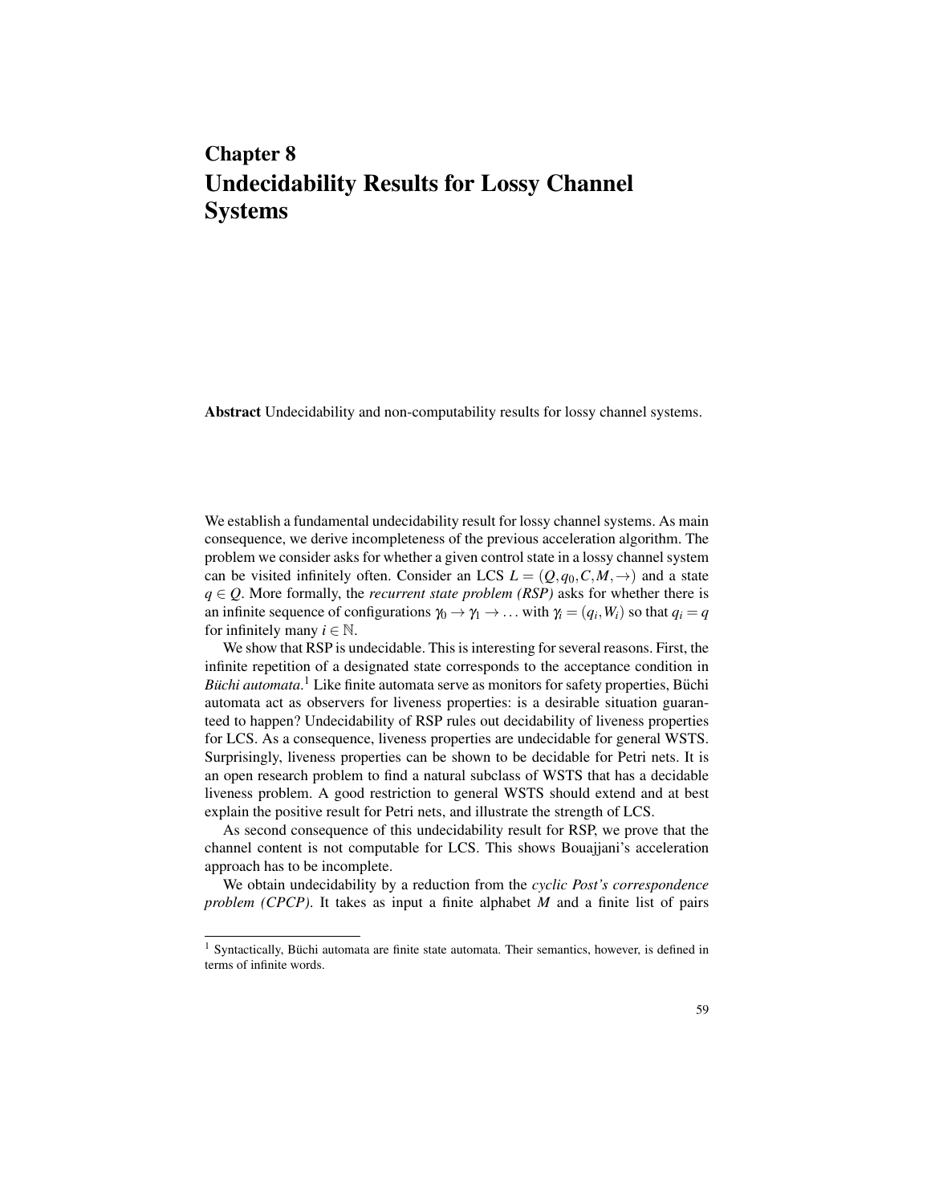# Chapter 8
# Undecidability Results for Lossy Channel Systems

**Abstract** Undecidability and non-computability results for lossy channel systems.

We establish a fundamental undecidability result for lossy channel systems. As main consequence, we derive incompleteness of the previous acceleration algorithm. The problem we consider asks for whether a given control state in a lossy channel system can be visited infinitely often. Consider an LCS $L = (Q, q_0, C, M, \rightarrow)$ and a state $q \in Q$. More formally, the *recurrent state problem (RSP)* asks for whether there is an infinite sequence of configurations $\gamma_0 \rightarrow \gamma_1 \rightarrow \ldots$ with $\gamma_i = (q_i, W_i)$ so that $q_i = q$ for infinitely many $i \in \mathbb{N}$.

We show that RSP is undecidable. This is interesting for several reasons. First, the infinite repetition of a designated state corresponds to the acceptance condition in *Büchi automata*.[1] Like finite automata serve as monitors for safety properties, Büchi automata act as observers for liveness properties: is a desirable situation guaranteed to happen? Undecidability of RSP rules out decidability of liveness properties for LCS. As a consequence, liveness properties are undecidable for general WSTS. Surprisingly, liveness properties can be shown to be decidable for Petri nets. It is an open research problem to find a natural subclass of WSTS that has a decidable liveness problem. A good restriction to general WSTS should extend and at best explain the positive result for Petri nets, and illustrate the strength of LCS.

As second consequence of this undecidability result for RSP, we prove that the channel content is not computable for LCS. This shows Bouajjani's acceleration approach has to be incomplete.

We obtain undecidability by a reduction from the *cyclic Post's correspondence problem (CPCP)*. It takes as input a finite alphabet $M$ and a finite list of pairs

[1] Syntactically, Büchi automata are finite state automata. Their semantics, however, is defined in terms of infinite words.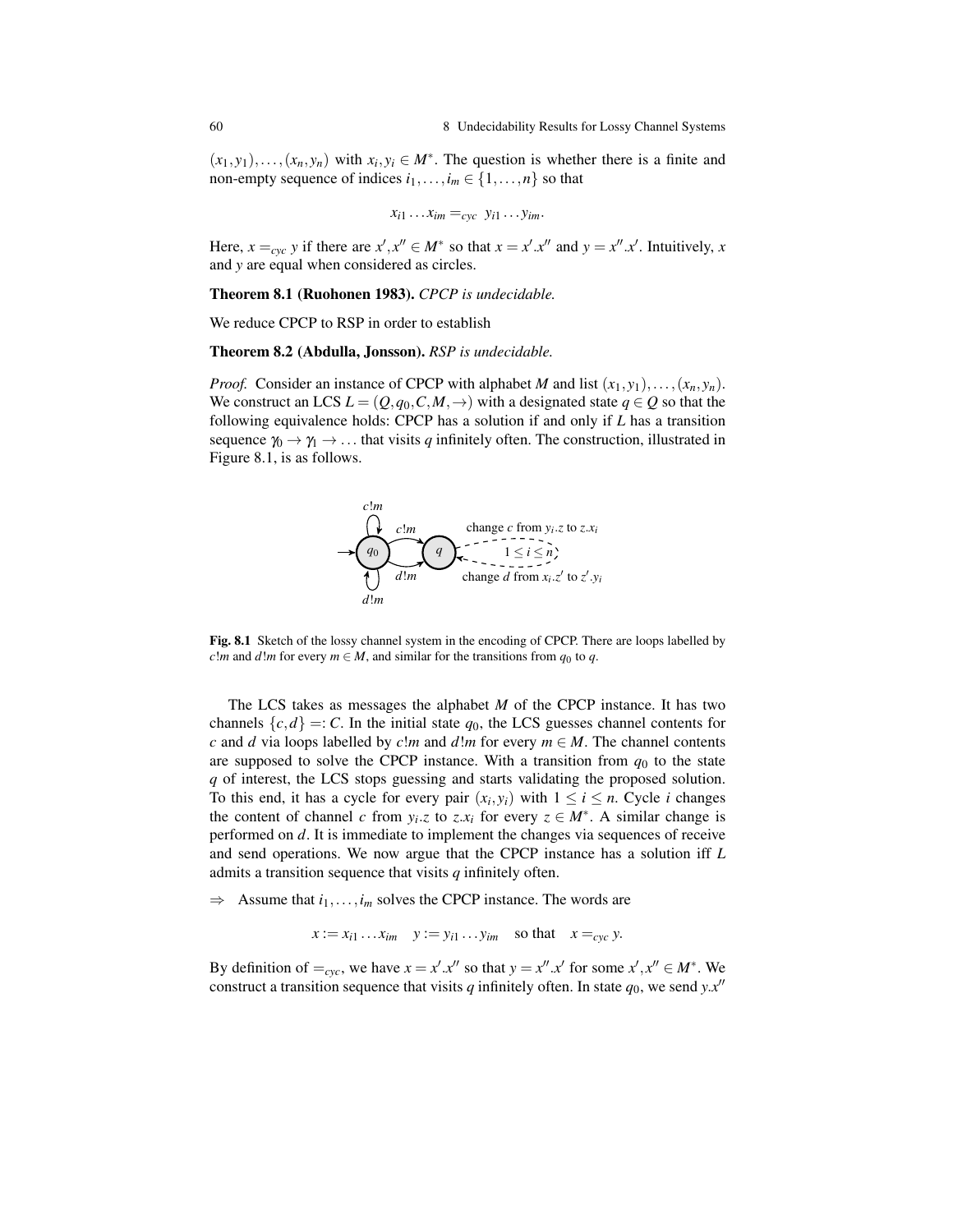$(x_1, y_1), \ldots, (x_n, y_n)$ with $x_i, y_i \in M^*$. The question is whether there is a finite and non-empty sequence of indices $i_1, \ldots, i_m \in \{1, \ldots, n\}$ so that

$$x_{i1} \ldots x_{im} =_{cyc} y_{i1} \ldots y_{im}.$$

Here, $x =_{cyc} y$ if there are $x', x'' \in M^*$ so that $x = x'.x''$ and $y = x''.x'$. Intuitively, $x$ and $y$ are equal when considered as circles.

**Theorem 8.1 (Ruohonen 1983).** *CPCP is undecidable.*

We reduce CPCP to RSP in order to establish

**Theorem 8.2 (Abdulla, Jonsson).** *RSP is undecidable.*

*Proof.* Consider an instance of CPCP with alphabet $M$ and list $(x_1, y_1), \ldots, (x_n, y_n)$. We construct an LCS $L = (Q, q_0, C, M, \rightarrow)$ with a designated state $q \in Q$ so that the following equivalence holds: CPCP has a solution if and only if $L$ has a transition sequence $\gamma_0 \rightarrow \gamma_1 \rightarrow \ldots$ that visits $q$ infinitely often. The construction, illustrated in Figure 8.1, is as follows.

**Fig. 8.1** Sketch of the lossy channel system in the encoding of CPCP. There are loops labelled by $c!m$ and $d!m$ for every $m \in M$, and similar for the transitions from $q_0$ to $q$.

The LCS takes as messages the alphabet $M$ of the CPCP instance. It has two channels $\{c, d\} =: C$. In the initial state $q_0$, the LCS guesses channel contents for $c$ and $d$ via loops labelled by $c!m$ and $d!m$ for every $m \in M$. The channel contents are supposed to solve the CPCP instance. With a transition from $q_0$ to the state $q$ of interest, the LCS stops guessing and starts validating the proposed solution. To this end, it has a cycle for every pair $(x_i, y_i)$ with $1 \leq i \leq n$. Cycle $i$ changes the content of channel $c$ from $y_i.z$ to $z.x_i$ for every $z \in M^*$. A similar change is performed on $d$. It is immediate to implement the changes via sequences of receive and send operations. We now argue that the CPCP instance has a solution iff $L$ admits a transition sequence that visits $q$ infinitely often.

$\Rightarrow$ Assume that $i_1, \ldots, i_m$ solves the CPCP instance. The words are

$$x := x_{i1} \ldots x_{im} \quad y := y_{i1} \ldots y_{im} \quad \text{so that} \quad x =_{cyc} y.$$

By definition of $=_{cyc}$, we have $x = x'.x''$ so that $y = x''.x'$ for some $x', x'' \in M^*$. We construct a transition sequence that visits $q$ infinitely often. In state $q_0$, we send $y.x''$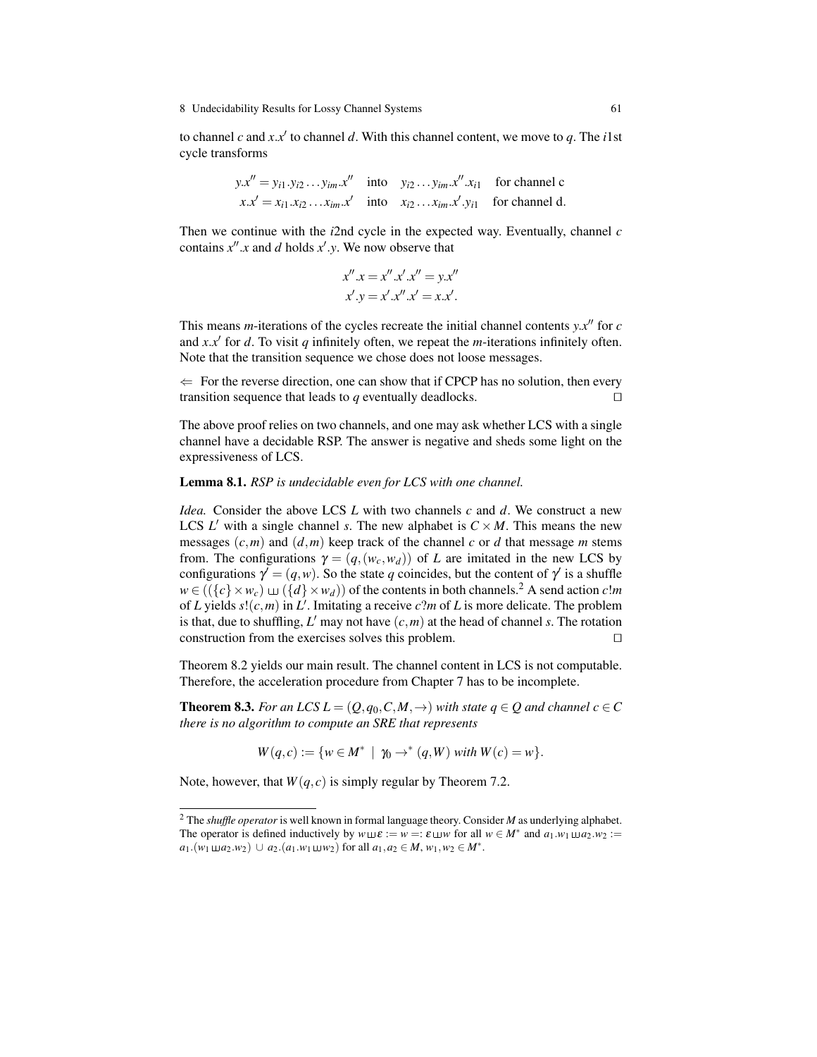to channel $c$ and $x.x'$ to channel $d$. With this channel content, we move to $q$. The $i1$st cycle transforms

$$y.x'' = y_{i1}.y_{i2}\dots y_{im}.x'' \quad \text{into} \quad y_{i2}\dots y_{im}.x''.x_{i1} \quad \text{for channel c}$$
$$x.x' = x_{i1}.x_{i2}\dots x_{im}.x' \quad \text{into} \quad x_{i2}\dots x_{im}.x'.y_{i1} \quad \text{for channel d.}$$

Then we continue with the $i2$nd cycle in the expected way. Eventually, channel $c$ contains $x''.x$ and $d$ holds $x'.y$. We now observe that

$$x''.x = x''.x'.x'' = y.x''$$
$$x'.y = x'.x''.x' = x.x'.$$

This means $m$-iterations of the cycles recreate the initial channel contents $y.x''$ for $c$ and $x.x'$ for $d$. To visit $q$ infinitely often, we repeat the $m$-iterations infinitely often. Note that the transition sequence we chose does not loose messages.

$\Leftarrow$ For the reverse direction, one can show that if CPCP has no solution, then every transition sequence that leads to $q$ eventually deadlocks. □

The above proof relies on two channels, and one may ask whether LCS with a single channel have a decidable RSP. The answer is negative and sheds some light on the expressiveness of LCS.

**Lemma 8.1.** *RSP is undecidable even for LCS with one channel.*

*Idea.* Consider the above LCS $L$ with two channels $c$ and $d$. We construct a new LCS $L'$ with a single channel $s$. The new alphabet is $C \times M$. This means the new messages $(c,m)$ and $(d,m)$ keep track of the channel $c$ or $d$ that message $m$ stems from. The configurations $\gamma = (q,(w_c,w_d))$ of $L$ are imitated in the new LCS by configurations $\gamma' = (q,w)$. So the state $q$ coincides, but the content of $\gamma'$ is a shuffle $w \in ((\{c\} \times w_c) \sqcup\!\sqcup (\{d\} \times w_d))$ of the contents in both channels.[2] A send action $c!m$ of $L$ yields $s!(c,m)$ in $L'$. Imitating a receive $c?m$ of $L$ is more delicate. The problem is that, due to shuffling, $L'$ may not have $(c,m)$ at the head of channel $s$. The rotation construction from the exercises solves this problem. □

Theorem 8.2 yields our main result. The channel content in LCS is not computable. Therefore, the acceleration procedure from Chapter 7 has to be incomplete.

**Theorem 8.3.** *For an LCS $L = (Q,q_0,C,M,\rightarrow)$ with state $q \in Q$ and channel $c \in C$ there is no algorithm to compute an SRE that represents*

$$W(q,c) := \{w \in M^* \mid \gamma_0 \rightarrow^* (q,W) \text{ with } W(c) = w\}.$$

Note, however, that $W(q,c)$ is simply regular by Theorem 7.2.

---

[2] The *shuffle operator* is well known in formal language theory. Consider $M$ as underlying alphabet. The operator is defined inductively by $w \sqcup\!\sqcup \varepsilon := w =: \varepsilon \sqcup\!\sqcup w$ for all $w \in M^*$ and $a_1.w_1 \sqcup\!\sqcup a_2.w_2 := a_1.(w_1 \sqcup\!\sqcup a_2.w_2) \cup a_2.(a_1.w_1 \sqcup\!\sqcup w_2)$ for all $a_1,a_2 \in M$, $w_1,w_2 \in M^*$.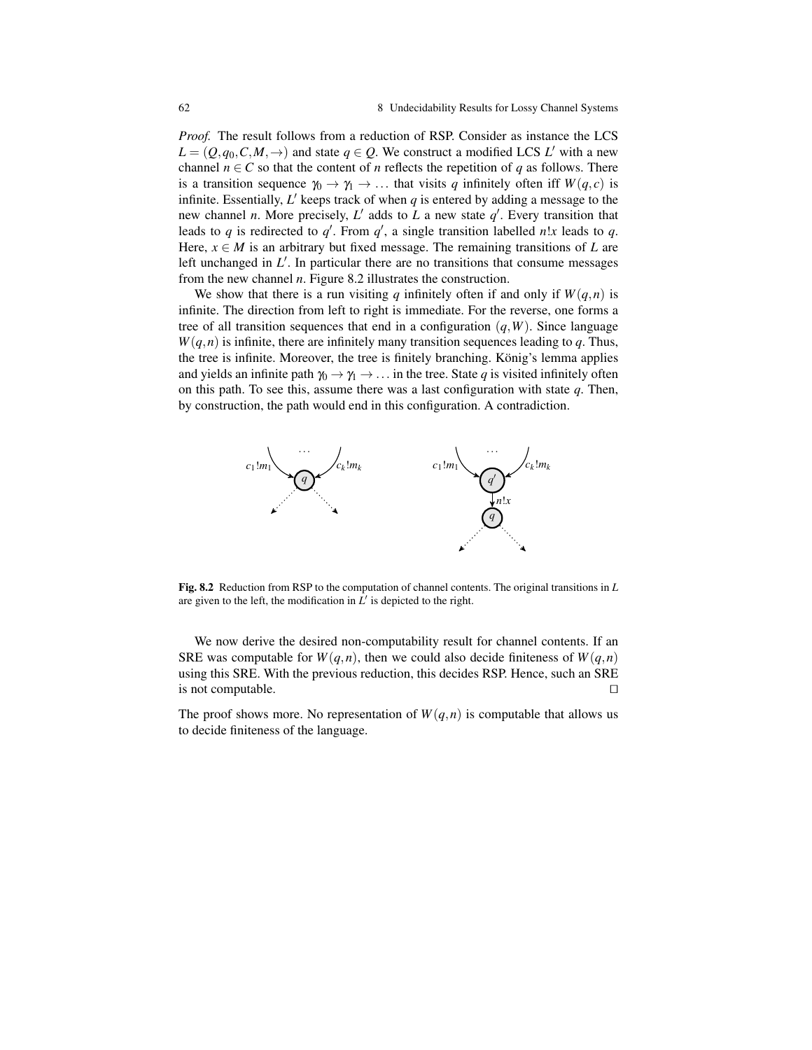*Proof.* The result follows from a reduction of RSP. Consider as instance the LCS $L = (Q, q_0, C, M, \rightarrow)$ and state $q \in Q$. We construct a modified LCS $L'$ with a new channel $n \in C$ so that the content of $n$ reflects the repetition of $q$ as follows. There is a transition sequence $\gamma_0 \rightarrow \gamma_1 \rightarrow \ldots$ that visits $q$ infinitely often iff $W(q,c)$ is infinite. Essentially, $L'$ keeps track of when $q$ is entered by adding a message to the new channel $n$. More precisely, $L'$ adds to $L$ a new state $q'$. Every transition that leads to $q$ is redirected to $q'$. From $q'$, a single transition labelled $n!x$ leads to $q$. Here, $x \in M$ is an arbitrary but fixed message. The remaining transitions of $L$ are left unchanged in $L'$. In particular there are no transitions that consume messages from the new channel $n$. Figure 8.2 illustrates the construction.

We show that there is a run visiting $q$ infinitely often if and only if $W(q,n)$ is infinite. The direction from left to right is immediate. For the reverse, one forms a tree of all transition sequences that end in a configuration $(q,W)$. Since language $W(q,n)$ is infinite, there are infinitely many transition sequences leading to $q$. Thus, the tree is infinite. Moreover, the tree is finitely branching. König's lemma applies and yields an infinite path $\gamma_0 \rightarrow \gamma_1 \rightarrow \ldots$ in the tree. State $q$ is visited infinitely often on this path. To see this, assume there was a last configuration with state $q$. Then, by construction, the path would end in this configuration. A contradiction.

**Fig. 8.2** Reduction from RSP to the computation of channel contents. The original transitions in $L$ are given to the left, the modification in $L'$ is depicted to the right.

We now derive the desired non-computability result for channel contents. If an SRE was computable for $W(q,n)$, then we could also decide finiteness of $W(q,n)$ using this SRE. With the previous reduction, this decides RSP. Hence, such an SRE is not computable. □

The proof shows more. No representation of $W(q,n)$ is computable that allows us to decide finiteness of the language.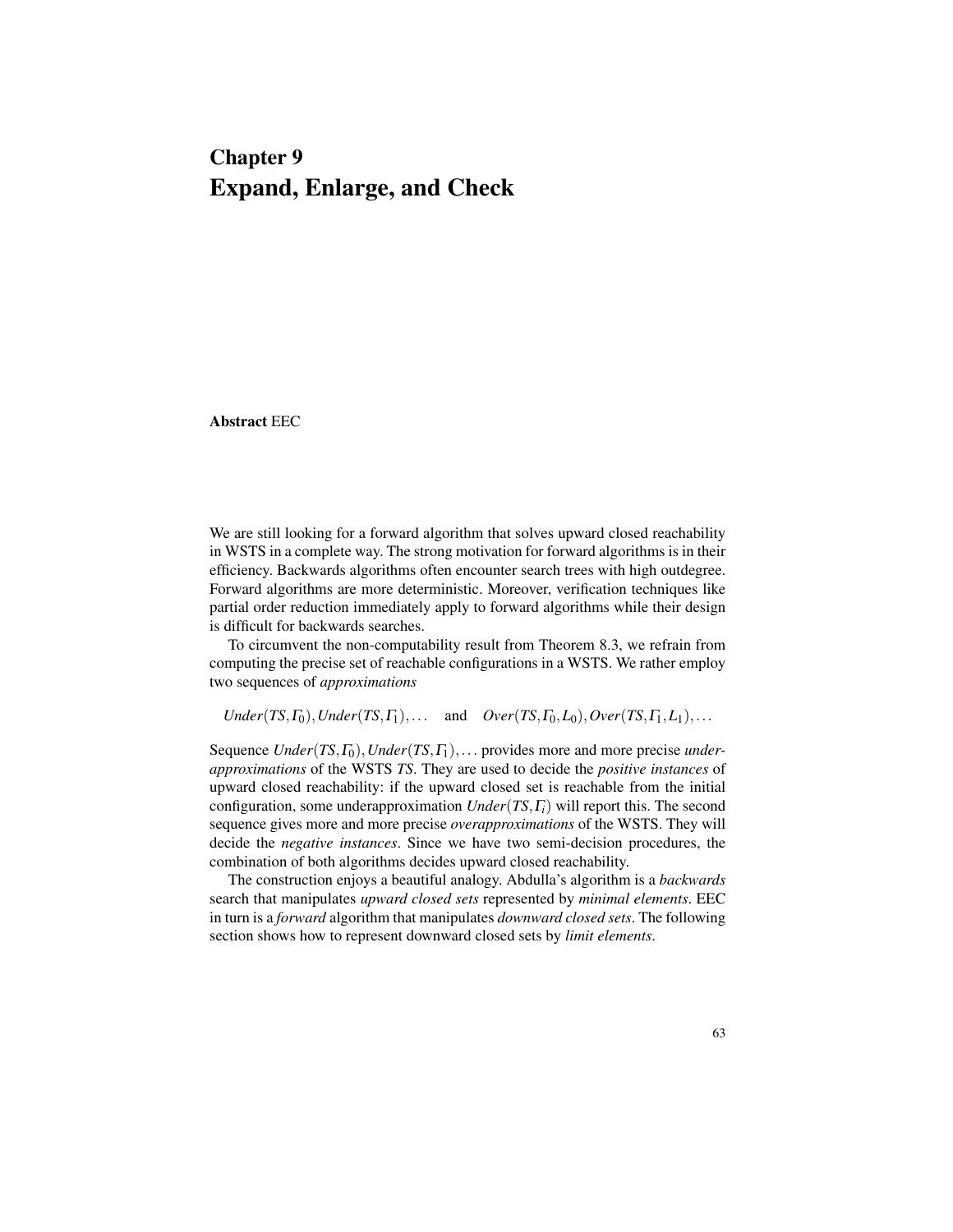# Chapter 9
# Expand, Enlarge, and Check

**Abstract** EEC

We are still looking for a forward algorithm that solves upward closed reachability in WSTS in a complete way. The strong motivation for forward algorithms is in their efficiency. Backwards algorithms often encounter search trees with high outdegree. Forward algorithms are more deterministic. Moreover, verification techniques like partial order reduction immediately apply to forward algorithms while their design is difficult for backwards searches.

To circumvent the non-computability result from Theorem 8.3, we refrain from computing the precise set of reachable configurations in a WSTS. We rather employ two sequences of *approximations*

$$Under(TS, \Gamma_0), Under(TS, \Gamma_1), \ldots \quad \text{and} \quad Over(TS, \Gamma_0, L_0), Over(TS, \Gamma_1, L_1), \ldots$$

Sequence $Under(TS, \Gamma_0), Under(TS, \Gamma_1), \ldots$ provides more and more precise *underapproximations* of the WSTS *TS*. They are used to decide the *positive instances* of upward closed reachability: if the upward closed set is reachable from the initial configuration, some underapproximation $Under(TS, \Gamma_i)$ will report this. The second sequence gives more and more precise *overapproximations* of the WSTS. They will decide the *negative instances*. Since we have two semi-decision procedures, the combination of both algorithms decides upward closed reachability.

The construction enjoys a beautiful analogy. Abdulla's algorithm is a *backwards* search that manipulates *upward closed sets* represented by *minimal elements*. EEC in turn is a *forward* algorithm that manipulates *downward closed sets*. The following section shows how to represent downward closed sets by *limit elements*.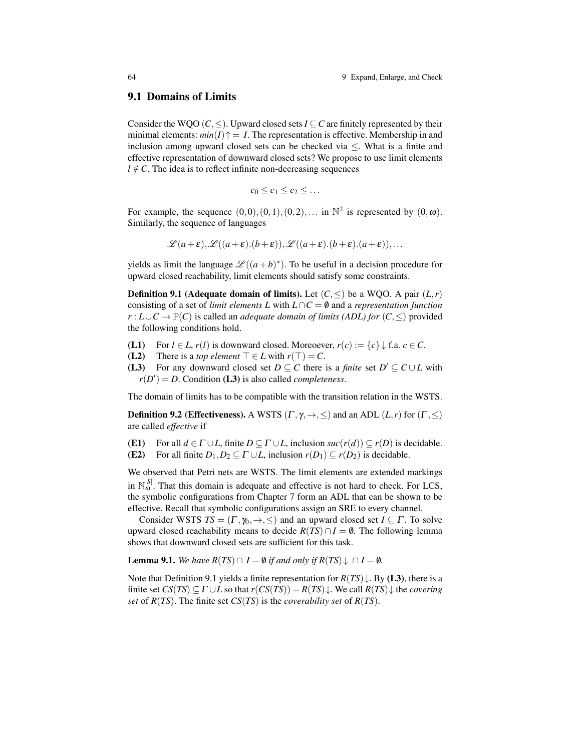## 9.1 Domains of Limits

Consider the WQO $(C, \leq)$. Upward closed sets $I \subseteq C$ are finitely represented by their minimal elements: $min(I)\uparrow = I$. The representation is effective. Membership in and inclusion among upward closed sets can be checked via $\leq$. What is a finite and effective representation of downward closed sets? We propose to use limit elements $l \notin C$. The idea is to reflect infinite non-decreasing sequences

$$c_0 \leq c_1 \leq c_2 \leq \ldots$$

For example, the sequence $(0,0),(0,1),(0,2),\ldots$ in $\mathbb{N}^2$ is represented by $(0,\omega)$. Similarly, the sequence of languages

$$\mathscr{L}(a+\varepsilon), \mathscr{L}((a+\varepsilon).(b+\varepsilon)), \mathscr{L}((a+\varepsilon).(b+\varepsilon).(a+\varepsilon)), \ldots$$

yields as limit the language $\mathscr{L}((a+b)^*)$. To be useful in a decision procedure for upward closed reachability, limit elements should satisfy some constraints.

**Definition 9.1 (Adequate domain of limits).** Let $(C, \leq)$ be a WQO. A pair $(L, r)$ consisting of a set of *limit elements* $L$ with $L \cap C = \emptyset$ and a *representation function* $r : L \cup C \to \mathbb{P}(C)$ is called an *adequate domain of limits (ADL) for* $(C, \leq)$ provided the following conditions hold.

**(L1)** For $l \in L$, $r(l)$ is downward closed. Moreoever, $r(c) := \{c\}\downarrow$ f.a. $c \in C$.
**(L2)** There is a *top element* $\top \in L$ with $r(\top) = C$.
**(L3)** For any downward closed set $D \subseteq C$ there is a *finite* set $D' \subseteq C \cup L$ with $r(D') = D$. Condition **(L3)** is also called *completeness*.

The domain of limits has to be compatible with the transition relation in the WSTS.

**Definition 9.2 (Effectiveness).** A WSTS $(\Gamma, \gamma, \to, \leq)$ and an ADL $(L, r)$ for $(\Gamma, \leq)$ are called *effective* if

**(E1)** For all $d \in \Gamma \cup L$, finite $D \subseteq \Gamma \cup L$, inclusion $suc(r(d)) \subseteq r(D)$ is decidable.
**(E2)** For all finite $D_1, D_2 \subseteq \Gamma \cup L$, inclusion $r(D_1) \subseteq r(D_2)$ is decidable.

We observed that Petri nets are WSTS. The limit elements are extended markings in $\mathbb{N}_\omega^{|S|}$. That this domain is adequate and effective is not hard to check. For LCS, the symbolic configurations from Chapter 7 form an ADL that can be shown to be effective. Recall that symbolic configurations assign an SRE to every channel.

Consider WSTS $TS = (\Gamma, \gamma_0, \to, \leq)$ and an upward closed set $I \subseteq \Gamma$. To solve upward closed reachability means to decide $R(TS) \cap I = \emptyset$. The following lemma shows that downward closed sets are sufficient for this task.

**Lemma 9.1.** *We have $R(TS) \cap I = \emptyset$ if and only if $R(TS)\downarrow \cap I = \emptyset$.*

Note that Definition 9.1 yields a finite representation for $R(TS)\downarrow$. By **(L3)**, there is a finite set $CS(TS) \subseteq \Gamma \cup L$ so that $r(CS(TS)) = R(TS)\downarrow$. We call $R(TS)\downarrow$ the *covering set* of $R(TS)$. The finite set $CS(TS)$ is the *coverability set* of $R(TS)$.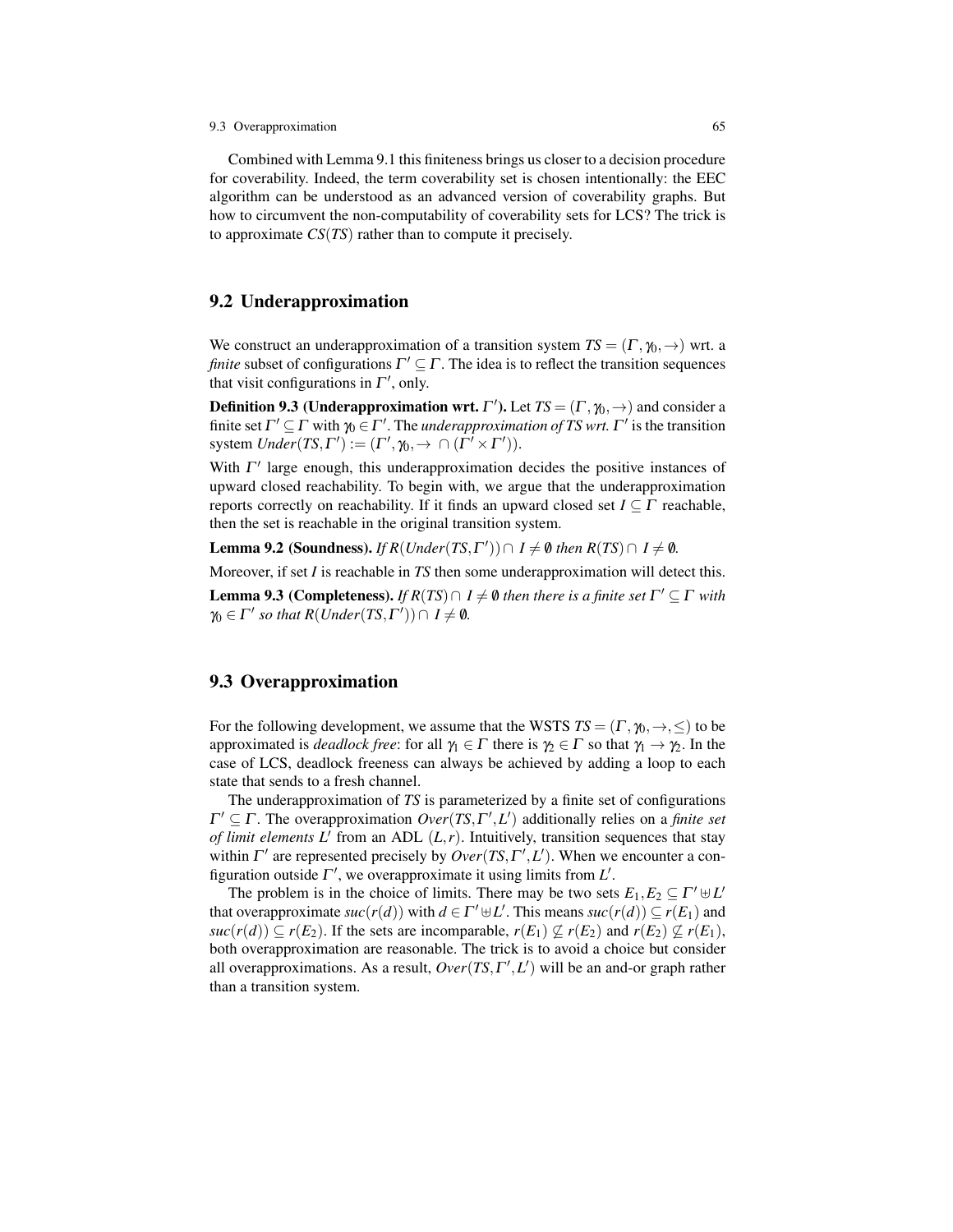Combined with Lemma 9.1 this finiteness brings us closer to a decision procedure for coverability. Indeed, the term coverability set is chosen intentionally: the EEC algorithm can be understood as an advanced version of coverability graphs. But how to circumvent the non-computability of coverability sets for LCS? The trick is to approximate $CS(TS)$ rather than to compute it precisely.

## 9.2 Underapproximation

We construct an underapproximation of a transition system $TS = (\Gamma, \gamma_0, \rightarrow)$ wrt. a *finite* subset of configurations $\Gamma' \subseteq \Gamma$. The idea is to reflect the transition sequences that visit configurations in $\Gamma'$, only.

**Definition 9.3 (Underapproximation wrt. $\Gamma'$).** Let $TS = (\Gamma, \gamma_0, \rightarrow)$ and consider a finite set $\Gamma' \subseteq \Gamma$ with $\gamma_0 \in \Gamma'$. The *underapproximation of TS wrt. $\Gamma'$* is the transition system $Under(TS, \Gamma') := (\Gamma', \gamma_0, \rightarrow \cap (\Gamma' \times \Gamma'))$.

With $\Gamma'$ large enough, this underapproximation decides the positive instances of upward closed reachability. To begin with, we argue that the underapproximation reports correctly on reachability. If it finds an upward closed set $I \subseteq \Gamma$ reachable, then the set is reachable in the original transition system.

**Lemma 9.2 (Soundness).** *If $R(Under(TS, \Gamma')) \cap I \neq \emptyset$ then $R(TS) \cap I \neq \emptyset$.*

Moreover, if set $I$ is reachable in $TS$ then some underapproximation will detect this.

**Lemma 9.3 (Completeness).** *If $R(TS) \cap I \neq \emptyset$ then there is a finite set $\Gamma' \subseteq \Gamma$ with $\gamma_0 \in \Gamma'$ so that $R(Under(TS, \Gamma')) \cap I \neq \emptyset$.*

## 9.3 Overapproximation

For the following development, we assume that the WSTS $TS = (\Gamma, \gamma_0, \rightarrow, \leq)$ to be approximated is *deadlock free*: for all $\gamma_1 \in \Gamma$ there is $\gamma_2 \in \Gamma$ so that $\gamma_1 \rightarrow \gamma_2$. In the case of LCS, deadlock freeness can always be achieved by adding a loop to each state that sends to a fresh channel.

The underapproximation of $TS$ is parameterized by a finite set of configurations $\Gamma' \subseteq \Gamma$. The overapproximation $Over(TS, \Gamma', L')$ additionally relies on a *finite set of limit elements $L'$* from an ADL $(L, r)$. Intuitively, transition sequences that stay within $\Gamma'$ are represented precisely by $Over(TS, \Gamma', L')$. When we encounter a configuration outside $\Gamma'$, we overapproximate it using limits from $L'$.

The problem is in the choice of limits. There may be two sets $E_1, E_2 \subseteq \Gamma' \uplus L'$ that overapproximate $suc(r(d))$ with $d \in \Gamma' \uplus L'$. This means $suc(r(d)) \subseteq r(E_1)$ and $suc(r(d)) \subseteq r(E_2)$. If the sets are incomparable, $r(E_1) \not\subseteq r(E_2)$ and $r(E_2) \not\subseteq r(E_1)$, both overapproximation are reasonable. The trick is to avoid a choice but consider all overapproximations. As a result, $Over(TS, \Gamma', L')$ will be an and-or graph rather than a transition system.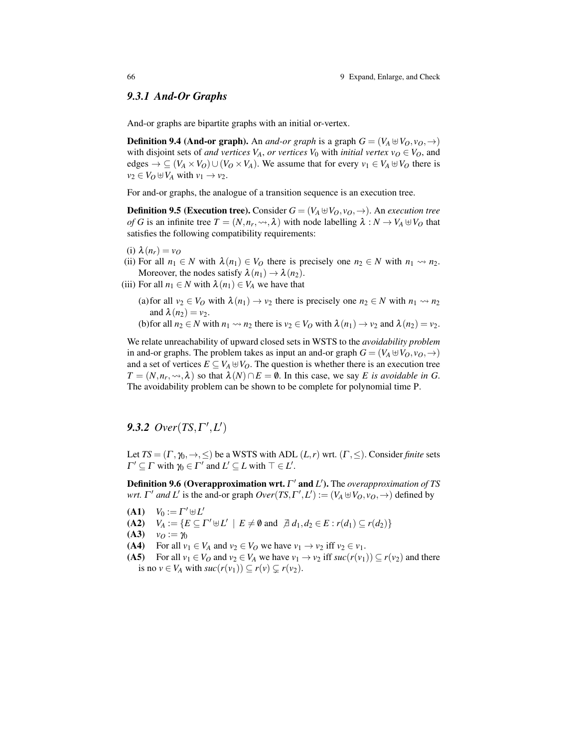### 9.3.1 And-Or Graphs

And-or graphs are bipartite graphs with an initial or-vertex.

**Definition 9.4 (And-or graph).** An *and-or graph* is a graph $G = (V_A \uplus V_O, v_O, \rightarrow)$ with disjoint sets of *and vertices* $V_A$, *or vertices* $V_0$ with *initial vertex* $v_O \in V_O$, and edges $\rightarrow \subseteq (V_A \times V_O) \cup (V_O \times V_A)$. We assume that for every $v_1 \in V_A \uplus V_O$ there is $v_2 \in V_O \uplus V_A$ with $v_1 \rightarrow v_2$.

For and-or graphs, the analogue of a transition sequence is an execution tree.

**Definition 9.5 (Execution tree).** Consider $G = (V_A \uplus V_O, v_O, \rightarrow)$. An *execution tree of* $G$ is an infinite tree $T = (N, n_r, \rightsquigarrow, \lambda)$ with node labelling $\lambda : N \rightarrow V_A \uplus V_O$ that satisfies the following compatibility requirements:

(i) $\lambda(n_r) = v_O$

(ii) For all $n_1 \in N$ with $\lambda(n_1) \in V_O$ there is precisely one $n_2 \in N$ with $n_1 \rightsquigarrow n_2$. Moreover, the nodes satisfy $\lambda(n_1) \rightarrow \lambda(n_2)$.

(iii) For all $n_1 \in N$ with $\lambda(n_1) \in V_A$ we have that

  (a) for all $v_2 \in V_O$ with $\lambda(n_1) \rightarrow v_2$ there is precisely one $n_2 \in N$ with $n_1 \rightsquigarrow n_2$ and $\lambda(n_2) = v_2$.

  (b) for all $n_2 \in N$ with $n_1 \rightsquigarrow n_2$ there is $v_2 \in V_O$ with $\lambda(n_1) \rightarrow v_2$ and $\lambda(n_2) = v_2$.

We relate unreachability of upward closed sets in WSTS to the *avoidability problem* in and-or graphs. The problem takes as input an and-or graph $G = (V_A \uplus V_O, v_O, \rightarrow)$ and a set of vertices $E \subseteq V_A \uplus V_O$. The question is whether there is an execution tree $T = (N, n_r, \rightsquigarrow, \lambda)$ so that $\lambda(N) \cap E = \emptyset$. In this case, we say $E$ *is avoidable in* $G$. The avoidability problem can be shown to be complete for polynomial time P.

### 9.3.2 $Over(TS, \Gamma', L')$

Let $TS = (\Gamma, \gamma_0, \rightarrow, \leq)$ be a WSTS with ADL $(L, r)$ wrt. $(\Gamma, \leq)$. Consider *finite* sets $\Gamma' \subseteq \Gamma$ with $\gamma_0 \in \Gamma'$ and $L' \subseteq L$ with $\top \in L'$.

**Definition 9.6 (Overapproximation wrt. $\Gamma'$ and $L'$).** The *overapproximation of TS wrt. $\Gamma'$ and $L'$* is the and-or graph $Over(TS, \Gamma', L') := (V_A \uplus V_O, v_O, \rightarrow)$ defined by

**(A1)** $V_0 := \Gamma' \uplus L'$

**(A2)** $V_A := \{E \subseteq \Gamma' \uplus L' \mid E \neq \emptyset \text{ and } \nexists\, d_1, d_2 \in E : r(d_1) \subseteq r(d_2)\}$

**(A3)** $v_O := \gamma_0$

**(A4)** For all $v_1 \in V_A$ and $v_2 \in V_O$ we have $v_1 \rightarrow v_2$ iff $v_2 \in v_1$.

**(A5)** For all $v_1 \in V_O$ and $v_2 \in V_A$ we have $v_1 \rightarrow v_2$ iff $suc(r(v_1)) \subseteq r(v_2)$ and there is no $v \in V_A$ with $suc(r(v_1)) \subseteq r(v) \subsetneq r(v_2)$.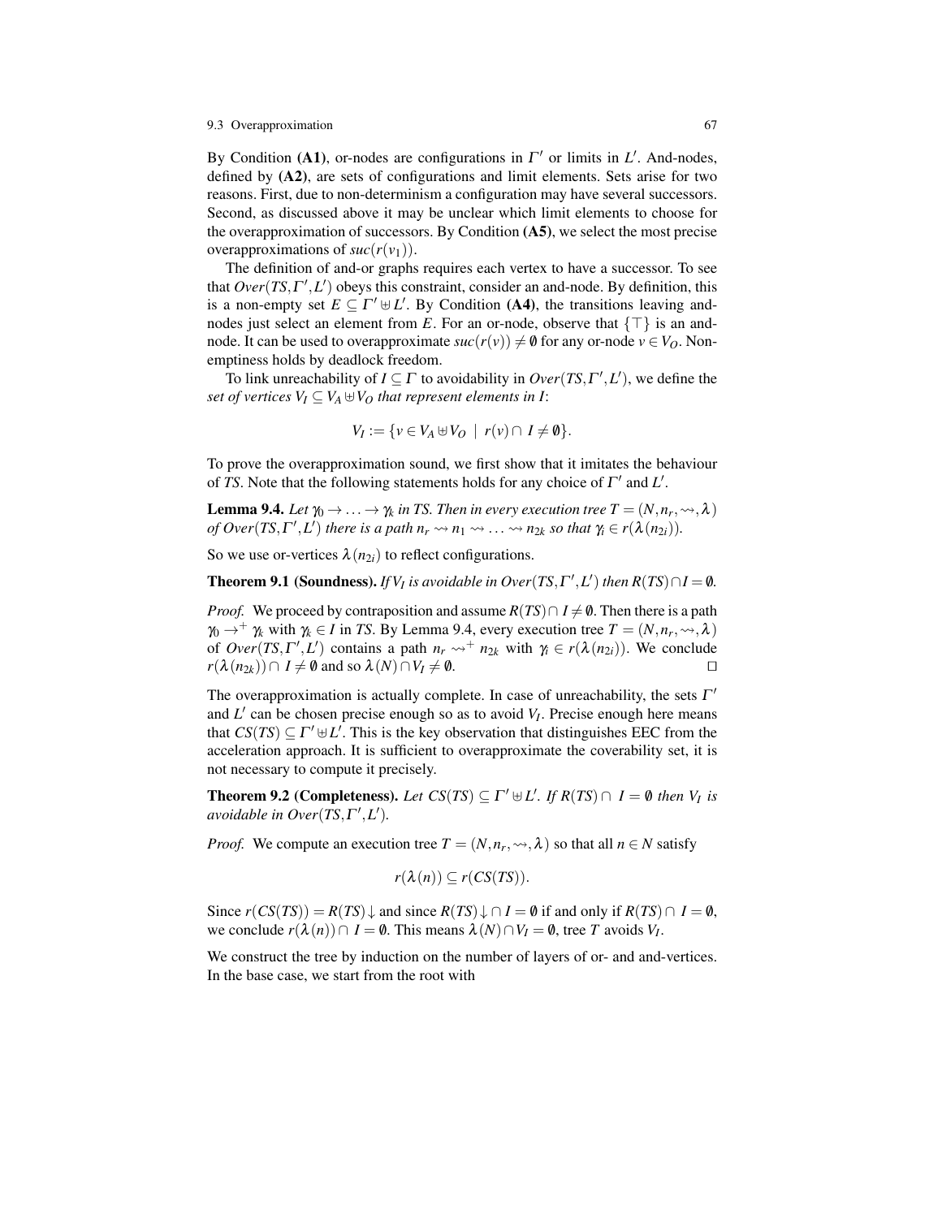By Condition **(A1)**, or-nodes are configurations in $\Gamma'$ or limits in $L'$. And-nodes, defined by **(A2)**, are sets of configurations and limit elements. Sets arise for two reasons. First, due to non-determinism a configuration may have several successors. Second, as discussed above it may be unclear which limit elements to choose for the overapproximation of successors. By Condition **(A5)**, we select the most precise overapproximations of $suc(r(v_1))$.

The definition of and-or graphs requires each vertex to have a successor. To see that $Over(TS, \Gamma', L')$ obeys this constraint, consider an and-node. By definition, this is a non-empty set $E \subseteq \Gamma' \uplus L'$. By Condition **(A4)**, the transitions leaving and-nodes just select an element from $E$. For an or-node, observe that $\{\top\}$ is an and-node. It can be used to overapproximate $suc(r(v)) \neq \emptyset$ for any or-node $v \in V_O$. Non-emptiness holds by deadlock freedom.

To link unreachability of $I \subseteq \Gamma$ to avoidability in $Over(TS, \Gamma', L')$, we define the *set of vertices $V_I \subseteq V_A \uplus V_O$ that represent elements in $I$*:

$$V_I := \{v \in V_A \uplus V_O \mid r(v) \cap I \neq \emptyset\}.$$

To prove the overapproximation sound, we first show that it imitates the behaviour of *TS*. Note that the following statements holds for any choice of $\Gamma'$ and $L'$.

**Lemma 9.4.** *Let $\gamma_0 \to \ldots \to \gamma_k$ in TS. Then in every execution tree $T = (N, n_r, \rightsquigarrow, \lambda)$ of $Over(TS, \Gamma', L')$ there is a path $n_r \rightsquigarrow n_1 \rightsquigarrow \ldots \rightsquigarrow n_{2k}$ so that $\gamma_i \in r(\lambda(n_{2i}))$.*

So we use or-vertices $\lambda(n_{2i})$ to reflect configurations.

**Theorem 9.1 (Soundness).** *If $V_I$ is avoidable in $Over(TS, \Gamma', L')$ then $R(TS) \cap I = \emptyset$.*

*Proof.* We proceed by contraposition and assume $R(TS) \cap I \neq \emptyset$. Then there is a path $\gamma_0 \to^+ \gamma_k$ with $\gamma_k \in I$ in *TS*. By Lemma 9.4, every execution tree $T = (N, n_r, \rightsquigarrow, \lambda)$ of $Over(TS, \Gamma', L')$ contains a path $n_r \rightsquigarrow^+ n_{2k}$ with $\gamma_i \in r(\lambda(n_{2i}))$. We conclude $r(\lambda(n_{2k})) \cap I \neq \emptyset$ and so $\lambda(N) \cap V_I \neq \emptyset$. □

The overapproximation is actually complete. In case of unreachability, the sets $\Gamma'$ and $L'$ can be chosen precise enough so as to avoid $V_I$. Precise enough here means that $CS(TS) \subseteq \Gamma' \uplus L'$. This is the key observation that distinguishes EEC from the acceleration approach. It is sufficient to overapproximate the coverability set, it is not necessary to compute it precisely.

**Theorem 9.2 (Completeness).** *Let $CS(TS) \subseteq \Gamma' \uplus L'$. If $R(TS) \cap I = \emptyset$ then $V_I$ is avoidable in $Over(TS, \Gamma', L')$.*

*Proof.* We compute an execution tree $T = (N, n_r, \rightsquigarrow, \lambda)$ so that all $n \in N$ satisfy

$$r(\lambda(n)) \subseteq r(CS(TS)).$$

Since $r(CS(TS)) = R(TS)\downarrow$ and since $R(TS)\downarrow \cap I = \emptyset$ if and only if $R(TS) \cap I = \emptyset$, we conclude $r(\lambda(n)) \cap I = \emptyset$. This means $\lambda(N) \cap V_I = \emptyset$, tree $T$ avoids $V_I$.

We construct the tree by induction on the number of layers of or- and and-vertices. In the base case, we start from the root with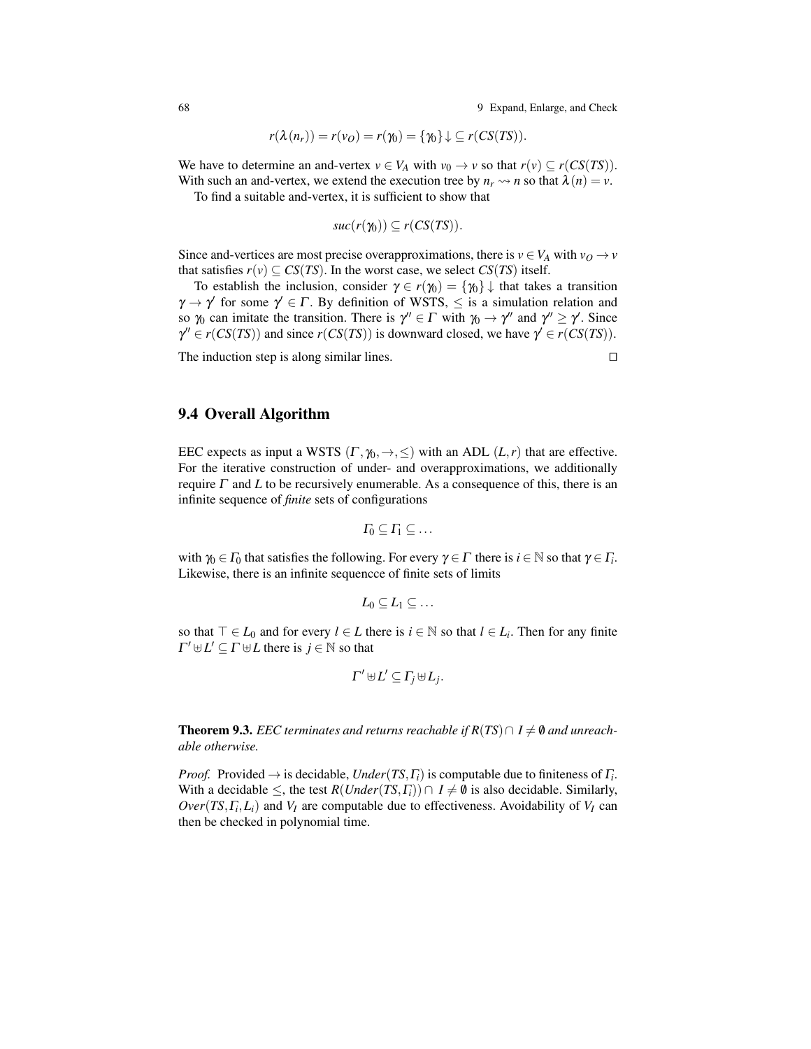$$r(\lambda(n_r)) = r(v_O) = r(\gamma_0) = \{\gamma_0\}\downarrow \subseteq r(CS(TS)).$$

We have to determine an and-vertex $v \in V_A$ with $v_0 \to v$ so that $r(v) \subseteq r(CS(TS))$. With such an and-vertex, we extend the execution tree by $n_r \rightsquigarrow n$ so that $\lambda(n) = v$.

To find a suitable and-vertex, it is sufficient to show that

$$suc(r(\gamma_0)) \subseteq r(CS(TS)).$$

Since and-vertices are most precise overapproximations, there is $v \in V_A$ with $v_O \to v$ that satisfies $r(v) \subseteq CS(TS)$. In the worst case, we select $CS(TS)$ itself.

To establish the inclusion, consider $\gamma \in r(\gamma_0) = \{\gamma_0\}\downarrow$ that takes a transition $\gamma \to \gamma'$ for some $\gamma' \in \Gamma$. By definition of WSTS, $\leq$ is a simulation relation and so $\gamma_0$ can imitate the transition. There is $\gamma'' \in \Gamma$ with $\gamma_0 \to \gamma''$ and $\gamma'' \geq \gamma'$. Since $\gamma'' \in r(CS(TS))$ and since $r(CS(TS))$ is downward closed, we have $\gamma' \in r(CS(TS))$.

The induction step is along similar lines. $\square$

## 9.4 Overall Algorithm

EEC expects as input a WSTS $(\Gamma, \gamma_0, \to, \leq)$ with an ADL $(L, r)$ that are effective. For the iterative construction of under- and overapproximations, we additionally require $\Gamma$ and $L$ to be recursively enumerable. As a consequence of this, there is an infinite sequence of *finite* sets of configurations

$$\Gamma_0 \subseteq \Gamma_1 \subseteq \ldots$$

with $\gamma_0 \in \Gamma_0$ that satisfies the following. For every $\gamma \in \Gamma$ there is $i \in \mathbb{N}$ so that $\gamma \in \Gamma_i$. Likewise, there is an infinite sequencce of finite sets of limits

$$L_0 \subseteq L_1 \subseteq \ldots$$

so that $\top \in L_0$ and for every $l \in L$ there is $i \in \mathbb{N}$ so that $l \in L_i$. Then for any finite $\Gamma' \uplus L' \subseteq \Gamma \uplus L$ there is $j \in \mathbb{N}$ so that

$$\Gamma' \uplus L' \subseteq \Gamma_j \uplus L_j.$$

**Theorem 9.3.** *EEC terminates and returns reachable if $R(TS) \cap I \neq \emptyset$ and unreachable otherwise.*

*Proof.* Provided $\to$ is decidable, $Under(TS, \Gamma_i)$ is computable due to finiteness of $\Gamma_i$. With a decidable $\leq$, the test $R(Under(TS, \Gamma_i)) \cap I \neq \emptyset$ is also decidable. Similarly, $Over(TS, \Gamma_i, L_i)$ and $V_I$ are computable due to effectiveness. Avoidability of $V_I$ can then be checked in polynomial time.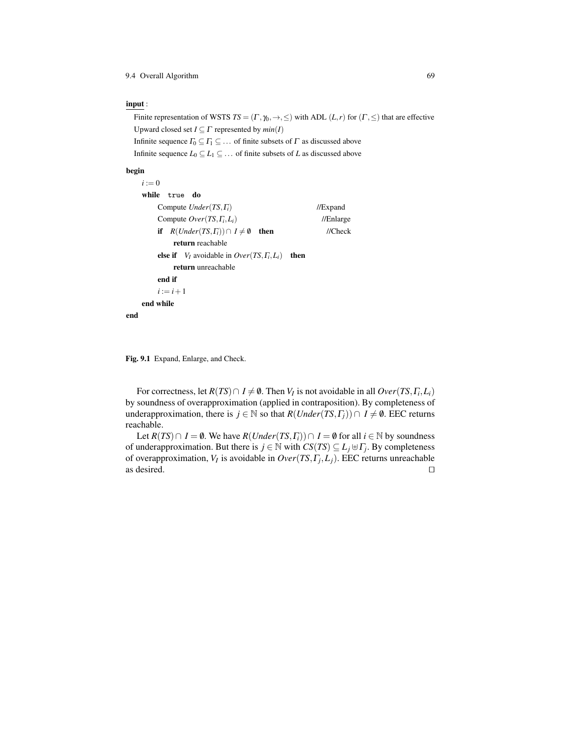<u>**input**</u> :

Finite representation of WSTS $TS = (\Gamma, \gamma_0, \rightarrow, \leq)$ with ADL $(L, r)$ for $(\Gamma, \leq)$ that are effective
Upward closed set $I \subseteq \Gamma$ represented by $min(I)$
Infinite sequence $\Gamma_0 \subseteq \Gamma_1 \subseteq \ldots$ of finite subsets of $\Gamma$ as discussed above
Infinite sequence $L_0 \subseteq L_1 \subseteq \ldots$ of finite subsets of $L$ as discussed above

```
begin
    i := 0
    while true do
        Compute Under(TS, Γ_i)                          //Expand
        Compute Over(TS, Γ_i, L_i)                      //Enlarge
        if R(Under(TS, Γ_i)) ∩ I ≠ ∅ then               //Check
            return reachable
        else if V_I avoidable in Over(TS, Γ_i, L_i) then
            return unreachable
        end if
        i := i + 1
    end while
end
```

**Fig. 9.1** Expand, Enlarge, and Check.

For correctness, let $R(TS) \cap I \neq \emptyset$. Then $V_I$ is not avoidable in all $Over(TS, \Gamma_i, L_i)$ by soundness of overapproximation (applied in contraposition). By completeness of underapproximation, there is $j \in \mathbb{N}$ so that $R(Under(TS, \Gamma_j)) \cap I \neq \emptyset$. EEC returns reachable.

Let $R(TS) \cap I = \emptyset$. We have $R(Under(TS, \Gamma_i)) \cap I = \emptyset$ for all $i \in \mathbb{N}$ by soundness of underapproximation. But there is $j \in \mathbb{N}$ with $CS(TS) \subseteq L_j \uplus \Gamma_j$. By completeness of overapproximation, $V_I$ is avoidable in $Over(TS, \Gamma_j, L_j)$. EEC returns unreachable as desired. $\square$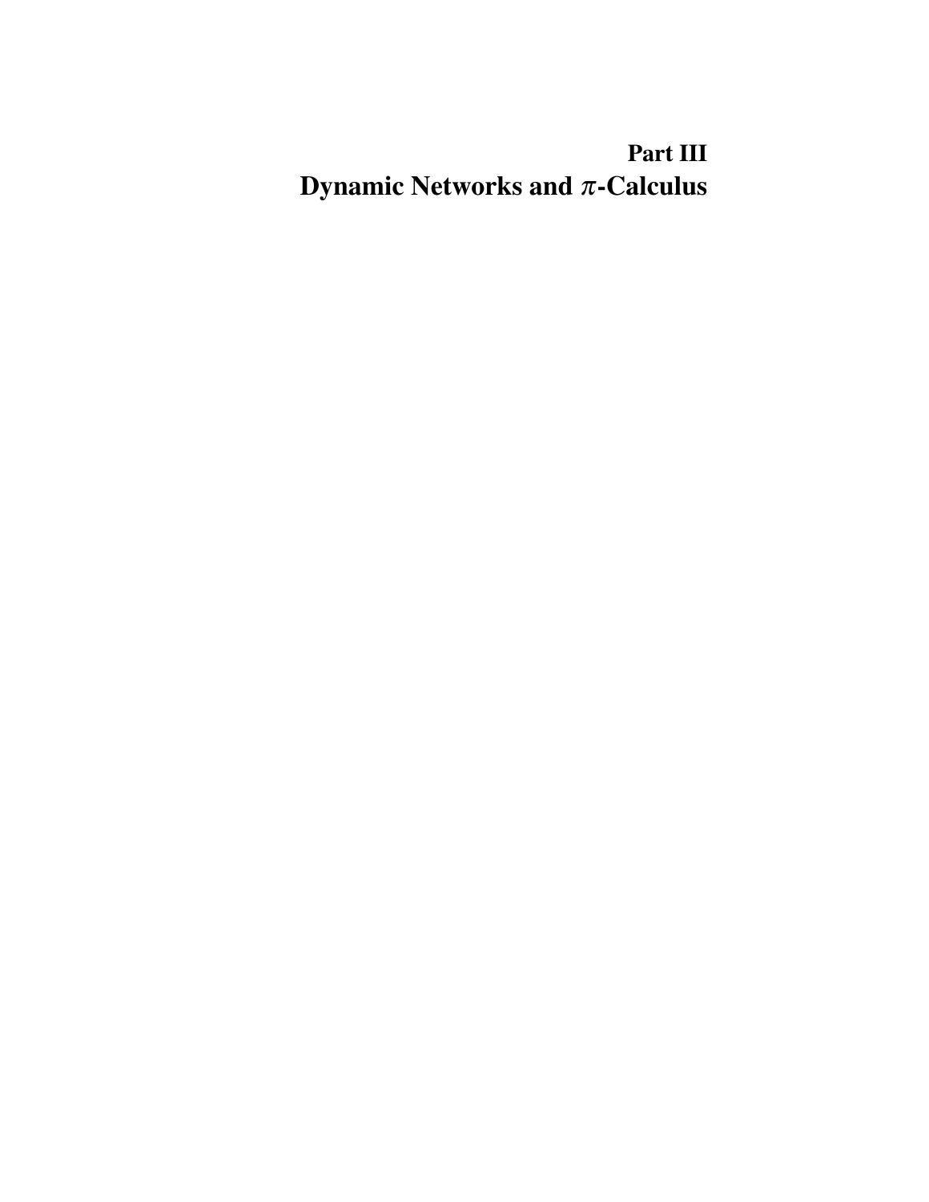# Part III
# Dynamic Networks and $\pi$-Calculus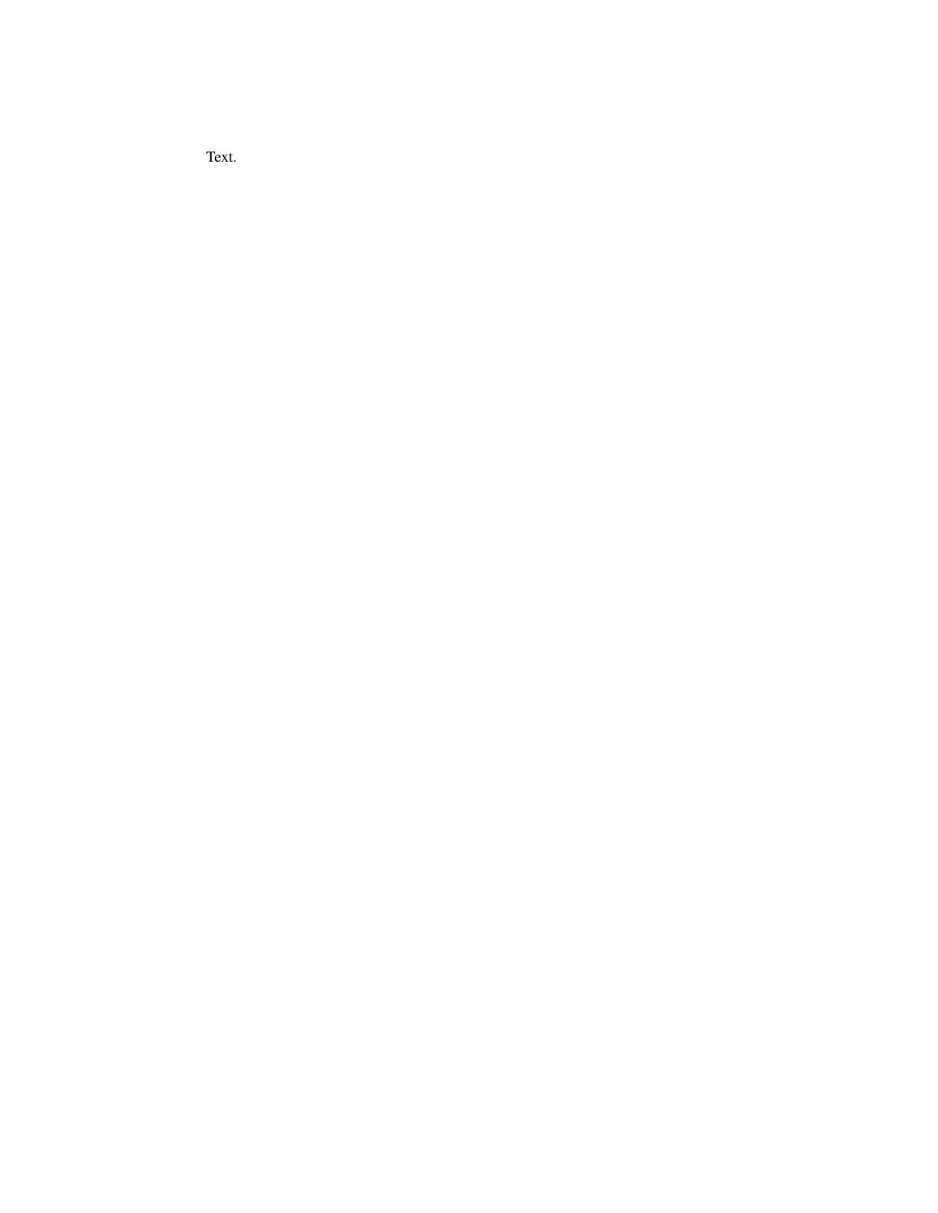Text.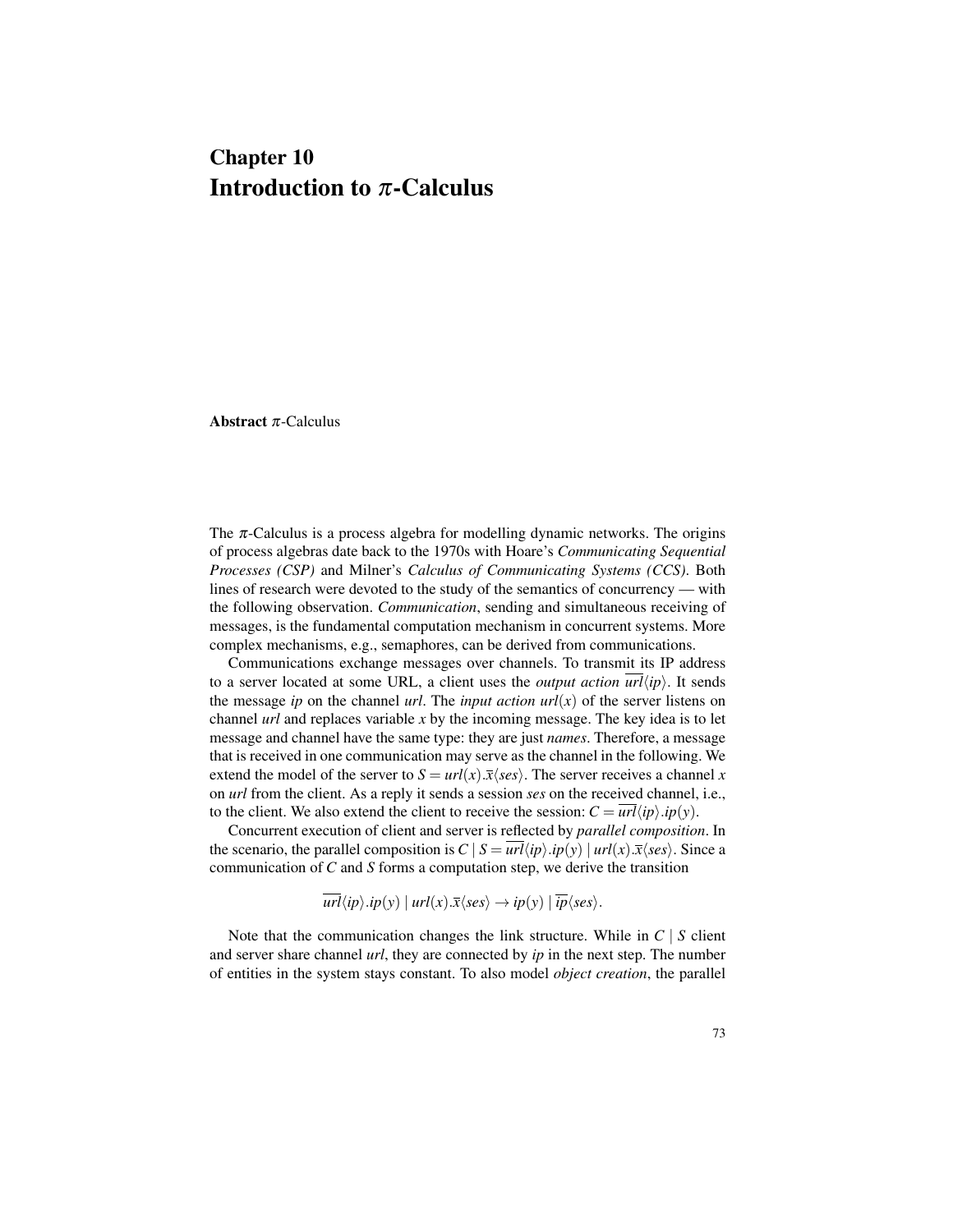# Chapter 10
# Introduction to $\pi$-Calculus

**Abstract** $\pi$-Calculus

The $\pi$-Calculus is a process algebra for modelling dynamic networks. The origins of process algebras date back to the 1970s with Hoare's *Communicating Sequential Processes (CSP)* and Milner's *Calculus of Communicating Systems (CCS)*. Both lines of research were devoted to the study of the semantics of concurrency — with the following observation. *Communication*, sending and simultaneous receiving of messages, is the fundamental computation mechanism in concurrent systems. More complex mechanisms, e.g., semaphores, can be derived from communications.

Communications exchange messages over channels. To transmit its IP address to a server located at some URL, a client uses the *output action* $\overline{url}\langle ip \rangle$. It sends the message *ip* on the channel *url*. The *input action* $url(x)$ of the server listens on channel *url* and replaces variable $x$ by the incoming message. The key idea is to let message and channel have the same type: they are just *names*. Therefore, a message that is received in one communication may serve as the channel in the following. We extend the model of the server to $S = url(x).\overline{x}\langle ses \rangle$. The server receives a channel $x$ on *url* from the client. As a reply it sends a session *ses* on the received channel, i.e., to the client. We also extend the client to receive the session: $C = \overline{url}\langle ip \rangle.ip(y)$.

Concurrent execution of client and server is reflected by *parallel composition*. In the scenario, the parallel composition is $C \mid S = \overline{url}\langle ip \rangle.ip(y) \mid url(x).\overline{x}\langle ses \rangle$. Since a communication of $C$ and $S$ forms a computation step, we derive the transition

$$\overline{url}\langle ip \rangle.ip(y) \mid url(x).\overline{x}\langle ses \rangle \rightarrow ip(y) \mid \overline{ip}\langle ses \rangle.$$

Note that the communication changes the link structure. While in $C \mid S$ client and server share channel *url*, they are connected by *ip* in the next step. The number of entities in the system stays constant. To also model *object creation*, the parallel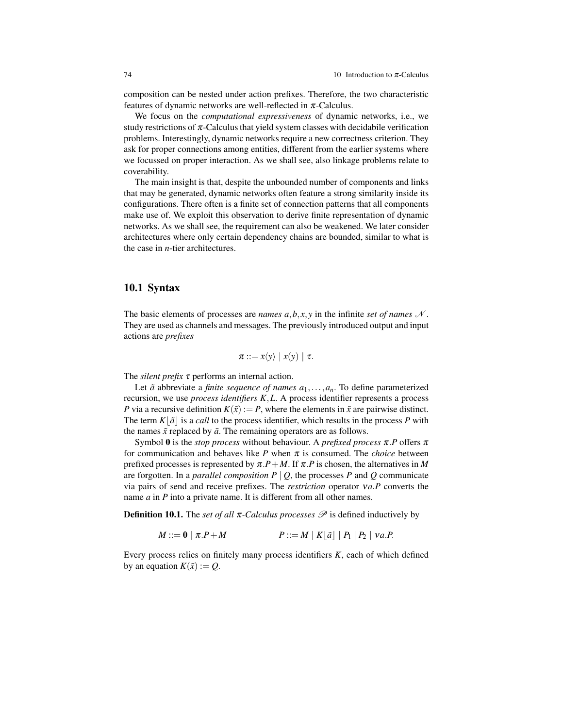composition can be nested under action prefixes. Therefore, the two characteristic features of dynamic networks are well-reflected in $\pi$-Calculus.

We focus on the *computational expressiveness* of dynamic networks, i.e., we study restrictions of $\pi$-Calculus that yield system classes with decidabile verification problems. Interestingly, dynamic networks require a new correctness criterion. They ask for proper connections among entities, different from the earlier systems where we focussed on proper interaction. As we shall see, also linkage problems relate to coverability.

The main insight is that, despite the unbounded number of components and links that may be generated, dynamic networks often feature a strong similarity inside its configurations. There often is a finite set of connection patterns that all components make use of. We exploit this observation to derive finite representation of dynamic networks. As we shall see, the requirement can also be weakened. We later consider architectures where only certain dependency chains are bounded, similar to what is the case in $n$-tier architectures.

## 10.1 Syntax

The basic elements of processes are *names* $a, b, x, y$ in the infinite *set of names* $\mathcal{N}$. They are used as channels and messages. The previously introduced output and input actions are *prefixes*

$$\pi ::= \overline{x}\langle y \rangle \mid x(y) \mid \tau.$$

The *silent prefix* $\tau$ performs an internal action.

Let $\tilde{a}$ abbreviate a *finite sequence of names* $a_1, \dots, a_n$. To define parameterized recursion, we use *process identifiers* $K, L$. A process identifier represents a process $P$ via a recursive definition $K(\tilde{x}) := P$, where the elements in $\tilde{x}$ are pairwise distinct. The term $K\lfloor \tilde{a} \rfloor$ is a *call* to the process identifier, which results in the process $P$ with the names $\tilde{x}$ replaced by $\tilde{a}$. The remaining operators are as follows.

Symbol $\mathbf{0}$ is the *stop process* without behaviour. A *prefixed process* $\pi.P$ offers $\pi$ for communication and behaves like $P$ when $\pi$ is consumed. The *choice* between prefixed processes is represented by $\pi.P + M$. If $\pi.P$ is chosen, the alternatives in $M$ are forgotten. In a *parallel composition* $P \mid Q$, the processes $P$ and $Q$ communicate via pairs of send and receive prefixes. The *restriction* operator $\nu a.P$ converts the name $a$ in $P$ into a private name. It is different from all other names.

**Definition 10.1.** The *set of all $\pi$-Calculus processes* $\mathcal{P}$ is defined inductively by

$$M ::= \mathbf{0} \mid \pi.P + M \qquad\qquad P ::= M \mid K\lfloor \tilde{a} \rfloor \mid P_1 \mid P_2 \mid \nu a.P.$$

Every process relies on finitely many process identifiers $K$, each of which defined by an equation $K(\tilde{x}) := Q$.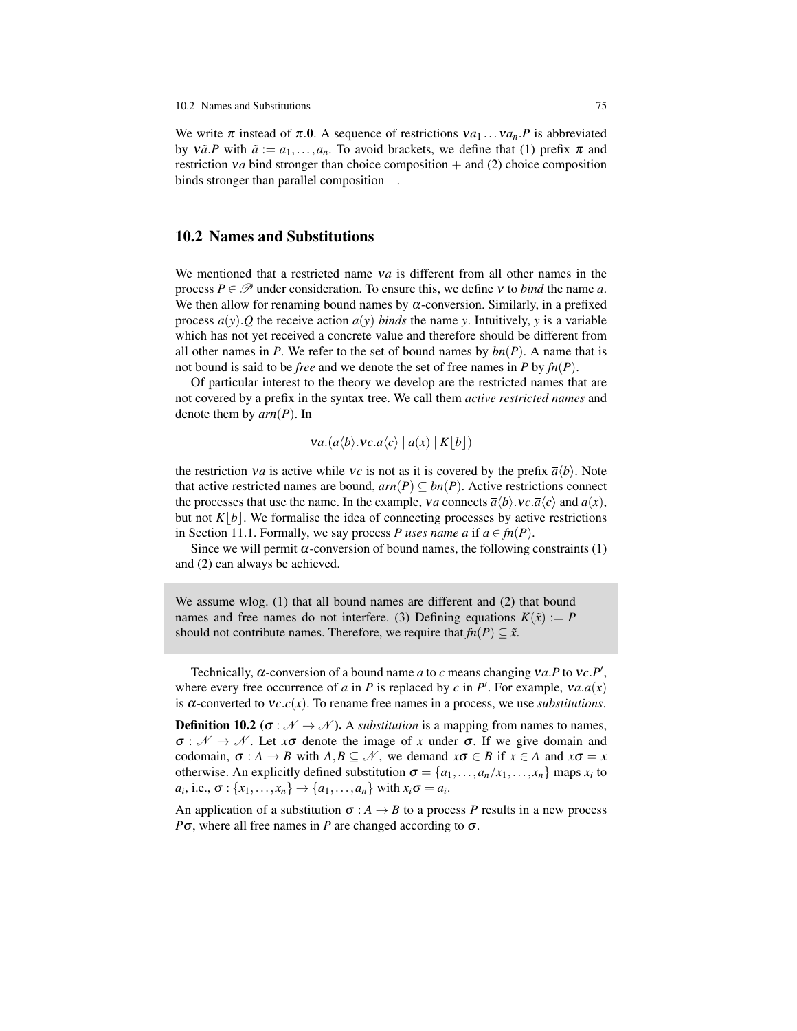We write $\pi$ instead of $\pi.\mathbf{0}$. A sequence of restrictions $\nu a_1 \ldots \nu a_n.P$ is abbreviated by $\nu\tilde{a}.P$ with $\tilde{a} := a_1,\ldots,a_n$. To avoid brackets, we define that (1) prefix $\pi$ and restriction $\nu a$ bind stronger than choice composition $+$ and (2) choice composition binds stronger than parallel composition $\mid$.

## 10.2 Names and Substitutions

We mentioned that a restricted name $\nu a$ is different from all other names in the process $P \in \mathscr{P}$ under consideration. To ensure this, we define $\nu$ to *bind* the name $a$. We then allow for renaming bound names by $\alpha$-conversion. Similarly, in a prefixed process $a(y).Q$ the receive action $a(y)$ *binds* the name $y$. Intuitively, $y$ is a variable which has not yet received a concrete value and therefore should be different from all other names in $P$. We refer to the set of bound names by $bn(P)$. A name that is not bound is said to be *free* and we denote the set of free names in $P$ by $fn(P)$.

Of particular interest to the theory we develop are the restricted names that are not covered by a prefix in the syntax tree. We call them *active restricted names* and denote them by $arn(P)$. In

$$\nu a.(\overline{a}\langle b\rangle.\nu c.\overline{a}\langle c\rangle \mid a(x) \mid K\lfloor b\rfloor)$$

the restriction $\nu a$ is active while $\nu c$ is not as it is covered by the prefix $\overline{a}\langle b\rangle$. Note that active restricted names are bound, $arn(P) \subseteq bn(P)$. Active restrictions connect the processes that use the name. In the example, $\nu a$ connects $\overline{a}\langle b\rangle.\nu c.\overline{a}\langle c\rangle$ and $a(x)$, but not $K\lfloor b\rfloor$. We formalise the idea of connecting processes by active restrictions in Section 11.1. Formally, we say process $P$ *uses name* $a$ if $a \in fn(P)$.

Since we will permit $\alpha$-conversion of bound names, the following constraints (1) and (2) can always be achieved.

> We assume wlog. (1) that all bound names are different and (2) that bound names and free names do not interfere. (3) Defining equations $K(\tilde{x}) := P$ should not contribute names. Therefore, we require that $fn(P) \subseteq \tilde{x}$.

Technically, $\alpha$-conversion of a bound name $a$ to $c$ means changing $\nu a.P$ to $\nu c.P'$, where every free occurrence of $a$ in $P$ is replaced by $c$ in $P'$. For example, $\nu a.a(x)$ is $\alpha$-converted to $\nu c.c(x)$. To rename free names in a process, we use *substitutions*.

**Definition 10.2** ($\sigma : \mathscr{N} \to \mathscr{N}$)**.** A *substitution* is a mapping from names to names, $\sigma : \mathscr{N} \to \mathscr{N}$. Let $x\sigma$ denote the image of $x$ under $\sigma$. If we give domain and codomain, $\sigma : A \to B$ with $A, B \subseteq \mathscr{N}$, we demand $x\sigma \in B$ if $x \in A$ and $x\sigma = x$ otherwise. An explicitly defined substitution $\sigma = \{a_1,\ldots,a_n/x_1,\ldots,x_n\}$ maps $x_i$ to $a_i$, i.e., $\sigma : \{x_1,\ldots,x_n\} \to \{a_1,\ldots,a_n\}$ with $x_i\sigma = a_i$.

An application of a substitution $\sigma : A \to B$ to a process $P$ results in a new process $P\sigma$, where all free names in $P$ are changed according to $\sigma$.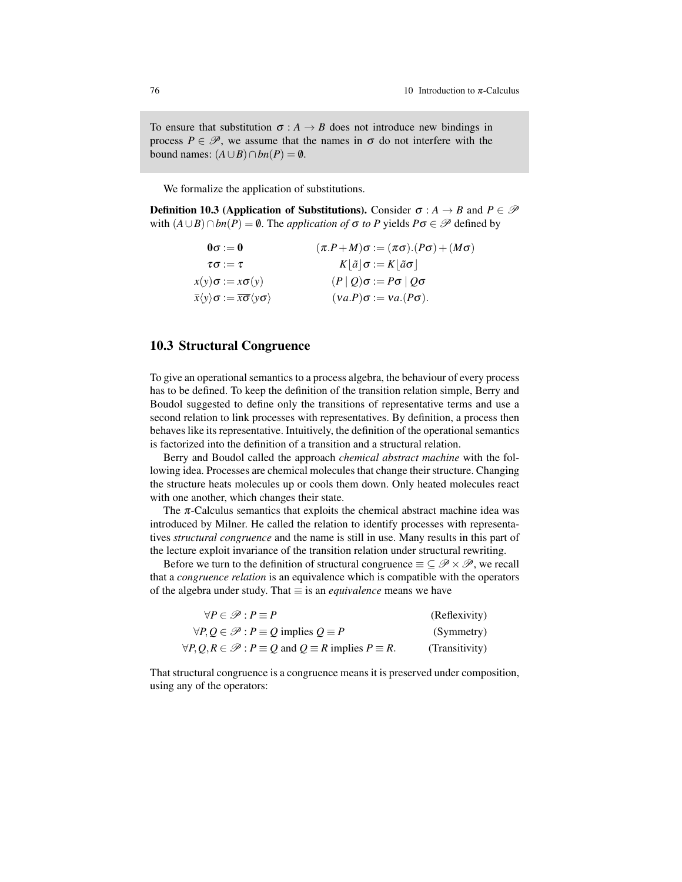To ensure that substitution $\sigma : A \to B$ does not introduce new bindings in process $P \in \mathscr{P}$, we assume that the names in $\sigma$ do not interfere with the bound names: $(A \cup B) \cap bn(P) = \emptyset$.

We formalize the application of substitutions.

**Definition 10.3 (Application of Substitutions).** Consider $\sigma : A \to B$ and $P \in \mathscr{P}$ with $(A \cup B) \cap bn(P) = \emptyset$. The *application of $\sigma$ to $P$* yields $P\sigma \in \mathscr{P}$ defined by

$$
\begin{aligned}
\mathbf{0}\sigma &:= \mathbf{0} & (\pi.P + M)\sigma &:= (\pi\sigma).(P\sigma) + (M\sigma) \\
\tau\sigma &:= \tau & K\lfloor\tilde{a}\rfloor\sigma &:= K\lfloor\tilde{a}\sigma\rfloor \\
x(y)\sigma &:= x\sigma(y) & (P \mid Q)\sigma &:= P\sigma \mid Q\sigma \\
\overline{x}\langle y\rangle\sigma &:= \overline{x\sigma}\langle y\sigma\rangle & (\nu a.P)\sigma &:= \nu a.(P\sigma).
\end{aligned}
$$

## 10.3 Structural Congruence

To give an operational semantics to a process algebra, the behaviour of every process has to be defined. To keep the definition of the transition relation simple, Berry and Boudol suggested to define only the transitions of representative terms and use a second relation to link processes with representatives. By definition, a process then behaves like its representative. Intuitively, the definition of the operational semantics is factorized into the definition of a transition and a structural relation.

Berry and Boudol called the approach *chemical abstract machine* with the following idea. Processes are chemical molecules that change their structure. Changing the structure heats molecules up or cools them down. Only heated molecules react with one another, which changes their state.

The $\pi$-Calculus semantics that exploits the chemical abstract machine idea was introduced by Milner. He called the relation to identify processes with representatives *structural congruence* and the name is still in use. Many results in this part of the lecture exploit invariance of the transition relation under structural rewriting.

Before we turn to the definition of structural congruence $\equiv \subseteq \mathscr{P} \times \mathscr{P}$, we recall that a *congruence relation* is an equivalence which is compatible with the operators of the algebra under study. That $\equiv$ is an *equivalence* means we have

$$
\begin{aligned}
&\forall P \in \mathscr{P} : P \equiv P && \text{(Reflexivity)} \\
&\forall P, Q \in \mathscr{P} : P \equiv Q \text{ implies } Q \equiv P && \text{(Symmetry)} \\
&\forall P, Q, R \in \mathscr{P} : P \equiv Q \text{ and } Q \equiv R \text{ implies } P \equiv R. && \text{(Transitivity)}
\end{aligned}
$$

That structural congruence is a congruence means it is preserved under composition, using any of the operators: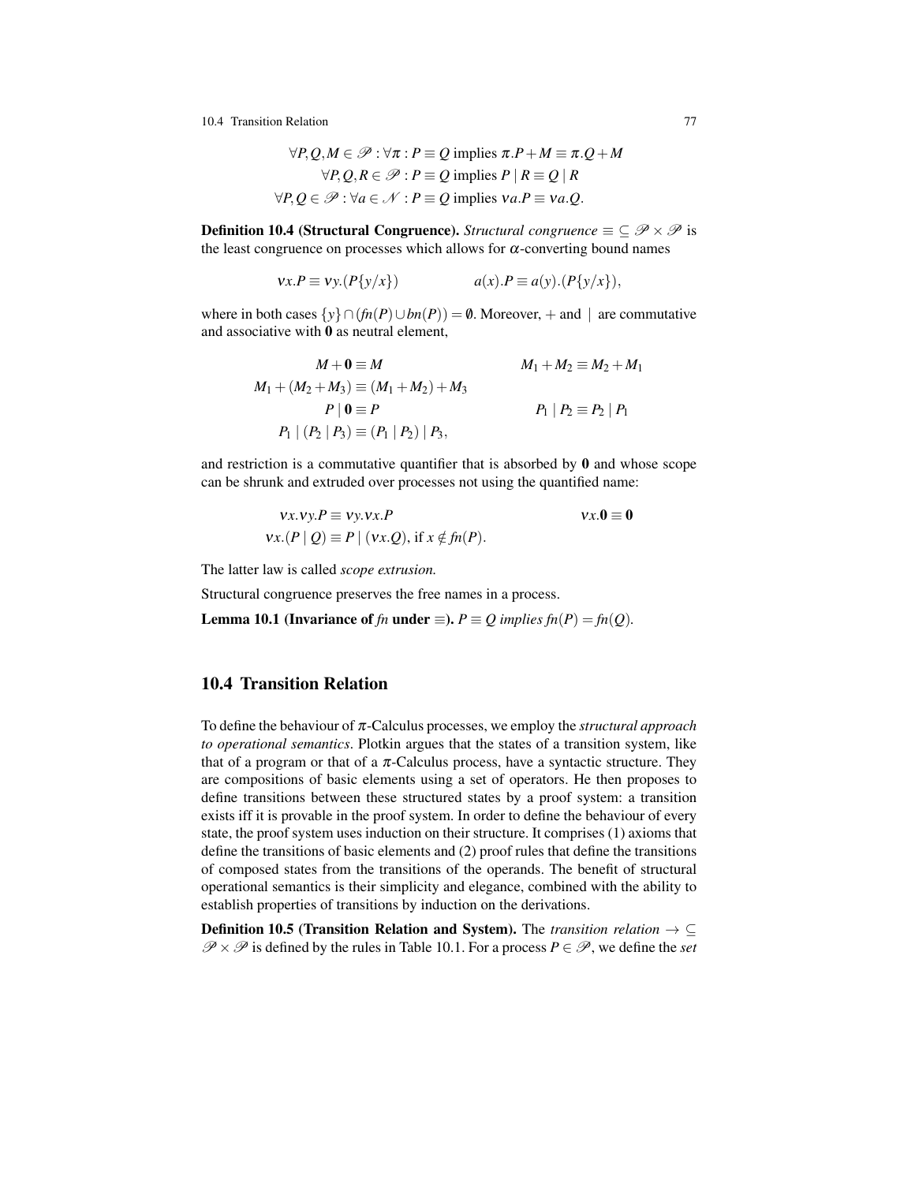$$\forall P, Q, M \in \mathscr{P} : \forall \pi : P \equiv Q \text{ implies } \pi.P + M \equiv \pi.Q + M$$

$$\forall P, Q, R \in \mathscr{P} : P \equiv Q \text{ implies } P \mid R \equiv Q \mid R$$

$$\forall P, Q \in \mathscr{P} : \forall a \in \mathscr{N} : P \equiv Q \text{ implies } \nu a.P \equiv \nu a.Q.$$

**Definition 10.4 (Structural Congruence).** *Structural congruence* $\equiv \subseteq \mathscr{P} \times \mathscr{P}$ *is the least congruence on processes which allows for* $\alpha$*-converting bound names*

$$\nu x.P \equiv \nu y.(P\{y/x\}) \qquad\qquad a(x).P \equiv a(y).(P\{y/x\}),$$

where in both cases $\{y\} \cap (fn(P) \cup bn(P)) = \emptyset$. Moreover, $+$ and $\mid$ are commutative and associative with $\mathbf{0}$ as neutral element,

$$M + \mathbf{0} \equiv M \qquad\qquad M_1 + M_2 \equiv M_2 + M_1$$

$$M_1 + (M_2 + M_3) \equiv (M_1 + M_2) + M_3$$

$$P \mid \mathbf{0} \equiv P \qquad\qquad P_1 \mid P_2 \equiv P_2 \mid P_1$$

$$P_1 \mid (P_2 \mid P_3) \equiv (P_1 \mid P_2) \mid P_3,$$

and restriction is a commutative quantifier that is absorbed by $\mathbf{0}$ and whose scope can be shrunk and extruded over processes not using the quantified name:

$$\nu x.\nu y.P \equiv \nu y.\nu x.P \qquad\qquad \nu x.\mathbf{0} \equiv \mathbf{0}$$

$$\nu x.(P \mid Q) \equiv P \mid (\nu x.Q), \text{ if } x \notin fn(P).$$

The latter law is called *scope extrusion.*

Structural congruence preserves the free names in a process.

**Lemma 10.1 (Invariance of** *fn* **under** $\equiv$**).** $P \equiv Q$ *implies* $fn(P) = fn(Q)$.

## 10.4 Transition Relation

To define the behaviour of $\pi$-Calculus processes, we employ the *structural approach to operational semantics*. Plotkin argues that the states of a transition system, like that of a program or that of a $\pi$-Calculus process, have a syntactic structure. They are compositions of basic elements using a set of operators. He then proposes to define transitions between these structured states by a proof system: a transition exists iff it is provable in the proof system. In order to define the behaviour of every state, the proof system uses induction on their structure. It comprises (1) axioms that define the transitions of basic elements and (2) proof rules that define the transitions of composed states from the transitions of the operands. The benefit of structural operational semantics is their simplicity and elegance, combined with the ability to establish properties of transitions by induction on the derivations.

**Definition 10.5 (Transition Relation and System).** The *transition relation* $\rightarrow \subseteq \mathscr{P} \times \mathscr{P}$ is defined by the rules in Table 10.1. For a process $P \in \mathscr{P}$, we define the *set*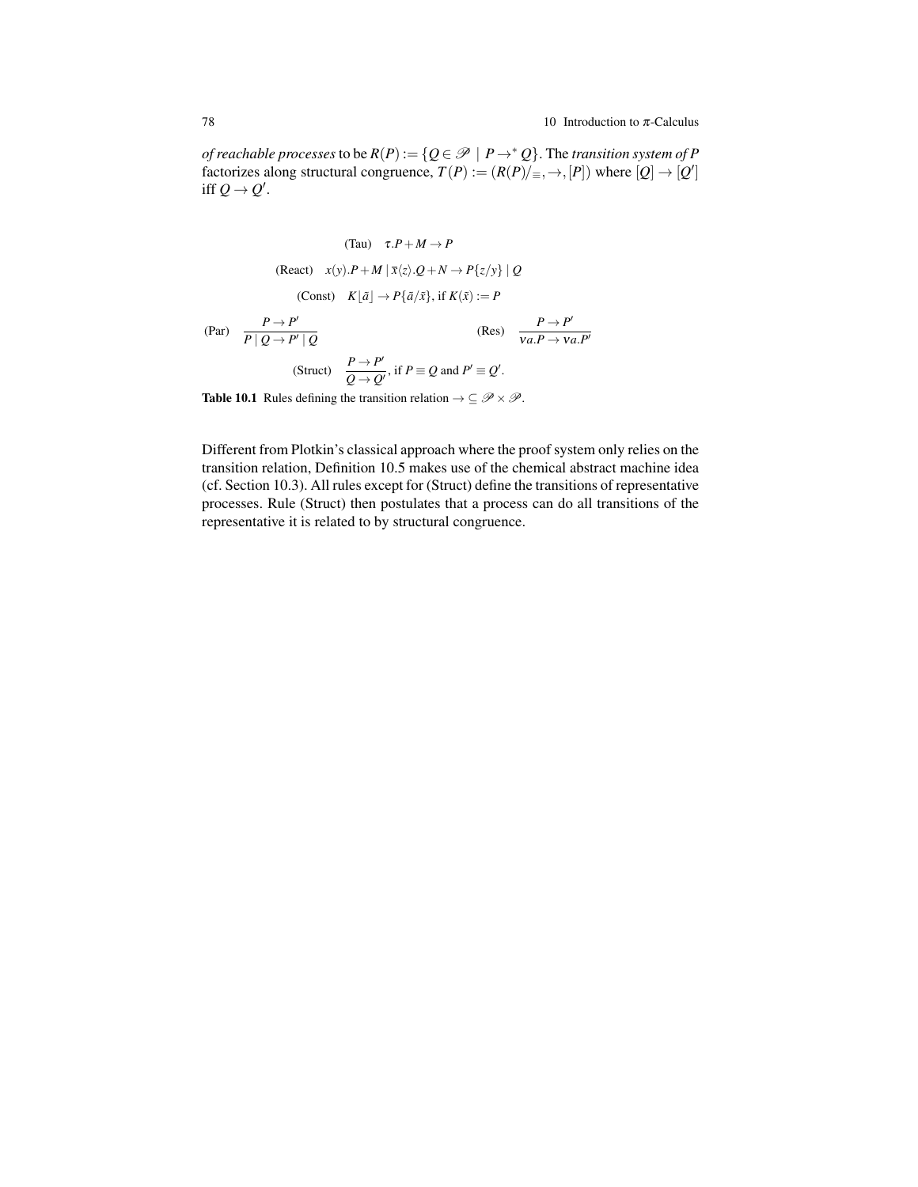*of reachable processes* to be $R(P) := \{Q \in \mathscr{P} \mid P \rightarrow^* Q\}$. The *transition system of P* factorizes along structural congruence, $T(P) := (R(P)/_{\equiv}, \rightarrow, [P])$ where $[Q] \rightarrow [Q']$ iff $Q \rightarrow Q'$.

$$\text{(Tau)} \quad \tau.P + M \rightarrow P$$

$$\text{(React)} \quad x(y).P + M \mid \overline{x}\langle z\rangle.Q + N \rightarrow P\{z/y\} \mid Q$$

$$\text{(Const)} \quad K\lfloor \tilde{a} \rfloor \rightarrow P\{\tilde{a}/\tilde{x}\}, \text{ if } K(\tilde{x}) := P$$

$$\text{(Par)} \quad \frac{P \rightarrow P'}{P \mid Q \rightarrow P' \mid Q} \qquad \text{(Res)} \quad \frac{P \rightarrow P'}{\nu a.P \rightarrow \nu a.P'}$$

$$\text{(Struct)} \quad \frac{P \rightarrow P'}{Q \rightarrow Q'}, \text{ if } P \equiv Q \text{ and } P' \equiv Q'.$$

**Table 10.1** Rules defining the transition relation $\rightarrow \subseteq \mathscr{P} \times \mathscr{P}$.

Different from Plotkin's classical approach where the proof system only relies on the transition relation, Definition 10.5 makes use of the chemical abstract machine idea (cf. Section 10.3). All rules except for (Struct) define the transitions of representative processes. Rule (Struct) then postulates that a process can do all transitions of the representative it is related to by structural congruence.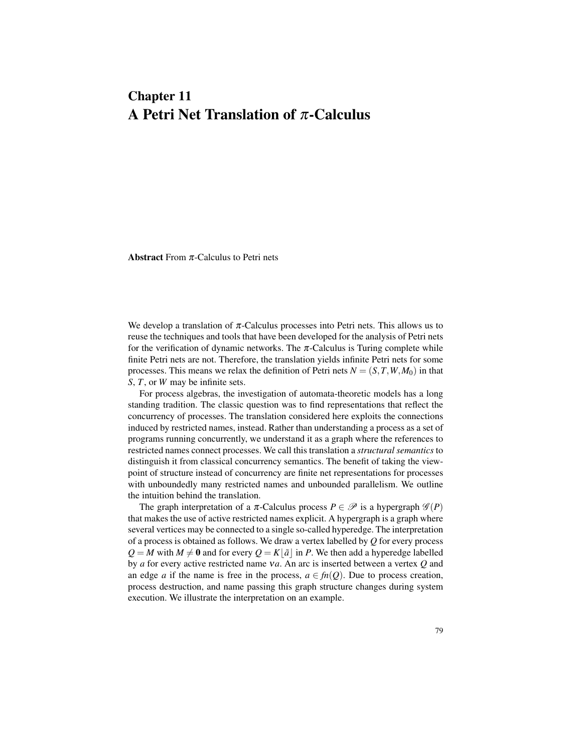# Chapter 11
# A Petri Net Translation of $\pi$-Calculus

**Abstract** From $\pi$-Calculus to Petri nets

We develop a translation of $\pi$-Calculus processes into Petri nets. This allows us to reuse the techniques and tools that have been developed for the analysis of Petri nets for the verification of dynamic networks. The $\pi$-Calculus is Turing complete while finite Petri nets are not. Therefore, the translation yields infinite Petri nets for some processes. This means we relax the definition of Petri nets $N = (S, T, W, M_0)$ in that $S$, $T$, or $W$ may be infinite sets.

For process algebras, the investigation of automata-theoretic models has a long standing tradition. The classic question was to find representations that reflect the concurrency of processes. The translation considered here exploits the connections induced by restricted names, instead. Rather than understanding a process as a set of programs running concurrently, we understand it as a graph where the references to restricted names connect processes. We call this translation a *structural semantics* to distinguish it from classical concurrency semantics. The benefit of taking the viewpoint of structure instead of concurrency are finite net representations for processes with unboundedly many restricted names and unbounded parallelism. We outline the intuition behind the translation.

The graph interpretation of a $\pi$-Calculus process $P \in \mathscr{P}$ is a hypergraph $\mathscr{G}(P)$ that makes the use of active restricted names explicit. A hypergraph is a graph where several vertices may be connected to a single so-called hyperedge. The interpretation of a process is obtained as follows. We draw a vertex labelled by $Q$ for every process $Q = M$ with $M \neq \mathbf{0}$ and for every $Q = K\lfloor \tilde{a} \rfloor$ in $P$. We then add a hyperedge labelled by $a$ for every active restricted name $\nu a$. An arc is inserted between a vertex $Q$ and an edge $a$ if the name is free in the process, $a \in fn(Q)$. Due to process creation, process destruction, and name passing this graph structure changes during system execution. We illustrate the interpretation on an example.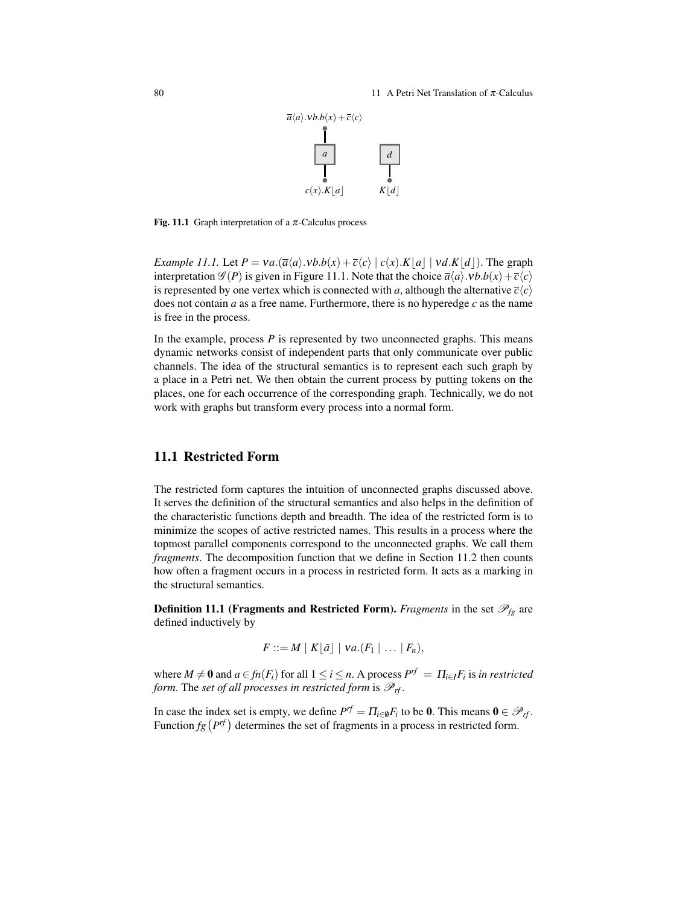Fig. 11.1 Graph interpretation of a $\pi$-Calculus process

*Example 11.1.* Let $P = \nu a.(\overline{a}\langle a\rangle.\nu b.b(x) + \overline{c}\langle c\rangle \mid c(x).K\lfloor a\rfloor \mid \nu d.K\lfloor d\rfloor)$. The graph interpretation $\mathcal{G}(P)$ is given in Figure 11.1. Note that the choice $\overline{a}\langle a\rangle.\nu b.b(x) + \overline{c}\langle c\rangle$ is represented by one vertex which is connected with $a$, although the alternative $\overline{c}\langle c\rangle$ does not contain $a$ as a free name. Furthermore, there is no hyperedge $c$ as the name is free in the process.

In the example, process $P$ is represented by two unconnected graphs. This means dynamic networks consist of independent parts that only communicate over public channels. The idea of the structural semantics is to represent each such graph by a place in a Petri net. We then obtain the current process by putting tokens on the places, one for each occurrence of the corresponding graph. Technically, we do not work with graphs but transform every process into a normal form.

## 11.1 Restricted Form

The restricted form captures the intuition of unconnected graphs discussed above. It serves the definition of the structural semantics and also helps in the definition of the characteristic functions depth and breadth. The idea of the restricted form is to minimize the scopes of active restricted names. This results in a process where the topmost parallel components correspond to the unconnected graphs. We call them *fragments*. The decomposition function that we define in Section 11.2 then counts how often a fragment occurs in a process in restricted form. It acts as a marking in the structural semantics.

**Definition 11.1 (Fragments and Restricted Form).** *Fragments* in the set $\mathcal{P}_{fg}$ are defined inductively by

$$F ::= M \mid K\lfloor\tilde{a}\rfloor \mid \nu a.(F_1 \mid \ldots \mid F_n),$$

where $M \neq \mathbf{0}$ and $a \in fn(F_i)$ for all $1 \leq i \leq n$. A process $P^{rf} = \Pi_{i\in I}F_i$ is *in restricted form*. The *set of all processes in restricted form* is $\mathcal{P}_{rf}$.

In case the index set is empty, we define $P^{rf} = \Pi_{i\in\emptyset}F_i$ to be $\mathbf{0}$. This means $\mathbf{0} \in \mathcal{P}_{rf}$. Function $fg\left(P^{rf}\right)$ determines the set of fragments in a process in restricted form.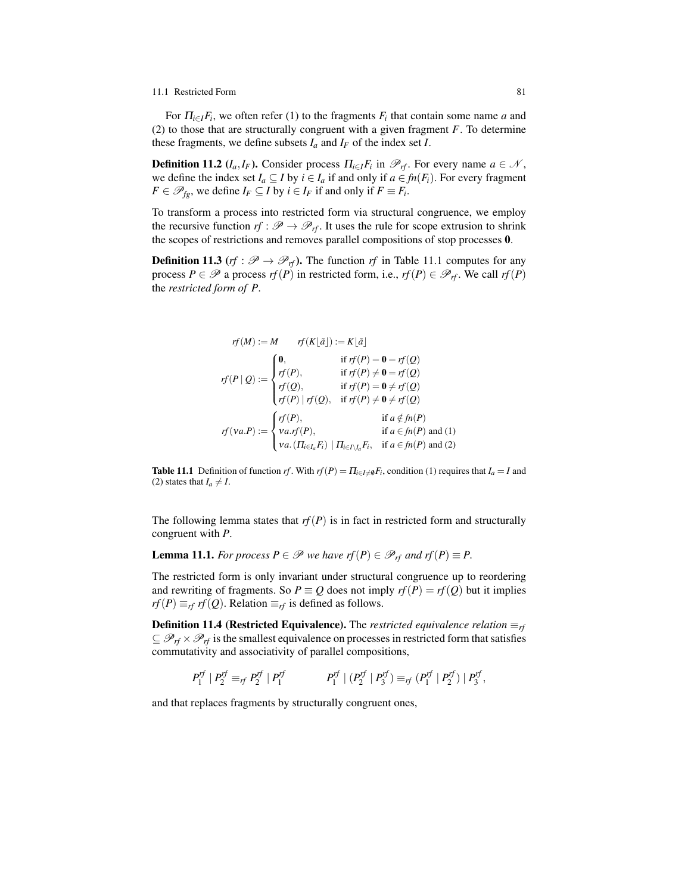For $\Pi_{i\in I} F_i$, we often refer (1) to the fragments $F_i$ that contain some name $a$ and (2) to those that are structurally congruent with a given fragment $F$. To determine these fragments, we define subsets $I_a$ and $I_F$ of the index set $I$.

**Definition 11.2** ($I_a, I_F$)**.** Consider process $\Pi_{i\in I} F_i$ in $\mathscr{P}_{rf}$. For every name $a \in \mathscr{N}$, we define the index set $I_a \subseteq I$ by $i \in I_a$ if and only if $a \in fn(F_i)$. For every fragment $F \in \mathscr{P}_{fg}$, we define $I_F \subseteq I$ by $i \in I_F$ if and only if $F \equiv F_i$.

To transform a process into restricted form via structural congruence, we employ the recursive function $rf : \mathscr{P} \to \mathscr{P}_{rf}$. It uses the rule for scope extrusion to shrink the scopes of restrictions and removes parallel compositions of stop processes $\mathbf{0}$.

**Definition 11.3** ($rf : \mathscr{P} \to \mathscr{P}_{rf}$)**.** The function $rf$ in Table 11.1 computes for any process $P \in \mathscr{P}$ a process $rf(P)$ in restricted form, i.e., $rf(P) \in \mathscr{P}_{rf}$. We call $rf(P)$ the *restricted form of* $P$.

$$rf(M) := M \qquad rf(K\lfloor \tilde{a} \rfloor) := K\lfloor \tilde{a} \rfloor$$

$$rf(P \mid Q) := \begin{cases} \mathbf{0}, & \text{if } rf(P) = \mathbf{0} = rf(Q) \\ rf(P), & \text{if } rf(P) \neq \mathbf{0} = rf(Q) \\ rf(Q), & \text{if } rf(P) = \mathbf{0} \neq rf(Q) \\ rf(P) \mid rf(Q), & \text{if } rf(P) \neq \mathbf{0} \neq rf(Q) \end{cases}$$

$$rf(\nu a.P) := \begin{cases} rf(P), & \text{if } a \notin fn(P) \\ \nu a.rf(P), & \text{if } a \in fn(P) \text{ and (1)} \\ \nu a.\,(\Pi_{i\in I_a} F_i) \mid \Pi_{i\in I\setminus I_a} F_i, & \text{if } a \in fn(P) \text{ and (2)} \end{cases}$$

**Table 11.1** Definition of function $rf$. With $rf(P) = \Pi_{i\in I\neq\emptyset} F_i$, condition (1) requires that $I_a = I$ and (2) states that $I_a \neq I$.

The following lemma states that $rf(P)$ is in fact in restricted form and structurally congruent with $P$.

**Lemma 11.1.** *For process $P \in \mathscr{P}$ we have $rf(P) \in \mathscr{P}_{rf}$ and $rf(P) \equiv P$.*

The restricted form is only invariant under structural congruence up to reordering and rewriting of fragments. So $P \equiv Q$ does not imply $rf(P) = rf(Q)$ but it implies $rf(P) \equiv_{rf} rf(Q)$. Relation $\equiv_{rf}$ is defined as follows.

**Definition 11.4 (Restricted Equivalence).** The *restricted equivalence relation* $\equiv_{rf}$ $\subseteq \mathscr{P}_{rf} \times \mathscr{P}_{rf}$ is the smallest equivalence on processes in restricted form that satisfies commutativity and associativity of parallel compositions,

$$P_1^{rf} \mid P_2^{rf} \equiv_{rf} P_2^{rf} \mid P_1^{rf} \qquad\qquad P_1^{rf} \mid (P_2^{rf} \mid P_3^{rf}) \equiv_{rf} (P_1^{rf} \mid P_2^{rf}) \mid P_3^{rf},$$

and that replaces fragments by structurally congruent ones,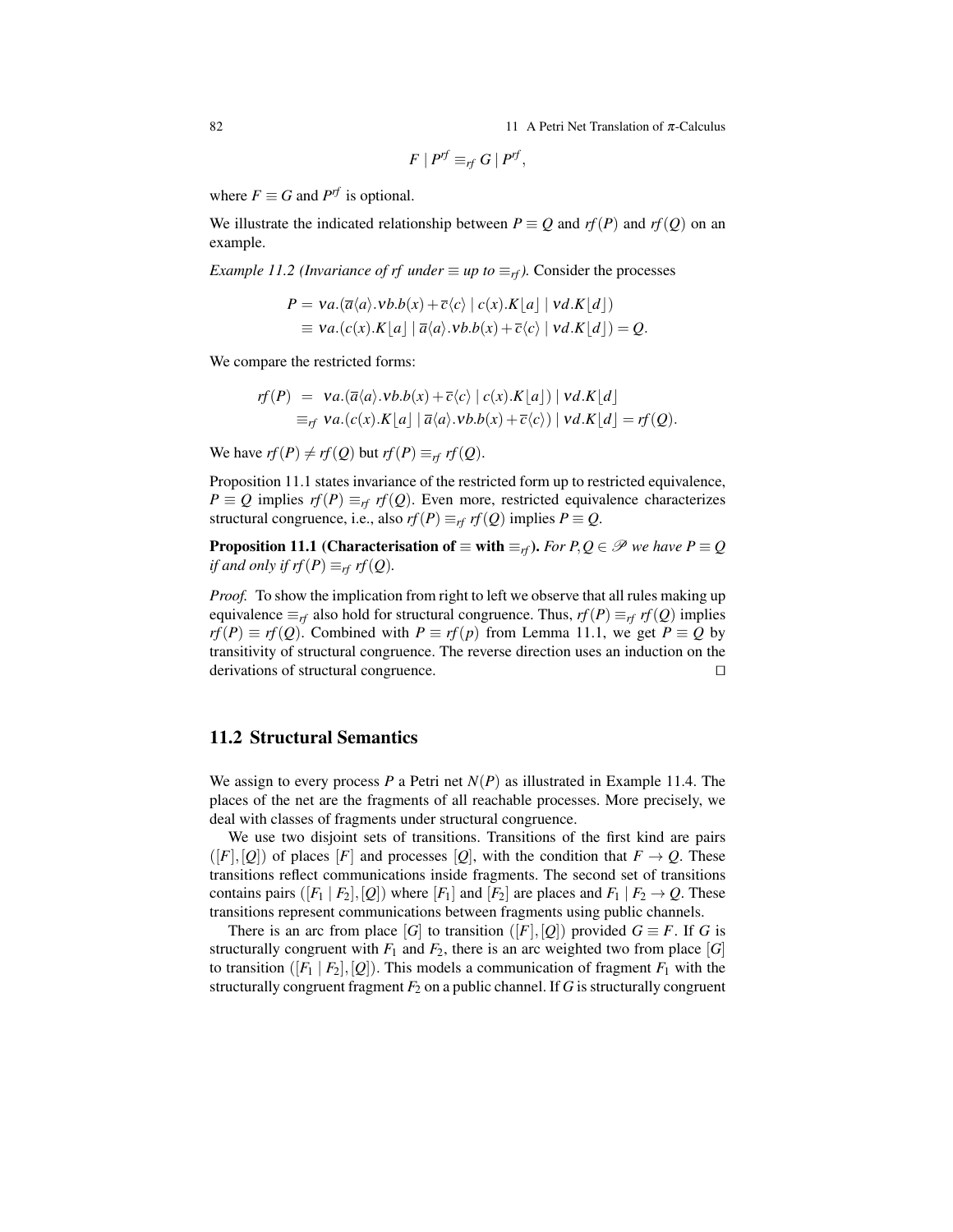$$F \mid P^{rf} \equiv_{rf} G \mid P^{rf},$$

where $F \equiv G$ and $P^{rf}$ is optional.

We illustrate the indicated relationship between $P \equiv Q$ and $rf(P)$ and $rf(Q)$ on an example.

*Example 11.2 (Invariance of rf under $\equiv$ up to $\equiv_{rf}$).* Consider the processes

$$\begin{aligned} P &= \nu a.(\overline{a}\langle a\rangle.\nu b.b(x) + \overline{c}\langle c\rangle \mid c(x).K\lfloor a\rfloor \mid \nu d.K\lfloor d\rfloor) \\ &\equiv \nu a.(c(x).K\lfloor a\rfloor \mid \overline{a}\langle a\rangle.\nu b.b(x) + \overline{c}\langle c\rangle \mid \nu d.K\lfloor d\rfloor) = Q. \end{aligned}$$

We compare the restricted forms:

$$\begin{aligned} rf(P) &= \nu a.(\overline{a}\langle a\rangle.\nu b.b(x) + \overline{c}\langle c\rangle \mid c(x).K\lfloor a\rfloor) \mid \nu d.K\lfloor d\rfloor \\ &\equiv_{rf} \nu a.(c(x).K\lfloor a\rfloor \mid \overline{a}\langle a\rangle.\nu b.b(x) + \overline{c}\langle c\rangle) \mid \nu d.K\lfloor d\rfloor = rf(Q). \end{aligned}$$

We have $rf(P) \neq rf(Q)$ but $rf(P) \equiv_{rf} rf(Q)$.

Proposition 11.1 states invariance of the restricted form up to restricted equivalence, $P \equiv Q$ implies $rf(P) \equiv_{rf} rf(Q)$. Even more, restricted equivalence characterizes structural congruence, i.e., also $rf(P) \equiv_{rf} rf(Q)$ implies $P \equiv Q$.

**Proposition 11.1 (Characterisation of $\equiv$ with $\equiv_{rf}$).** *For $P, Q \in \mathscr{P}$ we have $P \equiv Q$ if and only if $rf(P) \equiv_{rf} rf(Q)$.*

*Proof.* To show the implication from right to left we observe that all rules making up equivalence $\equiv_{rf}$ also hold for structural congruence. Thus, $rf(P) \equiv_{rf} rf(Q)$ implies $rf(P) \equiv rf(Q)$. Combined with $P \equiv rf(p)$ from Lemma 11.1, we get $P \equiv Q$ by transitivity of structural congruence. The reverse direction uses an induction on the derivations of structural congruence. $\square$

## 11.2 Structural Semantics

We assign to every process $P$ a Petri net $N(P)$ as illustrated in Example 11.4. The places of the net are the fragments of all reachable processes. More precisely, we deal with classes of fragments under structural congruence.

We use two disjoint sets of transitions. Transitions of the first kind are pairs $([F],[Q])$ of places $[F]$ and processes $[Q]$, with the condition that $F \rightarrow Q$. These transitions reflect communications inside fragments. The second set of transitions contains pairs $([F_1 \mid F_2],[Q])$ where $[F_1]$ and $[F_2]$ are places and $F_1 \mid F_2 \rightarrow Q$. These transitions represent communications between fragments using public channels.

There is an arc from place $[G]$ to transition $([F],[Q])$ provided $G \equiv F$. If $G$ is structurally congruent with $F_1$ and $F_2$, there is an arc weighted two from place $[G]$ to transition $([F_1 \mid F_2],[Q])$. This models a communication of fragment $F_1$ with the structurally congruent fragment $F_2$ on a public channel. If $G$ is structurally congruent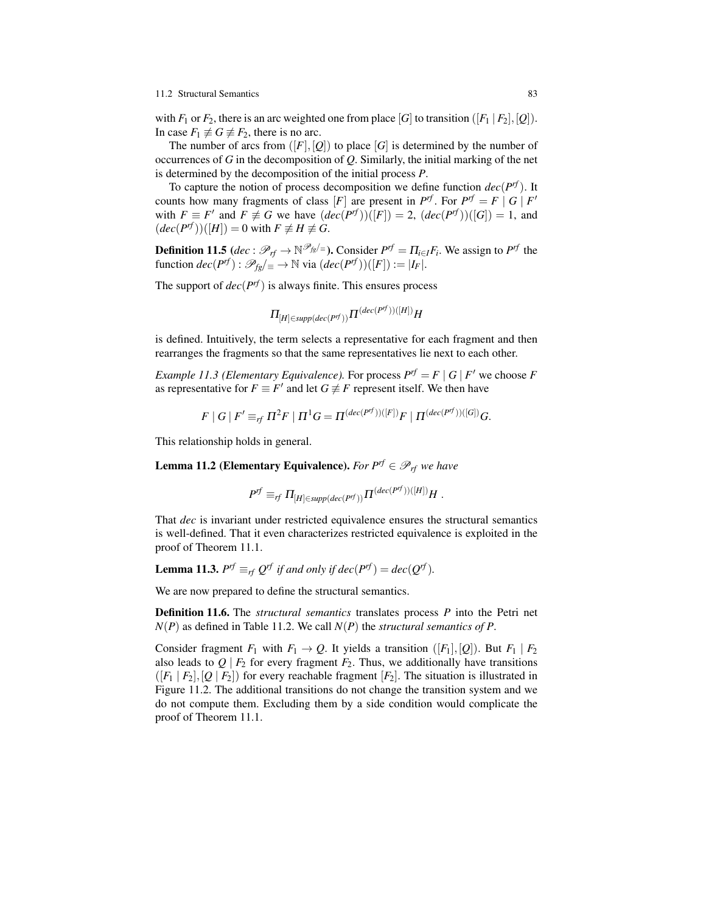with $F_1$ or $F_2$, there is an arc weighted one from place $[G]$ to transition $([F_1 \mid F_2], [Q])$. In case $F_1 \not\equiv G \not\equiv F_2$, there is no arc.

The number of arcs from $([F], [Q])$ to place $[G]$ is determined by the number of occurrences of $G$ in the decomposition of $Q$. Similarly, the initial marking of the net is determined by the decomposition of the initial process $P$.

To capture the notion of process decomposition we define function $dec(P^{rf})$. It counts how many fragments of class $[F]$ are present in $P^{rf}$. For $P^{rf} = F \mid G \mid F'$ with $F \equiv F'$ and $F \not\equiv G$ we have $(dec(P^{rf}))([F]) = 2$, $(dec(P^{rf}))([G]) = 1$, and $(dec(P^{rf}))([H]) = 0$ with $F \not\equiv H \not\equiv G$.

**Definition 11.5** **($dec : \mathscr{P}_{rf} \to \mathbb{N}^{\mathscr{P}_{fg}/_{\equiv}}$).** Consider $P^{rf} = \Pi_{i \in I} F_i$. We assign to $P^{rf}$ the function $dec(P^{rf}) : \mathscr{P}_{fg}/_{\equiv} \to \mathbb{N}$ via $(dec(P^{rf}))([F]) := |I_F|$.

The support of $dec(P^{rf})$ is always finite. This ensures process

$$\Pi_{[H] \in supp(dec(P^{rf}))} \Pi^{(dec(P^{rf}))([H])} H$$

is defined. Intuitively, the term selects a representative for each fragment and then rearranges the fragments so that the same representatives lie next to each other.

*Example 11.3 (Elementary Equivalence).* For process $P^{rf} = F \mid G \mid F'$ we choose $F$ as representative for $F \equiv F'$ and let $G \not\equiv F$ represent itself. We then have

$$F \mid G \mid F' \equiv_{rf} \Pi^2 F \mid \Pi^1 G = \Pi^{(dec(P^{rf}))([F])} F \mid \Pi^{(dec(P^{rf}))([G])} G.$$

This relationship holds in general.

**Lemma 11.2 (Elementary Equivalence).** *For $P^{rf} \in \mathscr{P}_{rf}$ we have*

$$P^{rf} \equiv_{rf} \Pi_{[H] \in supp(dec(P^{rf}))} \Pi^{(dec(P^{rf}))([H])} H \ .$$

That *dec* is invariant under restricted equivalence ensures the structural semantics is well-defined. That it even characterizes restricted equivalence is exploited in the proof of Theorem 11.1.

**Lemma 11.3.** *$P^{rf} \equiv_{rf} Q^{rf}$ if and only if $dec(P^{rf}) = dec(Q^{rf})$.*

We are now prepared to define the structural semantics.

**Definition 11.6.** The *structural semantics* translates process $P$ into the Petri net $N(P)$ as defined in Table 11.2. We call $N(P)$ the *structural semantics of $P$*.

Consider fragment $F_1$ with $F_1 \to Q$. It yields a transition $([F_1], [Q])$. But $F_1 \mid F_2$ also leads to $Q \mid F_2$ for every fragment $F_2$. Thus, we additionally have transitions $([F_1 \mid F_2], [Q \mid F_2])$ for every reachable fragment $[F_2]$. The situation is illustrated in Figure 11.2. The additional transitions do not change the transition system and we do not compute them. Excluding them by a side condition would complicate the proof of Theorem 11.1.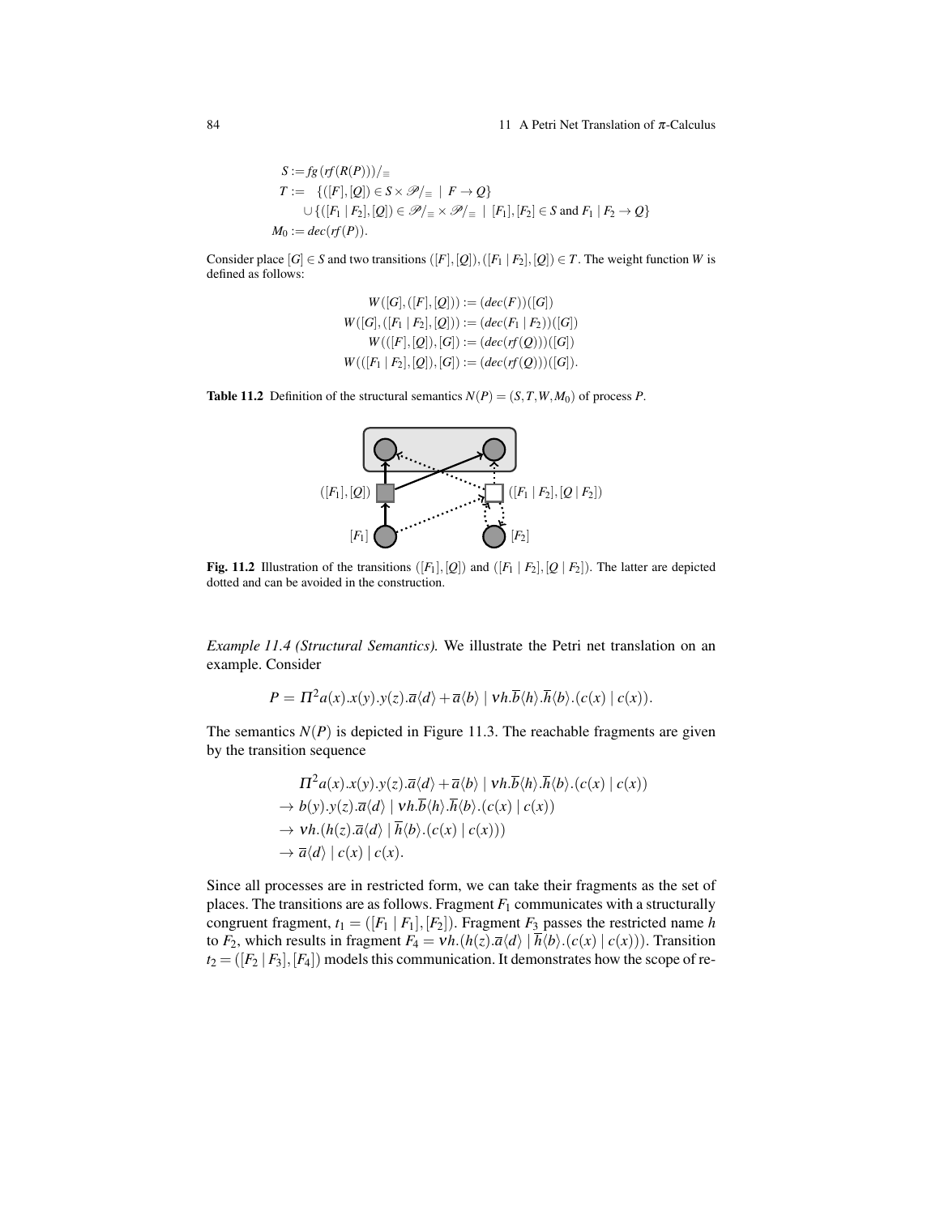$$
\begin{aligned}
S &:= fg(rf(R(P)))/_{\equiv} \\
T &:= \{([F],[Q]) \in S \times \mathscr{P}/_{\equiv} \mid F \rightarrow Q\} \\
&\quad \cup \{([F_1 \mid F_2],[Q]) \in \mathscr{P}/_{\equiv} \times \mathscr{P}/_{\equiv} \mid [F_1],[F_2] \in S \text{ and } F_1 \mid F_2 \rightarrow Q\} \\
M_0 &:= dec(rf(P)).
\end{aligned}
$$

Consider place $[G] \in S$ and two transitions $([F],[Q]),([F_1 \mid F_2],[Q]) \in T$. The weight function $W$ is defined as follows:

$$
\begin{aligned}
W([G],([F],[Q])) &:= (dec(F))([G]) \\
W([G],([F_1 \mid F_2],[Q])) &:= (dec(F_1 \mid F_2))([G]) \\
W(([F],[Q]),[G]) &:= (dec(rf(Q)))([G]) \\
W(([F_1 \mid F_2],[Q]),[G]) &:= (dec(rf(Q)))([G]).
\end{aligned}
$$

**Table 11.2** Definition of the structural semantics $N(P) = (S,T,W,M_0)$ of process $P$.

**Fig. 11.2** Illustration of the transitions $([F_1],[Q])$ and $([F_1 \mid F_2],[Q \mid F_2])$. The latter are depicted dotted and can be avoided in the construction.

*Example 11.4 (Structural Semantics).* We illustrate the Petri net translation on an example. Consider

$$
P = \Pi^2 a(x).x(y).y(z).\overline{a}\langle d\rangle + \overline{a}\langle b\rangle \mid \nu h.\overline{b}\langle h\rangle.\overline{h}\langle b\rangle.(c(x) \mid c(x)).
$$

The semantics $N(P)$ is depicted in Figure 11.3. The reachable fragments are given by the transition sequence

$$
\begin{aligned}
&\Pi^2 a(x).x(y).y(z).\overline{a}\langle d\rangle + \overline{a}\langle b\rangle \mid \nu h.\overline{b}\langle h\rangle.\overline{h}\langle b\rangle.(c(x) \mid c(x)) \\
\rightarrow\ & b(y).y(z).\overline{a}\langle d\rangle \mid \nu h.\overline{b}\langle h\rangle.\overline{h}\langle b\rangle.(c(x) \mid c(x)) \\
\rightarrow\ & \nu h.(h(z).\overline{a}\langle d\rangle \mid \overline{h}\langle b\rangle.(c(x) \mid c(x))) \\
\rightarrow\ & \overline{a}\langle d\rangle \mid c(x) \mid c(x).
\end{aligned}
$$

Since all processes are in restricted form, we can take their fragments as the set of places. The transitions are as follows. Fragment $F_1$ communicates with a structurally congruent fragment, $t_1 = ([F_1 \mid F_1],[F_2])$. Fragment $F_3$ passes the restricted name $h$ to $F_2$, which results in fragment $F_4 = \nu h.(h(z).\overline{a}\langle d\rangle \mid \overline{h}\langle b\rangle.(c(x) \mid c(x)))$. Transition $t_2 = ([F_2 \mid F_3],[F_4])$ models this communication. It demonstrates how the scope of re-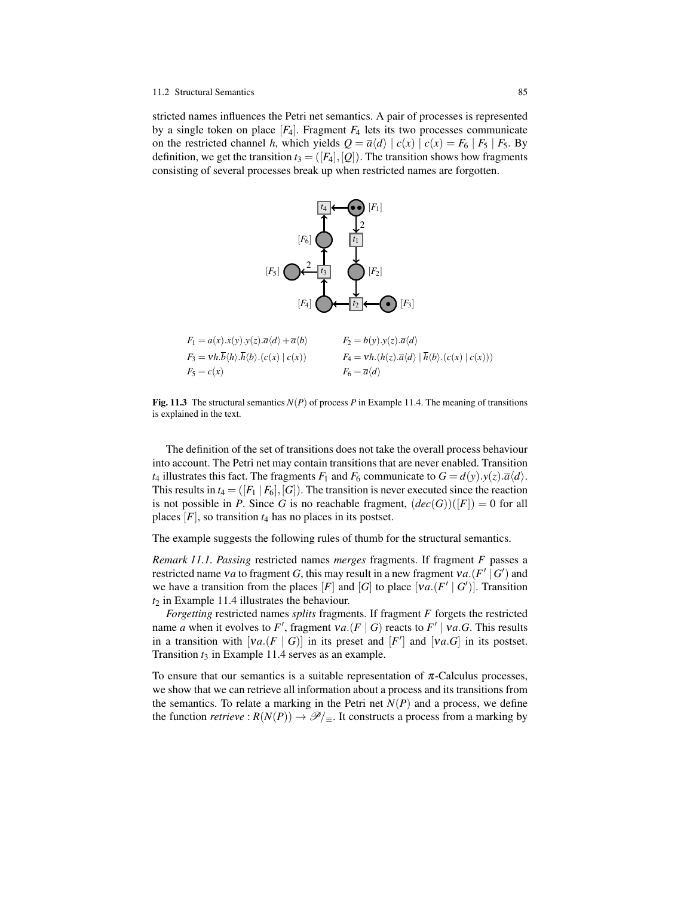stricted names influences the Petri net semantics. A pair of processes is represented by a single token on place $[F_4]$. Fragment $F_4$ lets its two processes communicate on the restricted channel $h$, which yields $Q = \overline{a}\langle d\rangle \mid c(x) \mid c(x) = F_6 \mid F_5 \mid F_5$. By definition, we get the transition $t_3 = ([F_4],[Q])$. The transition shows how fragments consisting of several processes break up when restricted names are forgotten.

$F_1 = a(x).x(y).y(z).\overline{a}\langle d\rangle + \overline{a}\langle b\rangle$ $\qquad$ $F_2 = b(y).y(z).\overline{a}\langle d\rangle$

$F_3 = \nu h.\overline{b}\langle h\rangle.\overline{h}\langle b\rangle.(c(x) \mid c(x))$ $\qquad$ $F_4 = \nu h.(h(z).\overline{a}\langle d\rangle \mid \overline{h}\langle b\rangle.(c(x) \mid c(x)))$

$F_5 = c(x)$ $\qquad$ $F_6 = \overline{a}\langle d\rangle$

**Fig. 11.3** The structural semantics $N(P)$ of process $P$ in Example 11.4. The meaning of transitions is explained in the text.

The definition of the set of transitions does not take the overall process behaviour into account. The Petri net may contain transitions that are never enabled. Transition $t_4$ illustrates this fact. The fragments $F_1$ and $F_6$ communicate to $G = d(y).y(z).\overline{a}\langle d\rangle$. This results in $t_4 = ([F_1 \mid F_6],[G])$. The transition is never executed since the reaction is not possible in $P$. Since $G$ is no reachable fragment, $(dec(G))([F]) = 0$ for all places $[F]$, so transition $t_4$ has no places in its postset.

The example suggests the following rules of thumb for the structural semantics.

*Remark 11.1. Passing* restricted names *merges* fragments. If fragment $F$ passes a restricted name $\nu a$ to fragment $G$, this may result in a new fragment $\nu a.(F' \mid G')$ and we have a transition from the places $[F]$ and $[G]$ to place $[\nu a.(F' \mid G')]$. Transition $t_2$ in Example 11.4 illustrates the behaviour.

*Forgetting* restricted names *splits* fragments. If fragment $F$ forgets the restricted name $a$ when it evolves to $F'$, fragment $\nu a.(F \mid G)$ reacts to $F' \mid \nu a.G$. This results in a transition with $[\nu a.(F \mid G)]$ in its preset and $[F']$ and $[\nu a.G]$ in its postset. Transition $t_3$ in Example 11.4 serves as an example.

To ensure that our semantics is a suitable representation of $\pi$-Calculus processes, we show that we can retrieve all information about a process and its transitions from the semantics. To relate a marking in the Petri net $N(P)$ and a process, we define the function *retrieve* : $R(N(P)) \rightarrow \mathscr{P}/_{\equiv}$. It constructs a process from a marking by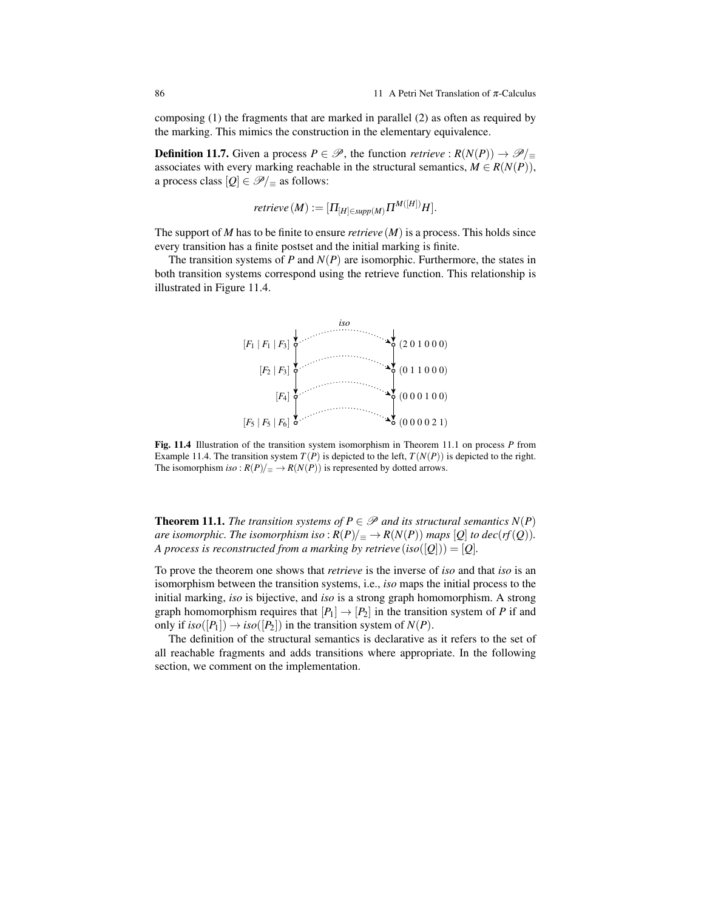composing (1) the fragments that are marked in parallel (2) as often as required by the marking. This mimics the construction in the elementary equivalence.

**Definition 11.7.** Given a process $P \in \mathscr{P}$, the function *retrieve* : $R(N(P)) \to \mathscr{P}/_{\equiv}$ associates with every marking reachable in the structural semantics, $M \in R(N(P))$, a process class $[Q] \in \mathscr{P}/_{\equiv}$ as follows:

$$retrieve\,(M) := [\Pi_{[H] \in supp(M)} \Pi^{M([H])} H].$$

The support of $M$ has to be finite to ensure *retrieve* $(M)$ is a process. This holds since every transition has a finite postset and the initial marking is finite.

The transition systems of $P$ and $N(P)$ are isomorphic. Furthermore, the states in both transition systems correspond using the retrieve function. This relationship is illustrated in Figure 11.4.

| $T(P)$ | | $T(N(P))$ |
| --- | --- | --- |
| $[F_1 \mid F_1 \mid F_3]$ | *iso* | $(2\ 0\ 1\ 0\ 0\ 0)$ |
| $[F_2 \mid F_3]$ | | $(0\ 1\ 1\ 0\ 0\ 0)$ |
| $[F_4]$ | | $(0\ 0\ 0\ 1\ 0\ 0)$ |
| $[F_5 \mid F_5 \mid F_6]$ | | $(0\ 0\ 0\ 0\ 2\ 1)$ |

**Fig. 11.4** Illustration of the transition system isomorphism in Theorem 11.1 on process $P$ from Example 11.4. The transition system $T(P)$ is depicted to the left, $T(N(P))$ is depicted to the right. The isomorphism $iso : R(P)/_{\equiv} \to R(N(P))$ is represented by dotted arrows.

**Theorem 11.1.** *The transition systems of $P \in \mathscr{P}$ and its structural semantics $N(P)$ are isomorphic. The isomorphism $iso : R(P)/_{\equiv} \to R(N(P))$ maps $[Q]$ to $dec(rf(Q))$. A process is reconstructed from a marking by $retrieve\,(iso([Q])) = [Q]$.*

To prove the theorem one shows that *retrieve* is the inverse of *iso* and that *iso* is an isomorphism between the transition systems, i.e., *iso* maps the initial process to the initial marking, *iso* is bijective, and *iso* is a strong graph homomorphism. A strong graph homomorphism requires that $[P_1] \to [P_2]$ in the transition system of $P$ if and only if $iso([P_1]) \to iso([P_2])$ in the transition system of $N(P)$.

The definition of the structural semantics is declarative as it refers to the set of all reachable fragments and adds transitions where appropriate. In the following section, we comment on the implementation.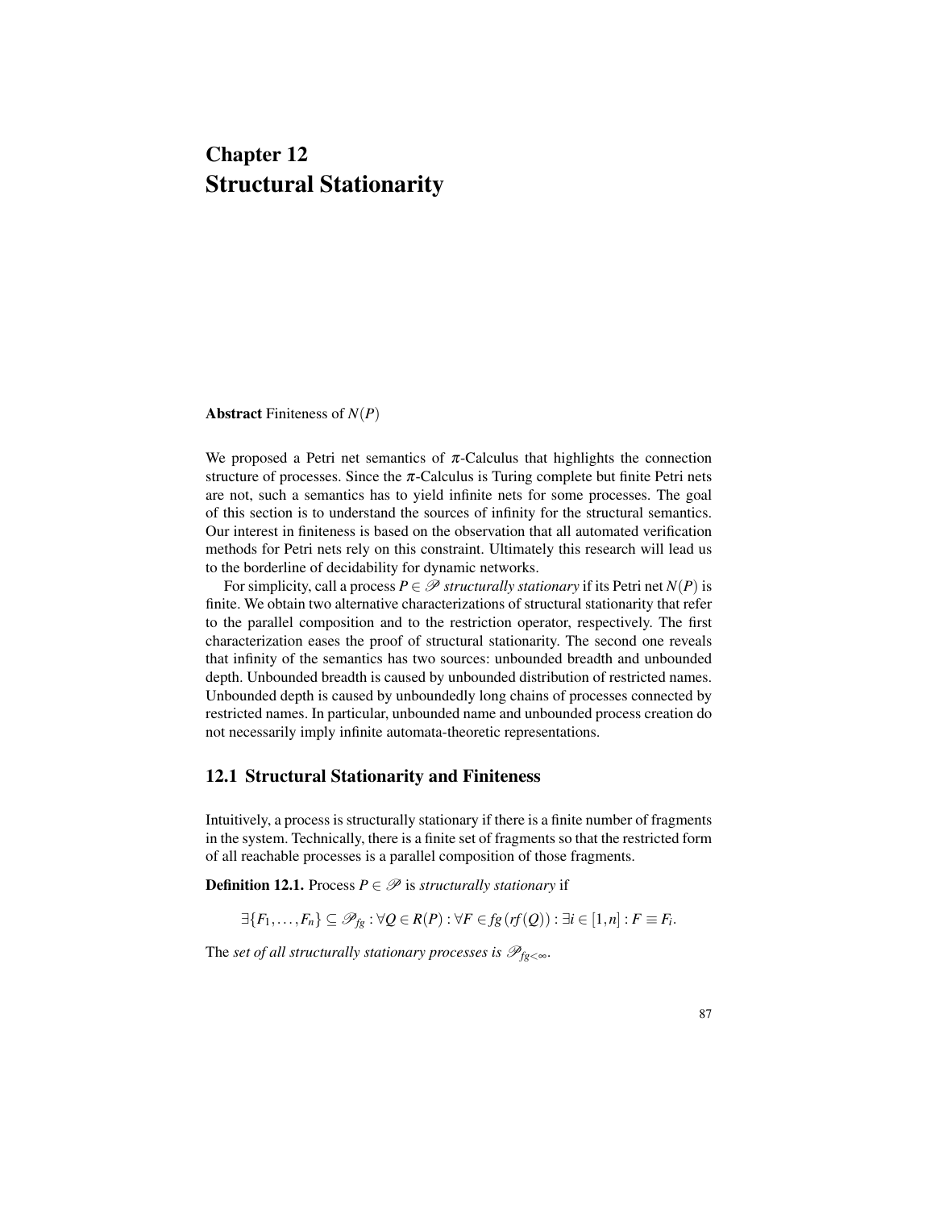# Chapter 12
# Structural Stationarity

**Abstract** Finiteness of $N(P)$

We proposed a Petri net semantics of $\pi$-Calculus that highlights the connection structure of processes. Since the $\pi$-Calculus is Turing complete but finite Petri nets are not, such a semantics has to yield infinite nets for some processes. The goal of this section is to understand the sources of infinity for the structural semantics. Our interest in finiteness is based on the observation that all automated verification methods for Petri nets rely on this constraint. Ultimately this research will lead us to the borderline of decidability for dynamic networks.

For simplicity, call a process $P \in \mathscr{P}$ *structurally stationary* if its Petri net $N(P)$ is finite. We obtain two alternative characterizations of structural stationarity that refer to the parallel composition and to the restriction operator, respectively. The first characterization eases the proof of structural stationarity. The second one reveals that infinity of the semantics has two sources: unbounded breadth and unbounded depth. Unbounded breadth is caused by unbounded distribution of restricted names. Unbounded depth is caused by unboundedly long chains of processes connected by restricted names. In particular, unbounded name and unbounded process creation do not necessarily imply infinite automata-theoretic representations.

## 12.1 Structural Stationarity and Finiteness

Intuitively, a process is structurally stationary if there is a finite number of fragments in the system. Technically, there is a finite set of fragments so that the restricted form of all reachable processes is a parallel composition of those fragments.

**Definition 12.1.** Process $P \in \mathscr{P}$ is *structurally stationary* if

$$\exists \{F_1, \ldots, F_n\} \subseteq \mathscr{P}_{fg} : \forall Q \in R(P) : \forall F \in fg(rf(Q)) : \exists i \in [1,n] : F \equiv F_i.$$

The *set of all structurally stationary processes is* $\mathscr{P}_{fg_{<\infty}}$.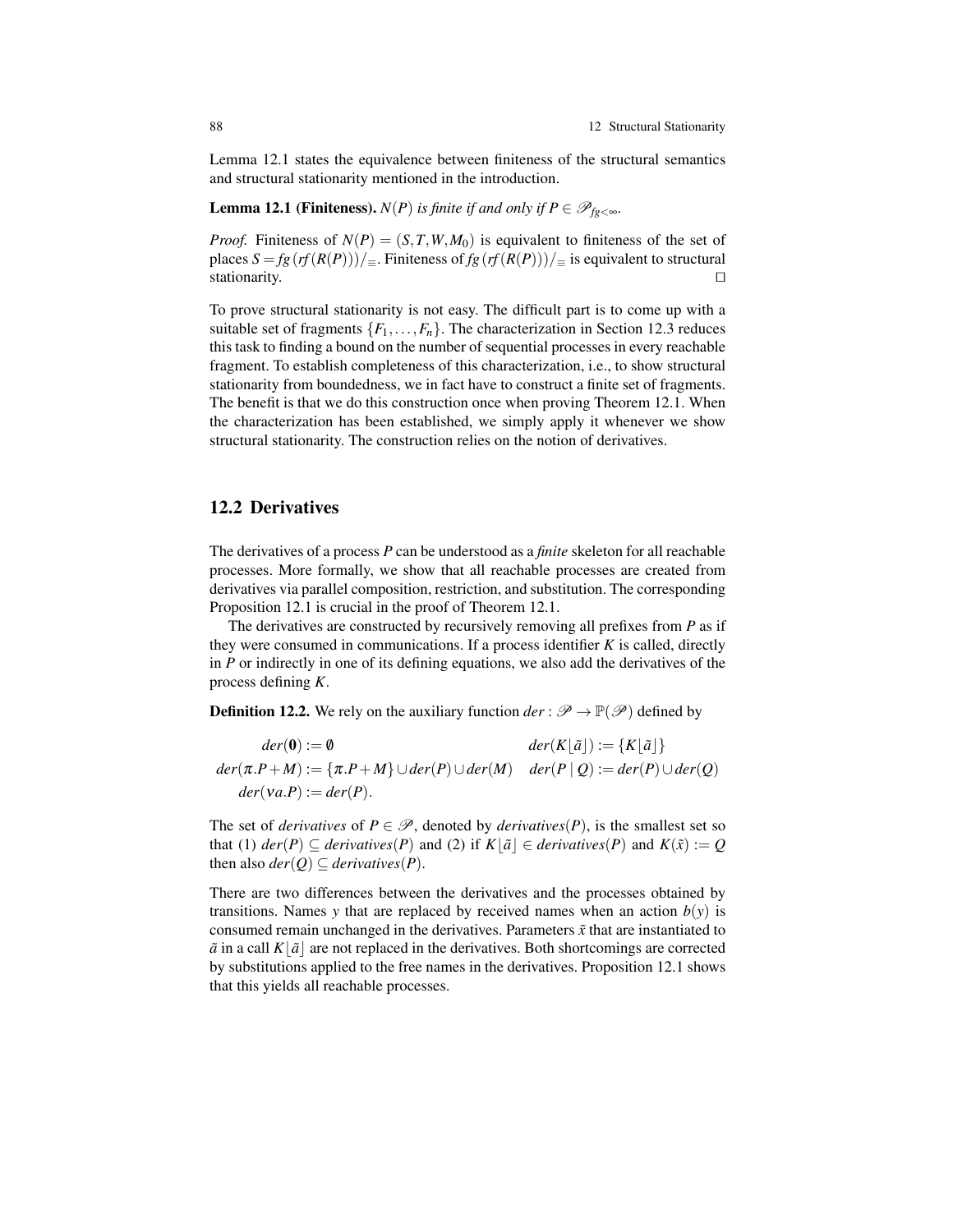Lemma 12.1 states the equivalence between finiteness of the structural semantics and structural stationarity mentioned in the introduction.

**Lemma 12.1 (Finiteness).** *$N(P)$ is finite if and only if $P \in \mathscr{P}_{fg<\infty}$.*

*Proof.* Finiteness of $N(P) = (S, T, W, M_0)$ is equivalent to finiteness of the set of places $S = fg(rf(R(P)))/_{\equiv}$. Finiteness of $fg(rf(R(P)))/_{\equiv}$ is equivalent to structural stationarity. $\square$

To prove structural stationarity is not easy. The difficult part is to come up with a suitable set of fragments $\{F_1, \ldots, F_n\}$. The characterization in Section 12.3 reduces this task to finding a bound on the number of sequential processes in every reachable fragment. To establish completeness of this characterization, i.e., to show structural stationarity from boundedness, we in fact have to construct a finite set of fragments. The benefit is that we do this construction once when proving Theorem 12.1. When the characterization has been established, we simply apply it whenever we show structural stationarity. The construction relies on the notion of derivatives.

## 12.2 Derivatives

The derivatives of a process $P$ can be understood as a *finite* skeleton for all reachable processes. More formally, we show that all reachable processes are created from derivatives via parallel composition, restriction, and substitution. The corresponding Proposition 12.1 is crucial in the proof of Theorem 12.1.

The derivatives are constructed by recursively removing all prefixes from $P$ as if they were consumed in communications. If a process identifier $K$ is called, directly in $P$ or indirectly in one of its defining equations, we also add the derivatives of the process defining $K$.

**Definition 12.2.** We rely on the auxiliary function $der : \mathscr{P} \to \mathbb{P}(\mathscr{P})$ defined by

$$
\begin{aligned}
der(\mathbf{0}) &:= \emptyset & der(K\lfloor\tilde{a}\rfloor) &:= \{K\lfloor\tilde{a}\rfloor\} \\
der(\pi.P + M) &:= \{\pi.P + M\} \cup der(P) \cup der(M) & der(P \mid Q) &:= der(P) \cup der(Q) \\
der(\nu a.P) &:= der(P).
\end{aligned}
$$

The set of *derivatives* of $P \in \mathscr{P}$, denoted by $derivatives(P)$, is the smallest set so that (1) $der(P) \subseteq derivatives(P)$ and (2) if $K\lfloor\tilde{a}\rfloor \in derivatives(P)$ and $K(\tilde{x}) := Q$ then also $der(Q) \subseteq derivatives(P)$.

There are two differences between the derivatives and the processes obtained by transitions. Names $y$ that are replaced by received names when an action $b(y)$ is consumed remain unchanged in the derivatives. Parameters $\tilde{x}$ that are instantiated to $\tilde{a}$ in a call $K\lfloor\tilde{a}\rfloor$ are not replaced in the derivatives. Both shortcomings are corrected by substitutions applied to the free names in the derivatives. Proposition 12.1 shows that this yields all reachable processes.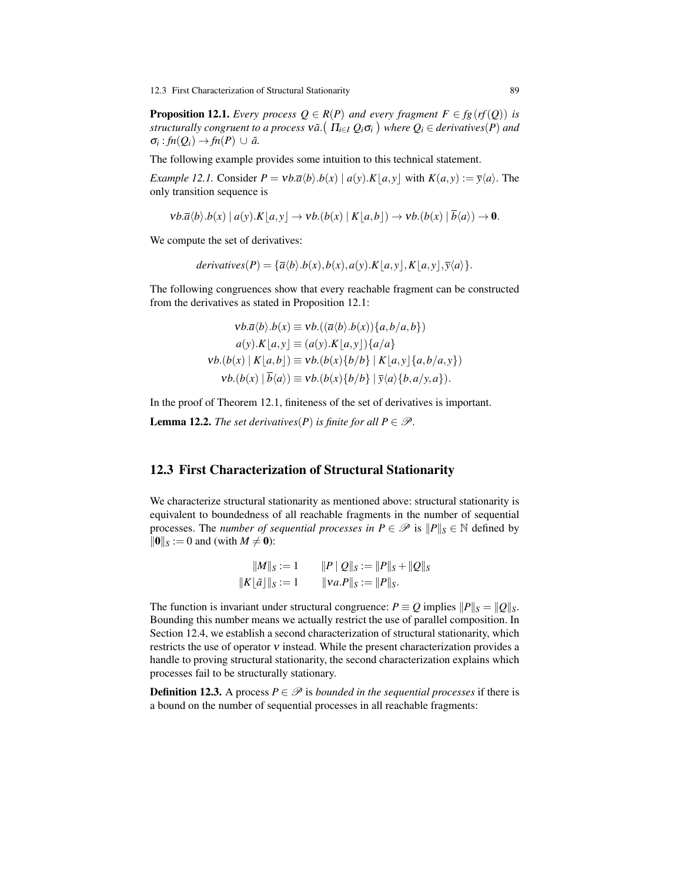**Proposition 12.1.** *Every process $Q \in R(P)$ and every fragment $F \in fg(rf(Q))$ is structurally congruent to a process $\nu\tilde{a}.\big(\,\Pi_{i\in I}\, Q_i\sigma_i\,\big)$ where $Q_i \in derivatives(P)$ and $\sigma_i : fn(Q_i) \to fn(P) \cup \tilde{a}$.*

The following example provides some intuition to this technical statement.

*Example 12.1.* Consider $P = \nu b.\overline{a}\langle b\rangle.b(x) \mid a(y).K\lfloor a,y\rfloor$ with $K(a,y) := \overline{y}\langle a\rangle$. The only transition sequence is

$$\nu b.\overline{a}\langle b\rangle.b(x) \mid a(y).K\lfloor a,y\rfloor \to \nu b.(b(x) \mid K\lfloor a,b\rfloor) \to \nu b.(b(x) \mid \overline{b}\langle a\rangle) \to \mathbf{0}.$$

We compute the set of derivatives:

$$derivatives(P) = \{\overline{a}\langle b\rangle.b(x), b(x), a(y).K\lfloor a,y\rfloor, K\lfloor a,y\rfloor, \overline{y}\langle a\rangle\}.$$

The following congruences show that every reachable fragment can be constructed from the derivatives as stated in Proposition 12.1:

$$\begin{aligned}
\nu b.\overline{a}\langle b\rangle.b(x) &\equiv \nu b.((\overline{a}\langle b\rangle.b(x))\{a,b/a,b\}) \\
a(y).K\lfloor a,y\rfloor &\equiv (a(y).K\lfloor a,y\rfloor)\{a/a\} \\
\nu b.(b(x) \mid K\lfloor a,b\rfloor) &\equiv \nu b.(b(x)\{b/b\} \mid K\lfloor a,y\rfloor\{a,b/a,y\}) \\
\nu b.(b(x) \mid \overline{b}\langle a\rangle) &\equiv \nu b.(b(x)\{b/b\} \mid \overline{y}\langle a\rangle\{b,a/y,a\}).
\end{aligned}$$

In the proof of Theorem 12.1, finiteness of the set of derivatives is important.

**Lemma 12.2.** *The set $derivatives(P)$ is finite for all $P \in \mathscr{P}$.*

## 12.3 First Characterization of Structural Stationarity

We characterize structural stationarity as mentioned above: structural stationarity is equivalent to boundedness of all reachable fragments in the number of sequential processes. The *number of sequential processes in $P \in \mathscr{P}$* is $\|P\|_S \in \mathbb{N}$ defined by $\|\mathbf{0}\|_S := 0$ and (with $M \neq \mathbf{0}$):

$$\begin{aligned}
\|M\|_S &:= 1 \qquad & \|P \mid Q\|_S &:= \|P\|_S + \|Q\|_S \\
\|K\lfloor\tilde{a}\rfloor\|_S &:= 1 \qquad & \|\nu a.P\|_S &:= \|P\|_S.
\end{aligned}$$

The function is invariant under structural congruence: $P \equiv Q$ implies $\|P\|_S = \|Q\|_S$. Bounding this number means we actually restrict the use of parallel composition. In Section 12.4, we establish a second characterization of structural stationarity, which restricts the use of operator $\nu$ instead. While the present characterization provides a handle to proving structural stationarity, the second characterization explains which processes fail to be structurally stationary.

**Definition 12.3.** A process $P \in \mathscr{P}$ is *bounded in the sequential processes* if there is a bound on the number of sequential processes in all reachable fragments: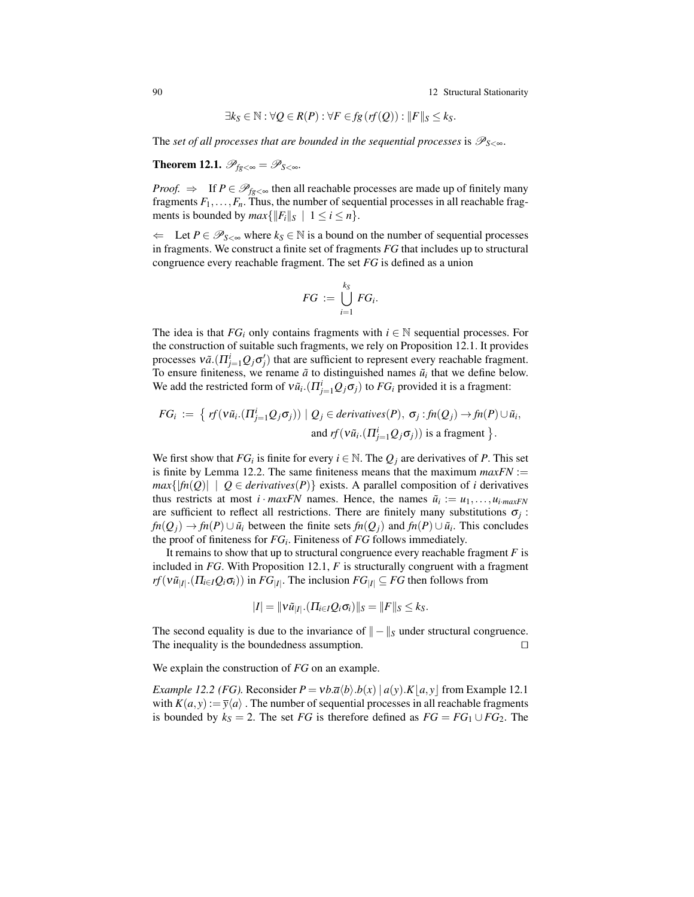$$\exists k_S \in \mathbb{N} : \forall Q \in R(P) : \forall F \in fg\,(rf(Q)) : \|F\|_S \leq k_S.$$

The *set of all processes that are bounded in the sequential processes* is $\mathscr{P}_{S<\infty}$.

**Theorem 12.1.** $\mathscr{P}_{fg<\infty} = \mathscr{P}_{S<\infty}$.

*Proof.* $\Rightarrow$ If $P \in \mathscr{P}_{fg<\infty}$ then all reachable processes are made up of finitely many fragments $F_1, \ldots, F_n$. Thus, the number of sequential processes in all reachable fragments is bounded by $max\{\|F_i\|_S \mid 1 \leq i \leq n\}$.

$\Leftarrow$ Let $P \in \mathscr{P}_{S<\infty}$ where $k_S \in \mathbb{N}$ is a bound on the number of sequential processes in fragments. We construct a finite set of fragments $FG$ that includes up to structural congruence every reachable fragment. The set $FG$ is defined as a union

$$FG := \bigcup_{i=1}^{k_S} FG_i.$$

The idea is that $FG_i$ only contains fragments with $i \in \mathbb{N}$ sequential processes. For the construction of suitable such fragments, we rely on Proposition 12.1. It provides processes $\nu\tilde{a}.(\Pi_{j=1}^{i} Q_j \sigma_j')$ that are sufficient to represent every reachable fragment. To ensure finiteness, we rename $\tilde{a}$ to distinguished names $\tilde{u}_i$ that we define below. We add the restricted form of $\nu\tilde{u}_i.(\Pi_{j=1}^{i} Q_j \sigma_j)$ to $FG_i$ provided it is a fragment:

$$FG_i := \{\, rf(\nu\tilde{u}_i.(\Pi_{j=1}^{i} Q_j \sigma_j)) \mid Q_j \in derivatives(P),\ \sigma_j : fn(Q_j) \to fn(P) \cup \tilde{u}_i, \text{ and } rf(\nu\tilde{u}_i.(\Pi_{j=1}^{i} Q_j \sigma_j)) \text{ is a fragment} \,\}.$$

We first show that $FG_i$ is finite for every $i \in \mathbb{N}$. The $Q_j$ are derivatives of $P$. This set is finite by Lemma 12.2. The same finiteness means that the maximum $maxFN := max\{|fn(Q)| \mid Q \in derivatives(P)\}$ exists. A parallel composition of $i$ derivatives thus restricts at most $i \cdot maxFN$ names. Hence, the names $\tilde{u}_i := u_1, \ldots, u_{i \cdot maxFN}$ are sufficient to reflect all restrictions. There are finitely many substitutions $\sigma_j : fn(Q_j) \to fn(P) \cup \tilde{u}_i$ between the finite sets $fn(Q_j)$ and $fn(P) \cup \tilde{u}_i$. This concludes the proof of finiteness for $FG_i$. Finiteness of $FG$ follows immediately.

It remains to show that up to structural congruence every reachable fragment $F$ is included in $FG$. With Proposition 12.1, $F$ is structurally congruent with a fragment $rf(\nu\tilde{u}_{|I|}.(\Pi_{i\in I} Q_i \sigma_i))$ in $FG_{|I|}$. The inclusion $FG_{|I|} \subseteq FG$ then follows from

$$|I| = \|\nu\tilde{u}_{|I|}.(\Pi_{i\in I} Q_i \sigma_i)\|_S = \|F\|_S \leq k_S.$$

The second equality is due to the invariance of $\|-\|_S$ under structural congruence. The inequality is the boundedness assumption. $\square$

We explain the construction of $FG$ on an example.

*Example 12.2 (FG).* Reconsider $P = \nu b.\overline{a}\langle b\rangle.b(x) \mid a(y).K\lfloor a,y\rfloor$ from Example 12.1 with $K(a,y) := \overline{y}\langle a\rangle$ . The number of sequential processes in all reachable fragments is bounded by $k_S = 2$. The set $FG$ is therefore defined as $FG = FG_1 \cup FG_2$. The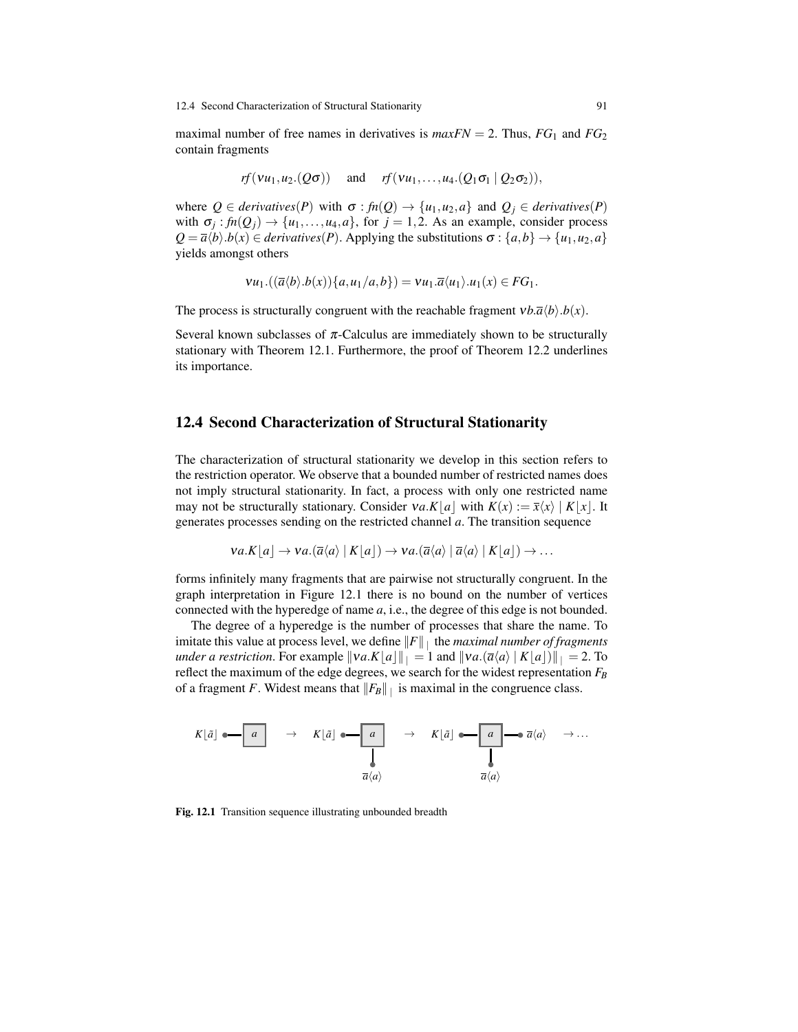maximal number of free names in derivatives is $maxFN = 2$. Thus, $FG_1$ and $FG_2$ contain fragments

$$rf(\nu u_1, u_2.(Q\sigma)) \quad \text{and} \quad rf(\nu u_1, \ldots, u_4.(Q_1\sigma_1 \mid Q_2\sigma_2)),$$

where $Q \in derivatives(P)$ with $\sigma : fn(Q) \to \{u_1, u_2, a\}$ and $Q_j \in derivatives(P)$ with $\sigma_j : fn(Q_j) \to \{u_1, \ldots, u_4, a\}$, for $j = 1, 2$. As an example, consider process $Q = \overline{a}\langle b\rangle.b(x) \in derivatives(P)$. Applying the substitutions $\sigma : \{a, b\} \to \{u_1, u_2, a\}$ yields amongst others

$$\nu u_1.((\overline{a}\langle b\rangle.b(x))\{a, u_1/a, b\}) = \nu u_1.\overline{a}\langle u_1\rangle.u_1(x) \in FG_1.$$

The process is structurally congruent with the reachable fragment $\nu b.\overline{a}\langle b\rangle.b(x)$.

Several known subclasses of $\pi$-Calculus are immediately shown to be structurally stationary with Theorem 12.1. Furthermore, the proof of Theorem 12.2 underlines its importance.

## 12.4 Second Characterization of Structural Stationarity

The characterization of structural stationarity we develop in this section refers to the restriction operator. We observe that a bounded number of restricted names does not imply structural stationarity. In fact, a process with only one restricted name may not be structurally stationary. Consider $\nu a.K\lfloor a\rfloor$ with $K(x) := \overline{x}\langle x\rangle \mid K\lfloor x\rfloor$. It generates processes sending on the restricted channel $a$. The transition sequence

$$\nu a.K\lfloor a\rfloor \to \nu a.(\overline{a}\langle a\rangle \mid K\lfloor a\rfloor) \to \nu a.(\overline{a}\langle a\rangle \mid \overline{a}\langle a\rangle \mid K\lfloor a\rfloor) \to \ldots$$

forms infinitely many fragments that are pairwise not structurally congruent. In the graph interpretation in Figure 12.1 there is no bound on the number of vertices connected with the hyperedge of name $a$, i.e., the degree of this edge is not bounded.

The degree of a hyperedge is the number of processes that share the name. To imitate this value at process level, we define $\|F\|_{\mid}$ the *maximal number of fragments under a restriction*. For example $\|\nu a.K\lfloor a\rfloor\|_{\mid} = 1$ and $\|\nu a.(\overline{a}\langle a\rangle \mid K\lfloor a\rfloor)\|_{\mid} = 2$. To reflect the maximum of the edge degrees, we search for the widest representation $F_B$ of a fragment $F$. Widest means that $\|F_B\|_{\mid}$ is maximal in the congruence class.

Fig. 12.1 Transition sequence illustrating unbounded breadth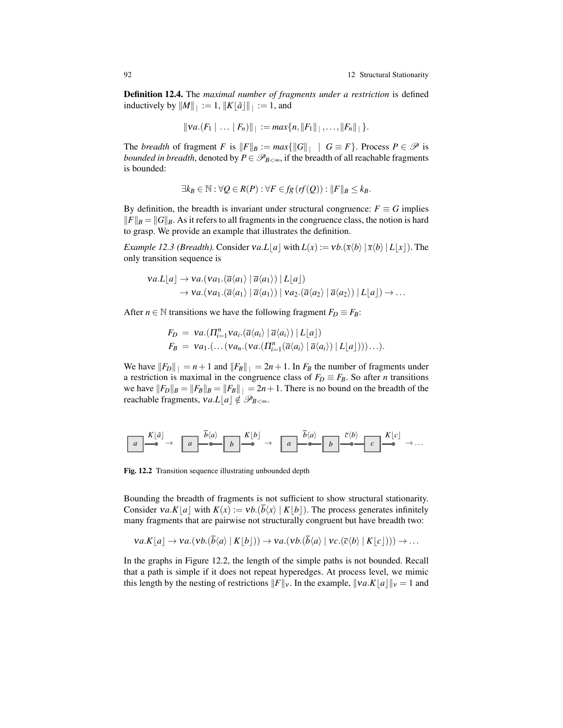**Definition 12.4.** The *maximal number of fragments under a restriction* is defined inductively by $\|M\|_{|} := 1$, $\|K\lfloor\tilde{a}\rfloor\|_{|} := 1$, and

$$\|\nu a.(F_1 \mid \ldots \mid F_n)\|_{|} := max\{n, \|F_1\|_{|}, \ldots, \|F_n\|_{|}\}.$$

The *breadth* of fragment $F$ is $\|F\|_B := max\{\|G\|_{|} \mid G \equiv F\}$. Process $P \in \mathscr{P}$ is *bounded in breadth*, denoted by $P \in \mathscr{P}_{B<\infty}$, if the breadth of all reachable fragments is bounded:

$$\exists k_B \in \mathbb{N} : \forall Q \in R(P) : \forall F \in fg\,(rf(Q)) : \|F\|_B \leq k_B.$$

By definition, the breadth is invariant under structural congruence: $F \equiv G$ implies $\|F\|_B = \|G\|_B$. As it refers to all fragments in the congruence class, the notion is hard to grasp. We provide an example that illustrates the definition.

*Example 12.3 (Breadth).* Consider $\nu a.L\lfloor a\rfloor$ with $L(x) := \nu b.(\overline{x}\langle b\rangle \mid \overline{x}\langle b\rangle \mid L\lfloor x\rfloor)$. The only transition sequence is

$$\begin{aligned}\nu a.L\lfloor a\rfloor &\rightarrow \nu a.(\nu a_1.(\overline{a}\langle a_1\rangle \mid \overline{a}\langle a_1\rangle) \mid L\lfloor a\rfloor)\\ &\rightarrow \nu a.(\nu a_1.(\overline{a}\langle a_1\rangle \mid \overline{a}\langle a_1\rangle) \mid \nu a_2.(\overline{a}\langle a_2\rangle \mid \overline{a}\langle a_2\rangle) \mid L\lfloor a\rfloor) \rightarrow \ldots\end{aligned}$$

After $n \in \mathbb{N}$ transitions we have the following fragment $F_D \equiv F_B$:

$$\begin{aligned}F_D &= \nu a.(\Pi_{i=1}^{n} \nu a_i.(\overline{a}\langle a_i\rangle \mid \overline{a}\langle a_i\rangle) \mid L\lfloor a\rfloor)\\ F_B &= \nu a_1.(\ldots(\nu a_n.(\nu a.(\Pi_{i=1}^{n}(\overline{a}\langle a_i\rangle \mid \overline{a}\langle a_i\rangle) \mid L\lfloor a\rfloor)))\ldots).\end{aligned}$$

We have $\|F_D\|_{|} = n+1$ and $\|F_B\|_{|} = 2n+1$. In $F_B$ the number of fragments under a restriction is maximal in the congruence class of $F_D \equiv F_B$. So after $n$ transitions we have $\|F_D\|_B = \|F_B\|_B = \|F_B\|_{|} = 2n+1$. There is no bound on the breadth of the reachable fragments, $\nu a.L\lfloor a\rfloor \notin \mathscr{P}_{B<\infty}$.

**Fig. 12.2** Transition sequence illustrating unbounded depth

Bounding the breadth of fragments is not sufficient to show structural stationarity. Consider $\nu a.K\lfloor a\rfloor$ with $K(x) := \nu b.(\overline{b}\langle x\rangle \mid K\lfloor b\rfloor)$. The process generates infinitely many fragments that are pairwise not structurally congruent but have breadth two:

$$\nu a.K\lfloor a\rfloor \rightarrow \nu a.(\nu b.(\overline{b}\langle a\rangle \mid K\lfloor b\rfloor)) \rightarrow \nu a.(\nu b.(\overline{b}\langle a\rangle \mid \nu c.(\overline{c}\langle b\rangle \mid K\lfloor c\rfloor))) \rightarrow \ldots$$

In the graphs in Figure 12.2, the length of the simple paths is not bounded. Recall that a path is simple if it does not repeat hyperedges. At process level, we mimic this length by the nesting of restrictions $\|F\|_\nu$. In the example, $\|\nu a.K\lfloor a\rfloor\|_\nu = 1$ and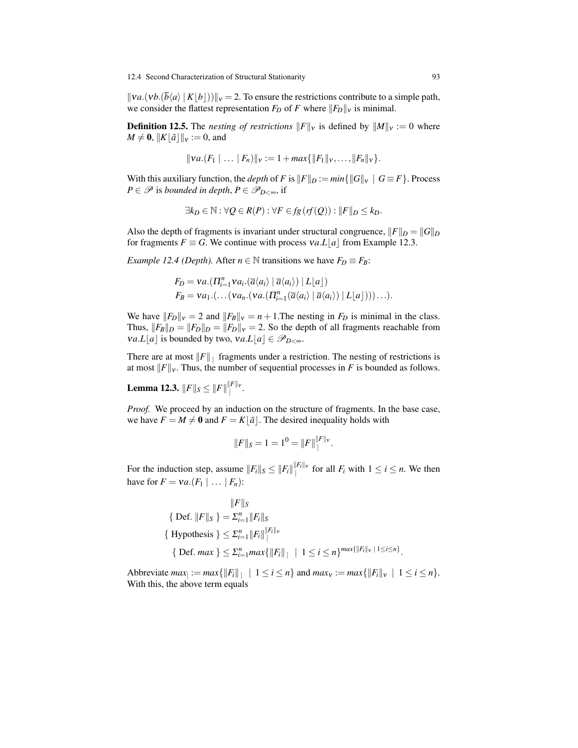$\|\nu a.(\nu b.(\overline{b}\langle a\rangle \mid K\lfloor b\rfloor))\|_\nu = 2$. To ensure the restrictions contribute to a simple path, we consider the flattest representation $F_D$ of $F$ where $\|F_D\|_\nu$ is minimal.

**Definition 12.5.** The *nesting of restrictions* $\|F\|_\nu$ is defined by $\|M\|_\nu := 0$ where $M \neq \mathbf{0}$, $\|K\lfloor\tilde{a}\rfloor\|_\nu := 0$, and

$$\|\nu a.(F_1 \mid \ldots \mid F_n)\|_\nu := 1 + max\{\|F_1\|_\nu, \ldots, \|F_n\|_\nu\}.$$

With this auxiliary function, the *depth* of $F$ is $\|F\|_D := min\{\|G\|_\nu \mid G \equiv F\}$. Process $P \in \mathscr{P}$ is *bounded in depth*, $P \in \mathscr{P}_{D<\infty}$, if

$$\exists k_D \in \mathbb{N} : \forall Q \in R(P) : \forall F \in fg\,(rf(Q)) : \|F\|_D \leq k_D.$$

Also the depth of fragments is invariant under structural congruence, $\|F\|_D = \|G\|_D$ for fragments $F \equiv G$. We continue with process $\nu a.L\lfloor a\rfloor$ from Example 12.3.

*Example 12.4 (Depth).* After $n \in \mathbb{N}$ transitions we have $F_D \equiv F_B$:

$$\begin{aligned}
F_D &= \nu a.(\Pi_{i=1}^n \nu a_i.(\overline{a}\langle a_i\rangle \mid \overline{a}\langle a_i\rangle) \mid L\lfloor a\rfloor)\\
F_B &= \nu a_1.(\ldots(\nu a_n.(\nu a.(\Pi_{i=1}^n(\overline{a}\langle a_i\rangle \mid \overline{a}\langle a_i\rangle) \mid L\lfloor a\rfloor)))\ldots).
\end{aligned}$$

We have $\|F_D\|_\nu = 2$ and $\|F_B\|_\nu = n+1$.The nesting in $F_D$ is minimal in the class. Thus, $\|F_B\|_D = \|F_D\|_D = \|F_D\|_\nu = 2$. So the depth of all fragments reachable from $\nu a.L\lfloor a\rfloor$ is bounded by two, $\nu a.L\lfloor a\rfloor \in \mathscr{P}_{D<\infty}$.

There are at most $\|F\|_{\mid}$ fragments under a restriction. The nesting of restrictions is at most $\|F\|_\nu$. Thus, the number of sequential processes in $F$ is bounded as follows.

**Lemma 12.3.** $\|F\|_S \leq \|F\|_{\mid}^{\|F\|_\nu}$.

*Proof.* We proceed by an induction on the structure of fragments. In the base case, we have $F = M \neq \mathbf{0}$ and $F = K\lfloor\tilde{a}\rfloor$. The desired inequality holds with

$$\|F\|_S = 1 = 1^0 = \|F\|_{\mid}^{\|F\|_\nu}.$$

For the induction step, assume $\|F_i\|_S \leq \|F_i\|_{\mid}^{\|F_i\|_\nu}$ for all $F_i$ with $1 \leq i \leq n$. We then have for $F = \nu a.(F_1 \mid \ldots \mid F_n)$:

$$\begin{aligned}
&\|F\|_S\\
\{\text{ Def. } \|F\|_S\ \} &= \Sigma_{i=1}^n \|F_i\|_S\\
\{\text{ Hypothesis }\} &\leq \Sigma_{i=1}^n \|F_i\|_{\mid}^{\|F_i\|_\nu}\\
\{\text{ Def. } max\ \} &\leq \Sigma_{i=1}^n max\{\|F_i\|_{\mid} \mid 1 \leq i \leq n\}^{max\{\|F_i\|_\nu \mid 1 \leq i \leq n\}}.
\end{aligned}$$

Abbreviate $max_{\mid} := max\{\|F_i\|_{\mid} \mid 1 \leq i \leq n\}$ and $max_\nu := max\{\|F_i\|_\nu \mid 1 \leq i \leq n\}$. With this, the above term equals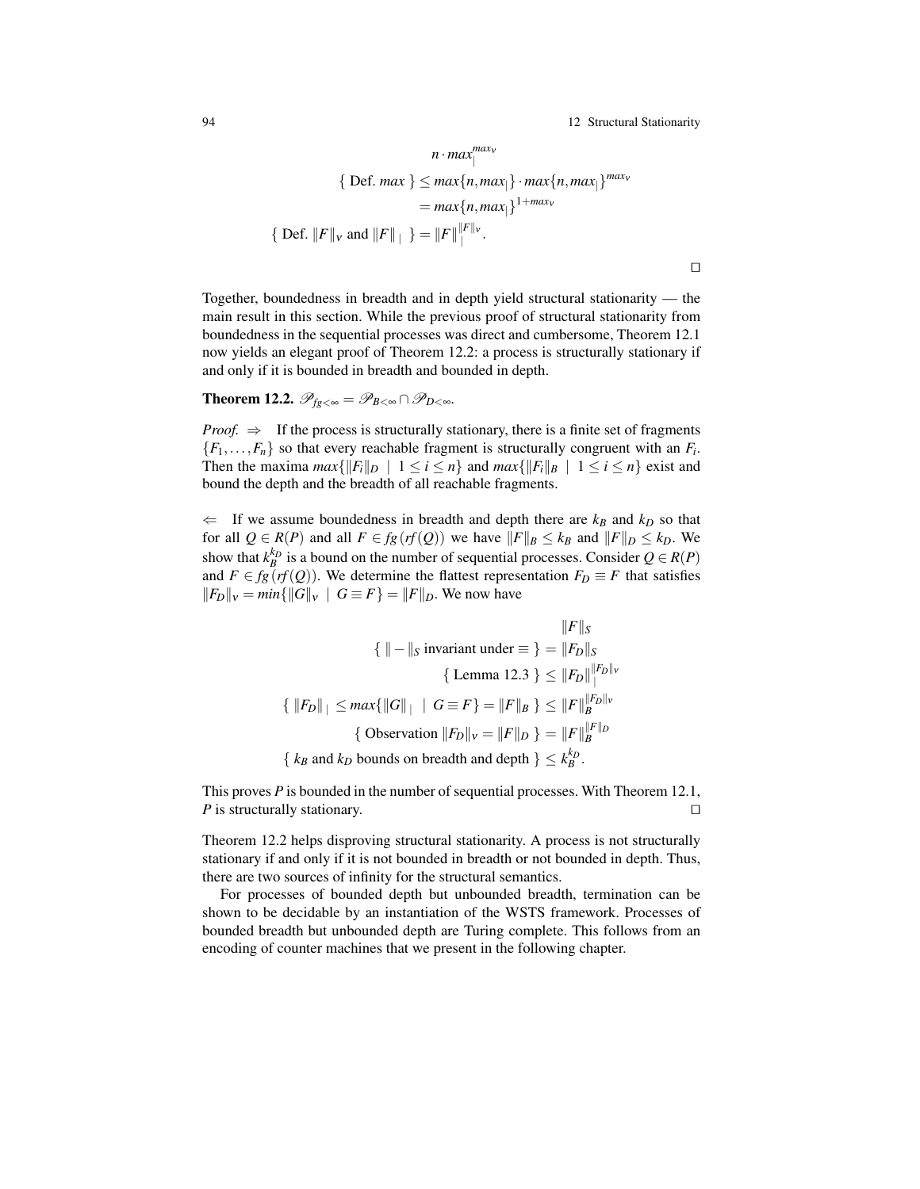$$
\begin{aligned}
& n \cdot max_{|}^{max_\nu} \\
\{ \text{ Def. } max \} \leq\ & max\{n, max_{|}\} \cdot max\{n, max_{|}\}^{max_\nu} \\
=\ & max\{n, max_{|}\}^{1+max_\nu} \\
\{ \text{ Def. } \|F\|_\nu \text{ and } \|F\|_{|} \} =\ & \|F\|_{|}^{\|F\|_\nu}.
\end{aligned}
$$

□

Together, boundedness in breadth and in depth yield structural stationarity — the main result in this section. While the previous proof of structural stationarity from boundedness in the sequential processes was direct and cumbersome, Theorem 12.1 now yields an elegant proof of Theorem 12.2: a process is structurally stationary if and only if it is bounded in breadth and bounded in depth.

**Theorem 12.2.** $\mathscr{P}_{fg<\infty} = \mathscr{P}_{B<\infty} \cap \mathscr{P}_{D<\infty}$.

*Proof.* $\Rightarrow$ If the process is structurally stationary, there is a finite set of fragments $\{F_1, \ldots, F_n\}$ so that every reachable fragment is structurally congruent with an $F_i$. Then the maxima $max\{\|F_i\|_D \mid 1 \leq i \leq n\}$ and $max\{\|F_i\|_B \mid 1 \leq i \leq n\}$ exist and bound the depth and the breadth of all reachable fragments.

$\Leftarrow$ If we assume boundedness in breadth and depth there are $k_B$ and $k_D$ so that for all $Q \in R(P)$ and all $F \in fg(rf(Q))$ we have $\|F\|_B \leq k_B$ and $\|F\|_D \leq k_D$. We show that $k_B^{k_D}$ is a bound on the number of sequential processes. Consider $Q \in R(P)$ and $F \in fg(rf(Q))$. We determine the flattest representation $F_D \equiv F$ that satisfies $\|F_D\|_\nu = min\{\|G\|_\nu \mid G \equiv F\} = \|F\|_D$. We now have

$$
\begin{aligned}
& \|F\|_S \\
\{ \|-\|_S \text{ invariant under } \equiv \} =\ & \|F_D\|_S \\
\{ \text{ Lemma 12.3 } \} \leq\ & \|F_D\|_{|}^{\|F_D\|_\nu} \\
\{ \|F_D\|_{|} \leq max\{\|G\|_{|} \mid G \equiv F\} = \|F\|_B \} \leq\ & \|F\|_B^{\|F_D\|_\nu} \\
\{ \text{ Observation } \|F_D\|_\nu = \|F\|_D \} =\ & \|F\|_B^{\|F\|_D} \\
\{ k_B \text{ and } k_D \text{ bounds on breadth and depth } \} \leq\ & k_B^{k_D}.
\end{aligned}
$$

This proves $P$ is bounded in the number of sequential processes. With Theorem 12.1, $P$ is structurally stationary. □

Theorem 12.2 helps disproving structural stationarity. A process is not structurally stationary if and only if it is not bounded in breadth or not bounded in depth. Thus, there are two sources of infinity for the structural semantics.

For processes of bounded depth but unbounded breadth, termination can be shown to be decidable by an instantiation of the WSTS framework. Processes of bounded breadth but unbounded depth are Turing complete. This follows from an encoding of counter machines that we present in the following chapter.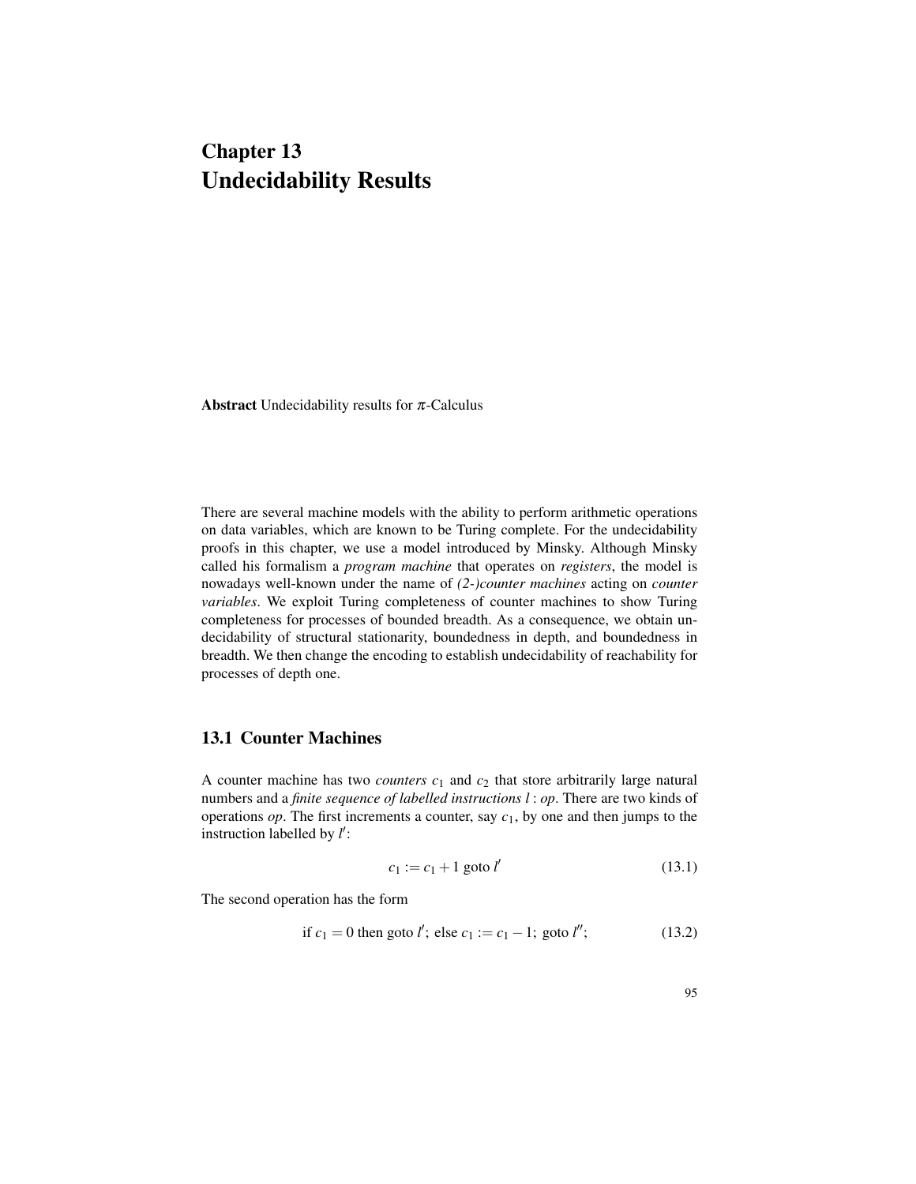# Chapter 13
# Undecidability Results

**Abstract** Undecidability results for $\pi$-Calculus

There are several machine models with the ability to perform arithmetic operations on data variables, which are known to be Turing complete. For the undecidability proofs in this chapter, we use a model introduced by Minsky. Although Minsky called his formalism a *program machine* that operates on *registers*, the model is nowadays well-known under the name of *(2-)counter machines* acting on *counter variables*. We exploit Turing completeness of counter machines to show Turing completeness for processes of bounded breadth. As a consequence, we obtain undecidability of structural stationarity, boundedness in depth, and boundedness in breadth. We then change the encoding to establish undecidability of reachability for processes of depth one.

## 13.1 Counter Machines

A counter machine has two *counters* $c_1$ and $c_2$ that store arbitrarily large natural numbers and a *finite sequence of labelled instructions* $l : op$. There are two kinds of operations $op$. The first increments a counter, say $c_1$, by one and then jumps to the instruction labelled by $l'$:

$$c_1 := c_1 + 1 \text{ goto } l' \tag{13.1}$$

The second operation has the form

$$\text{if } c_1 = 0 \text{ then goto } l';\ \text{else } c_1 := c_1 - 1;\ \text{goto } l'';\tag{13.2}$$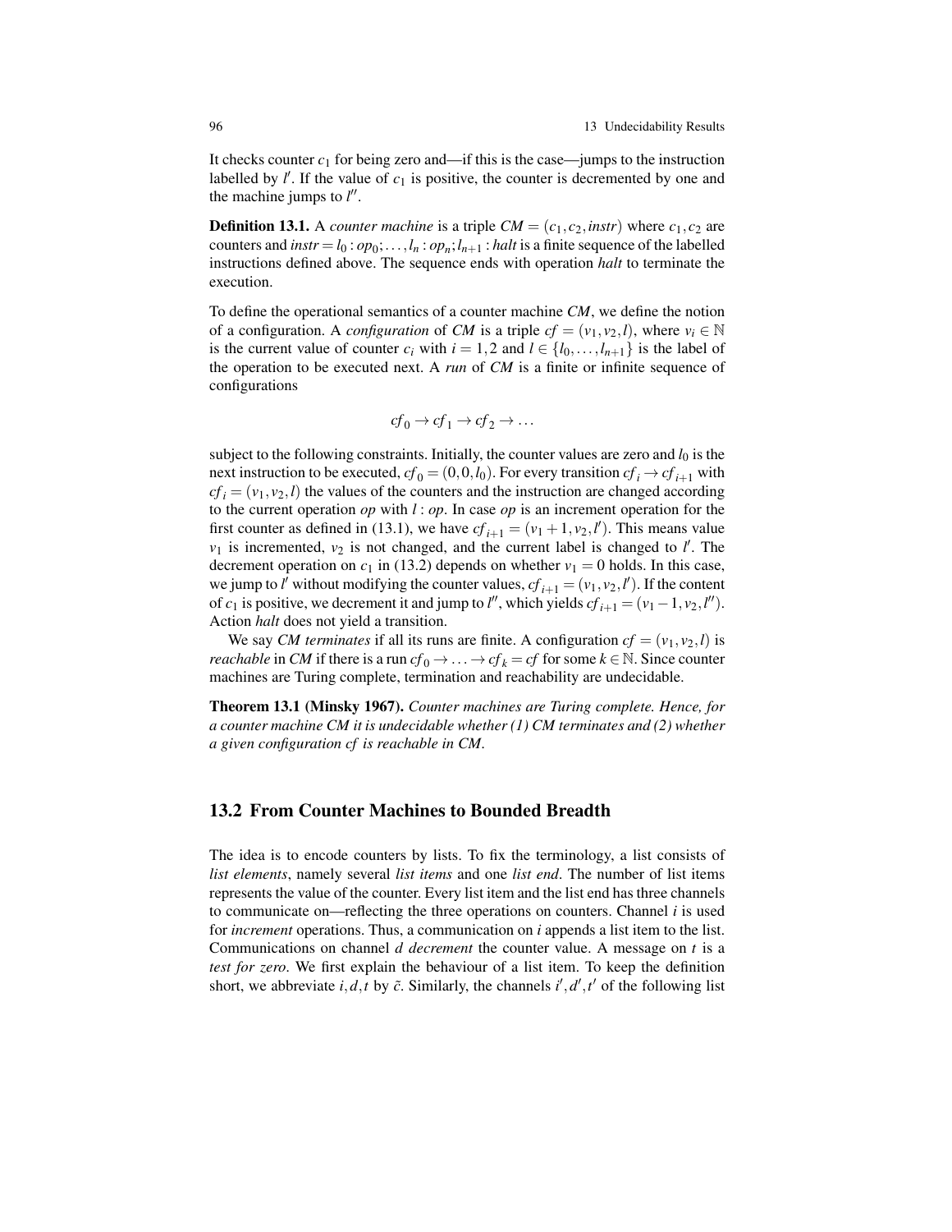It checks counter $c_1$ for being zero and—if this is the case—jumps to the instruction labelled by $l'$. If the value of $c_1$ is positive, the counter is decremented by one and the machine jumps to $l''$.

**Definition 13.1.** A *counter machine* is a triple $CM = (c_1, c_2, instr)$ where $c_1, c_2$ are counters and $instr = l_0 : op_0; \ldots, l_n : op_n; l_{n+1} : halt$ is a finite sequence of the labelled instructions defined above. The sequence ends with operation *halt* to terminate the execution.

To define the operational semantics of a counter machine $CM$, we define the notion of a configuration. A *configuration* of $CM$ is a triple $cf = (v_1, v_2, l)$, where $v_i \in \mathbb{N}$ is the current value of counter $c_i$ with $i = 1, 2$ and $l \in \{l_0, \ldots, l_{n+1}\}$ is the label of the operation to be executed next. A *run* of $CM$ is a finite or infinite sequence of configurations

$$cf_0 \rightarrow cf_1 \rightarrow cf_2 \rightarrow \ldots$$

subject to the following constraints. Initially, the counter values are zero and $l_0$ is the next instruction to be executed, $cf_0 = (0, 0, l_0)$. For every transition $cf_i \rightarrow cf_{i+1}$ with $cf_i = (v_1, v_2, l)$ the values of the counters and the instruction are changed according to the current operation $op$ with $l : op$. In case $op$ is an increment operation for the first counter as defined in (13.1), we have $cf_{i+1} = (v_1 + 1, v_2, l')$. This means value $v_1$ is incremented, $v_2$ is not changed, and the current label is changed to $l'$. The decrement operation on $c_1$ in (13.2) depends on whether $v_1 = 0$ holds. In this case, we jump to $l'$ without modifying the counter values, $cf_{i+1} = (v_1, v_2, l')$. If the content of $c_1$ is positive, we decrement it and jump to $l''$, which yields $cf_{i+1} = (v_1 - 1, v_2, l'')$. Action *halt* does not yield a transition.

We say *CM terminates* if all its runs are finite. A configuration $cf = (v_1, v_2, l)$ is *reachable* in $CM$ if there is a run $cf_0 \rightarrow \ldots \rightarrow cf_k = cf$ for some $k \in \mathbb{N}$. Since counter machines are Turing complete, termination and reachability are undecidable.

**Theorem 13.1 (Minsky 1967).** *Counter machines are Turing complete. Hence, for a counter machine CM it is undecidable whether (1) CM terminates and (2) whether a given configuration cf is reachable in CM.*

## 13.2 From Counter Machines to Bounded Breadth

The idea is to encode counters by lists. To fix the terminology, a list consists of *list elements*, namely several *list items* and one *list end*. The number of list items represents the value of the counter. Every list item and the list end has three channels to communicate on—reflecting the three operations on counters. Channel $i$ is used for *increment* operations. Thus, a communication on $i$ appends a list item to the list. Communications on channel $d$ *decrement* the counter value. A message on $t$ is a *test for zero*. We first explain the behaviour of a list item. To keep the definition short, we abbreviate $i, d, t$ by $\tilde{c}$. Similarly, the channels $i', d', t'$ of the following list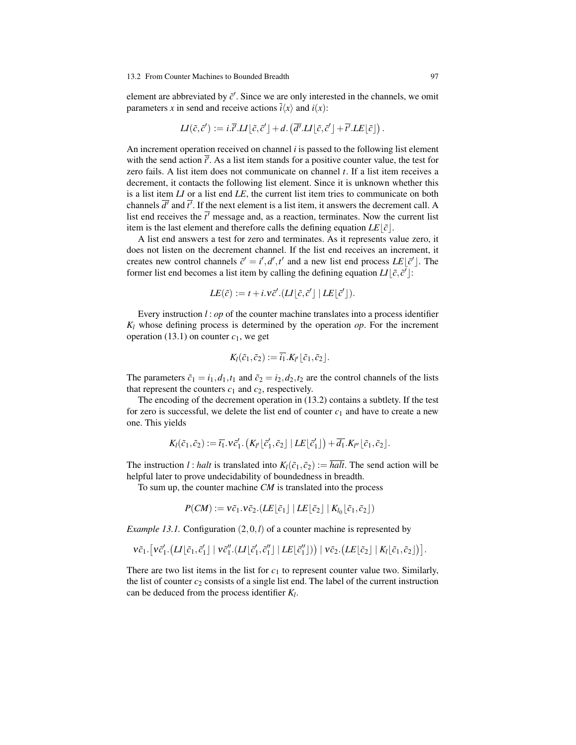element are abbreviated by $\tilde{c}'$. Since we are only interested in the channels, we omit parameters $x$ in send and receive actions $\overline{i}\langle x\rangle$ and $i(x)$:

$$LI(\tilde{c},\tilde{c}') := i.\overline{i'}.LI\lfloor \tilde{c},\tilde{c}'\rfloor + d.\left(\overline{d'}.LI\lfloor \tilde{c},\tilde{c}'\rfloor + \overline{t'}.LE\lfloor \tilde{c}\rfloor\right).$$

An increment operation received on channel $i$ is passed to the following list element with the send action $\overline{i'}$. As a list item stands for a positive counter value, the test for zero fails. A list item does not communicate on channel $t$. If a list item receives a decrement, it contacts the following list element. Since it is unknown whether this is a list item $LI$ or a list end $LE$, the current list item tries to communicate on both channels $\overline{d'}$ and $\overline{t'}$. If the next element is a list item, it answers the decrement call. A list end receives the $\overline{t'}$ message and, as a reaction, terminates. Now the current list item is the last element and therefore calls the defining equation $LE\lfloor \tilde{c}\rfloor$.

A list end answers a test for zero and terminates. As it represents value zero, it does not listen on the decrement channel. If the list end receives an increment, it creates new control channels $\tilde{c}' = i', d', t'$ and a new list end process $LE\lfloor \tilde{c}'\rfloor$. The former list end becomes a list item by calling the defining equation $LI\lfloor \tilde{c},\tilde{c}'\rfloor$:

$$LE(\tilde{c}) := t + i.\nu\tilde{c}'.(LI\lfloor \tilde{c},\tilde{c}'\rfloor \mid LE\lfloor \tilde{c}'\rfloor).$$

Every instruction $l : op$ of the counter machine translates into a process identifier $K_l$ whose defining process is determined by the operation $op$. For the increment operation (13.1) on counter $c_1$, we get

$$K_l(\tilde{c}_1,\tilde{c}_2) := \overline{i_1}.K_{l'}\lfloor \tilde{c}_1,\tilde{c}_2\rfloor.$$

The parameters $\tilde{c}_1 = i_1, d_1, t_1$ and $\tilde{c}_2 = i_2, d_2, t_2$ are the control channels of the lists that represent the counters $c_1$ and $c_2$, respectively.

The encoding of the decrement operation in (13.2) contains a subtlety. If the test for zero is successful, we delete the list end of counter $c_1$ and have to create a new one. This yields

$$K_l(\tilde{c}_1,\tilde{c}_2) := \overline{t_1}.\nu\tilde{c}_1'.\left(K_{l'}\lfloor \tilde{c}_1',\tilde{c}_2\rfloor \mid LE\lfloor \tilde{c}_1'\rfloor\right) + \overline{d_1}.K_{l''}\lfloor \tilde{c}_1,\tilde{c}_2\rfloor.$$

The instruction $l : halt$ is translated into $K_l(\tilde{c}_1,\tilde{c}_2) := \overline{halt}$. The send action will be helpful later to prove undecidability of boundedness in breadth.

To sum up, the counter machine $CM$ is translated into the process

$$P(CM) := \nu\tilde{c}_1.\nu\tilde{c}_2.(LE\lfloor \tilde{c}_1\rfloor \mid LE\lfloor \tilde{c}_2\rfloor \mid K_{l_0}\lfloor \tilde{c}_1,\tilde{c}_2\rfloor)$$

*Example 13.1.* Configuration $(2,0,l)$ of a counter machine is represented by

$$\nu\tilde{c}_1.\left[\nu\tilde{c}_1'.\left(LI\lfloor \tilde{c}_1,\tilde{c}_1'\rfloor \mid \nu\tilde{c}_1''.(LI\lfloor \tilde{c}_1',\tilde{c}_1''\rfloor \mid LE\lfloor \tilde{c}_1''\rfloor)\right) \mid \nu\tilde{c}_2.\left(LE\lfloor \tilde{c}_2\rfloor \mid K_l\lfloor \tilde{c}_1,\tilde{c}_2\rfloor\right)\right].$$

There are two list items in the list for $c_1$ to represent counter value two. Similarly, the list of counter $c_2$ consists of a single list end. The label of the current instruction can be deduced from the process identifier $K_l$.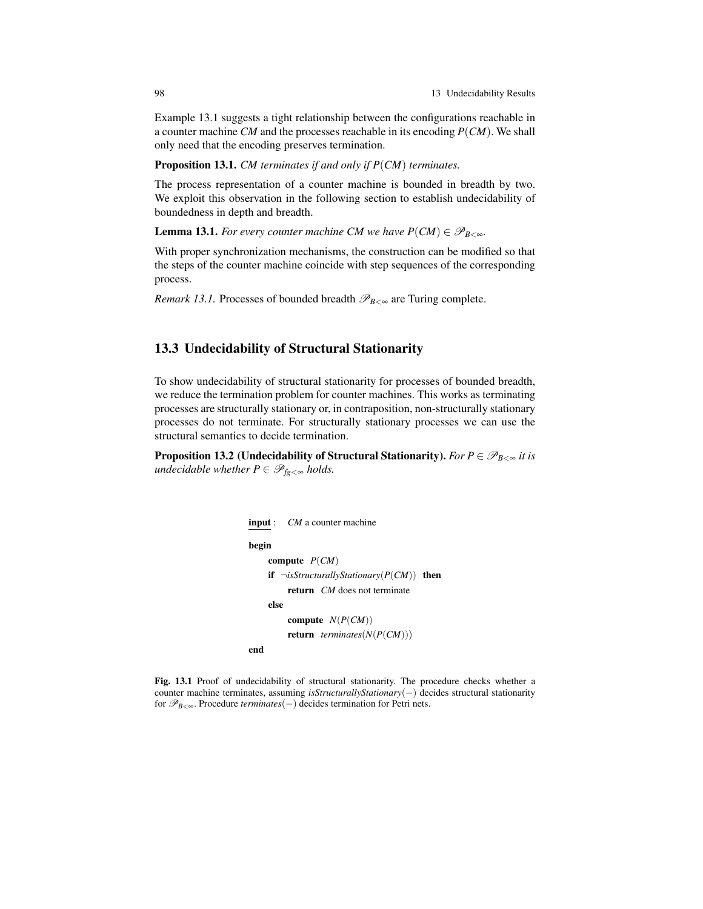Example 13.1 suggests a tight relationship between the configurations reachable in a counter machine *CM* and the processes reachable in its encoding $P(CM)$. We shall only need that the encoding preserves termination.

**Proposition 13.1.** *CM terminates if and only if $P(CM)$ terminates.*

The process representation of a counter machine is bounded in breadth by two. We exploit this observation in the following section to establish undecidability of boundedness in depth and breadth.

**Lemma 13.1.** *For every counter machine CM we have $P(CM) \in \mathscr{P}_{B<\infty}$.*

With proper synchronization mechanisms, the construction can be modified so that the steps of the counter machine coincide with step sequences of the corresponding process.

*Remark 13.1.* Processes of bounded breadth $\mathscr{P}_{B<\infty}$ are Turing complete.

## 13.3 Undecidability of Structural Stationarity

To show undecidability of structural stationarity for processes of bounded breadth, we reduce the termination problem for counter machines. This works as terminating processes are structurally stationary or, in contraposition, non-structurally stationary processes do not terminate. For structurally stationary processes we can use the structural semantics to decide termination.

**Proposition 13.2 (Undecidability of Structural Stationarity).** *For $P \in \mathscr{P}_{B<\infty}$ it is undecidable whether $P \in \mathscr{P}_{fg<\infty}$ holds.*

```
input :   CM a counter machine

begin
    compute  P(CM)
    if  ¬isStructurallyStationary(P(CM))  then
        return  CM does not terminate
    else
        compute  N(P(CM))
        return  terminates(N(P(CM)))
end
```

**Fig. 13.1** Proof of undecidability of structural stationarity. The procedure checks whether a counter machine terminates, assuming *isStructurallyStationary*$(-)$ decides structural stationarity for $\mathscr{P}_{B<\infty}$. Procedure *terminates*$(-)$ decides termination for Petri nets.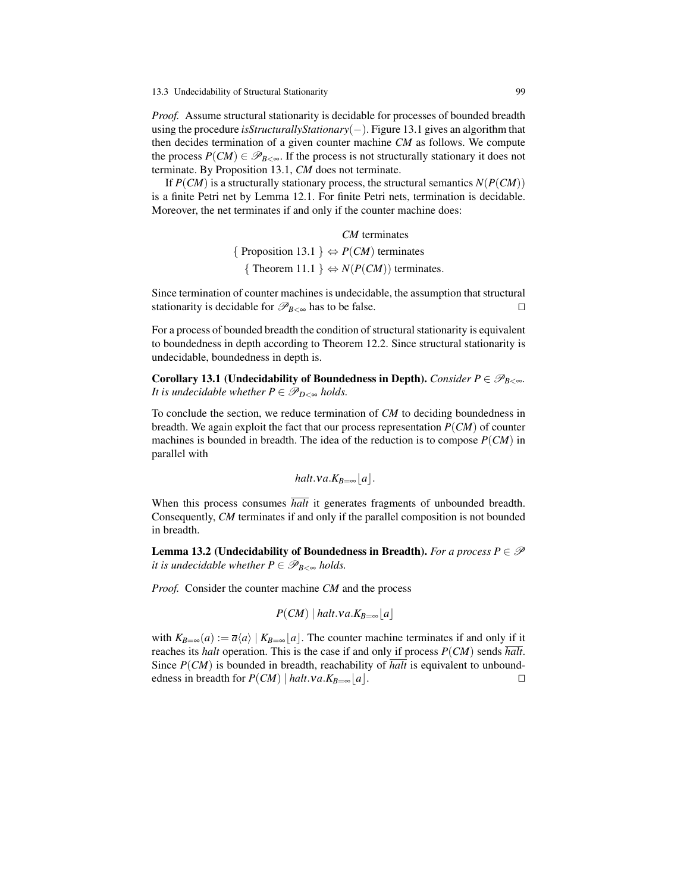*Proof.* Assume structural stationarity is decidable for processes of bounded breadth using the procedure *isStructurallyStationary*$(-)$. Figure 13.1 gives an algorithm that then decides termination of a given counter machine *CM* as follows. We compute the process $P(CM) \in \mathscr{P}_{B<\infty}$. If the process is not structurally stationary it does not terminate. By Proposition 13.1, *CM* does not terminate.

If $P(CM)$ is a structurally stationary process, the structural semantics $N(P(CM))$ is a finite Petri net by Lemma 12.1. For finite Petri nets, termination is decidable. Moreover, the net terminates if and only if the counter machine does:

$$
\begin{aligned}
& \textit{CM} \text{ terminates} \\
\{ \text{ Proposition 13.1 } \} \Leftrightarrow\ & P(CM) \text{ terminates} \\
\{ \text{ Theorem 11.1 } \} \Leftrightarrow\ & N(P(CM)) \text{ terminates.}
\end{aligned}
$$

Since termination of counter machines is undecidable, the assumption that structural stationarity is decidable for $\mathscr{P}_{B<\infty}$ has to be false. ◻

For a process of bounded breadth the condition of structural stationarity is equivalent to boundedness in depth according to Theorem 12.2. Since structural stationarity is undecidable, boundedness in depth is.

**Corollary 13.1 (Undecidability of Boundedness in Depth).** *Consider $P \in \mathscr{P}_{B<\infty}$. It is undecidable whether $P \in \mathscr{P}_{D<\infty}$ holds.*

To conclude the section, we reduce termination of *CM* to deciding boundedness in breadth. We again exploit the fact that our process representation $P(CM)$ of counter machines is bounded in breadth. The idea of the reduction is to compose $P(CM)$ in parallel with

$$
halt.\nu a.K_{B=\infty}\lfloor a \rfloor.
$$

When this process consumes $\overline{halt}$ it generates fragments of unbounded breadth. Consequently, *CM* terminates if and only if the parallel composition is not bounded in breadth.

**Lemma 13.2 (Undecidability of Boundedness in Breadth).** *For a process $P \in \mathscr{P}$ it is undecidable whether $P \in \mathscr{P}_{B<\infty}$ holds.*

*Proof.* Consider the counter machine *CM* and the process

$$
P(CM) \mid halt.\nu a.K_{B=\infty}\lfloor a \rfloor
$$

with $K_{B=\infty}(a) := \overline{a}\langle a \rangle \mid K_{B=\infty}\lfloor a \rfloor$. The counter machine terminates if and only if it reaches its *halt* operation. This is the case if and only if process $P(CM)$ sends $\overline{halt}$. Since $P(CM)$ is bounded in breadth, reachability of $\overline{halt}$ is equivalent to unboundedness in breadth for $P(CM) \mid halt.\nu a.K_{B=\infty}\lfloor a \rfloor$. ◻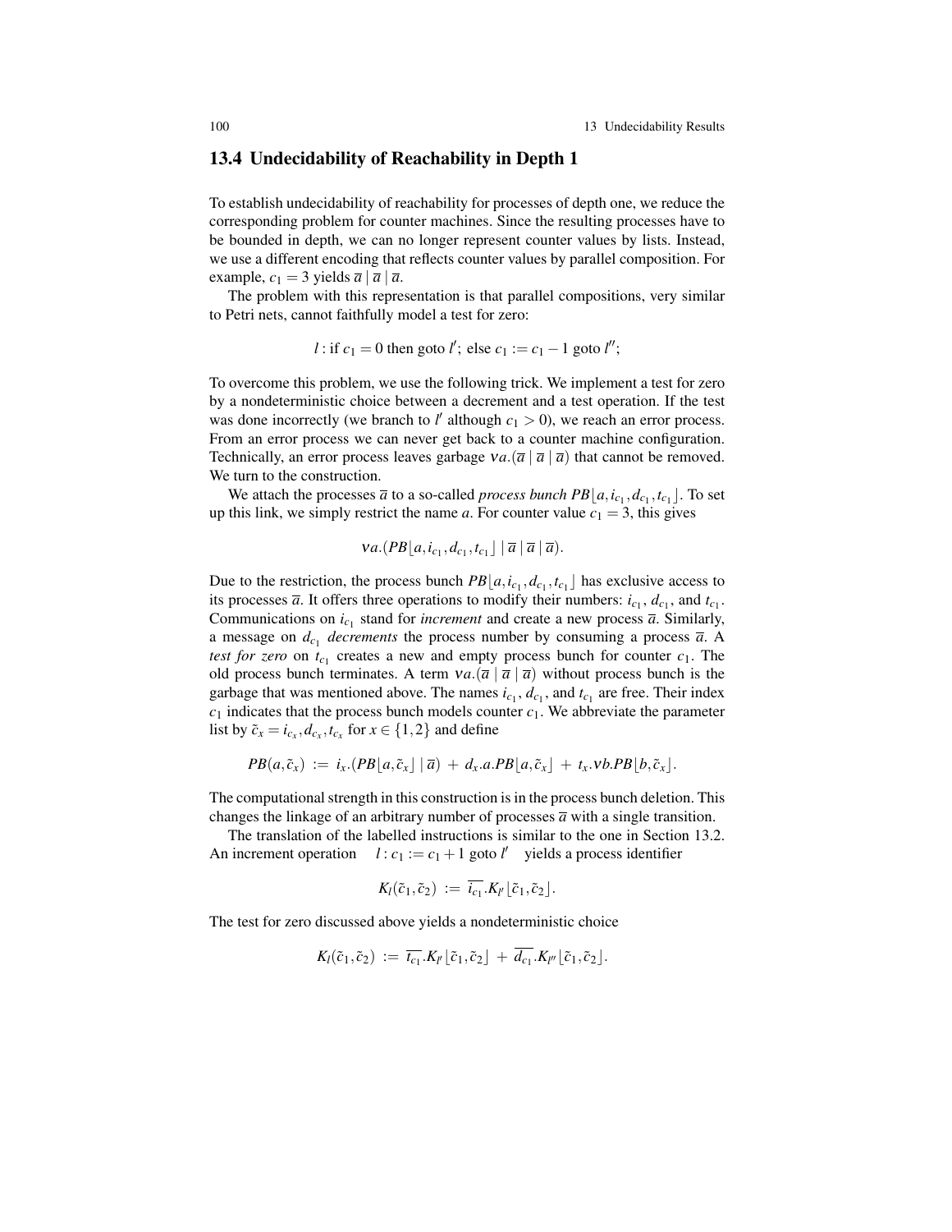## 13.4 Undecidability of Reachability in Depth 1

To establish undecidability of reachability for processes of depth one, we reduce the corresponding problem for counter machines. Since the resulting processes have to be bounded in depth, we can no longer represent counter values by lists. Instead, we use a different encoding that reflects counter values by parallel composition. For example, $c_1 = 3$ yields $\overline{a} \mid \overline{a} \mid \overline{a}$.

The problem with this representation is that parallel compositions, very similar to Petri nets, cannot faithfully model a test for zero:

$$l : \text{if } c_1 = 0 \text{ then goto } l'; \text{ else } c_1 := c_1 - 1 \text{ goto } l'';$$

To overcome this problem, we use the following trick. We implement a test for zero by a nondeterministic choice between a decrement and a test operation. If the test was done incorrectly (we branch to $l'$ although $c_1 > 0$), we reach an error process. From an error process we can never get back to a counter machine configuration. Technically, an error process leaves garbage $\nu a.(\overline{a} \mid \overline{a} \mid \overline{a})$ that cannot be removed. We turn to the construction.

We attach the processes $\overline{a}$ to a so-called *process bunch* $PB\lfloor a, i_{c_1}, d_{c_1}, t_{c_1} \rfloor$. To set up this link, we simply restrict the name $a$. For counter value $c_1 = 3$, this gives

$$\nu a.(PB\lfloor a, i_{c_1}, d_{c_1}, t_{c_1} \rfloor \mid \overline{a} \mid \overline{a} \mid \overline{a}).$$

Due to the restriction, the process bunch $PB\lfloor a, i_{c_1}, d_{c_1}, t_{c_1} \rfloor$ has exclusive access to its processes $\overline{a}$. It offers three operations to modify their numbers: $i_{c_1}$, $d_{c_1}$, and $t_{c_1}$. Communications on $i_{c_1}$ stand for *increment* and create a new process $\overline{a}$. Similarly, a message on $d_{c_1}$ *decrements* the process number by consuming a process $\overline{a}$. A *test for zero* on $t_{c_1}$ creates a new and empty process bunch for counter $c_1$. The old process bunch terminates. A term $\nu a.(\overline{a} \mid \overline{a} \mid \overline{a})$ without process bunch is the garbage that was mentioned above. The names $i_{c_1}$, $d_{c_1}$, and $t_{c_1}$ are free. Their index $c_1$ indicates that the process bunch models counter $c_1$. We abbreviate the parameter list by $\tilde{c}_x = i_{c_x}, d_{c_x}, t_{c_x}$ for $x \in \{1, 2\}$ and define

$$PB(a, \tilde{c}_x) := i_x.(PB\lfloor a, \tilde{c}_x \rfloor \mid \overline{a}) + d_x.a.PB\lfloor a, \tilde{c}_x \rfloor + t_x.\nu b.PB\lfloor b, \tilde{c}_x \rfloor.$$

The computational strength in this construction is in the process bunch deletion. This changes the linkage of an arbitrary number of processes $\overline{a}$ with a single transition.

The translation of the labelled instructions is similar to the one in Section 13.2. An increment operation $\quad l : c_1 := c_1 + 1 \text{ goto } l' \quad$ yields a process identifier

$$K_l(\tilde{c}_1, \tilde{c}_2) := \overline{i_{c_1}}.K_{l'}\lfloor \tilde{c}_1, \tilde{c}_2 \rfloor.$$

The test for zero discussed above yields a nondeterministic choice

$$K_l(\tilde{c}_1, \tilde{c}_2) := \overline{t_{c_1}}.K_{l'}\lfloor \tilde{c}_1, \tilde{c}_2 \rfloor + \overline{d_{c_1}}.K_{l''}\lfloor \tilde{c}_1, \tilde{c}_2 \rfloor.$$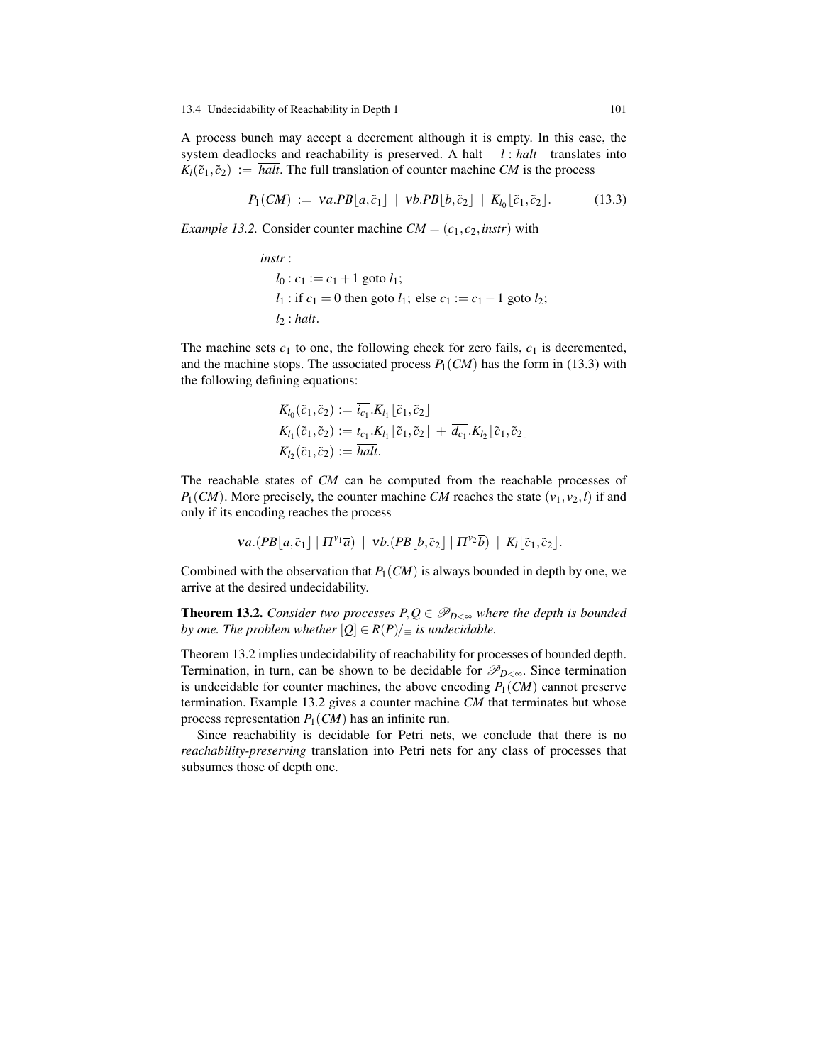A process bunch may accept a decrement although it is empty. In this case, the system deadlocks and reachability is preserved. A halt $l : \mathit{halt}$ translates into $K_l(\tilde{c}_1, \tilde{c}_2) := \overline{halt}$. The full translation of counter machine $CM$ is the process

$$P_1(CM) := \nu a.PB\lfloor a, \tilde{c}_1 \rfloor \mid \nu b.PB\lfloor b, \tilde{c}_2 \rfloor \mid K_{l_0}\lfloor \tilde{c}_1, \tilde{c}_2 \rfloor. \tag{13.3}$$

*Example 13.2.* Consider counter machine $CM = (c_1, c_2, instr)$ with

$instr$ :

$l_0 : c_1 := c_1 + 1$ goto $l_1$;

$l_1 :$ if $c_1 = 0$ then goto $l_1$; else $c_1 := c_1 - 1$ goto $l_2$;

$l_2 : \mathit{halt}$.

The machine sets $c_1$ to one, the following check for zero fails, $c_1$ is decremented, and the machine stops. The associated process $P_1(CM)$ has the form in (13.3) with the following defining equations:

$$K_{l_0}(\tilde{c}_1, \tilde{c}_2) := \overline{i_{c_1}}.K_{l_1}\lfloor \tilde{c}_1, \tilde{c}_2 \rfloor$$
$$K_{l_1}(\tilde{c}_1, \tilde{c}_2) := \overline{t_{c_1}}.K_{l_1}\lfloor \tilde{c}_1, \tilde{c}_2 \rfloor + \overline{d_{c_1}}.K_{l_2}\lfloor \tilde{c}_1, \tilde{c}_2 \rfloor$$
$$K_{l_2}(\tilde{c}_1, \tilde{c}_2) := \overline{halt}.$$

The reachable states of $CM$ can be computed from the reachable processes of $P_1(CM)$. More precisely, the counter machine $CM$ reaches the state $(v_1, v_2, l)$ if and only if its encoding reaches the process

$$\nu a.(PB\lfloor a, \tilde{c}_1 \rfloor \mid \Pi^{v_1}\overline{a}) \mid \nu b.(PB\lfloor b, \tilde{c}_2 \rfloor \mid \Pi^{v_2}\overline{b}) \mid K_l\lfloor \tilde{c}_1, \tilde{c}_2 \rfloor.$$

Combined with the observation that $P_1(CM)$ is always bounded in depth by one, we arrive at the desired undecidability.

**Theorem 13.2.** *Consider two processes $P, Q \in \mathscr{P}_{D<\infty}$ where the depth is bounded by one. The problem whether $[Q] \in R(P)/_{\equiv}$ is undecidable.*

Theorem 13.2 implies undecidability of reachability for processes of bounded depth. Termination, in turn, can be shown to be decidable for $\mathscr{P}_{D<\infty}$. Since termination is undecidable for counter machines, the above encoding $P_1(CM)$ cannot preserve termination. Example 13.2 gives a counter machine $CM$ that terminates but whose process representation $P_1(CM)$ has an infinite run.

Since reachability is decidable for Petri nets, we conclude that there is no *reachability-preserving* translation into Petri nets for any class of processes that subsumes those of depth one.